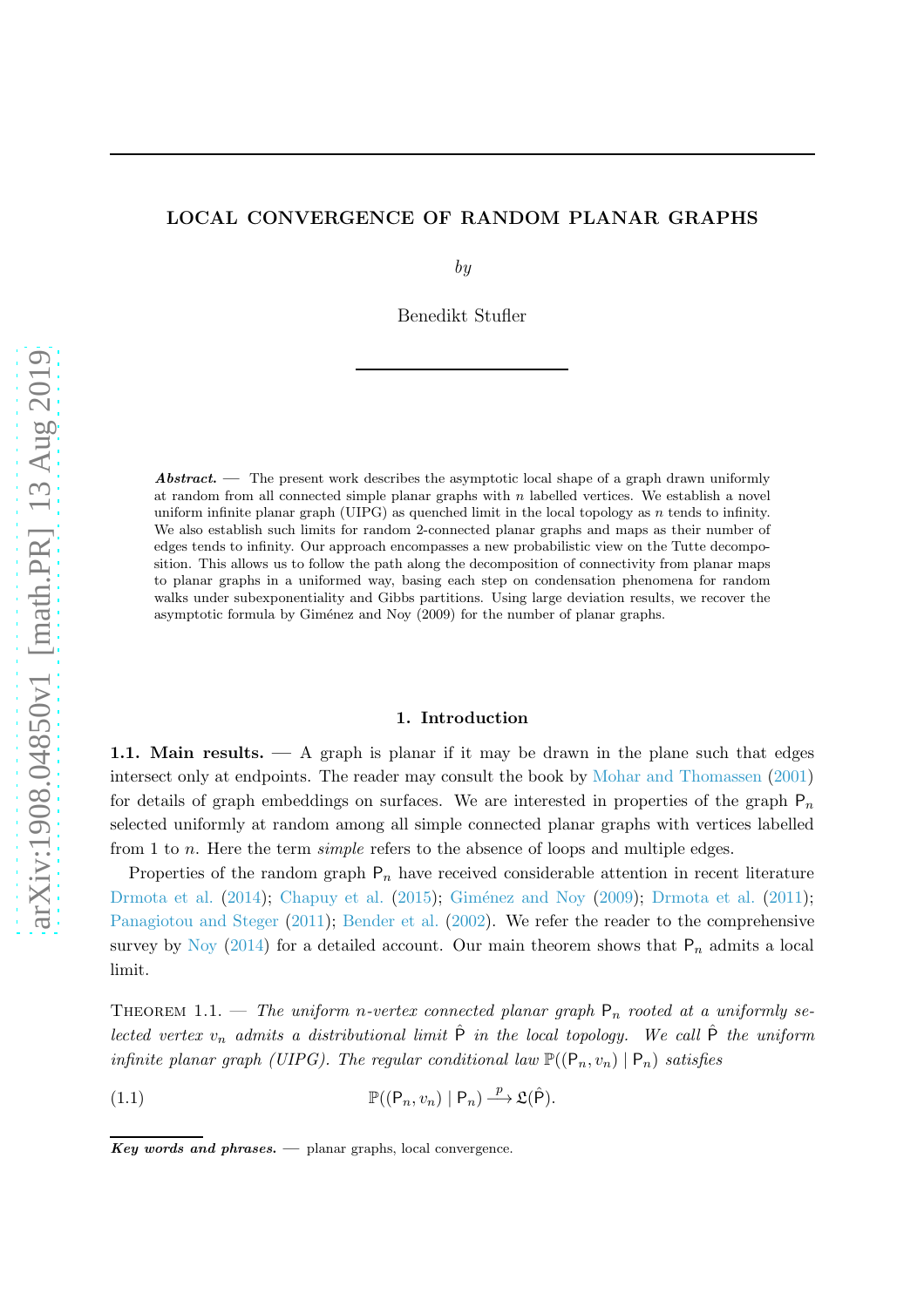# LOCAL CONVERGENCE OF RANDOM PLANAR GRAPHS

*by*

Benedikt Stufler

***Abstract.*** — The present work describes the asymptotic local shape of a graph drawn uniformly at random from all connected simple planar graphs with $n$ labelled vertices. We establish a novel uniform infinite planar graph (UIPG) as quenched limit in the local topology as $n$ tends to infinity. We also establish such limits for random 2-connected planar graphs and maps as their number of edges tends to infinity. Our approach encompasses a new probabilistic view on the Tutte decomposition. This allows us to follow the path along the decomposition of connectivity from planar maps to planar graphs in a uniformed way, basing each step on condensation phenomena for random walks under subexponentiality and Gibbs partitions. Using large deviation results, we recover the asymptotic formula by Giménez and Noy (2009) for the number of planar graphs.

## 1. Introduction

**1.1. Main results.** — A graph is planar if it may be drawn in the plane such that edges intersect only at endpoints. The reader may consult the book by Mohar and Thomassen (2001) for details of graph embeddings on surfaces. We are interested in properties of the graph $\mathsf{P}_n$ selected uniformly at random among all simple connected planar graphs with vertices labelled from 1 to $n$. Here the term *simple* refers to the absence of loops and multiple edges.

Properties of the random graph $\mathsf{P}_n$ have received considerable attention in recent literature Drmota et al. (2014); Chapuy et al. (2015); Giménez and Noy (2009); Drmota et al. (2011); Panagiotou and Steger (2011); Bender et al. (2002). We refer the reader to the comprehensive survey by Noy (2014) for a detailed account. Our main theorem shows that $\mathsf{P}_n$ admits a local limit.

Theorem 1.1. — *The uniform $n$-vertex connected planar graph $\mathsf{P}_n$ rooted at a uniformly selected vertex $v_n$ admits a distributional limit $\hat{\mathsf{P}}$ in the local topology. We call $\hat{\mathsf{P}}$ the uniform infinite planar graph (UIPG). The regular conditional law $\mathbb{P}((\mathsf{P}_n, v_n) \mid \mathsf{P}_n)$ satisfies*

$$\mathbb{P}((\mathsf{P}_n, v_n) \mid \mathsf{P}_n) \xrightarrow{p} \mathfrak{L}(\hat{\mathsf{P}}). \tag{1.1}$$

***Key words and phrases.*** — planar graphs, local convergence.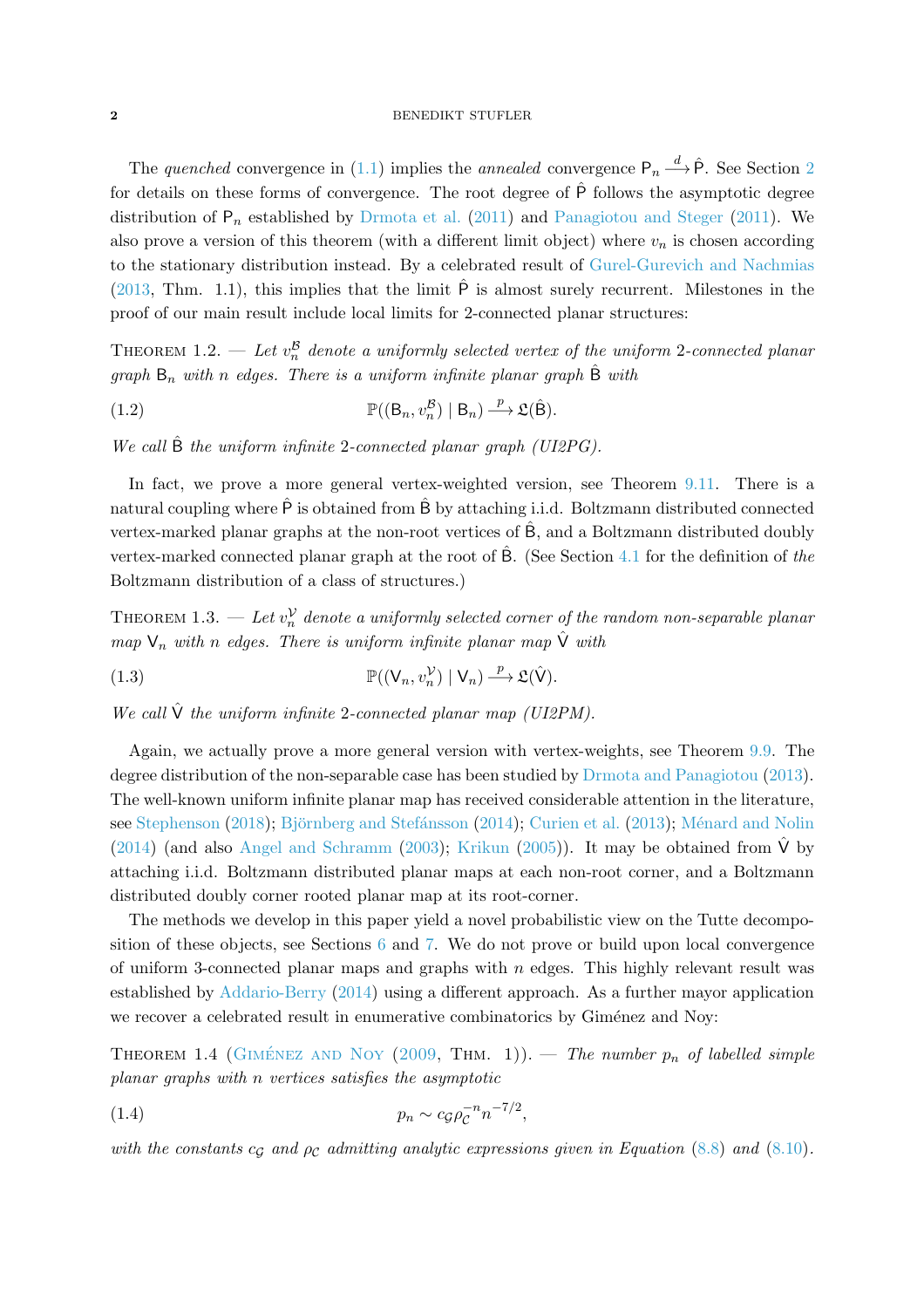The *quenched* convergence in (1.1) implies the *annealed* convergence $\mathsf{P}_n \xrightarrow{d} \hat{\mathsf{P}}$. See Section 2 for details on these forms of convergence. The root degree of $\hat{\mathsf{P}}$ follows the asymptotic degree distribution of $\mathsf{P}_n$ established by Drmota et al. (2011) and Panagiotou and Steger (2011). We also prove a version of this theorem (with a different limit object) where $v_n$ is chosen according to the stationary distribution instead. By a celebrated result of Gurel-Gurevich and Nachmias (2013, Thm. 1.1), this implies that the limit $\hat{\mathsf{P}}$ is almost surely recurrent. Milestones in the proof of our main result include local limits for 2-connected planar structures:

Theorem 1.2. — *Let $v_n^{\mathcal{B}}$ denote a uniformly selected vertex of the uniform 2-connected planar graph $\mathsf{B}_n$ with $n$ edges. There is a uniform infinite planar graph $\hat{\mathsf{B}}$ with*

$$\mathbb{P}((\mathsf{B}_n, v_n^{\mathcal{B}}) \mid \mathsf{B}_n) \xrightarrow{p} \mathfrak{L}(\hat{\mathsf{B}}). \tag{1.2}$$

*We call $\hat{\mathsf{B}}$ the uniform infinite 2-connected planar graph (UI2PG).*

In fact, we prove a more general vertex-weighted version, see Theorem 9.11. There is a natural coupling where $\hat{\mathsf{P}}$ is obtained from $\hat{\mathsf{B}}$ by attaching i.i.d. Boltzmann distributed connected vertex-marked planar graphs at the non-root vertices of $\hat{\mathsf{B}}$, and a Boltzmann distributed doubly vertex-marked connected planar graph at the root of $\hat{\mathsf{B}}$. (See Section 4.1 for the definition of *the* Boltzmann distribution of a class of structures.)

Theorem 1.3. — *Let $v_n^{\mathcal{V}}$ denote a uniformly selected corner of the random non-separable planar map $\mathsf{V}_n$ with $n$ edges. There is uniform infinite planar map $\hat{\mathsf{V}}$ with*

$$\mathbb{P}((\mathsf{V}_n, v_n^{\mathcal{V}}) \mid \mathsf{V}_n) \xrightarrow{p} \mathfrak{L}(\hat{\mathsf{V}}). \tag{1.3}$$

*We call $\hat{\mathsf{V}}$ the uniform infinite 2-connected planar map (UI2PM).*

Again, we actually prove a more general version with vertex-weights, see Theorem 9.9. The degree distribution of the non-separable case has been studied by Drmota and Panagiotou (2013). The well-known uniform infinite planar map has received considerable attention in the literature, see Stephenson (2018); Björnberg and Stefánsson (2014); Curien et al. (2013); Ménard and Nolin (2014) (and also Angel and Schramm (2003); Krikun (2005)). It may be obtained from $\hat{\mathsf{V}}$ by attaching i.i.d. Boltzmann distributed planar maps at each non-root corner, and a Boltzmann distributed doubly corner rooted planar map at its root-corner.

The methods we develop in this paper yield a novel probabilistic view on the Tutte decomposition of these objects, see Sections 6 and 7. We do not prove or build upon local convergence of uniform 3-connected planar maps and graphs with $n$ edges. This highly relevant result was established by Addario-Berry (2014) using a different approach. As a further mayor application we recover a celebrated result in enumerative combinatorics by Giménez and Noy:

Theorem 1.4 (Giménez and Noy (2009, Thm. 1)). — *The number $p_n$ of labelled simple planar graphs with $n$ vertices satisfies the asymptotic*

$$p_n \sim c_{\mathcal{G}} \rho_{\mathcal{C}}^{-n} n^{-7/2}, \tag{1.4}$$

*with the constants $c_{\mathcal{G}}$ and $\rho_{\mathcal{C}}$ admitting analytic expressions given in Equation (8.8) and (8.10).*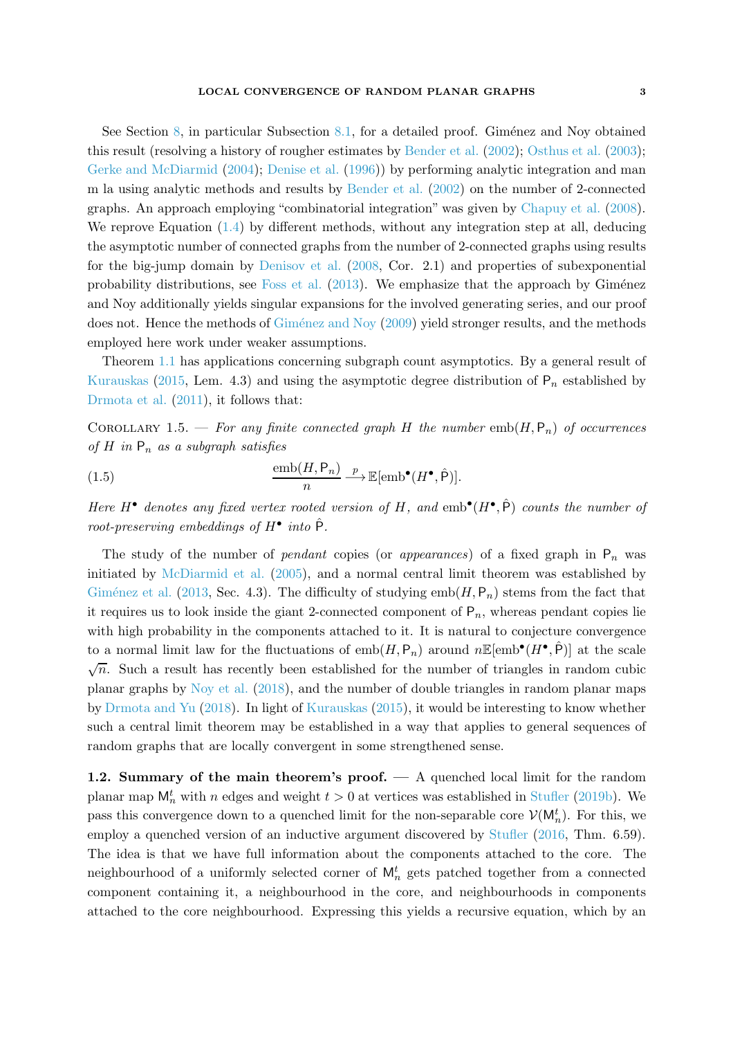See Section 8, in particular Subsection 8.1, for a detailed proof. Giménez and Noy obtained this result (resolving a history of rougher estimates by Bender et al. (2002); Osthus et al. (2003); Gerke and McDiarmid (2004); Denise et al. (1996)) by performing analytic integration and man m la using analytic methods and results by Bender et al. (2002) on the number of 2-connected graphs. An approach employing "combinatorial integration" was given by Chapuy et al. (2008). We reprove Equation (1.4) by different methods, without any integration step at all, deducing the asymptotic number of connected graphs from the number of 2-connected graphs using results for the big-jump domain by Denisov et al. (2008, Cor. 2.1) and properties of subexponential probability distributions, see Foss et al. (2013). We emphasize that the approach by Giménez and Noy additionally yields singular expansions for the involved generating series, and our proof does not. Hence the methods of Giménez and Noy (2009) yield stronger results, and the methods employed here work under weaker assumptions.

Theorem 1.1 has applications concerning subgraph count asymptotics. By a general result of Kurauskas (2015, Lem. 4.3) and using the asymptotic degree distribution of $\mathsf{P}_n$ established by Drmota et al. (2011), it follows that:

Corollary 1.5. — *For any finite connected graph $H$ the number $\mathrm{emb}(H, \mathsf{P}_n)$ of occurrences of $H$ in $\mathsf{P}_n$ as a subgraph satisfies*

$$\frac{\mathrm{emb}(H, \mathsf{P}_n)}{n} \xrightarrow{p} \mathbb{E}[\mathrm{emb}^\bullet(H^\bullet, \hat{\mathsf{P}})]. \tag{1.5}$$

*Here $H^\bullet$ denotes any fixed vertex rooted version of $H$, and $\mathrm{emb}^\bullet(H^\bullet, \hat{\mathsf{P}})$ counts the number of root-preserving embeddings of $H^\bullet$ into $\hat{\mathsf{P}}$.*

The study of the number of *pendant* copies (or *appearances*) of a fixed graph in $\mathsf{P}_n$ was initiated by McDiarmid et al. (2005), and a normal central limit theorem was established by Giménez et al. (2013, Sec. 4.3). The difficulty of studying $\mathrm{emb}(H, \mathsf{P}_n)$ stems from the fact that it requires us to look inside the giant 2-connected component of $\mathsf{P}_n$, whereas pendant copies lie with high probability in the components attached to it. It is natural to conjecture convergence to a normal limit law for the fluctuations of $\mathrm{emb}(H, \mathsf{P}_n)$ around $n\mathbb{E}[\mathrm{emb}^\bullet(H^\bullet, \hat{\mathsf{P}})]$ at the scale $\sqrt{n}$. Such a result has recently been established for the number of triangles in random cubic planar graphs by Noy et al. (2018), and the number of double triangles in random planar maps by Drmota and Yu (2018). In light of Kurauskas (2015), it would be interesting to know whether such a central limit theorem may be established in a way that applies to general sequences of random graphs that are locally convergent in some strengthened sense.

**1.2. Summary of the main theorem's proof.** — A quenched local limit for the random planar map $\mathsf{M}_n^t$ with $n$ edges and weight $t > 0$ at vertices was established in Stufler (2019b). We pass this convergence down to a quenched limit for the non-separable core $\mathcal{V}(\mathsf{M}_n^t)$. For this, we employ a quenched version of an inductive argument discovered by Stufler (2016, Thm. 6.59). The idea is that we have full information about the components attached to the core. The neighbourhood of a uniformly selected corner of $\mathsf{M}_n^t$ gets patched together from a connected component containing it, a neighbourhood in the core, and neighbourhoods in components attached to the core neighbourhood. Expressing this yields a recursive equation, which by an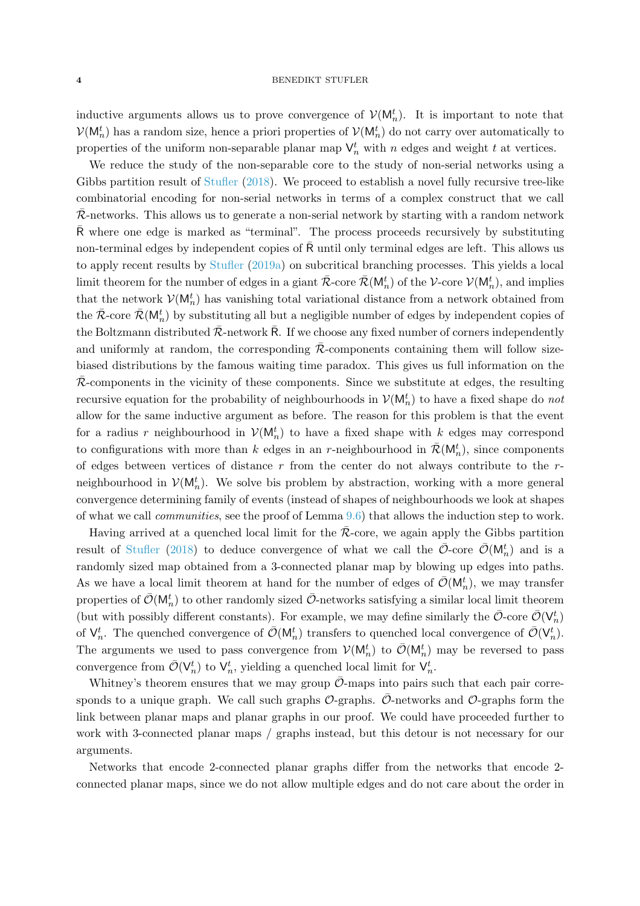inductive arguments allows us to prove convergence of $\mathcal{V}(\mathsf{M}_n^t)$. It is important to note that $\mathcal{V}(\mathsf{M}_n^t)$ has a random size, hence a priori properties of $\mathcal{V}(\mathsf{M}_n^t)$ do not carry over automatically to properties of the uniform non-separable planar map $\mathsf{V}_n^t$ with $n$ edges and weight $t$ at vertices.

We reduce the study of the non-separable core to the study of non-serial networks using a Gibbs partition result of Stufler (2018). We proceed to establish a novel fully recursive tree-like combinatorial encoding for non-serial networks in terms of a complex construct that we call $\bar{\mathcal{R}}$-networks. This allows us to generate a non-serial network by starting with a random network $\bar{\mathsf{R}}$ where one edge is marked as "terminal". The process proceeds recursively by substituting non-terminal edges by independent copies of $\bar{\mathsf{R}}$ until only terminal edges are left. This allows us to apply recent results by Stufler (2019a) on subcritical branching processes. This yields a local limit theorem for the number of edges in a giant $\bar{\mathcal{R}}$-core $\bar{\mathcal{R}}(\mathsf{M}_n^t)$ of the $\mathcal{V}$-core $\mathcal{V}(\mathsf{M}_n^t)$, and implies that the network $\mathcal{V}(\mathsf{M}_n^t)$ has vanishing total variational distance from a network obtained from the $\bar{\mathcal{R}}$-core $\bar{\mathcal{R}}(\mathsf{M}_n^t)$ by substituting all but a negligible number of edges by independent copies of the Boltzmann distributed $\bar{\mathcal{R}}$-network $\bar{\mathsf{R}}$. If we choose any fixed number of corners independently and uniformly at random, the corresponding $\bar{\mathcal{R}}$-components containing them will follow size-biased distributions by the famous waiting time paradox. This gives us full information on the $\bar{\mathcal{R}}$-components in the vicinity of these components. Since we substitute at edges, the resulting recursive equation for the probability of neighbourhoods in $\mathcal{V}(\mathsf{M}_n^t)$ to have a fixed shape do *not* allow for the same inductive argument as before. The reason for this problem is that the event for a radius $r$ neighbourhood in $\mathcal{V}(\mathsf{M}_n^t)$ to have a fixed shape with $k$ edges may correspond to configurations with more than $k$ edges in an $r$-neighbourhood in $\bar{\mathcal{R}}(\mathsf{M}_n^t)$, since components of edges between vertices of distance $r$ from the center do not always contribute to the $r$-neighbourhood in $\mathcal{V}(\mathsf{M}_n^t)$. We solve bis problem by abstraction, working with a more general convergence determining family of events (instead of shapes of neighbourhoods we look at shapes of what we call *communities*, see the proof of Lemma 9.6) that allows the induction step to work.

Having arrived at a quenched local limit for the $\bar{\mathcal{R}}$-core, we again apply the Gibbs partition result of Stufler (2018) to deduce convergence of what we call the $\bar{\mathcal{O}}$-core $\bar{\mathcal{O}}(\mathsf{M}_n^t)$ and is a randomly sized map obtained from a 3-connected planar map by blowing up edges into paths. As we have a local limit theorem at hand for the number of edges of $\bar{\mathcal{O}}(\mathsf{M}_n^t)$, we may transfer properties of $\bar{\mathcal{O}}(\mathsf{M}_n^t)$ to other randomly sized $\bar{\mathcal{O}}$-networks satisfying a similar local limit theorem (but with possibly different constants). For example, we may define similarly the $\bar{\mathcal{O}}$-core $\bar{\mathcal{O}}(\mathsf{V}_n^t)$ of $\mathsf{V}_n^t$. The quenched convergence of $\bar{\mathcal{O}}(\mathsf{M}_n^t)$ transfers to quenched local convergence of $\bar{\mathcal{O}}(\mathsf{V}_n^t)$. The arguments we used to pass convergence from $\mathcal{V}(\mathsf{M}_n^t)$ to $\bar{\mathcal{O}}(\mathsf{M}_n^t)$ may be reversed to pass convergence from $\bar{\mathcal{O}}(\mathsf{V}_n^t)$ to $\mathsf{V}_n^t$, yielding a quenched local limit for $\mathsf{V}_n^t$.

Whitney's theorem ensures that we may group $\bar{\mathcal{O}}$-maps into pairs such that each pair corresponds to a unique graph. We call such graphs $\mathcal{O}$-graphs. $\bar{\mathcal{O}}$-networks and $\mathcal{O}$-graphs form the link between planar maps and planar graphs in our proof. We could have proceeded further to work with 3-connected planar maps / graphs instead, but this detour is not necessary for our arguments.

Networks that encode 2-connected planar graphs differ from the networks that encode 2-connected planar maps, since we do not allow multiple edges and do not care about the order in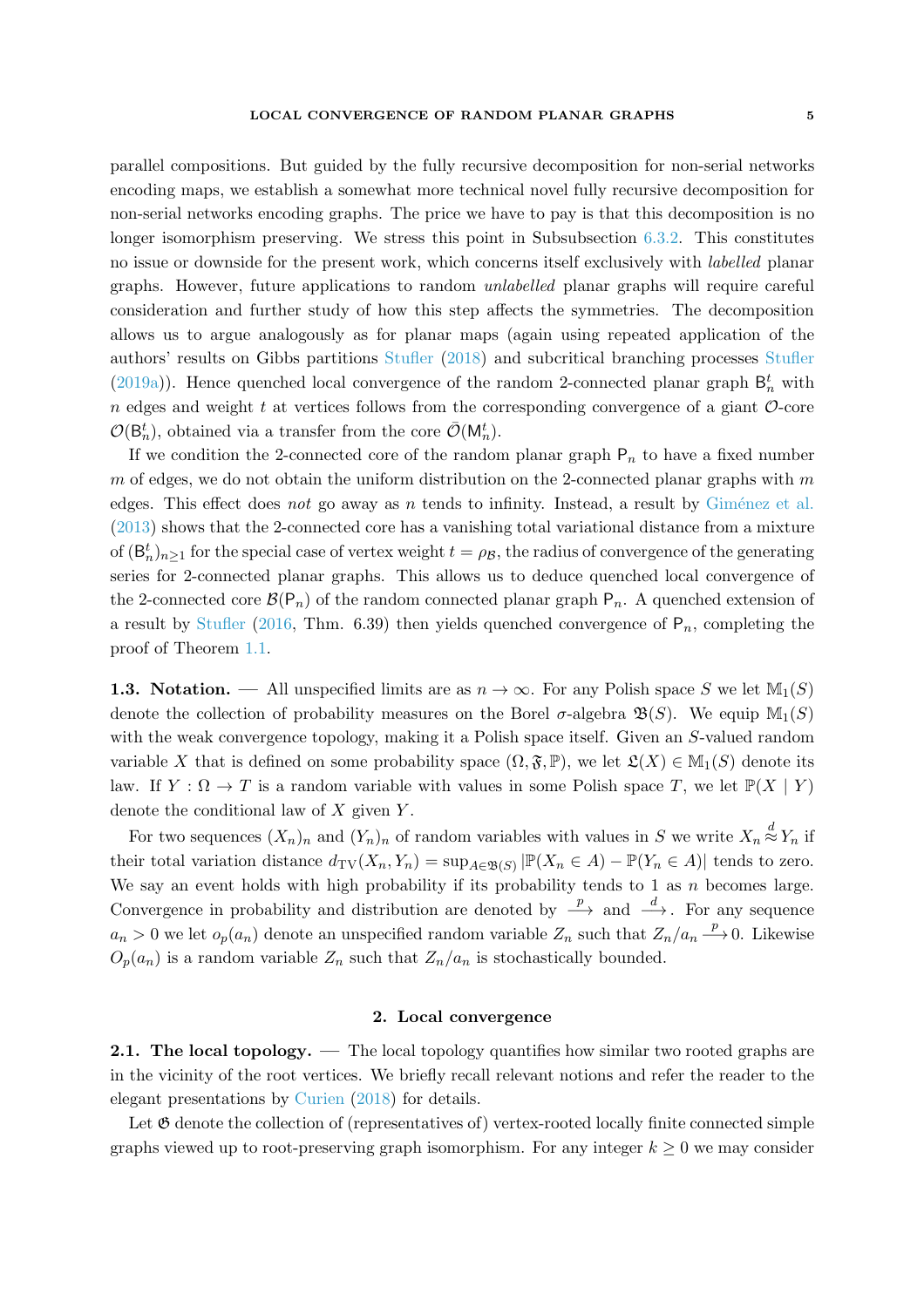parallel compositions. But guided by the fully recursive decomposition for non-serial networks encoding maps, we establish a somewhat more technical novel fully recursive decomposition for non-serial networks encoding graphs. The price we have to pay is that this decomposition is no longer isomorphism preserving. We stress this point in Subsubsection 6.3.2. This constitutes no issue or downside for the present work, which concerns itself exclusively with *labelled* planar graphs. However, future applications to random *unlabelled* planar graphs will require careful consideration and further study of how this step affects the symmetries. The decomposition allows us to argue analogously as for planar maps (again using repeated application of the authors' results on Gibbs partitions Stufler (2018) and subcritical branching processes Stufler (2019a)). Hence quenched local convergence of the random 2-connected planar graph $\mathsf{B}_n^t$ with $n$ edges and weight $t$ at vertices follows from the corresponding convergence of a giant $\mathcal{O}$-core $\mathcal{O}(\mathsf{B}_n^t)$, obtained via a transfer from the core $\bar{\mathcal{O}}(\mathsf{M}_n^t)$.

If we condition the 2-connected core of the random planar graph $\mathsf{P}_n$ to have a fixed number $m$ of edges, we do not obtain the uniform distribution on the 2-connected planar graphs with $m$ edges. This effect does *not* go away as $n$ tends to infinity. Instead, a result by Giménez et al. (2013) shows that the 2-connected core has a vanishing total variational distance from a mixture of $(\mathsf{B}_n^t)_{n\geq 1}$ for the special case of vertex weight $t = \rho_{\mathcal{B}}$, the radius of convergence of the generating series for 2-connected planar graphs. This allows us to deduce quenched local convergence of the 2-connected core $\mathcal{B}(\mathsf{P}_n)$ of the random connected planar graph $\mathsf{P}_n$. A quenched extension of a result by Stufler (2016, Thm. 6.39) then yields quenched convergence of $\mathsf{P}_n$, completing the proof of Theorem 1.1.

**1.3. Notation.** — All unspecified limits are as $n \to \infty$. For any Polish space $S$ we let $\mathbb{M}_1(S)$ denote the collection of probability measures on the Borel $\sigma$-algebra $\mathfrak{B}(S)$. We equip $\mathbb{M}_1(S)$ with the weak convergence topology, making it a Polish space itself. Given an $S$-valued random variable $X$ that is defined on some probability space $(\Omega, \mathfrak{F}, \mathbb{P})$, we let $\mathfrak{L}(X) \in \mathbb{M}_1(S)$ denote its law. If $Y : \Omega \to T$ is a random variable with values in some Polish space $T$, we let $\mathbb{P}(X \mid Y)$ denote the conditional law of $X$ given $Y$.

For two sequences $(X_n)_n$ and $(Y_n)_n$ of random variables with values in $S$ we write $X_n \overset{d}{\approx} Y_n$ if their total variation distance $d_{\mathrm{TV}}(X_n, Y_n) = \sup_{A \in \mathfrak{B}(S)} |\mathbb{P}(X_n \in A) - \mathbb{P}(Y_n \in A)|$ tends to zero. We say an event holds with high probability if its probability tends to 1 as $n$ becomes large. Convergence in probability and distribution are denoted by $\xrightarrow{p}$ and $\xrightarrow{d}$. For any sequence $a_n > 0$ we let $o_p(a_n)$ denote an unspecified random variable $Z_n$ such that $Z_n/a_n \xrightarrow{p} 0$. Likewise $O_p(a_n)$ is a random variable $Z_n$ such that $Z_n/a_n$ is stochastically bounded.

## 2. Local convergence

**2.1. The local topology.** — The local topology quantifies how similar two rooted graphs are in the vicinity of the root vertices. We briefly recall relevant notions and refer the reader to the elegant presentations by Curien (2018) for details.

Let $\mathfrak{G}$ denote the collection of (representatives of) vertex-rooted locally finite connected simple graphs viewed up to root-preserving graph isomorphism. For any integer $k \geq 0$ we may consider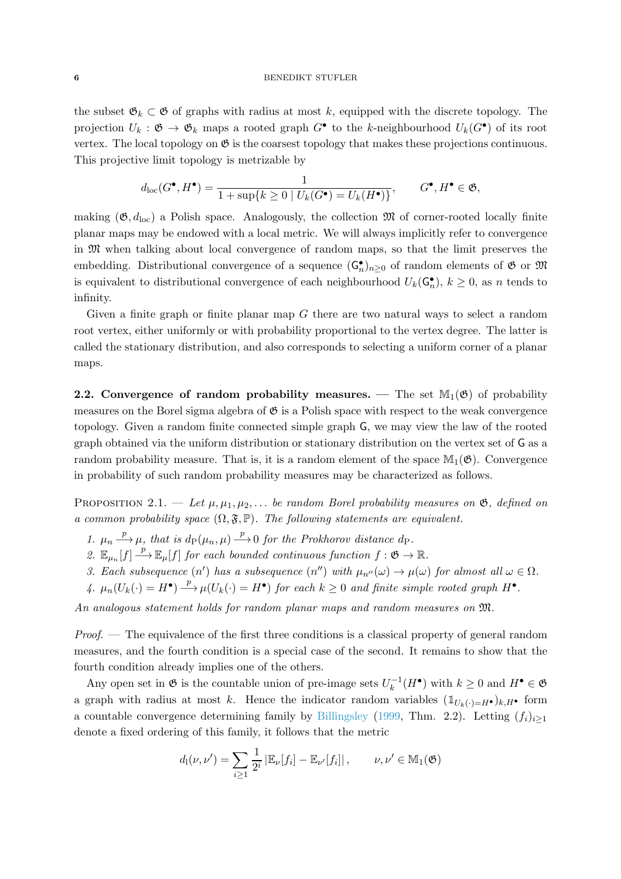the subset $\mathfrak{G}_k \subset \mathfrak{G}$ of graphs with radius at most $k$, equipped with the discrete topology. The projection $U_k : \mathfrak{G} \to \mathfrak{G}_k$ maps a rooted graph $G^\bullet$ to the $k$-neighbourhood $U_k(G^\bullet)$ of its root vertex. The local topology on $\mathfrak{G}$ is the coarsest topology that makes these projections continuous. This projective limit topology is metrizable by

$$d_{\mathrm{loc}}(G^\bullet, H^\bullet) = \frac{1}{1 + \sup\{k \geq 0 \mid U_k(G^\bullet) = U_k(H^\bullet)\}}, \qquad G^\bullet, H^\bullet \in \mathfrak{G},$$

making $(\mathfrak{G}, d_{\mathrm{loc}})$ a Polish space. Analogously, the collection $\mathfrak{M}$ of corner-rooted locally finite planar maps may be endowed with a local metric. We will always implicitly refer to convergence in $\mathfrak{M}$ when talking about local convergence of random maps, so that the limit preserves the embedding. Distributional convergence of a sequence $(\mathsf{G}_n^\bullet)_{n\geq 0}$ of random elements of $\mathfrak{G}$ or $\mathfrak{M}$ is equivalent to distributional convergence of each neighbourhood $U_k(\mathsf{G}_n^\bullet)$, $k \geq 0$, as $n$ tends to infinity.

Given a finite graph or finite planar map $G$ there are two natural ways to select a random root vertex, either uniformly or with probability proportional to the vertex degree. The latter is called the stationary distribution, and also corresponds to selecting a uniform corner of a planar maps.

**2.2. Convergence of random probability measures.** — The set $\mathbb{M}_1(\mathfrak{G})$ of probability measures on the Borel sigma algebra of $\mathfrak{G}$ is a Polish space with respect to the weak convergence topology. Given a random finite connected simple graph $\mathsf{G}$, we may view the law of the rooted graph obtained via the uniform distribution or stationary distribution on the vertex set of $\mathsf{G}$ as a random probability measure. That is, it is a random element of the space $\mathbb{M}_1(\mathfrak{G})$. Convergence in probability of such random probability measures may be characterized as follows.

Proposition 2.1. — *Let $\mu, \mu_1, \mu_2, \ldots$ be random Borel probability measures on $\mathfrak{G}$, defined on a common probability space $(\Omega, \mathfrak{F}, \mathbb{P})$. The following statements are equivalent.*

1. *$\mu_n \xrightarrow{p} \mu$, that is $d_{\mathrm{P}}(\mu_n, \mu) \xrightarrow{p} 0$ for the Prokhorov distance $d_{\mathrm{P}}$.*
2. *$\mathbb{E}_{\mu_n}[f] \xrightarrow{p} \mathbb{E}_\mu[f]$ for each bounded continuous function $f : \mathfrak{G} \to \mathbb{R}$.*
3. *Each subsequence $(n')$ has a subsequence $(n'')$ with $\mu_{n''}(\omega) \to \mu(\omega)$ for almost all $\omega \in \Omega$.*
4. *$\mu_n(U_k(\cdot) = H^\bullet) \xrightarrow{p} \mu(U_k(\cdot) = H^\bullet)$ for each $k \geq 0$ and finite simple rooted graph $H^\bullet$.*

*An analogous statement holds for random planar maps and random measures on $\mathfrak{M}$.*

*Proof.* — The equivalence of the first three conditions is a classical property of general random measures, and the fourth condition is a special case of the second. It remains to show that the fourth condition already implies one of the others.

Any open set in $\mathfrak{G}$ is the countable union of pre-image sets $U_k^{-1}(H^\bullet)$ with $k \geq 0$ and $H^\bullet \in \mathfrak{G}$ a graph with radius at most $k$. Hence the indicator random variables $(\mathbb{1}_{U_k(\cdot)=H^\bullet})_{k,H^\bullet}$ form a countable convergence determining family by Billingsley (1999, Thm. 2.2). Letting $(f_i)_{i\geq 1}$ denote a fixed ordering of this family, it follows that the metric

$$d_{\mathrm{l}}(\nu, \nu') = \sum_{i\geq 1} \frac{1}{2^i} \left|\mathbb{E}_\nu[f_i] - \mathbb{E}_{\nu'}[f_i]\right|, \qquad \nu, \nu' \in \mathbb{M}_1(\mathfrak{G})$$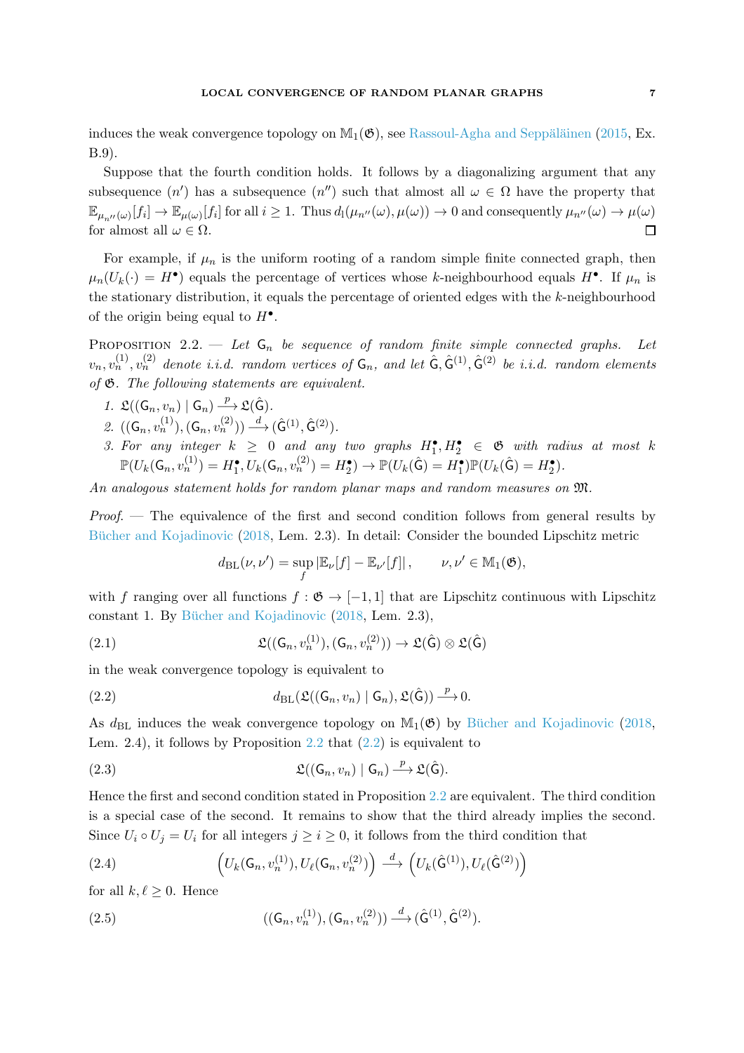induces the weak convergence topology on $\mathbb{M}_1(\mathfrak{G})$, see Rassoul-Agha and Seppäläinen (2015, Ex. B.9).

Suppose that the fourth condition holds. It follows by a diagonalizing argument that any subsequence $(n')$ has a subsequence $(n'')$ such that almost all $\omega \in \Omega$ have the property that $\mathbb{E}_{\mu_{n''}(\omega)}[f_i] \to \mathbb{E}_{\mu(\omega)}[f_i]$ for all $i \geq 1$. Thus $d_1(\mu_{n''}(\omega), \mu(\omega)) \to 0$ and consequently $\mu_{n''}(\omega) \to \mu(\omega)$ for almost all $\omega \in \Omega$. $\square$

For example, if $\mu_n$ is the uniform rooting of a random simple finite connected graph, then $\mu_n(U_k(\cdot) = H^\bullet)$ equals the percentage of vertices whose $k$-neighbourhood equals $H^\bullet$. If $\mu_n$ is the stationary distribution, it equals the percentage of oriented edges with the $k$-neighbourhood of the origin being equal to $H^\bullet$.

Proposition 2.2. — *Let $\mathsf{G}_n$ be sequence of random finite simple connected graphs. Let $v_n, v_n^{(1)}, v_n^{(2)}$ denote i.i.d. random vertices of $\mathsf{G}_n$, and let $\hat{\mathsf{G}}, \hat{\mathsf{G}}^{(1)}, \hat{\mathsf{G}}^{(2)}$ be i.i.d. random elements of $\mathfrak{G}$. The following statements are equivalent.*

1. $\mathfrak{L}((\mathsf{G}_n, v_n) \mid \mathsf{G}_n) \xrightarrow{p} \mathfrak{L}(\hat{\mathsf{G}})$.
2. $((\mathsf{G}_n, v_n^{(1)}), (\mathsf{G}_n, v_n^{(2)})) \xrightarrow{d} (\hat{\mathsf{G}}^{(1)}, \hat{\mathsf{G}}^{(2)})$.
3. *For any integer $k \geq 0$ and any two graphs $H_1^\bullet, H_2^\bullet \in \mathfrak{G}$ with radius at most $k$* $\mathbb{P}(U_k(\mathsf{G}_n, v_n^{(1)}) = H_1^\bullet, U_k(\mathsf{G}_n, v_n^{(2)}) = H_2^\bullet) \to \mathbb{P}(U_k(\hat{\mathsf{G}}) = H_1^\bullet)\mathbb{P}(U_k(\hat{\mathsf{G}}) = H_2^\bullet)$.

*An analogous statement holds for random planar maps and random measures on $\mathfrak{M}$.*

*Proof.* — The equivalence of the first and second condition follows from general results by Bücher and Kojadinovic (2018, Lem. 2.3). In detail: Consider the bounded Lipschitz metric

$$d_{\mathrm{BL}}(\nu, \nu') = \sup_f |\mathbb{E}_\nu[f] - \mathbb{E}_{\nu'}[f]|, \qquad \nu, \nu' \in \mathbb{M}_1(\mathfrak{G}),$$

with $f$ ranging over all functions $f : \mathfrak{G} \to [-1, 1]$ that are Lipschitz continuous with Lipschitz constant 1. By Bücher and Kojadinovic (2018, Lem. 2.3),

$$\mathfrak{L}((\mathsf{G}_n, v_n^{(1)}), (\mathsf{G}_n, v_n^{(2)})) \to \mathfrak{L}(\hat{\mathsf{G}}) \otimes \mathfrak{L}(\hat{\mathsf{G}}) \tag{2.1}$$

in the weak convergence topology is equivalent to

$$d_{\mathrm{BL}}(\mathfrak{L}((\mathsf{G}_n, v_n) \mid \mathsf{G}_n), \mathfrak{L}(\hat{\mathsf{G}})) \xrightarrow{p} 0. \tag{2.2}$$

As $d_{\mathrm{BL}}$ induces the weak convergence topology on $\mathbb{M}_1(\mathfrak{G})$ by Bücher and Kojadinovic (2018, Lem. 2.4), it follows by Proposition 2.2 that (2.2) is equivalent to

$$\mathfrak{L}((\mathsf{G}_n, v_n) \mid \mathsf{G}_n) \xrightarrow{p} \mathfrak{L}(\hat{\mathsf{G}}). \tag{2.3}$$

Hence the first and second condition stated in Proposition 2.2 are equivalent. The third condition is a special case of the second. It remains to show that the third already implies the second. Since $U_i \circ U_j = U_i$ for all integers $j \geq i \geq 0$, it follows from the third condition that

$$\left(U_k(\mathsf{G}_n, v_n^{(1)}), U_\ell(\mathsf{G}_n, v_n^{(2)})\right) \xrightarrow{d} \left(U_k(\hat{\mathsf{G}}^{(1)}), U_\ell(\hat{\mathsf{G}}^{(2)})\right) \tag{2.4}$$

for all $k, \ell \geq 0$. Hence

$$((\mathsf{G}_n, v_n^{(1)}), (\mathsf{G}_n, v_n^{(2)})) \xrightarrow{d} (\hat{\mathsf{G}}^{(1)}, \hat{\mathsf{G}}^{(2)}). \tag{2.5}$$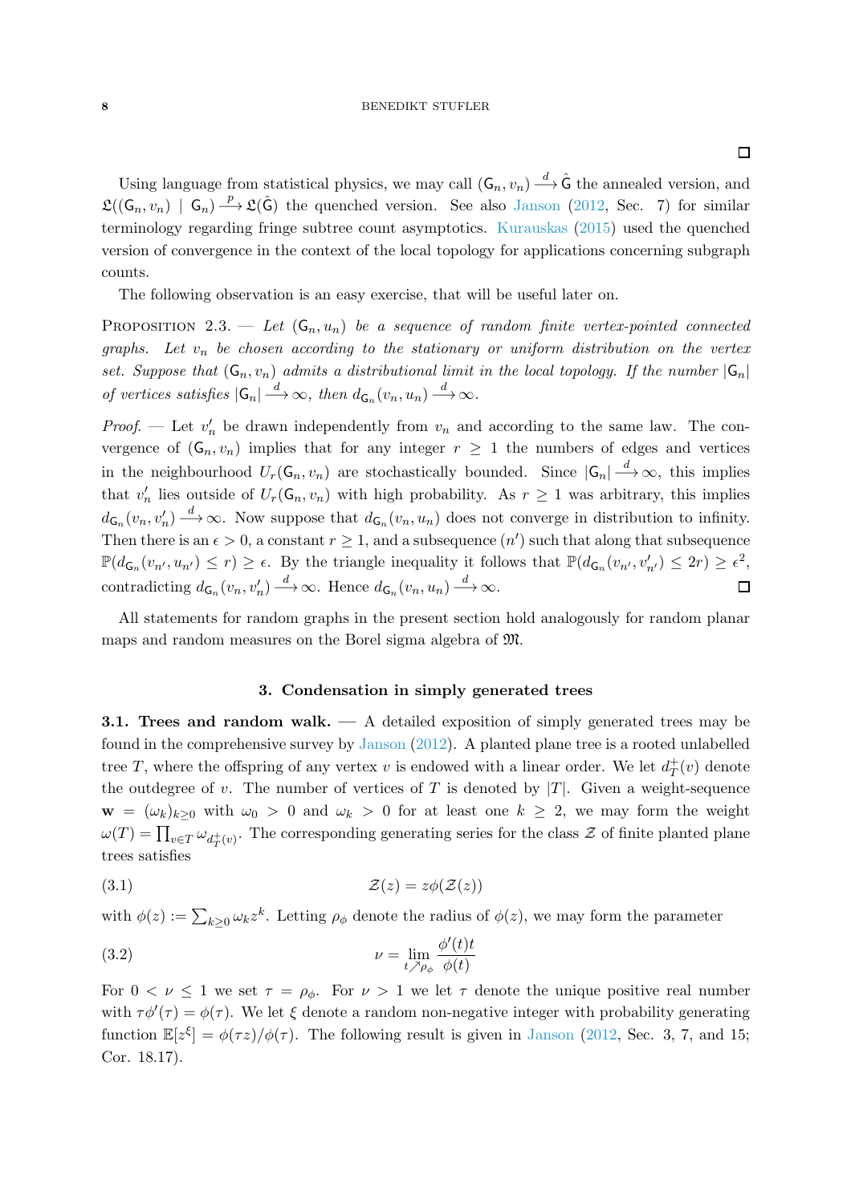□

Using language from statistical physics, we may call $(\mathsf{G}_n, v_n) \xrightarrow{d} \hat{\mathsf{G}}$ the annealed version, and $\mathfrak{L}((\mathsf{G}_n, v_n) \mid \mathsf{G}_n) \xrightarrow{p} \mathfrak{L}(\hat{\mathsf{G}})$ the quenched version. See also Janson (2012, Sec. 7) for similar terminology regarding fringe subtree count asymptotics. Kurauskas (2015) used the quenched version of convergence in the context of the local topology for applications concerning subgraph counts.

The following observation is an easy exercise, that will be useful later on.

Proposition 2.3. — *Let $(\mathsf{G}_n, u_n)$ be a sequence of random finite vertex-pointed connected graphs. Let $v_n$ be chosen according to the stationary or uniform distribution on the vertex set. Suppose that $(\mathsf{G}_n, v_n)$ admits a distributional limit in the local topology. If the number $|\mathsf{G}_n|$ of vertices satisfies $|\mathsf{G}_n| \xrightarrow{d} \infty$, then $d_{\mathsf{G}_n}(v_n, u_n) \xrightarrow{d} \infty$.*

*Proof.* — Let $v_n'$ be drawn independently from $v_n$ and according to the same law. The convergence of $(\mathsf{G}_n, v_n)$ implies that for any integer $r \geq 1$ the numbers of edges and vertices in the neighbourhood $U_r(\mathsf{G}_n, v_n)$ are stochastically bounded. Since $|\mathsf{G}_n| \xrightarrow{d} \infty$, this implies that $v_n'$ lies outside of $U_r(\mathsf{G}_n, v_n)$ with high probability. As $r \geq 1$ was arbitrary, this implies $d_{\mathsf{G}_n}(v_n, v_n') \xrightarrow{d} \infty$. Now suppose that $d_{\mathsf{G}_n}(v_n, u_n)$ does not converge in distribution to infinity. Then there is an $\epsilon > 0$, a constant $r \geq 1$, and a subsequence $(n')$ such that along that subsequence $\mathbb{P}(d_{\mathsf{G}_n}(v_{n'}, u_{n'}) \leq r) \geq \epsilon$. By the triangle inequality it follows that $\mathbb{P}(d_{\mathsf{G}_n}(v_{n'}, v_{n'}') \leq 2r) \geq \epsilon^2$, contradicting $d_{\mathsf{G}_n}(v_n, v_n') \xrightarrow{d} \infty$. Hence $d_{\mathsf{G}_n}(v_n, u_n) \xrightarrow{d} \infty$. □

All statements for random graphs in the present section hold analogously for random planar maps and random measures on the Borel sigma algebra of $\mathfrak{M}$.

## 3. Condensation in simply generated trees

**3.1. Trees and random walk.** — A detailed exposition of simply generated trees may be found in the comprehensive survey by Janson (2012). A planted plane tree is a rooted unlabelled tree $T$, where the offspring of any vertex $v$ is endowed with a linear order. We let $d_T^+(v)$ denote the outdegree of $v$. The number of vertices of $T$ is denoted by $|T|$. Given a weight-sequence $\mathbf{w} = (\omega_k)_{k \geq 0}$ with $\omega_0 > 0$ and $\omega_k > 0$ for at least one $k \geq 2$, we may form the weight $\omega(T) = \prod_{v \in T} \omega_{d_T^+(v)}$. The corresponding generating series for the class $\mathcal{Z}$ of finite planted plane trees satisfies

$$\mathcal{Z}(z) = z\phi(\mathcal{Z}(z)) \tag{3.1}$$

with $\phi(z) := \sum_{k \geq 0} \omega_k z^k$. Letting $\rho_\phi$ denote the radius of $\phi(z)$, we may form the parameter

$$\nu = \lim_{t \nearrow \rho_\phi} \frac{\phi'(t)t}{\phi(t)} \tag{3.2}$$

For $0 < \nu \leq 1$ we set $\tau = \rho_\phi$. For $\nu > 1$ we let $\tau$ denote the unique positive real number with $\tau\phi'(\tau) = \phi(\tau)$. We let $\xi$ denote a random non-negative integer with probability generating function $\mathbb{E}[z^\xi] = \phi(\tau z)/\phi(\tau)$. The following result is given in Janson (2012, Sec. 3, 7, and 15; Cor. 18.17).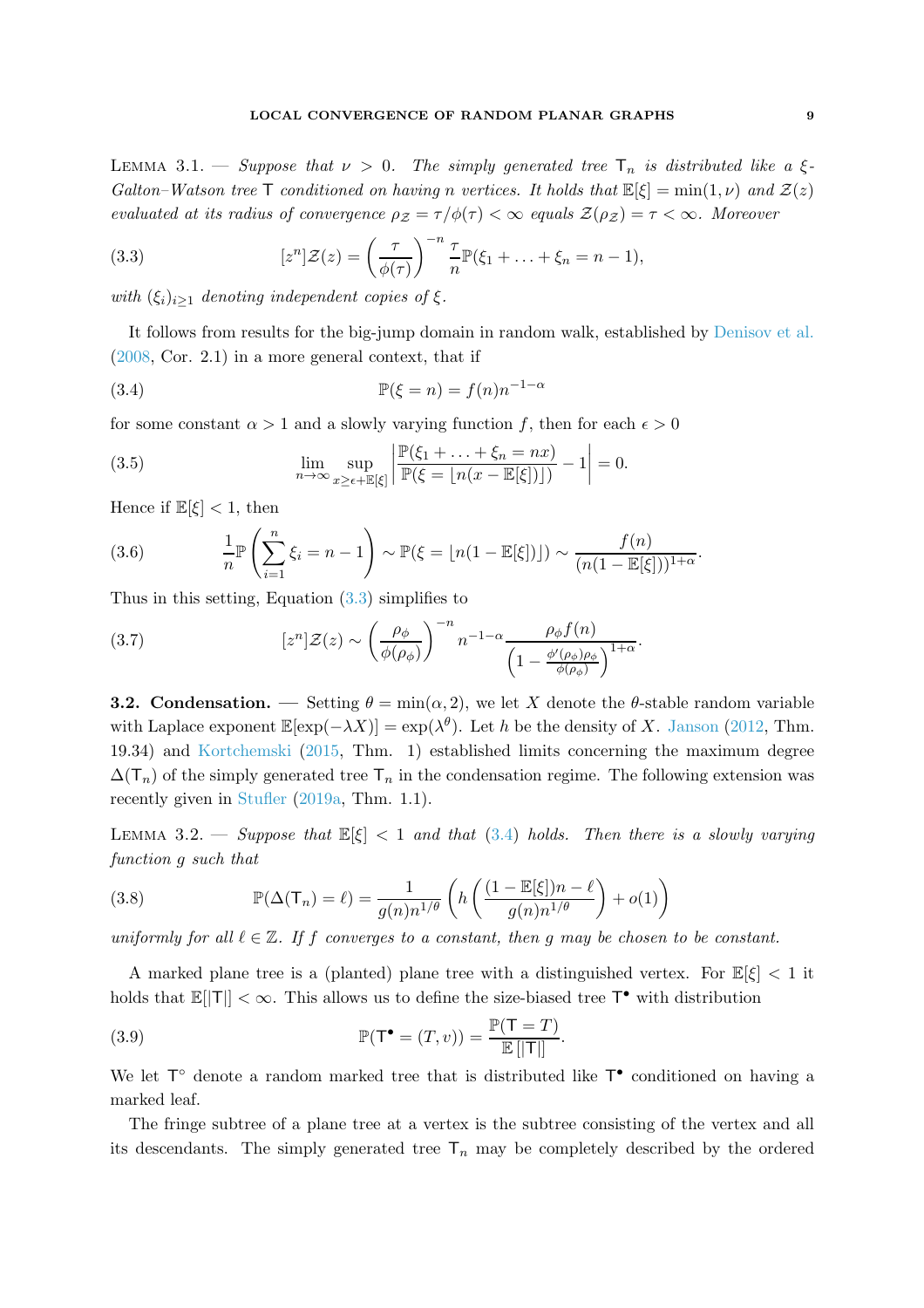LEMMA 3.1. — *Suppose that $\nu > 0$. The simply generated tree $\mathsf{T}_n$ is distributed like a $\xi$-Galton–Watson tree $\mathsf{T}$ conditioned on having $n$ vertices. It holds that $\mathbb{E}[\xi] = \min(1, \nu)$ and $\mathcal{Z}(z)$ evaluated at its radius of convergence $\rho_{\mathcal{Z}} = \tau/\phi(\tau) < \infty$ equals $\mathcal{Z}(\rho_{\mathcal{Z}}) = \tau < \infty$. Moreover*

$$[z^n]\mathcal{Z}(z) = \left(\frac{\tau}{\phi(\tau)}\right)^{-n} \frac{\tau}{n} \mathbb{P}(\xi_1 + \ldots + \xi_n = n - 1), \tag{3.3}$$

*with $(\xi_i)_{i \ge 1}$ denoting independent copies of $\xi$.*

It follows from results for the big-jump domain in random walk, established by Denisov et al. (2008, Cor. 2.1) in a more general context, that if

$$\mathbb{P}(\xi = n) = f(n) n^{-1-\alpha} \tag{3.4}$$

for some constant $\alpha > 1$ and a slowly varying function $f$, then for each $\epsilon > 0$

$$\lim_{n \to \infty} \sup_{x \ge \epsilon + \mathbb{E}[\xi]} \left| \frac{\mathbb{P}(\xi_1 + \ldots + \xi_n = nx)}{\mathbb{P}(\xi = \lfloor n(x - \mathbb{E}[\xi]) \rfloor)} - 1 \right| = 0. \tag{3.5}$$

Hence if $\mathbb{E}[\xi] < 1$, then

$$\frac{1}{n} \mathbb{P}\left(\sum_{i=1}^n \xi_i = n - 1\right) \sim \mathbb{P}(\xi = \lfloor n(1 - \mathbb{E}[\xi]) \rfloor) \sim \frac{f(n)}{(n(1 - \mathbb{E}[\xi]))^{1+\alpha}}. \tag{3.6}$$

Thus in this setting, Equation (3.3) simplifies to

$$[z^n]\mathcal{Z}(z) \sim \left(\frac{\rho_\phi}{\phi(\rho_\phi)}\right)^{-n} n^{-1-\alpha} \frac{\rho_\phi f(n)}{\left(1 - \frac{\phi'(\rho_\phi)\rho_\phi}{\phi(\rho_\phi)}\right)^{1+\alpha}}. \tag{3.7}$$

**3.2. Condensation.** — Setting $\theta = \min(\alpha, 2)$, we let $X$ denote the $\theta$-stable random variable with Laplace exponent $\mathbb{E}[\exp(-\lambda X)] = \exp(\lambda^\theta)$. Let $h$ be the density of $X$. Janson (2012, Thm. 19.34) and Kortchemski (2015, Thm. 1) established limits concerning the maximum degree $\Delta(\mathsf{T}_n)$ of the simply generated tree $\mathsf{T}_n$ in the condensation regime. The following extension was recently given in Stufler (2019a, Thm. 1.1).

LEMMA 3.2. — *Suppose that $\mathbb{E}[\xi] < 1$ and that (3.4) holds. Then there is a slowly varying function $g$ such that*

$$\mathbb{P}(\Delta(\mathsf{T}_n) = \ell) = \frac{1}{g(n) n^{1/\theta}} \left( h\left( \frac{(1 - \mathbb{E}[\xi])n - \ell}{g(n) n^{1/\theta}} \right) + o(1) \right) \tag{3.8}$$

*uniformly for all $\ell \in \mathbb{Z}$. If $f$ converges to a constant, then $g$ may be chosen to be constant.*

A marked plane tree is a (planted) plane tree with a distinguished vertex. For $\mathbb{E}[\xi] < 1$ it holds that $\mathbb{E}[|\mathsf{T}|] < \infty$. This allows us to define the size-biased tree $\mathsf{T}^\bullet$ with distribution

$$\mathbb{P}(\mathsf{T}^\bullet = (T, v)) = \frac{\mathbb{P}(\mathsf{T} = T)}{\mathbb{E}[|\mathsf{T}|]}. \tag{3.9}$$

We let $\mathsf{T}^\circ$ denote a random marked tree that is distributed like $\mathsf{T}^\bullet$ conditioned on having a marked leaf.

The fringe subtree of a plane tree at a vertex is the subtree consisting of the vertex and all its descendants. The simply generated tree $\mathsf{T}_n$ may be completely described by the ordered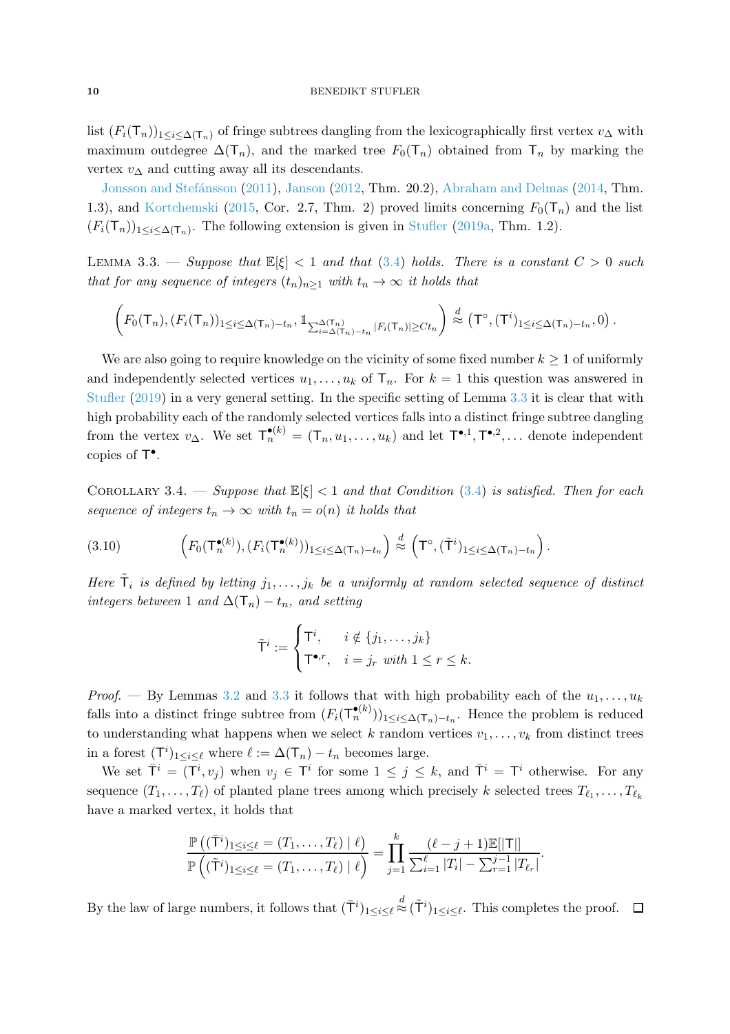list $(F_i(\mathsf{T}_n))_{1 \le i \le \Delta(\mathsf{T}_n)}$ of fringe subtrees dangling from the lexicographically first vertex $v_\Delta$ with maximum outdegree $\Delta(\mathsf{T}_n)$, and the marked tree $F_0(\mathsf{T}_n)$ obtained from $\mathsf{T}_n$ by marking the vertex $v_\Delta$ and cutting away all its descendants.

Jonsson and Stefánsson (2011), Janson (2012, Thm. 20.2), Abraham and Delmas (2014, Thm. 1.3), and Kortchemski (2015, Cor. 2.7, Thm. 2) proved limits concerning $F_0(\mathsf{T}_n)$ and the list $(F_i(\mathsf{T}_n))_{1 \le i \le \Delta(\mathsf{T}_n)}$. The following extension is given in Stufler (2019a, Thm. 1.2).

Lemma 3.3. — *Suppose that $\mathbb{E}[\xi] < 1$ and that (3.4) holds. There is a constant $C > 0$ such that for any sequence of integers $(t_n)_{n \ge 1}$ with $t_n \to \infty$ it holds that*

$$\left(F_0(\mathsf{T}_n), (F_i(\mathsf{T}_n))_{1 \le i \le \Delta(\mathsf{T}_n) - t_n}, \mathbb{1}_{\sum_{i=\Delta(\mathsf{T}_n)-t_n}^{\Delta(\mathsf{T}_n)} |F_i(\mathsf{T}_n)| \ge C t_n}\right) \stackrel{d}{\approx} \left(\mathsf{T}^\circ, (\mathsf{T}^i)_{1 \le i \le \Delta(\mathsf{T}_n) - t_n}, 0\right).$$

We are also going to require knowledge on the vicinity of some fixed number $k \ge 1$ of uniformly and independently selected vertices $u_1, \ldots, u_k$ of $\mathsf{T}_n$. For $k = 1$ this question was answered in Stufler (2019) in a very general setting. In the specific setting of Lemma 3.3 it is clear that with high probability each of the randomly selected vertices falls into a distinct fringe subtree dangling from the vertex $v_\Delta$. We set $\mathsf{T}_n^{\bullet(k)} = (\mathsf{T}_n, u_1, \ldots, u_k)$ and let $\mathsf{T}^{\bullet,1}, \mathsf{T}^{\bullet,2}, \ldots$ denote independent copies of $\mathsf{T}^\bullet$.

Corollary 3.4. — *Suppose that $\mathbb{E}[\xi] < 1$ and that Condition (3.4) is satisfied. Then for each sequence of integers $t_n \to \infty$ with $t_n = o(n)$ it holds that*

$$\left(F_0(\mathsf{T}_n^{\bullet(k)}), (F_i(\mathsf{T}_n^{\bullet(k)}))_{1 \le i \le \Delta(\mathsf{T}_n) - t_n}\right) \stackrel{d}{\approx} \left(\mathsf{T}^\circ, (\tilde{\mathsf{T}}^i)_{1 \le i \le \Delta(\mathsf{T}_n) - t_n}\right). \tag{3.10}$$

*Here $\tilde{\mathsf{T}}_i$ is defined by letting $j_1, \ldots, j_k$ be a uniformly at random selected sequence of distinct integers between 1 and $\Delta(\mathsf{T}_n) - t_n$, and setting*

$$\tilde{\mathsf{T}}^i := \begin{cases} \mathsf{T}^i, & i \notin \{j_1, \ldots, j_k\} \\ \mathsf{T}^{\bullet, r}, & i = j_r \text{ with } 1 \le r \le k. \end{cases}$$

*Proof.* — By Lemmas 3.2 and 3.3 it follows that with high probability each of the $u_1, \ldots, u_k$ falls into a distinct fringe subtree from $(F_i(\mathsf{T}_n^{\bullet(k)}))_{1 \le i \le \Delta(\mathsf{T}_n) - t_n}$. Hence the problem is reduced to understanding what happens when we select $k$ random vertices $v_1, \ldots, v_k$ from distinct trees in a forest $(\mathsf{T}^i)_{1 \le i \le \ell}$ where $\ell := \Delta(\mathsf{T}_n) - t_n$ becomes large.

We set $\bar{\mathsf{T}}^i = (\mathsf{T}^i, v_j)$ when $v_j \in \mathsf{T}^i$ for some $1 \le j \le k$, and $\bar{\mathsf{T}}^i = \mathsf{T}^i$ otherwise. For any sequence $(T_1, \ldots, T_\ell)$ of planted plane trees among which precisely $k$ selected trees $T_{\ell_1}, \ldots, T_{\ell_k}$ have a marked vertex, it holds that

$$\frac{\mathbb{P}\left((\bar{\mathsf{T}}^i)_{1 \le i \le \ell} = (T_1, \ldots, T_\ell) \mid \ell\right)}{\mathbb{P}\left((\tilde{\mathsf{T}}^i)_{1 \le i \le \ell} = (T_1, \ldots, T_\ell) \mid \ell\right)} = \prod_{j=1}^{k} \frac{(\ell - j + 1)\mathbb{E}[|\mathsf{T}|]}{\sum_{i=1}^{\ell} |T_i| - \sum_{r=1}^{j-1} |T_{\ell_r}|}.$$

By the law of large numbers, it follows that $(\bar{\mathsf{T}}^i)_{1 \le i \le \ell} \stackrel{d}{\approx} (\tilde{\mathsf{T}}^i)_{1 \le i \le \ell}$. This completes the proof. $\square$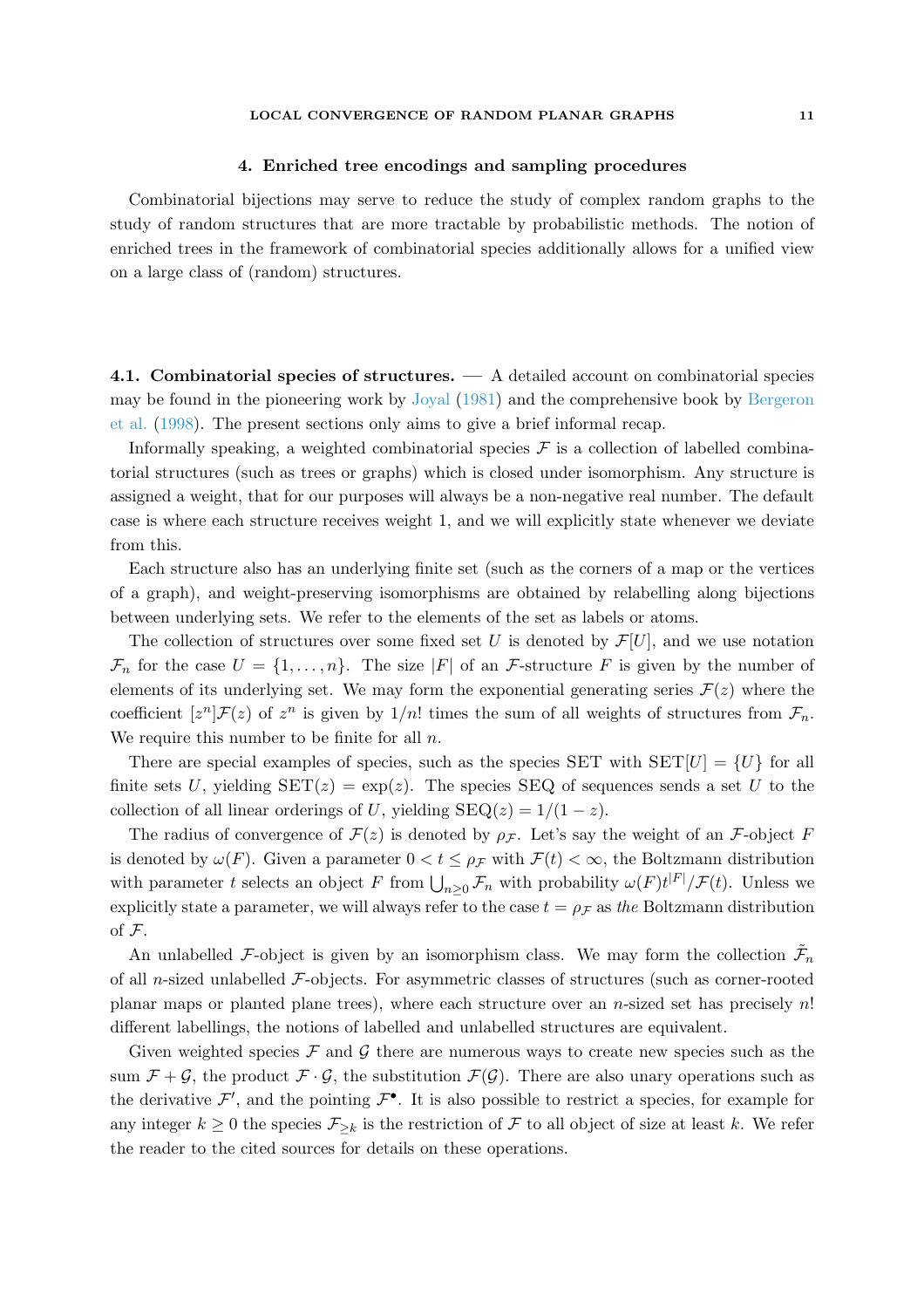## 4. Enriched tree encodings and sampling procedures

Combinatorial bijections may serve to reduce the study of complex random graphs to the study of random structures that are more tractable by probabilistic methods. The notion of enriched trees in the framework of combinatorial species additionally allows for a unified view on a large class of (random) structures.

### 4.1. Combinatorial species of structures.

— A detailed account on combinatorial species may be found in the pioneering work by Joyal (1981) and the comprehensive book by Bergeron et al. (1998). The present sections only aims to give a brief informal recap.

Informally speaking, a weighted combinatorial species $\mathcal{F}$ is a collection of labelled combinatorial structures (such as trees or graphs) which is closed under isomorphism. Any structure is assigned a weight, that for our purposes will always be a non-negative real number. The default case is where each structure receives weight 1, and we will explicitly state whenever we deviate from this.

Each structure also has an underlying finite set (such as the corners of a map or the vertices of a graph), and weight-preserving isomorphisms are obtained by relabelling along bijections between underlying sets. We refer to the elements of the set as labels or atoms.

The collection of structures over some fixed set $U$ is denoted by $\mathcal{F}[U]$, and we use notation $\mathcal{F}_n$ for the case $U = \{1, \ldots, n\}$. The size $|F|$ of an $\mathcal{F}$-structure $F$ is given by the number of elements of its underlying set. We may form the exponential generating series $\mathcal{F}(z)$ where the coefficient $[z^n]\mathcal{F}(z)$ of $z^n$ is given by $1/n!$ times the sum of all weights of structures from $\mathcal{F}_n$. We require this number to be finite for all $n$.

There are special examples of species, such as the species SET with $\mathrm{SET}[U] = \{U\}$ for all finite sets $U$, yielding $\mathrm{SET}(z) = \exp(z)$. The species SEQ of sequences sends a set $U$ to the collection of all linear orderings of $U$, yielding $\mathrm{SEQ}(z) = 1/(1-z)$.

The radius of convergence of $\mathcal{F}(z)$ is denoted by $\rho_{\mathcal{F}}$. Let's say the weight of an $\mathcal{F}$-object $F$ is denoted by $\omega(F)$. Given a parameter $0 < t \le \rho_{\mathcal{F}}$ with $\mathcal{F}(t) < \infty$, the Boltzmann distribution with parameter $t$ selects an object $F$ from $\bigcup_{n\ge 0} \mathcal{F}_n$ with probability $\omega(F)t^{|F|}/\mathcal{F}(t)$. Unless we explicitly state a parameter, we will always refer to the case $t = \rho_{\mathcal{F}}$ as *the* Boltzmann distribution of $\mathcal{F}$.

An unlabelled $\mathcal{F}$-object is given by an isomorphism class. We may form the collection $\tilde{\mathcal{F}}_n$ of all $n$-sized unlabelled $\mathcal{F}$-objects. For asymmetric classes of structures (such as corner-rooted planar maps or planted plane trees), where each structure over an $n$-sized set has precisely $n!$ different labellings, the notions of labelled and unlabelled structures are equivalent.

Given weighted species $\mathcal{F}$ and $\mathcal{G}$ there are numerous ways to create new species such as the sum $\mathcal{F} + \mathcal{G}$, the product $\mathcal{F} \cdot \mathcal{G}$, the substitution $\mathcal{F}(\mathcal{G})$. There are also unary operations such as the derivative $\mathcal{F}'$, and the pointing $\mathcal{F}^\bullet$. It is also possible to restrict a species, for example for any integer $k \ge 0$ the species $\mathcal{F}_{\ge k}$ is the restriction of $\mathcal{F}$ to all object of size at least $k$. We refer the reader to the cited sources for details on these operations.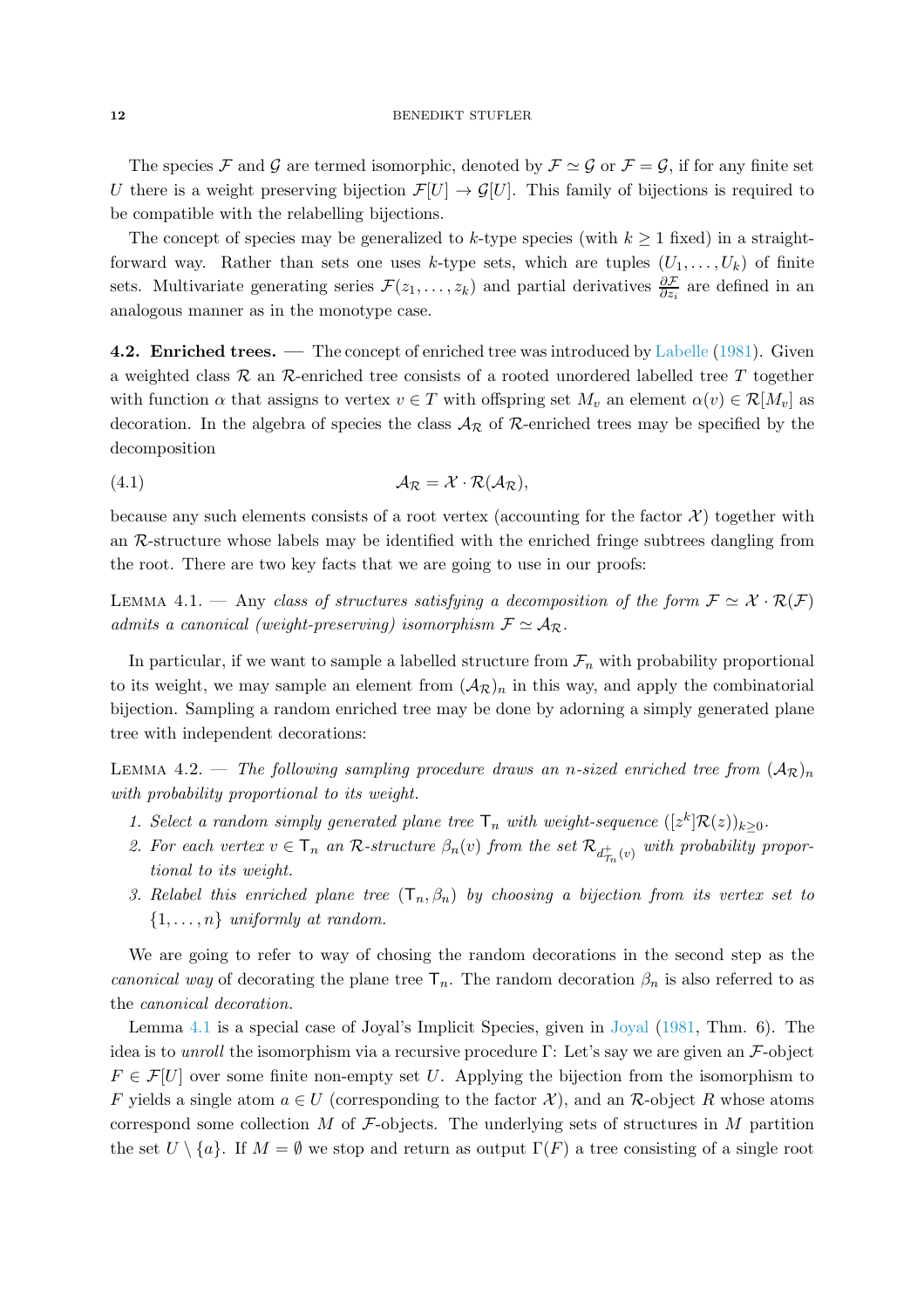The species $\mathcal{F}$ and $\mathcal{G}$ are termed isomorphic, denoted by $\mathcal{F} \simeq \mathcal{G}$ or $\mathcal{F} = \mathcal{G}$, if for any finite set $U$ there is a weight preserving bijection $\mathcal{F}[U] \to \mathcal{G}[U]$. This family of bijections is required to be compatible with the relabelling bijections.

The concept of species may be generalized to $k$-type species (with $k \geq 1$ fixed) in a straightforward way. Rather than sets one uses $k$-type sets, which are tuples $(U_1, \ldots, U_k)$ of finite sets. Multivariate generating series $\mathcal{F}(z_1, \ldots, z_k)$ and partial derivatives $\frac{\partial \mathcal{F}}{\partial z_i}$ are defined in an analogous manner as in the monotype case.

**4.2. Enriched trees.** — The concept of enriched tree was introduced by Labelle (1981). Given a weighted class $\mathcal{R}$ an $\mathcal{R}$-enriched tree consists of a rooted unordered labelled tree $T$ together with function $\alpha$ that assigns to vertex $v \in T$ with offspring set $M_v$ an element $\alpha(v) \in \mathcal{R}[M_v]$ as decoration. In the algebra of species the class $\mathcal{A}_\mathcal{R}$ of $\mathcal{R}$-enriched trees may be specified by the decomposition

$$\mathcal{A}_\mathcal{R} = \mathcal{X} \cdot \mathcal{R}(\mathcal{A}_\mathcal{R}), \tag{4.1}$$

because any such elements consists of a root vertex (accounting for the factor $\mathcal{X}$) together with an $\mathcal{R}$-structure whose labels may be identified with the enriched fringe subtrees dangling from the root. There are two key facts that we are going to use in our proofs:

Lemma 4.1. — *Any class of structures satisfying a decomposition of the form $\mathcal{F} \simeq \mathcal{X} \cdot \mathcal{R}(\mathcal{F})$ admits a canonical (weight-preserving) isomorphism $\mathcal{F} \simeq \mathcal{A}_\mathcal{R}$.*

In particular, if we want to sample a labelled structure from $\mathcal{F}_n$ with probability proportional to its weight, we may sample an element from $(\mathcal{A}_\mathcal{R})_n$ in this way, and apply the combinatorial bijection. Sampling a random enriched tree may be done by adorning a simply generated plane tree with independent decorations:

Lemma 4.2. — *The following sampling procedure draws an $n$-sized enriched tree from $(\mathcal{A}_\mathcal{R})_n$ with probability proportional to its weight.*

1. *Select a random simply generated plane tree $\mathsf{T}_n$ with weight-sequence $([z^k]\mathcal{R}(z))_{k \geq 0}$.*
2. *For each vertex $v \in \mathsf{T}_n$ an $\mathcal{R}$-structure $\beta_n(v)$ from the set $\mathcal{R}_{d^+_{\mathsf{T}_n}(v)}$ with probability proportional to its weight.*
3. *Relabel this enriched plane tree $(\mathsf{T}_n, \beta_n)$ by choosing a bijection from its vertex set to $\{1, \ldots, n\}$ uniformly at random.*

We are going to refer to way of chosing the random decorations in the second step as the *canonical way* of decorating the plane tree $\mathsf{T}_n$. The random decoration $\beta_n$ is also referred to as the *canonical decoration*.

Lemma 4.1 is a special case of Joyal's Implicit Species, given in Joyal (1981, Thm. 6). The idea is to *unroll* the isomorphism via a recursive procedure $\Gamma$: Let's say we are given an $\mathcal{F}$-object $F \in \mathcal{F}[U]$ over some finite non-empty set $U$. Applying the bijection from the isomorphism to $F$ yields a single atom $a \in U$ (corresponding to the factor $\mathcal{X}$), and an $\mathcal{R}$-object $R$ whose atoms correspond some collection $M$ of $\mathcal{F}$-objects. The underlying sets of structures in $M$ partition the set $U \setminus \{a\}$. If $M = \emptyset$ we stop and return as output $\Gamma(F)$ a tree consisting of a single root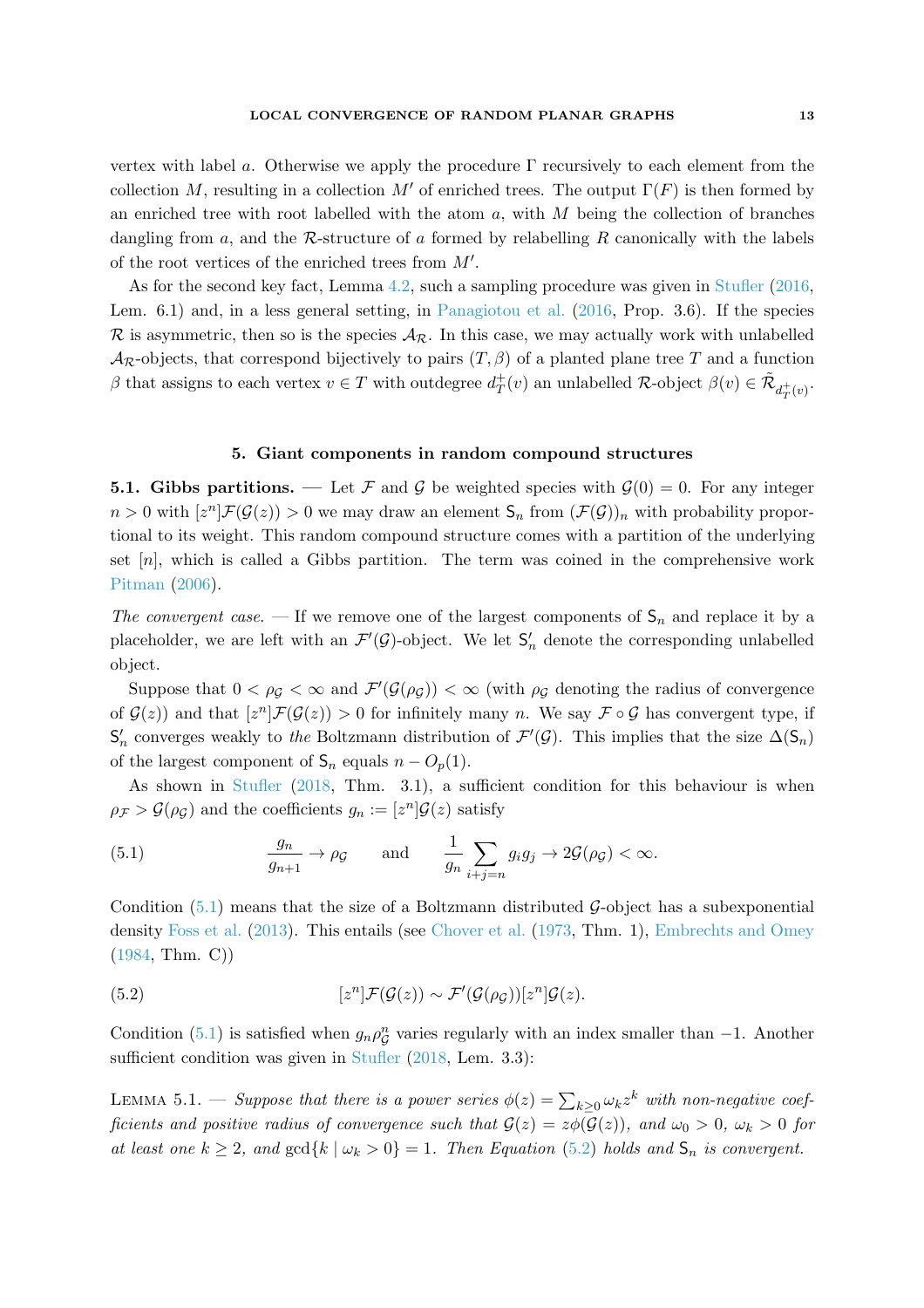vertex with label $a$. Otherwise we apply the procedure $\Gamma$ recursively to each element from the collection $M$, resulting in a collection $M'$ of enriched trees. The output $\Gamma(F)$ is then formed by an enriched tree with root labelled with the atom $a$, with $M$ being the collection of branches dangling from $a$, and the $\mathcal{R}$-structure of $a$ formed by relabelling $R$ canonically with the labels of the root vertices of the enriched trees from $M'$.

As for the second key fact, Lemma 4.2, such a sampling procedure was given in Stufler (2016, Lem. 6.1) and, in a less general setting, in Panagiotou et al. (2016, Prop. 3.6). If the species $\mathcal{R}$ is asymmetric, then so is the species $\mathcal{A}_{\mathcal{R}}$. In this case, we may actually work with unlabelled $\mathcal{A}_{\mathcal{R}}$-objects, that correspond bijectively to pairs $(T, \beta)$ of a planted plane tree $T$ and a function $\beta$ that assigns to each vertex $v \in T$ with outdegree $d_T^+(v)$ an unlabelled $\mathcal{R}$-object $\beta(v) \in \tilde{\mathcal{R}}_{d_T^+(v)}$.

## 5. Giant components in random compound structures

**5.1. Gibbs partitions.** — Let $\mathcal{F}$ and $\mathcal{G}$ be weighted species with $\mathcal{G}(0) = 0$. For any integer $n > 0$ with $[z^n]\mathcal{F}(\mathcal{G}(z)) > 0$ we may draw an element $\mathsf{S}_n$ from $(\mathcal{F}(\mathcal{G}))_n$ with probability proportional to its weight. This random compound structure comes with a partition of the underlying set $[n]$, which is called a Gibbs partition. The term was coined in the comprehensive work Pitman (2006).

*The convergent case.* — If we remove one of the largest components of $\mathsf{S}_n$ and replace it by a placeholder, we are left with an $\mathcal{F}'(\mathcal{G})$-object. We let $\mathsf{S}_n'$ denote the corresponding unlabelled object.

Suppose that $0 < \rho_{\mathcal{G}} < \infty$ and $\mathcal{F}'(\mathcal{G}(\rho_{\mathcal{G}})) < \infty$ (with $\rho_{\mathcal{G}}$ denoting the radius of convergence of $\mathcal{G}(z)$) and that $[z^n]\mathcal{F}(\mathcal{G}(z)) > 0$ for infinitely many $n$. We say $\mathcal{F} \circ \mathcal{G}$ has convergent type, if $\mathsf{S}_n'$ converges weakly to *the* Boltzmann distribution of $\mathcal{F}'(\mathcal{G})$. This implies that the size $\Delta(\mathsf{S}_n)$ of the largest component of $\mathsf{S}_n$ equals $n - O_p(1)$.

As shown in Stufler (2018, Thm. 3.1), a sufficient condition for this behaviour is when $\rho_{\mathcal{F}} > \mathcal{G}(\rho_{\mathcal{G}})$ and the coefficients $g_n := [z^n]\mathcal{G}(z)$ satisfy

$$\frac{g_n}{g_{n+1}} \to \rho_{\mathcal{G}} \qquad \text{and} \qquad \frac{1}{g_n} \sum_{i+j=n} g_i g_j \to 2\mathcal{G}(\rho_{\mathcal{G}}) < \infty. \tag{5.1}$$

Condition (5.1) means that the size of a Boltzmann distributed $\mathcal{G}$-object has a subexponential density Foss et al. (2013). This entails (see Chover et al. (1973, Thm. 1), Embrechts and Omey (1984, Thm. C))

$$[z^n]\mathcal{F}(\mathcal{G}(z)) \sim \mathcal{F}'(\mathcal{G}(\rho_{\mathcal{G}}))[z^n]\mathcal{G}(z). \tag{5.2}$$

Condition (5.1) is satisfied when $g_n \rho_{\mathcal{G}}^n$ varies regularly with an index smaller than $-1$. Another sufficient condition was given in Stufler (2018, Lem. 3.3):

Lemma 5.1. — *Suppose that there is a power series $\phi(z) = \sum_{k \geq 0} \omega_k z^k$ with non-negative coefficients and positive radius of convergence such that $\mathcal{G}(z) = z\phi(\mathcal{G}(z))$, and $\omega_0 > 0$, $\omega_k > 0$ for at least one $k \geq 2$, and $\gcd\{k \mid \omega_k > 0\} = 1$. Then Equation (5.2) holds and $\mathsf{S}_n$ is convergent.*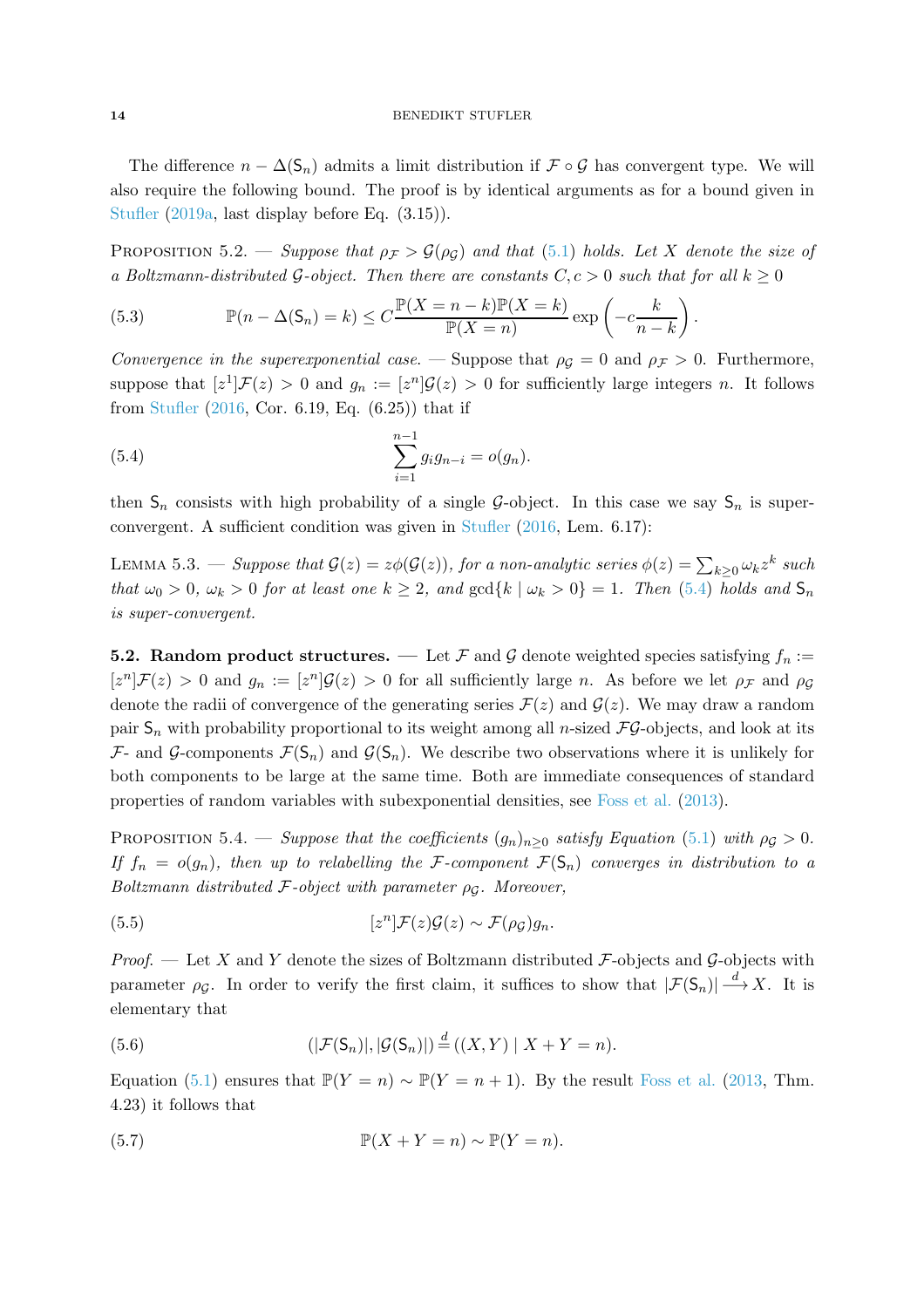The difference $n - \Delta(\mathsf{S}_n)$ admits a limit distribution if $\mathcal{F} \circ \mathcal{G}$ has convergent type. We will also require the following bound. The proof is by identical arguments as for a bound given in Stufler (2019a, last display before Eq. (3.15)).

Proposition 5.2. — *Suppose that $\rho_\mathcal{F} > \mathcal{G}(\rho_\mathcal{G})$ and that (5.1) holds. Let $X$ denote the size of a Boltzmann-distributed $\mathcal{G}$-object. Then there are constants $C, c > 0$ such that for all $k \geq 0$*

$$\mathbb{P}(n - \Delta(\mathsf{S}_n) = k) \leq C \frac{\mathbb{P}(X = n-k)\mathbb{P}(X = k)}{\mathbb{P}(X = n)} \exp\left(-c \frac{k}{n-k}\right). \tag{5.3}$$

*Convergence in the superexponential case.* — Suppose that $\rho_\mathcal{G} = 0$ and $\rho_\mathcal{F} > 0$. Furthermore, suppose that $[z^1]\mathcal{F}(z) > 0$ and $g_n := [z^n]\mathcal{G}(z) > 0$ for sufficiently large integers $n$. It follows from Stufler (2016, Cor. 6.19, Eq. (6.25)) that if

$$\sum_{i=1}^{n-1} g_i g_{n-i} = o(g_n). \tag{5.4}$$

then $\mathsf{S}_n$ consists with high probability of a single $\mathcal{G}$-object. In this case we say $\mathsf{S}_n$ is super-convergent. A sufficient condition was given in Stufler (2016, Lem. 6.17):

Lemma 5.3. — *Suppose that $\mathcal{G}(z) = z\phi(\mathcal{G}(z))$, for a non-analytic series $\phi(z) = \sum_{k\geq 0} \omega_k z^k$ such that $\omega_0 > 0$, $\omega_k > 0$ for at least one $k \geq 2$, and $\gcd\{k \mid \omega_k > 0\} = 1$. Then (5.4) holds and $\mathsf{S}_n$ is super-convergent.*

### 5.2. Random product structures.

— Let $\mathcal{F}$ and $\mathcal{G}$ denote weighted species satisfying $f_n := [z^n]\mathcal{F}(z) > 0$ and $g_n := [z^n]\mathcal{G}(z) > 0$ for all sufficiently large $n$. As before we let $\rho_\mathcal{F}$ and $\rho_\mathcal{G}$ denote the radii of convergence of the generating series $\mathcal{F}(z)$ and $\mathcal{G}(z)$. We may draw a random pair $\mathsf{S}_n$ with probability proportional to its weight among all $n$-sized $\mathcal{F}\mathcal{G}$-objects, and look at its $\mathcal{F}$- and $\mathcal{G}$-components $\mathcal{F}(\mathsf{S}_n)$ and $\mathcal{G}(\mathsf{S}_n)$. We describe two observations where it is unlikely for both components to be large at the same time. Both are immediate consequences of standard properties of random variables with subexponential densities, see Foss et al. (2013).

Proposition 5.4. — *Suppose that the coefficients $(g_n)_{n\geq 0}$ satisfy Equation (5.1) with $\rho_\mathcal{G} > 0$. If $f_n = o(g_n)$, then up to relabelling the $\mathcal{F}$-component $\mathcal{F}(\mathsf{S}_n)$ converges in distribution to a Boltzmann distributed $\mathcal{F}$-object with parameter $\rho_\mathcal{G}$. Moreover,*

$$[z^n]\mathcal{F}(z)\mathcal{G}(z) \sim \mathcal{F}(\rho_\mathcal{G}) g_n. \tag{5.5}$$

*Proof.* — Let $X$ and $Y$ denote the sizes of Boltzmann distributed $\mathcal{F}$-objects and $\mathcal{G}$-objects with parameter $\rho_\mathcal{G}$. In order to verify the first claim, it suffices to show that $|\mathcal{F}(\mathsf{S}_n)| \xrightarrow{d} X$. It is elementary that

$$(|\mathcal{F}(\mathsf{S}_n)|, |\mathcal{G}(\mathsf{S}_n)|) \overset{d}{=} ((X, Y) \mid X + Y = n). \tag{5.6}$$

Equation (5.1) ensures that $\mathbb{P}(Y = n) \sim \mathbb{P}(Y = n+1)$. By the result Foss et al. (2013, Thm. 4.23) it follows that

$$\mathbb{P}(X + Y = n) \sim \mathbb{P}(Y = n). \tag{5.7}$$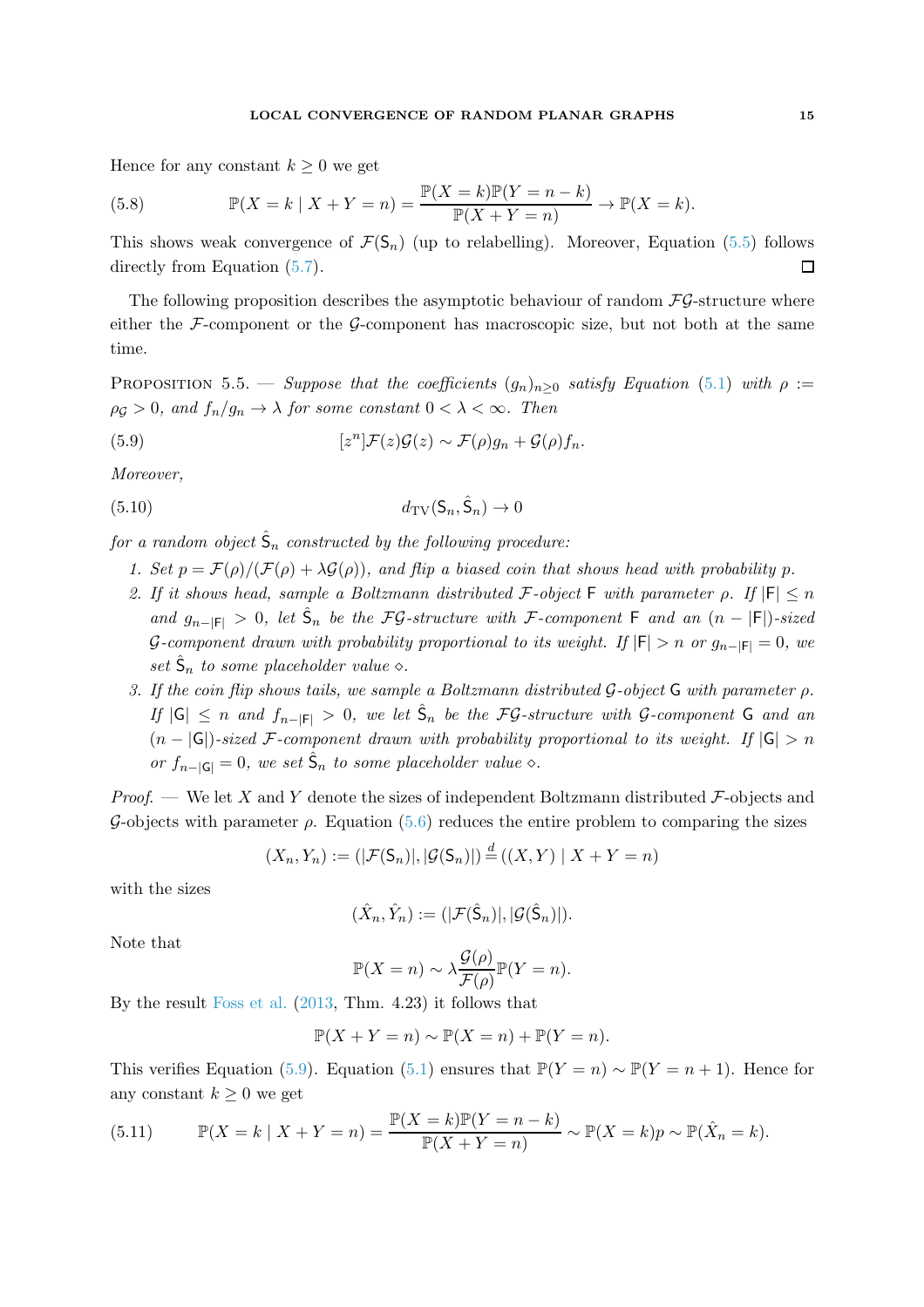Hence for any constant $k \geq 0$ we get

$$\mathbb{P}(X = k \mid X + Y = n) = \frac{\mathbb{P}(X = k)\mathbb{P}(Y = n - k)}{\mathbb{P}(X + Y = n)} \to \mathbb{P}(X = k). \tag{5.8}$$

This shows weak convergence of $\mathcal{F}(\mathsf{S}_n)$ (up to relabelling). Moreover, Equation (5.5) follows directly from Equation (5.7). ◻

The following proposition describes the asymptotic behaviour of random $\mathcal{F}\mathcal{G}$-structure where either the $\mathcal{F}$-component or the $\mathcal{G}$-component has macroscopic size, but not both at the same time.

Proposition 5.5. — *Suppose that the coefficients $(g_n)_{n \geq 0}$ satisfy Equation (5.1) with $\rho := \rho_{\mathcal{G}} > 0$, and $f_n/g_n \to \lambda$ for some constant $0 < \lambda < \infty$. Then*

$$[z^n]\mathcal{F}(z)\mathcal{G}(z) \sim \mathcal{F}(\rho)g_n + \mathcal{G}(\rho)f_n. \tag{5.9}$$

*Moreover,*

$$d_{\mathrm{TV}}(\mathsf{S}_n, \hat{\mathsf{S}}_n) \to 0 \tag{5.10}$$

*for a random object $\hat{\mathsf{S}}_n$ constructed by the following procedure:*

1. *Set $p = \mathcal{F}(\rho)/(\mathcal{F}(\rho) + \lambda\mathcal{G}(\rho))$, and flip a biased coin that shows head with probability $p$.*
2. *If it shows head, sample a Boltzmann distributed $\mathcal{F}$-object $\mathsf{F}$ with parameter $\rho$. If $|\mathsf{F}| \leq n$ and $g_{n-|\mathsf{F}|} > 0$, let $\hat{\mathsf{S}}_n$ be the $\mathcal{F}\mathcal{G}$-structure with $\mathcal{F}$-component $\mathsf{F}$ and an $(n - |\mathsf{F}|)$-sized $\mathcal{G}$-component drawn with probability proportional to its weight. If $|\mathsf{F}| > n$ or $g_{n-|\mathsf{F}|} = 0$, we set $\hat{\mathsf{S}}_n$ to some placeholder value $\diamond$.*
3. *If the coin flip shows tails, we sample a Boltzmann distributed $\mathcal{G}$-object $\mathsf{G}$ with parameter $\rho$. If $|\mathsf{G}| \leq n$ and $f_{n-|\mathsf{F}|} > 0$, we let $\hat{\mathsf{S}}_n$ be the $\mathcal{F}\mathcal{G}$-structure with $\mathcal{G}$-component $\mathsf{G}$ and an $(n - |\mathsf{G}|)$-sized $\mathcal{F}$-component drawn with probability proportional to its weight. If $|\mathsf{G}| > n$ or $f_{n-|\mathsf{G}|} = 0$, we set $\hat{\mathsf{S}}_n$ to some placeholder value $\diamond$.*

*Proof.* — We let $X$ and $Y$ denote the sizes of independent Boltzmann distributed $\mathcal{F}$-objects and $\mathcal{G}$-objects with parameter $\rho$. Equation (5.6) reduces the entire problem to comparing the sizes

$$(X_n, Y_n) := (|\mathcal{F}(\mathsf{S}_n)|, |\mathcal{G}(\mathsf{S}_n)|) \overset{d}{=} ((X, Y) \mid X + Y = n)$$

with the sizes

$$(\hat{X}_n, \hat{Y}_n) := (|\mathcal{F}(\hat{\mathsf{S}}_n)|, |\mathcal{G}(\hat{\mathsf{S}}_n)|).$$

Note that

$$\mathbb{P}(X = n) \sim \lambda \frac{\mathcal{G}(\rho)}{\mathcal{F}(\rho)} \mathbb{P}(Y = n).$$

By the result Foss et al. (2013, Thm. 4.23) it follows that

$$\mathbb{P}(X + Y = n) \sim \mathbb{P}(X = n) + \mathbb{P}(Y = n).$$

This verifies Equation (5.9). Equation (5.1) ensures that $\mathbb{P}(Y = n) \sim \mathbb{P}(Y = n + 1)$. Hence for any constant $k \geq 0$ we get

$$\mathbb{P}(X = k \mid X + Y = n) = \frac{\mathbb{P}(X = k)\mathbb{P}(Y = n - k)}{\mathbb{P}(X + Y = n)} \sim \mathbb{P}(X = k)p \sim \mathbb{P}(\hat{X}_n = k). \tag{5.11}$$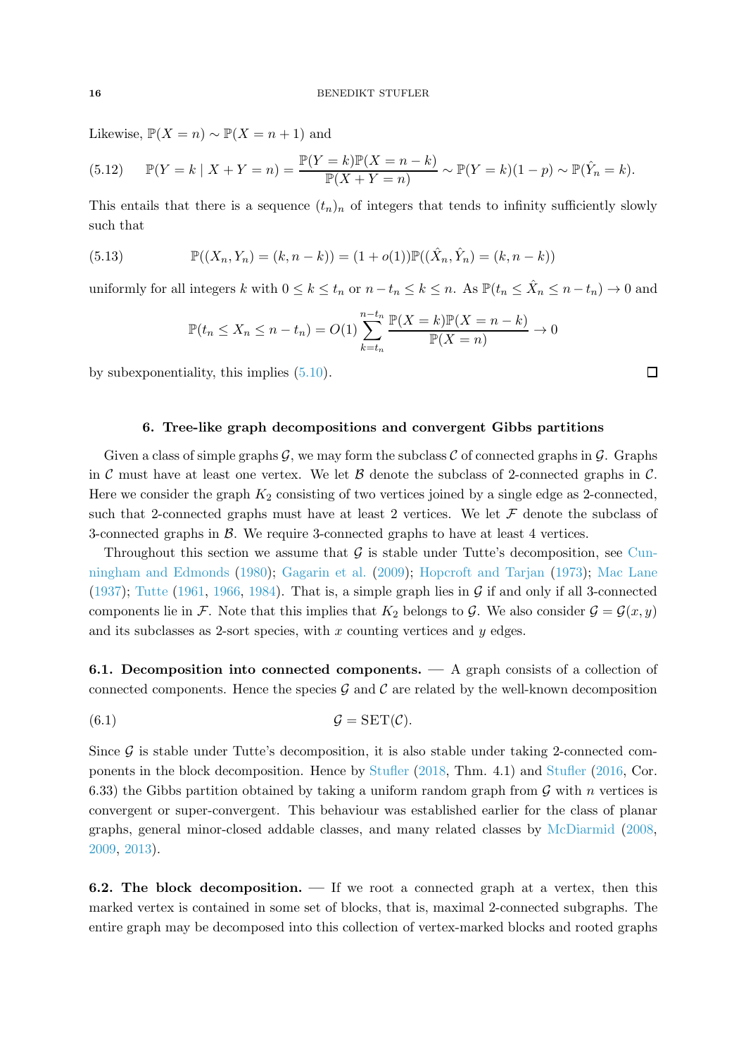Likewise, $\mathbb{P}(X = n) \sim \mathbb{P}(X = n+1)$ and

$$\mathbb{P}(Y = k \mid X + Y = n) = \frac{\mathbb{P}(Y = k)\mathbb{P}(X = n-k)}{\mathbb{P}(X + Y = n)} \sim \mathbb{P}(Y = k)(1-p) \sim \mathbb{P}(\hat{Y}_n = k). \tag{5.12}$$

This entails that there is a sequence $(t_n)_n$ of integers that tends to infinity sufficiently slowly such that

$$\mathbb{P}((X_n, Y_n) = (k, n-k)) = (1 + o(1))\mathbb{P}((\hat{X}_n, \hat{Y}_n) = (k, n-k)) \tag{5.13}$$

uniformly for all integers $k$ with $0 \le k \le t_n$ or $n - t_n \le k \le n$. As $\mathbb{P}(t_n \le \hat{X}_n \le n - t_n) \to 0$ and

$$\mathbb{P}(t_n \le X_n \le n - t_n) = O(1) \sum_{k=t_n}^{n-t_n} \frac{\mathbb{P}(X = k)\mathbb{P}(X = n-k)}{\mathbb{P}(X = n)} \to 0$$

by subexponentiality, this implies (5.10). □

## 6. Tree-like graph decompositions and convergent Gibbs partitions

Given a class of simple graphs $\mathcal{G}$, we may form the subclass $\mathcal{C}$ of connected graphs in $\mathcal{G}$. Graphs in $\mathcal{C}$ must have at least one vertex. We let $\mathcal{B}$ denote the subclass of 2-connected graphs in $\mathcal{C}$. Here we consider the graph $K_2$ consisting of two vertices joined by a single edge as 2-connected, such that 2-connected graphs must have at least 2 vertices. We let $\mathcal{F}$ denote the subclass of 3-connected graphs in $\mathcal{B}$. We require 3-connected graphs to have at least 4 vertices.

Throughout this section we assume that $\mathcal{G}$ is stable under Tutte's decomposition, see Cunningham and Edmonds (1980); Gagarin et al. (2009); Hopcroft and Tarjan (1973); Mac Lane (1937); Tutte (1961, 1966, 1984). That is, a simple graph lies in $\mathcal{G}$ if and only if all 3-connected components lie in $\mathcal{F}$. Note that this implies that $K_2$ belongs to $\mathcal{G}$. We also consider $\mathcal{G} = \mathcal{G}(x, y)$ and its subclasses as 2-sort species, with $x$ counting vertices and $y$ edges.

**6.1. Decomposition into connected components.** — A graph consists of a collection of connected components. Hence the species $\mathcal{G}$ and $\mathcal{C}$ are related by the well-known decomposition

$$\mathcal{G} = \text{SET}(\mathcal{C}). \tag{6.1}$$

Since $\mathcal{G}$ is stable under Tutte's decomposition, it is also stable under taking 2-connected components in the block decomposition. Hence by Stufler (2018, Thm. 4.1) and Stufler (2016, Cor. 6.33) the Gibbs partition obtained by taking a uniform random graph from $\mathcal{G}$ with $n$ vertices is convergent or super-convergent. This behaviour was established earlier for the class of planar graphs, general minor-closed addable classes, and many related classes by McDiarmid (2008, 2009, 2013).

**6.2. The block decomposition.** — If we root a connected graph at a vertex, then this marked vertex is contained in some set of blocks, that is, maximal 2-connected subgraphs. The entire graph may be decomposed into this collection of vertex-marked blocks and rooted graphs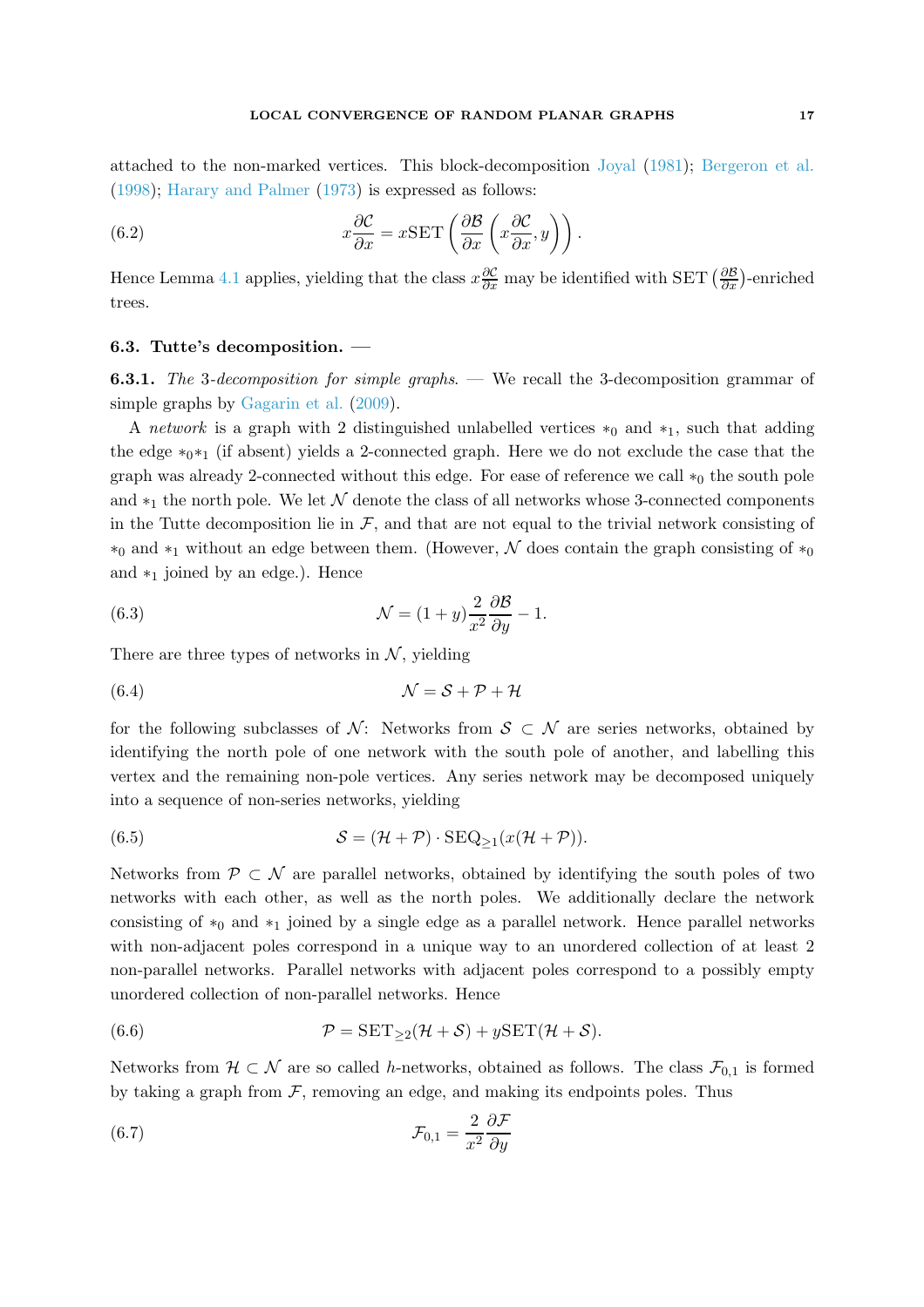attached to the non-marked vertices. This block-decomposition Joyal (1981); Bergeron et al. (1998); Harary and Palmer (1973) is expressed as follows:

$$x\frac{\partial \mathcal{C}}{\partial x} = x\mathrm{SET}\left(\frac{\partial \mathcal{B}}{\partial x}\left(x\frac{\partial \mathcal{C}}{\partial x}, y\right)\right). \tag{6.2}$$

Hence Lemma 4.1 applies, yielding that the class $x\frac{\partial \mathcal{C}}{\partial x}$ may be identified with $\mathrm{SET}\left(\frac{\partial \mathcal{B}}{\partial x}\right)$-enriched trees.

### 6.3. Tutte's decomposition. —

**6.3.1.** *The 3-decomposition for simple graphs.* — We recall the 3-decomposition grammar of simple graphs by Gagarin et al. (2009).

A *network* is a graph with 2 distinguished unlabelled vertices $*_0$ and $*_1$, such that adding the edge $*_0*_1$ (if absent) yields a 2-connected graph. Here we do not exclude the case that the graph was already 2-connected without this edge. For ease of reference we call $*_0$ the south pole and $*_1$ the north pole. We let $\mathcal{N}$ denote the class of all networks whose 3-connected components in the Tutte decomposition lie in $\mathcal{F}$, and that are not equal to the trivial network consisting of $*_0$ and $*_1$ without an edge between them. (However, $\mathcal{N}$ does contain the graph consisting of $*_0$ and $*_1$ joined by an edge.). Hence

$$\mathcal{N} = (1+y)\frac{2}{x^2}\frac{\partial \mathcal{B}}{\partial y} - 1. \tag{6.3}$$

There are three types of networks in $\mathcal{N}$, yielding

$$\mathcal{N} = \mathcal{S} + \mathcal{P} + \mathcal{H} \tag{6.4}$$

for the following subclasses of $\mathcal{N}$: Networks from $\mathcal{S} \subset \mathcal{N}$ are series networks, obtained by identifying the north pole of one network with the south pole of another, and labelling this vertex and the remaining non-pole vertices. Any series network may be decomposed uniquely into a sequence of non-series networks, yielding

$$\mathcal{S} = (\mathcal{H} + \mathcal{P}) \cdot \mathrm{SEQ}_{\ge 1}(x(\mathcal{H} + \mathcal{P})). \tag{6.5}$$

Networks from $\mathcal{P} \subset \mathcal{N}$ are parallel networks, obtained by identifying the south poles of two networks with each other, as well as the north poles. We additionally declare the network consisting of $*_0$ and $*_1$ joined by a single edge as a parallel network. Hence parallel networks with non-adjacent poles correspond in a unique way to an unordered collection of at least 2 non-parallel networks. Parallel networks with adjacent poles correspond to a possibly empty unordered collection of non-parallel networks. Hence

$$\mathcal{P} = \mathrm{SET}_{\ge 2}(\mathcal{H} + \mathcal{S}) + y\mathrm{SET}(\mathcal{H} + \mathcal{S}). \tag{6.6}$$

Networks from $\mathcal{H} \subset \mathcal{N}$ are so called $h$-networks, obtained as follows. The class $\mathcal{F}_{0,1}$ is formed by taking a graph from $\mathcal{F}$, removing an edge, and making its endpoints poles. Thus

$$\mathcal{F}_{0,1} = \frac{2}{x^2}\frac{\partial \mathcal{F}}{\partial y} \tag{6.7}$$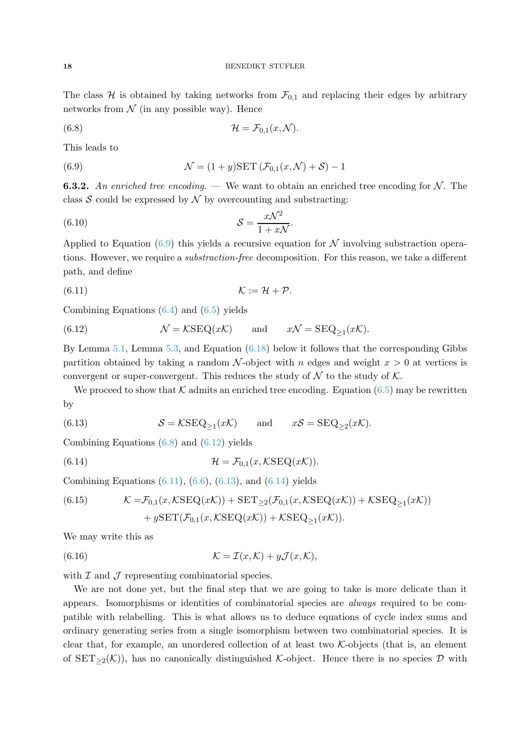The class $\mathcal{H}$ is obtained by taking networks from $\mathcal{F}_{0,1}$ and replacing their edges by arbitrary networks from $\mathcal{N}$ (in any possible way). Hence

$$\mathcal{H} = \mathcal{F}_{0,1}(x, \mathcal{N}). \tag{6.8}$$

This leads to

$$\mathcal{N} = (1+y)\mathrm{SET}\left(\mathcal{F}_{0,1}(x, \mathcal{N}) + \mathcal{S}\right) - 1 \tag{6.9}$$

**6.3.2.** *An enriched tree encoding.* — We want to obtain an enriched tree encoding for $\mathcal{N}$. The class $\mathcal{S}$ could be expressed by $\mathcal{N}$ by overcounting and substracting:

$$\mathcal{S} = \frac{x\mathcal{N}^2}{1 + x\mathcal{N}}. \tag{6.10}$$

Applied to Equation (6.9) this yields a recursive equation for $\mathcal{N}$ involving substraction operations. However, we require a *substraction-free* decomposition. For this reason, we take a different path, and define

$$\mathcal{K} := \mathcal{H} + \mathcal{P}. \tag{6.11}$$

Combining Equations (6.4) and (6.5) yields

$$\mathcal{N} = \mathcal{K}\mathrm{SEQ}(x\mathcal{K}) \qquad \text{and} \qquad x\mathcal{N} = \mathrm{SEQ}_{\geq 1}(x\mathcal{K}). \tag{6.12}$$

By Lemma 5.1, Lemma 5.3, and Equation (6.18) below it follows that the corresponding Gibbs partition obtained by taking a random $\mathcal{N}$-object with $n$ edges and weight $x > 0$ at vertices is convergent or super-convergent. This reduces the study of $\mathcal{N}$ to the study of $\mathcal{K}$.

We proceed to show that $\mathcal{K}$ admits an enriched tree encoding. Equation (6.5) may be rewritten by

$$\mathcal{S} = \mathcal{K}\mathrm{SEQ}_{\geq 1}(x\mathcal{K}) \qquad \text{and} \qquad x\mathcal{S} = \mathrm{SEQ}_{\geq 2}(x\mathcal{K}). \tag{6.13}$$

Combining Equations (6.8) and (6.12) yields

$$\mathcal{H} = \mathcal{F}_{0,1}(x, \mathcal{K}\mathrm{SEQ}(x\mathcal{K})). \tag{6.14}$$

Combining Equations (6.11), (6.6), (6.13), and (6.14) yields

$$\begin{aligned} \mathcal{K} =& \mathcal{F}_{0,1}(x, \mathcal{K}\mathrm{SEQ}(x\mathcal{K})) + \mathrm{SET}_{\geq 2}(\mathcal{F}_{0,1}(x, \mathcal{K}\mathrm{SEQ}(x\mathcal{K})) + \mathcal{K}\mathrm{SEQ}_{\geq 1}(x\mathcal{K})) \\ &+ y\mathrm{SET}(\mathcal{F}_{0,1}(x, \mathcal{K}\mathrm{SEQ}(x\mathcal{K})) + \mathcal{K}\mathrm{SEQ}_{\geq 1}(x\mathcal{K})). \end{aligned} \tag{6.15}$$

We may write this as

$$\mathcal{K} = \mathcal{I}(x, \mathcal{K}) + y\mathcal{J}(x, \mathcal{K}), \tag{6.16}$$

with $\mathcal{I}$ and $\mathcal{J}$ representing combinatorial species.

We are not done yet, but the final step that we are going to take is more delicate than it appears. Isomorphisms or identities of combinatorial species are *always* required to be compatible with relabelling. This is what allows us to deduce equations of cycle index sums and ordinary generating series from a single isomorphism between two combinatorial species. It is clear that, for example, an unordered collection of at least two $\mathcal{K}$-objects (that is, an element of $\mathrm{SET}_{\geq 2}(\mathcal{K})$), has no canonically distinguished $\mathcal{K}$-object. Hence there is no species $\mathcal{D}$ with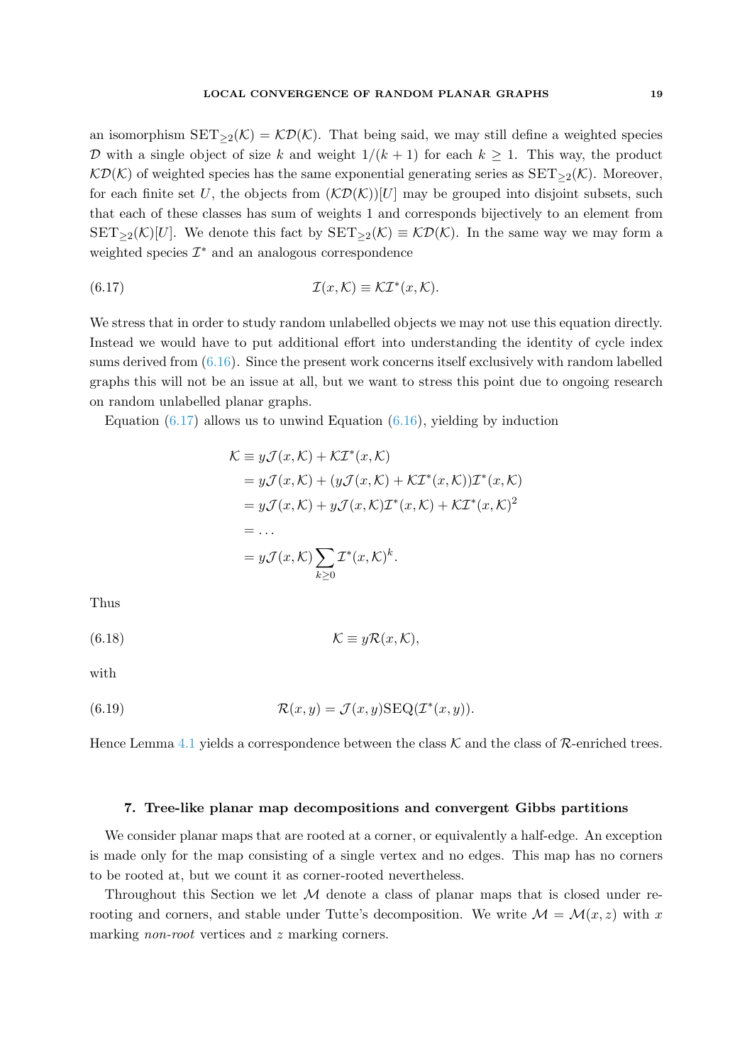an isomorphism $\mathrm{SET}_{\geq 2}(\mathcal{K}) = \mathcal{K}\mathcal{D}(\mathcal{K})$. That being said, we may still define a weighted species $\mathcal{D}$ with a single object of size $k$ and weight $1/(k+1)$ for each $k \geq 1$. This way, the product $\mathcal{K}\mathcal{D}(\mathcal{K})$ of weighted species has the same exponential generating series as $\mathrm{SET}_{\geq 2}(\mathcal{K})$. Moreover, for each finite set $U$, the objects from $(\mathcal{K}\mathcal{D}(\mathcal{K}))[U]$ may be grouped into disjoint subsets, such that each of these classes has sum of weights 1 and corresponds bijectively to an element from $\mathrm{SET}_{\geq 2}(\mathcal{K})[U]$. We denote this fact by $\mathrm{SET}_{\geq 2}(\mathcal{K}) \equiv \mathcal{K}\mathcal{D}(\mathcal{K})$. In the same way we may form a weighted species $\mathcal{I}^*$ and an analogous correspondence

$$\mathcal{I}(x, \mathcal{K}) \equiv \mathcal{K}\mathcal{I}^*(x, \mathcal{K}). \tag{6.17}$$

We stress that in order to study random unlabelled objects we may not use this equation directly. Instead we would have to put additional effort into understanding the identity of cycle index sums derived from (6.16). Since the present work concerns itself exclusively with random labelled graphs this will not be an issue at all, but we want to stress this point due to ongoing research on random unlabelled planar graphs.

Equation (6.17) allows us to unwind Equation (6.16), yielding by induction

$$\begin{aligned}
\mathcal{K} &\equiv y\mathcal{J}(x, \mathcal{K}) + \mathcal{K}\mathcal{I}^*(x, \mathcal{K}) \\
&= y\mathcal{J}(x, \mathcal{K}) + (y\mathcal{J}(x, \mathcal{K}) + \mathcal{K}\mathcal{I}^*(x, \mathcal{K}))\mathcal{I}^*(x, \mathcal{K}) \\
&= y\mathcal{J}(x, \mathcal{K}) + y\mathcal{J}(x, \mathcal{K})\mathcal{I}^*(x, \mathcal{K}) + \mathcal{K}\mathcal{I}^*(x, \mathcal{K})^2 \\
&= \dots \\
&= y\mathcal{J}(x, \mathcal{K}) \sum_{k \geq 0} \mathcal{I}^*(x, \mathcal{K})^k.
\end{aligned}$$

Thus

$$\mathcal{K} \equiv y\mathcal{R}(x, \mathcal{K}), \tag{6.18}$$

with

$$\mathcal{R}(x, y) = \mathcal{J}(x, y)\mathrm{SEQ}(\mathcal{I}^*(x, y)). \tag{6.19}$$

Hence Lemma 4.1 yields a correspondence between the class $\mathcal{K}$ and the class of $\mathcal{R}$-enriched trees.

## 7. Tree-like planar map decompositions and convergent Gibbs partitions

We consider planar maps that are rooted at a corner, or equivalently a half-edge. An exception is made only for the map consisting of a single vertex and no edges. This map has no corners to be rooted at, but we count it as corner-rooted nevertheless.

Throughout this Section we let $\mathcal{M}$ denote a class of planar maps that is closed under re-rooting and corners, and stable under Tutte's decomposition. We write $\mathcal{M} = \mathcal{M}(x, z)$ with $x$ marking *non-root* vertices and $z$ marking corners.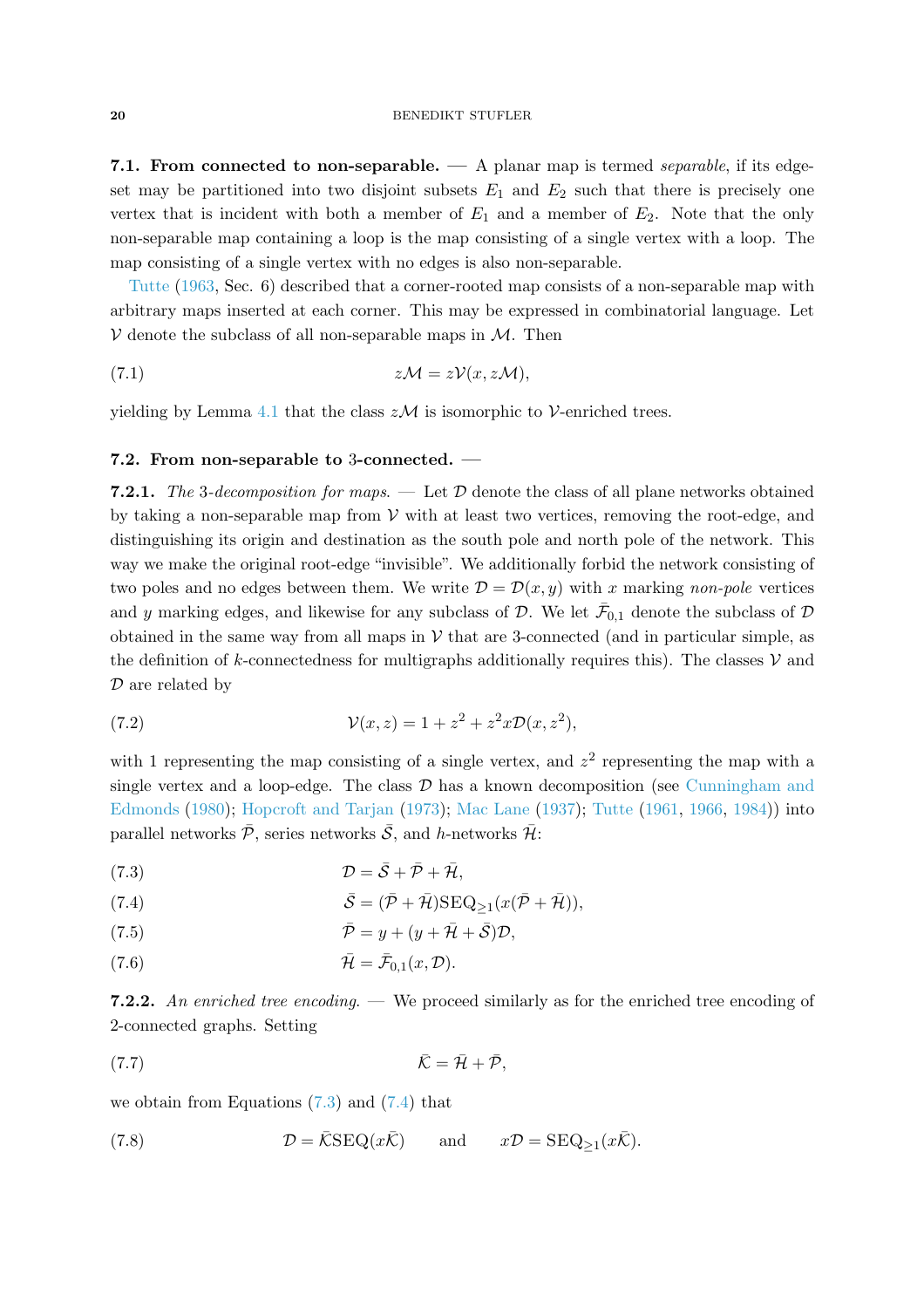### 7.1. From connected to non-separable.

— A planar map is termed *separable*, if its edge-set may be partitioned into two disjoint subsets $E_1$ and $E_2$ such that there is precisely one vertex that is incident with both a member of $E_1$ and a member of $E_2$. Note that the only non-separable map containing a loop is the map consisting of a single vertex with a loop. The map consisting of a single vertex with no edges is also non-separable.

Tutte (1963, Sec. 6) described that a corner-rooted map consists of a non-separable map with arbitrary maps inserted at each corner. This may be expressed in combinatorial language. Let $\mathcal{V}$ denote the subclass of all non-separable maps in $\mathcal{M}$. Then

$$z\mathcal{M} = z\mathcal{V}(x, z\mathcal{M}), \tag{7.1}$$

yielding by Lemma 4.1 that the class $z\mathcal{M}$ is isomorphic to $\mathcal{V}$-enriched trees.

### 7.2. From non-separable to 3-connected.

—

**7.2.1.** *The* 3*-decomposition for maps.* — Let $\mathcal{D}$ denote the class of all plane networks obtained by taking a non-separable map from $\mathcal{V}$ with at least two vertices, removing the root-edge, and distinguishing its origin and destination as the south pole and north pole of the network. This way we make the original root-edge "invisible". We additionally forbid the network consisting of two poles and no edges between them. We write $\mathcal{D} = \mathcal{D}(x, y)$ with $x$ marking *non-pole* vertices and $y$ marking edges, and likewise for any subclass of $\mathcal{D}$. We let $\bar{\mathcal{F}}_{0,1}$ denote the subclass of $\mathcal{D}$ obtained in the same way from all maps in $\mathcal{V}$ that are 3-connected (and in particular simple, as the definition of $k$-connectedness for multigraphs additionally requires this). The classes $\mathcal{V}$ and $\mathcal{D}$ are related by

$$\mathcal{V}(x, z) = 1 + z^2 + z^2 x\mathcal{D}(x, z^2), \tag{7.2}$$

with 1 representing the map consisting of a single vertex, and $z^2$ representing the map with a single vertex and a loop-edge. The class $\mathcal{D}$ has a known decomposition (see Cunningham and Edmonds (1980); Hopcroft and Tarjan (1973); Mac Lane (1937); Tutte (1961, 1966, 1984)) into parallel networks $\bar{\mathcal{P}}$, series networks $\bar{\mathcal{S}}$, and $h$-networks $\bar{\mathcal{H}}$:

$$\mathcal{D} = \bar{\mathcal{S}} + \bar{\mathcal{P}} + \bar{\mathcal{H}}, \tag{7.3}$$

$$\bar{\mathcal{S}} = (\bar{\mathcal{P}} + \bar{\mathcal{H}})\mathrm{SEQ}_{\geq 1}(x(\bar{\mathcal{P}} + \bar{\mathcal{H}})), \tag{7.4}$$

$$\bar{\mathcal{P}} = y + (y + \bar{\mathcal{H}} + \bar{\mathcal{S}})\mathcal{D}, \tag{7.5}$$

$$\bar{\mathcal{H}} = \bar{\mathcal{F}}_{0,1}(x, \mathcal{D}). \tag{7.6}$$

**7.2.2.** *An enriched tree encoding.* — We proceed similarly as for the enriched tree encoding of 2-connected graphs. Setting

$$\bar{\mathcal{K}} = \bar{\mathcal{H}} + \bar{\mathcal{P}}, \tag{7.7}$$

we obtain from Equations (7.3) and (7.4) that

$$\mathcal{D} = \bar{\mathcal{K}}\mathrm{SEQ}(x\bar{\mathcal{K}}) \qquad \text{and} \qquad x\mathcal{D} = \mathrm{SEQ}_{\geq 1}(x\bar{\mathcal{K}}). \tag{7.8}$$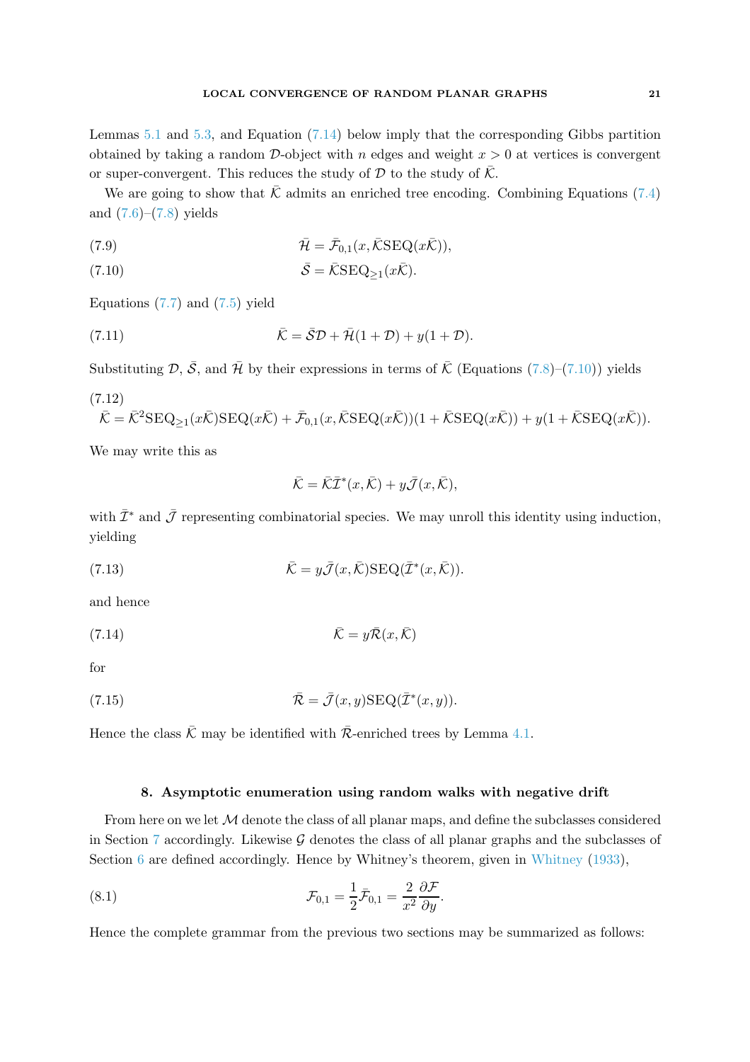Lemmas 5.1 and 5.3, and Equation (7.14) below imply that the corresponding Gibbs partition obtained by taking a random $\mathcal{D}$-object with $n$ edges and weight $x > 0$ at vertices is convergent or super-convergent. This reduces the study of $\mathcal{D}$ to the study of $\bar{\mathcal{K}}$.

We are going to show that $\bar{\mathcal{K}}$ admits an enriched tree encoding. Combining Equations (7.4) and (7.6)–(7.8) yields

$$\bar{\mathcal{H}} = \bar{\mathcal{F}}_{0,1}(x, \bar{\mathcal{K}}\mathrm{SEQ}(x\bar{\mathcal{K}})), \tag{7.9}$$

$$\bar{\mathcal{S}} = \bar{\mathcal{K}}\mathrm{SEQ}_{\geq 1}(x\bar{\mathcal{K}}). \tag{7.10}$$

Equations (7.7) and (7.5) yield

$$\bar{\mathcal{K}} = \bar{\mathcal{S}}\mathcal{D} + \bar{\mathcal{H}}(1 + \mathcal{D}) + y(1 + \mathcal{D}). \tag{7.11}$$

Substituting $\mathcal{D}$, $\bar{\mathcal{S}}$, and $\bar{\mathcal{H}}$ by their expressions in terms of $\bar{\mathcal{K}}$ (Equations (7.8)–(7.10)) yields

$$\bar{\mathcal{K}} = \bar{\mathcal{K}}^2\mathrm{SEQ}_{\geq 1}(x\bar{\mathcal{K}})\mathrm{SEQ}(x\bar{\mathcal{K}}) + \bar{\mathcal{F}}_{0,1}(x, \bar{\mathcal{K}}\mathrm{SEQ}(x\bar{\mathcal{K}}))(1 + \bar{\mathcal{K}}\mathrm{SEQ}(x\bar{\mathcal{K}})) + y(1 + \bar{\mathcal{K}}\mathrm{SEQ}(x\bar{\mathcal{K}})). \tag{7.12}$$

We may write this as

$$\bar{\mathcal{K}} = \bar{\mathcal{K}}\bar{\mathcal{I}}^*(x, \bar{\mathcal{K}}) + y\bar{\mathcal{J}}(x, \bar{\mathcal{K}}),$$

with $\bar{\mathcal{I}}^*$ and $\bar{\mathcal{J}}$ representing combinatorial species. We may unroll this identity using induction, yielding

$$\bar{\mathcal{K}} = y\bar{\mathcal{J}}(x, \bar{\mathcal{K}})\mathrm{SEQ}(\bar{\mathcal{I}}^*(x, \bar{\mathcal{K}})). \tag{7.13}$$

and hence

$$\bar{\mathcal{K}} = y\bar{\mathcal{R}}(x, \bar{\mathcal{K}}) \tag{7.14}$$

for

$$\bar{\mathcal{R}} = \bar{\mathcal{J}}(x, y)\mathrm{SEQ}(\bar{\mathcal{I}}^*(x, y)). \tag{7.15}$$

Hence the class $\bar{\mathcal{K}}$ may be identified with $\bar{\mathcal{R}}$-enriched trees by Lemma 4.1.

## 8. Asymptotic enumeration using random walks with negative drift

From here on we let $\mathcal{M}$ denote the class of all planar maps, and define the subclasses considered in Section 7 accordingly. Likewise $\mathcal{G}$ denotes the class of all planar graphs and the subclasses of Section 6 are defined accordingly. Hence by Whitney's theorem, given in Whitney (1933),

$$\mathcal{F}_{0,1} = \frac{1}{2}\bar{\mathcal{F}}_{0,1} = \frac{2}{x^2}\frac{\partial \mathcal{F}}{\partial y}. \tag{8.1}$$

Hence the complete grammar from the previous two sections may be summarized as follows: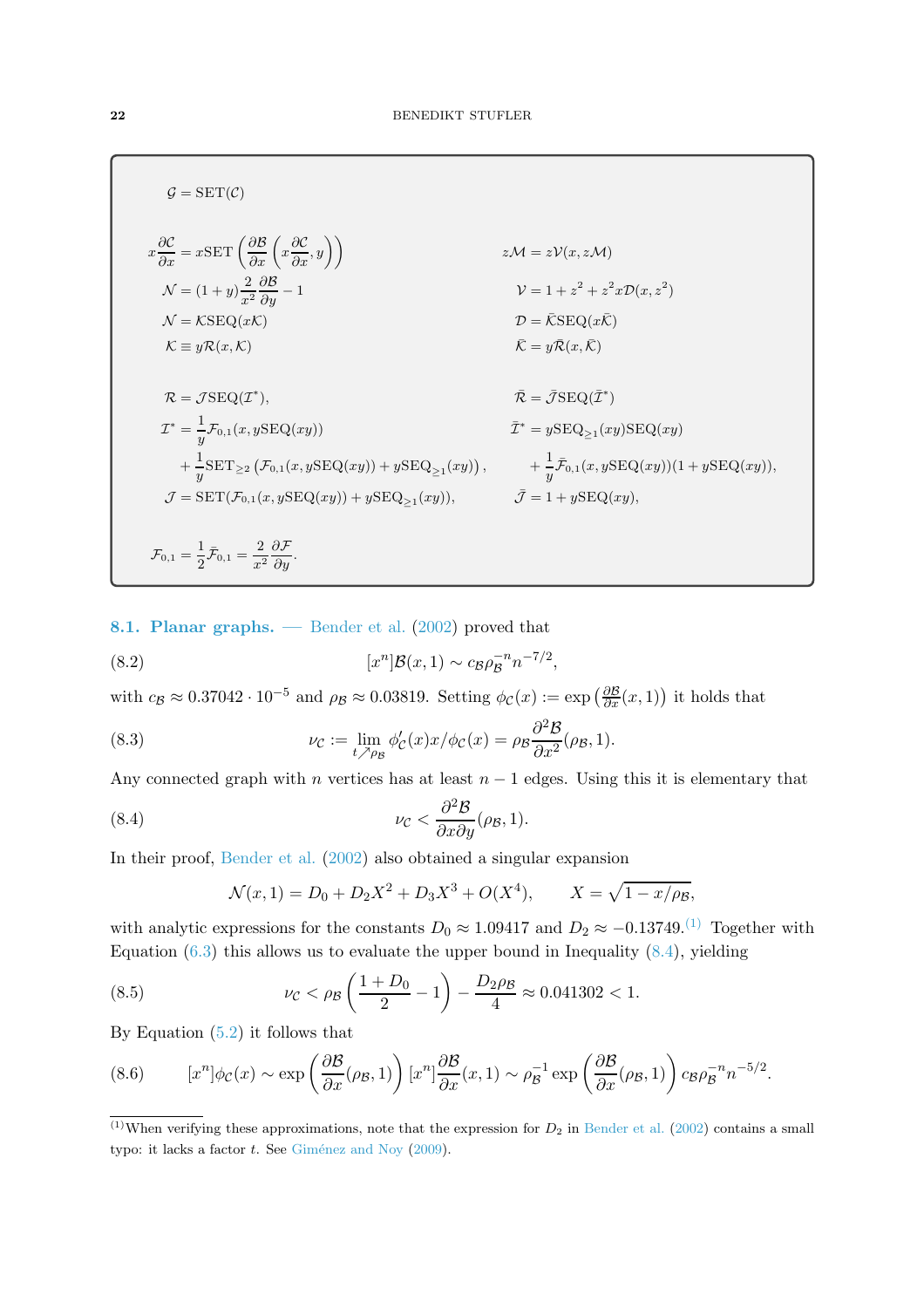$$\mathcal{G} = \mathrm{SET}(\mathcal{C})$$

$$x\frac{\partial \mathcal{C}}{\partial x} = x\mathrm{SET}\left(\frac{\partial \mathcal{B}}{\partial x}\left(x\frac{\partial \mathcal{C}}{\partial x}, y\right)\right)$$

$$\mathcal{N} = (1+y)\frac{2}{x^2}\frac{\partial \mathcal{B}}{\partial y} - 1$$

$$\mathcal{N} = \mathcal{K}\mathrm{SEQ}(x\mathcal{K})$$

$$\mathcal{K} \equiv y\mathcal{R}(x, \mathcal{K})$$

$$\mathcal{R} = \mathcal{J}\mathrm{SEQ}(\mathcal{I}^*),$$

$$\mathcal{I}^* = \frac{1}{y}\mathcal{F}_{0,1}(x, y\mathrm{SEQ}(xy)) + \frac{1}{y}\mathrm{SET}_{\geq 2}\left(\mathcal{F}_{0,1}(x, y\mathrm{SEQ}(xy)) + y\mathrm{SEQ}_{\geq 1}(xy)\right),$$

$$\mathcal{J} = \mathrm{SET}(\mathcal{F}_{0,1}(x, y\mathrm{SEQ}(xy)) + y\mathrm{SEQ}_{\geq 1}(xy)),$$

$$z\mathcal{M} = z\mathcal{V}(x, z\mathcal{M})$$

$$\mathcal{V} = 1 + z^2 + z^2 x\mathcal{D}(x, z^2)$$

$$\mathcal{D} = \bar{\mathcal{K}}\mathrm{SEQ}(x\bar{\mathcal{K}})$$

$$\bar{\mathcal{K}} = y\bar{\mathcal{R}}(x, \bar{\mathcal{K}})$$

$$\bar{\mathcal{R}} = \bar{\mathcal{J}}\mathrm{SEQ}(\bar{\mathcal{I}}^*)$$

$$\bar{\mathcal{I}}^* = y\mathrm{SEQ}_{\geq 1}(xy)\mathrm{SEQ}(xy) + \frac{1}{y}\bar{\mathcal{F}}_{0,1}(x, y\mathrm{SEQ}(xy))(1 + y\mathrm{SEQ}(xy)),$$

$$\bar{\mathcal{J}} = 1 + y\mathrm{SEQ}(xy),$$

$$\mathcal{F}_{0,1} = \frac{1}{2}\bar{\mathcal{F}}_{0,1} = \frac{2}{x^2}\frac{\partial \mathcal{F}}{\partial y}.$$

### 8.1. Planar graphs.

— Bender et al. (2002) proved that

$$[x^n]\mathcal{B}(x,1) \sim c_{\mathcal{B}}\rho_{\mathcal{B}}^{-n}n^{-7/2}, \tag{8.2}$$

with $c_{\mathcal{B}} \approx 0.37042 \cdot 10^{-5}$ and $\rho_{\mathcal{B}} \approx 0.03819$. Setting $\phi_{\mathcal{C}}(x) := \exp\left(\frac{\partial \mathcal{B}}{\partial x}(x,1)\right)$ it holds that

$$\nu_{\mathcal{C}} := \lim_{t \nearrow \rho_{\mathcal{B}}} \phi_{\mathcal{C}}'(x)x/\phi_{\mathcal{C}}(x) = \rho_{\mathcal{B}}\frac{\partial^2 \mathcal{B}}{\partial x^2}(\rho_{\mathcal{B}}, 1). \tag{8.3}$$

Any connected graph with $n$ vertices has at least $n-1$ edges. Using this it is elementary that

$$\nu_{\mathcal{C}} < \frac{\partial^2 \mathcal{B}}{\partial x \partial y}(\rho_{\mathcal{B}}, 1). \tag{8.4}$$

In their proof, Bender et al. (2002) also obtained a singular expansion

$$\mathcal{N}(x,1) = D_0 + D_2X^2 + D_3X^3 + O(X^4), \qquad X = \sqrt{1 - x/\rho_{\mathcal{B}}},$$

with analytic expressions for the constants $D_0 \approx 1.09417$ and $D_2 \approx -0.13749$.[(1)] Together with Equation (6.3) this allows us to evaluate the upper bound in Inequality (8.4), yielding

$$\nu_{\mathcal{C}} < \rho_{\mathcal{B}}\left(\frac{1 + D_0}{2} - 1\right) - \frac{D_2\rho_{\mathcal{B}}}{4} \approx 0.041302 < 1. \tag{8.5}$$

By Equation (5.2) it follows that

$$[x^n]\phi_{\mathcal{C}}(x) \sim \exp\left(\frac{\partial \mathcal{B}}{\partial x}(\rho_{\mathcal{B}}, 1)\right)[x^n]\frac{\partial \mathcal{B}}{\partial x}(x,1) \sim \rho_{\mathcal{B}}^{-1}\exp\left(\frac{\partial \mathcal{B}}{\partial x}(\rho_{\mathcal{B}}, 1)\right)c_{\mathcal{B}}\rho_{\mathcal{B}}^{-n}n^{-5/2}. \tag{8.6}$$

---

[(1)] When verifying these approximations, note that the expression for $D_2$ in Bender et al. (2002) contains a small typo: it lacks a factor $t$. See Giménez and Noy (2009).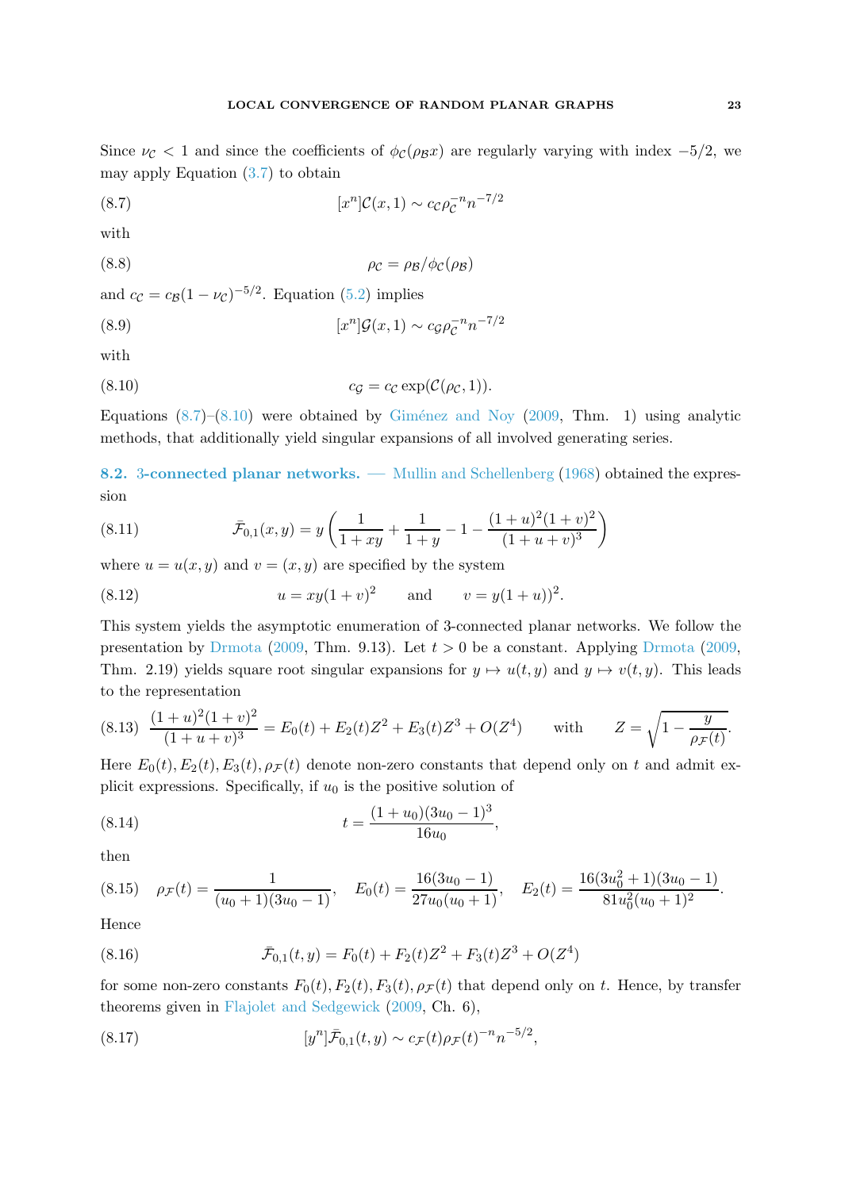Since $\nu_{\mathcal{C}} < 1$ and since the coefficients of $\phi_{\mathcal{C}}(\rho_{\mathcal{B}} x)$ are regularly varying with index $-5/2$, we may apply Equation (3.7) to obtain

$$[x^n]\mathcal{C}(x,1) \sim c_{\mathcal{C}} \rho_{\mathcal{C}}^{-n} n^{-7/2} \tag{8.7}$$

with

$$\rho_{\mathcal{C}} = \rho_{\mathcal{B}} / \phi_{\mathcal{C}}(\rho_{\mathcal{B}}) \tag{8.8}$$

and $c_{\mathcal{C}} = c_{\mathcal{B}}(1-\nu_{\mathcal{C}})^{-5/2}$. Equation (5.2) implies

$$[x^n]\mathcal{G}(x,1) \sim c_{\mathcal{G}} \rho_{\mathcal{C}}^{-n} n^{-7/2} \tag{8.9}$$

with

$$c_{\mathcal{G}} = c_{\mathcal{C}} \exp(\mathcal{C}(\rho_{\mathcal{C}}, 1)). \tag{8.10}$$

Equations (8.7)–(8.10) were obtained by Giménez and Noy (2009, Thm. 1) using analytic methods, that additionally yield singular expansions of all involved generating series.

### 8.2. 3-connected planar networks.

— Mullin and Schellenberg (1968) obtained the expression

$$\bar{\mathcal{F}}_{0,1}(x,y) = y\left(\frac{1}{1+xy} + \frac{1}{1+y} - 1 - \frac{(1+u)^2(1+v)^2}{(1+u+v)^3}\right) \tag{8.11}$$

where $u = u(x,y)$ and $v = (x,y)$ are specified by the system

$$u = xy(1+v)^2 \qquad \text{and} \qquad v = y(1+u))^2. \tag{8.12}$$

This system yields the asymptotic enumeration of 3-connected planar networks. We follow the presentation by Drmota (2009, Thm. 9.13). Let $t > 0$ be a constant. Applying Drmota (2009, Thm. 2.19) yields square root singular expansions for $y \mapsto u(t,y)$ and $y \mapsto v(t,y)$. This leads to the representation

$$\frac{(1+u)^2(1+v)^2}{(1+u+v)^3} = E_0(t) + E_2(t)Z^2 + E_3(t)Z^3 + O(Z^4) \qquad \text{with} \qquad Z = \sqrt{1 - \frac{y}{\rho_{\mathcal{F}}(t)}}. \tag{8.13}$$

Here $E_0(t), E_2(t), E_3(t), \rho_{\mathcal{F}}(t)$ denote non-zero constants that depend only on $t$ and admit explicit expressions. Specifically, if $u_0$ is the positive solution of

$$t = \frac{(1+u_0)(3u_0-1)^3}{16u_0}, \tag{8.14}$$

then

$$\rho_{\mathcal{F}}(t) = \frac{1}{(u_0+1)(3u_0-1)}, \quad E_0(t) = \frac{16(3u_0-1)}{27u_0(u_0+1)}, \quad E_2(t) = \frac{16(3u_0^2+1)(3u_0-1)}{81u_0^2(u_0+1)^2}. \tag{8.15}$$

Hence

$$\bar{\mathcal{F}}_{0,1}(t,y) = F_0(t) + F_2(t)Z^2 + F_3(t)Z^3 + O(Z^4) \tag{8.16}$$

for some non-zero constants $F_0(t), F_2(t), F_3(t), \rho_{\mathcal{F}}(t)$ that depend only on $t$. Hence, by transfer theorems given in Flajolet and Sedgewick (2009, Ch. 6),

$$[y^n]\bar{\mathcal{F}}_{0,1}(t,y) \sim c_{\mathcal{F}}(t)\rho_{\mathcal{F}}(t)^{-n} n^{-5/2}, \tag{8.17}$$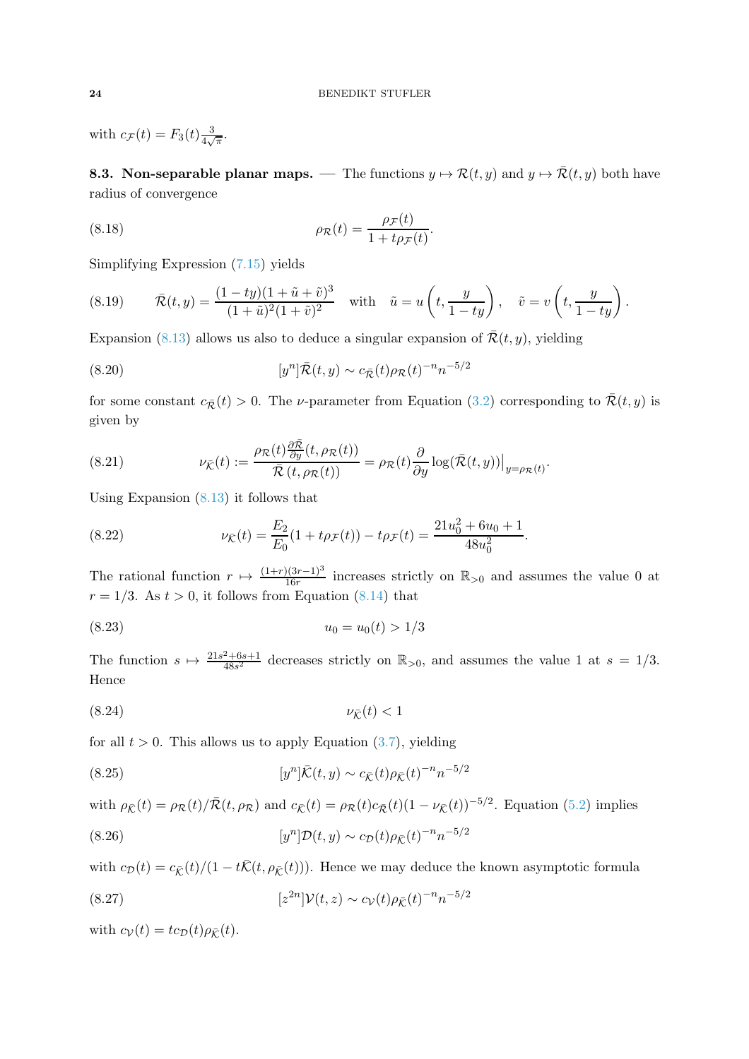with $c_{\mathcal{F}}(t) = F_3(t)\frac{3}{4\sqrt{\pi}}$.

**8.3. Non-separable planar maps.** — The functions $y \mapsto \mathcal{R}(t,y)$ and $y \mapsto \bar{\mathcal{R}}(t,y)$ both have radius of convergence

$$\rho_{\mathcal{R}}(t) = \frac{\rho_{\mathcal{F}}(t)}{1 + t\rho_{\mathcal{F}}(t)}. \tag{8.18}$$

Simplifying Expression (7.15) yields

$$\bar{\mathcal{R}}(t,y) = \frac{(1-ty)(1+\tilde{u}+\tilde{v})^3}{(1+\tilde{u})^2(1+\tilde{v})^2} \quad \text{with} \quad \tilde{u} = u\left(t, \frac{y}{1-ty}\right), \quad \tilde{v} = v\left(t, \frac{y}{1-ty}\right). \tag{8.19}$$

Expansion (8.13) allows us also to deduce a singular expansion of $\bar{\mathcal{R}}(t,y)$, yielding

$$[y^n]\bar{\mathcal{R}}(t,y) \sim c_{\bar{\mathcal{R}}}(t)\rho_{\mathcal{R}}(t)^{-n}n^{-5/2} \tag{8.20}$$

for some constant $c_{\bar{\mathcal{R}}}(t) > 0$. The $\nu$-parameter from Equation (3.2) corresponding to $\bar{\mathcal{R}}(t,y)$ is given by

$$\nu_{\bar{\mathcal{K}}}(t) := \frac{\rho_{\mathcal{R}}(t)\frac{\partial \bar{\mathcal{R}}}{\partial y}(t,\rho_{\mathcal{R}}(t))}{\bar{\mathcal{R}}\,(t,\rho_{\mathcal{R}}(t))} = \rho_{\mathcal{R}}(t)\frac{\partial}{\partial y}\log(\bar{\mathcal{R}}(t,y))\big|_{y=\rho_{\mathcal{R}}(t)}. \tag{8.21}$$

Using Expansion (8.13) it follows that

$$\nu_{\bar{\mathcal{K}}}(t) = \frac{E_2}{E_0}(1+t\rho_{\mathcal{F}}(t)) - t\rho_{\mathcal{F}}(t) = \frac{21u_0^2 + 6u_0 + 1}{48u_0^2}. \tag{8.22}$$

The rational function $r \mapsto \frac{(1+r)(3r-1)^3}{16r}$ increases strictly on $\mathbb{R}_{>0}$ and assumes the value 0 at $r = 1/3$. As $t > 0$, it follows from Equation (8.14) that

$$u_0 = u_0(t) > 1/3 \tag{8.23}$$

The function $s \mapsto \frac{21s^2+6s+1}{48s^2}$ decreases strictly on $\mathbb{R}_{>0}$, and assumes the value 1 at $s = 1/3$. Hence

$$\nu_{\bar{\mathcal{K}}}(t) < 1 \tag{8.24}$$

for all $t > 0$. This allows us to apply Equation (3.7), yielding

$$[y^n]\bar{\mathcal{K}}(t,y) \sim c_{\bar{\mathcal{K}}}(t)\rho_{\bar{\mathcal{K}}}(t)^{-n}n^{-5/2} \tag{8.25}$$

with $\rho_{\bar{\mathcal{K}}}(t) = \rho_{\mathcal{R}}(t)/\bar{\mathcal{R}}(t,\rho_{\mathcal{R}})$ and $c_{\bar{\mathcal{K}}}(t) = \rho_{\mathcal{R}}(t)c_{\bar{\mathcal{R}}}(t)(1-\nu_{\bar{\mathcal{K}}}(t))^{-5/2}$. Equation (5.2) implies

$$[y^n]\mathcal{D}(t,y) \sim c_{\mathcal{D}}(t)\rho_{\bar{\mathcal{K}}}(t)^{-n}n^{-5/2} \tag{8.26}$$

with $c_{\mathcal{D}}(t) = c_{\bar{\mathcal{K}}}(t)/(1 - t\bar{\mathcal{K}}(t,\rho_{\bar{\mathcal{K}}}(t)))$. Hence we may deduce the known asymptotic formula

$$[z^{2n}]\mathcal{V}(t,z) \sim c_{\mathcal{V}}(t)\rho_{\bar{\mathcal{K}}}(t)^{-n}n^{-5/2} \tag{8.27}$$

with $c_{\mathcal{V}}(t) = tc_{\mathcal{D}}(t)\rho_{\bar{\mathcal{K}}}(t)$.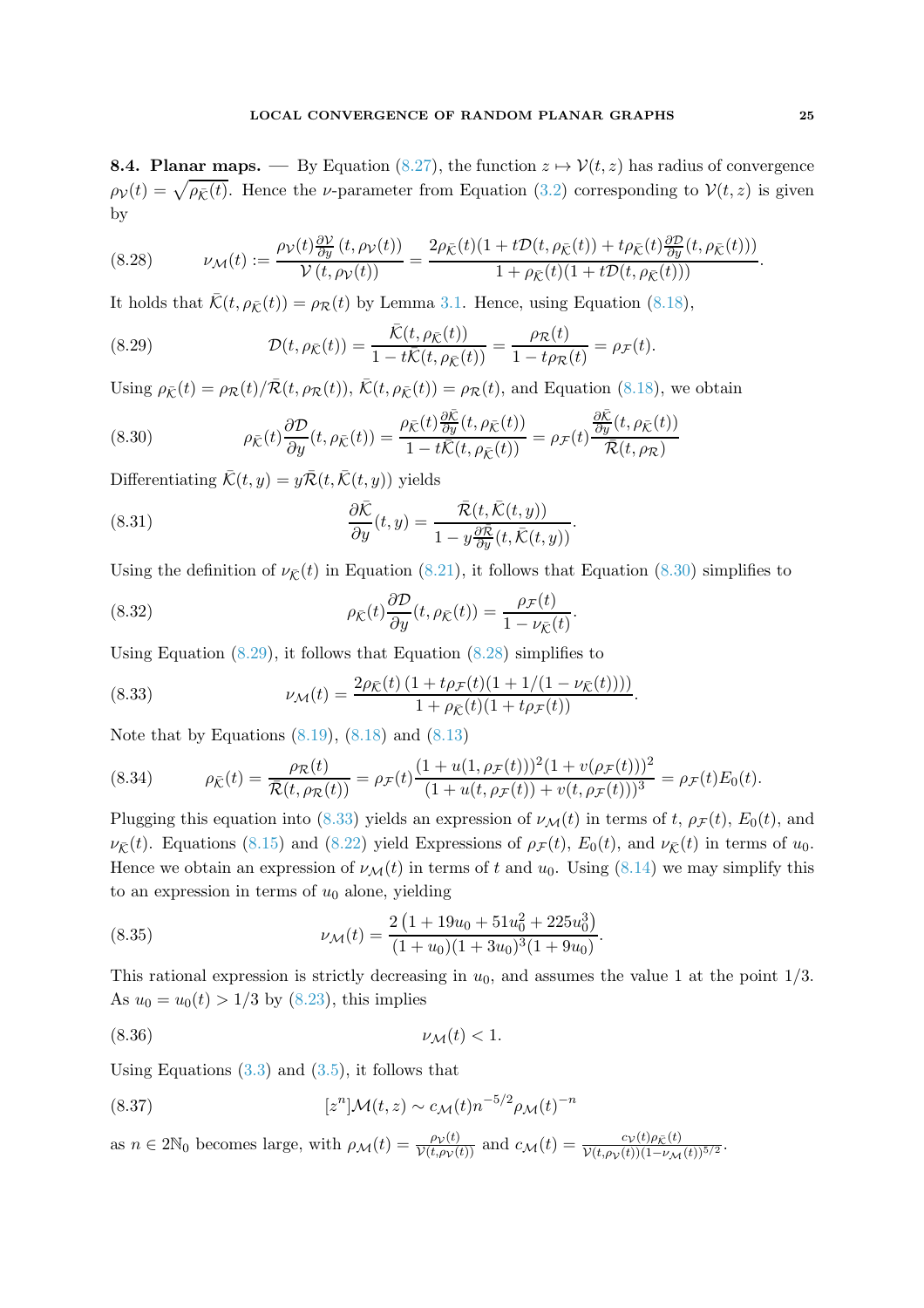**8.4. Planar maps.** — By Equation (8.27), the function $z \mapsto \mathcal{V}(t,z)$ has radius of convergence $\rho_{\mathcal{V}}(t) = \sqrt{\rho_{\bar{\mathcal{K}}}(t)}$. Hence the $\nu$-parameter from Equation (3.2) corresponding to $\mathcal{V}(t,z)$ is given by

$$\nu_{\mathcal{M}}(t) := \frac{\rho_{\mathcal{V}}(t)\frac{\partial \mathcal{V}}{\partial y}(t, \rho_{\mathcal{V}}(t))}{\mathcal{V}(t, \rho_{\mathcal{V}}(t))} = \frac{2\rho_{\bar{\mathcal{K}}}(t)(1 + t\mathcal{D}(t, \rho_{\bar{\mathcal{K}}}(t)) + t\rho_{\bar{\mathcal{K}}}(t)\frac{\partial \mathcal{D}}{\partial y}(t, \rho_{\bar{\mathcal{K}}}(t)))}{1 + \rho_{\bar{\mathcal{K}}}(t)(1 + t\mathcal{D}(t, \rho_{\bar{\mathcal{K}}}(t)))}. \tag{8.28}$$

It holds that $\bar{\mathcal{K}}(t, \rho_{\bar{\mathcal{K}}}(t)) = \rho_{\mathcal{R}}(t)$ by Lemma 3.1. Hence, using Equation (8.18),

$$\mathcal{D}(t, \rho_{\bar{\mathcal{K}}}(t)) = \frac{\bar{\mathcal{K}}(t, \rho_{\bar{\mathcal{K}}}(t))}{1 - t\bar{\mathcal{K}}(t, \rho_{\bar{\mathcal{K}}}(t))} = \frac{\rho_{\mathcal{R}}(t)}{1 - t\rho_{\mathcal{R}}(t)} = \rho_{\mathcal{F}}(t). \tag{8.29}$$

Using $\rho_{\bar{\mathcal{K}}}(t) = \rho_{\mathcal{R}}(t)/\bar{\mathcal{R}}(t, \rho_{\mathcal{R}}(t))$, $\bar{\mathcal{K}}(t, \rho_{\bar{\mathcal{K}}}(t)) = \rho_{\mathcal{R}}(t)$, and Equation (8.18), we obtain

$$\rho_{\bar{\mathcal{K}}}(t)\frac{\partial \mathcal{D}}{\partial y}(t, \rho_{\bar{\mathcal{K}}}(t)) = \frac{\rho_{\bar{\mathcal{K}}}(t)\frac{\partial \bar{\mathcal{K}}}{\partial y}(t, \rho_{\bar{\mathcal{K}}}(t))}{1 - t\bar{\mathcal{K}}(t, \rho_{\bar{\mathcal{K}}}(t))} = \rho_{\mathcal{F}}(t)\frac{\frac{\partial \bar{\mathcal{K}}}{\partial y}(t, \rho_{\bar{\mathcal{K}}}(t))}{\bar{\mathcal{R}}(t, \rho_{\mathcal{R}})} \tag{8.30}$$

Differentiating $\bar{\mathcal{K}}(t,y) = y\bar{\mathcal{R}}(t, \bar{\mathcal{K}}(t,y))$ yields

$$\frac{\partial \bar{\mathcal{K}}}{\partial y}(t,y) = \frac{\bar{\mathcal{R}}(t, \bar{\mathcal{K}}(t,y))}{1 - y\frac{\partial \bar{\mathcal{R}}}{\partial y}(t, \bar{\mathcal{K}}(t,y))}. \tag{8.31}$$

Using the definition of $\nu_{\bar{\mathcal{K}}}(t)$ in Equation (8.21), it follows that Equation (8.30) simplifies to

$$\rho_{\bar{\mathcal{K}}}(t)\frac{\partial \mathcal{D}}{\partial y}(t, \rho_{\bar{\mathcal{K}}}(t)) = \frac{\rho_{\mathcal{F}}(t)}{1 - \nu_{\bar{\mathcal{K}}}(t)}. \tag{8.32}$$

Using Equation (8.29), it follows that Equation (8.28) simplifies to

$$\nu_{\mathcal{M}}(t) = \frac{2\rho_{\bar{\mathcal{K}}}(t)\left(1 + t\rho_{\mathcal{F}}(t)(1 + 1/(1 - \nu_{\bar{\mathcal{K}}}(t)))\right)}{1 + \rho_{\bar{\mathcal{K}}}(t)(1 + t\rho_{\mathcal{F}}(t))}. \tag{8.33}$$

Note that by Equations (8.19), (8.18) and (8.13)

$$\rho_{\bar{\mathcal{K}}}(t) = \frac{\rho_{\mathcal{R}}(t)}{\bar{\mathcal{R}}(t, \rho_{\mathcal{R}}(t))} = \rho_{\mathcal{F}}(t)\frac{(1 + u(1, \rho_{\mathcal{F}}(t)))^2(1 + v(\rho_{\mathcal{F}}(t)))^2}{(1 + u(t, \rho_{\mathcal{F}}(t)) + v(t, \rho_{\mathcal{F}}(t)))^3} = \rho_{\mathcal{F}}(t)E_0(t). \tag{8.34}$$

Plugging this equation into (8.33) yields an expression of $\nu_{\mathcal{M}}(t)$ in terms of $t$, $\rho_{\mathcal{F}}(t)$, $E_0(t)$, and $\nu_{\bar{\mathcal{K}}}(t)$. Equations (8.15) and (8.22) yield Expressions of $\rho_{\mathcal{F}}(t)$, $E_0(t)$, and $\nu_{\bar{\mathcal{K}}}(t)$ in terms of $u_0$. Hence we obtain an expression of $\nu_{\mathcal{M}}(t)$ in terms of $t$ and $u_0$. Using (8.14) we may simplify this to an expression in terms of $u_0$ alone, yielding

$$\nu_{\mathcal{M}}(t) = \frac{2\left(1 + 19u_0 + 51u_0^2 + 225u_0^3\right)}{(1 + u_0)(1 + 3u_0)^3(1 + 9u_0)}. \tag{8.35}$$

This rational expression is strictly decreasing in $u_0$, and assumes the value 1 at the point 1/3. As $u_0 = u_0(t) > 1/3$ by (8.23), this implies

$$\nu_{\mathcal{M}}(t) < 1. \tag{8.36}$$

Using Equations (3.3) and (3.5), it follows that

$$[z^n]\mathcal{M}(t,z) \sim c_{\mathcal{M}}(t)n^{-5/2}\rho_{\mathcal{M}}(t)^{-n} \tag{8.37}$$

as $n \in 2\mathbb{N}_0$ becomes large, with $\rho_{\mathcal{M}}(t) = \frac{\rho_{\mathcal{V}}(t)}{\mathcal{V}(t, \rho_{\mathcal{V}}(t))}$ and $c_{\mathcal{M}}(t) = \frac{c_{\mathcal{V}}(t)\rho_{\bar{\mathcal{K}}}(t)}{\mathcal{V}(t, \rho_{\mathcal{V}}(t))(1 - \nu_{\mathcal{M}}(t))^{5/2}}$.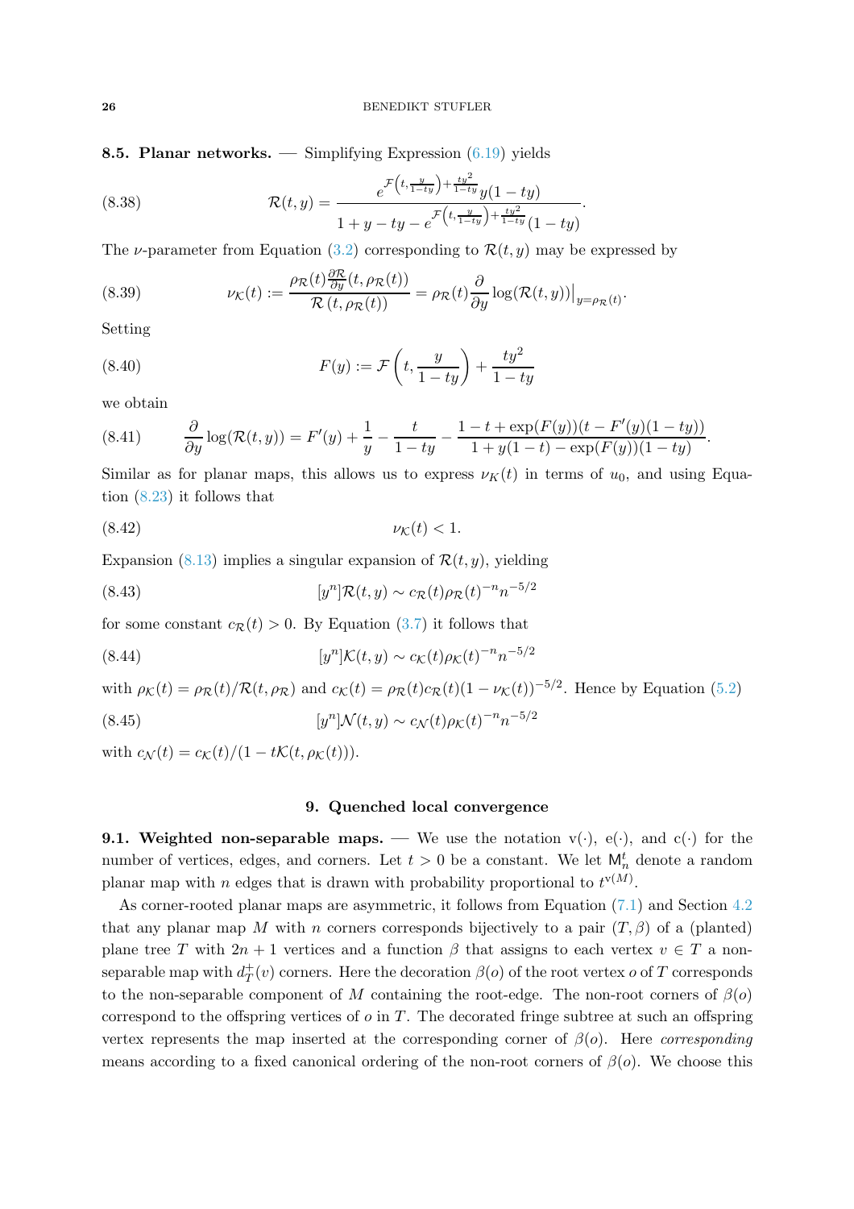**8.5. Planar networks.** — Simplifying Expression (6.19) yields

$$\mathcal{R}(t,y) = \frac{e^{\mathcal{F}\left(t,\frac{y}{1-ty}\right)+\frac{ty^2}{1-ty}}y(1-ty)}{1+y-ty-e^{\mathcal{F}\left(t,\frac{y}{1-ty}\right)+\frac{ty^2}{1-ty}}(1-ty)}. \tag{8.38}$$

The $\nu$-parameter from Equation (3.2) corresponding to $\mathcal{R}(t,y)$ may be expressed by

$$\nu_{\mathcal{K}}(t) := \frac{\rho_{\mathcal{R}}(t)\frac{\partial \mathcal{R}}{\partial y}(t,\rho_{\mathcal{R}}(t))}{\mathcal{R}\left(t,\rho_{\mathcal{R}}(t)\right)} = \rho_{\mathcal{R}}(t)\frac{\partial}{\partial y}\log(\mathcal{R}(t,y))\big|_{y=\rho_{\mathcal{R}}(t)}. \tag{8.39}$$

Setting

$$F(y) := \mathcal{F}\left(t, \frac{y}{1-ty}\right) + \frac{ty^2}{1-ty} \tag{8.40}$$

we obtain

$$\frac{\partial}{\partial y}\log(\mathcal{R}(t,y)) = F'(y) + \frac{1}{y} - \frac{t}{1-ty} - \frac{1-t+\exp(F(y))(t-F'(y)(1-ty))}{1+y(1-t)-\exp(F(y))(1-ty)}. \tag{8.41}$$

Similar as for planar maps, this allows us to express $\nu_K(t)$ in terms of $u_0$, and using Equation (8.23) it follows that

$$\nu_{\mathcal{K}}(t) < 1. \tag{8.42}$$

Expansion (8.13) implies a singular expansion of $\mathcal{R}(t,y)$, yielding

$$[y^n]\mathcal{R}(t,y) \sim c_{\mathcal{R}}(t)\rho_{\mathcal{R}}(t)^{-n}n^{-5/2} \tag{8.43}$$

for some constant $c_{\mathcal{R}}(t) > 0$. By Equation (3.7) it follows that

$$[y^n]\mathcal{K}(t,y) \sim c_{\mathcal{K}}(t)\rho_{\mathcal{K}}(t)^{-n}n^{-5/2} \tag{8.44}$$

with $\rho_{\mathcal{K}}(t) = \rho_{\mathcal{R}}(t)/\mathcal{R}(t,\rho_{\mathcal{R}})$ and $c_{\mathcal{K}}(t) = \rho_{\mathcal{R}}(t)c_{\mathcal{R}}(t)(1-\nu_{\mathcal{K}}(t))^{-5/2}$. Hence by Equation (5.2)

$$[y^n]\mathcal{N}(t,y) \sim c_{\mathcal{N}}(t)\rho_{\mathcal{K}}(t)^{-n}n^{-5/2} \tag{8.45}$$

with $c_{\mathcal{N}}(t) = c_{\mathcal{K}}(t)/(1-t\mathcal{K}(t,\rho_{\mathcal{K}}(t)))$.

## 9. Quenched local convergence

**9.1. Weighted non-separable maps.** — We use the notation $\mathrm{v}(\cdot)$, $\mathrm{e}(\cdot)$, and $\mathrm{c}(\cdot)$ for the number of vertices, edges, and corners. Let $t > 0$ be a constant. We let $\mathsf{M}_n^t$ denote a random planar map with $n$ edges that is drawn with probability proportional to $t^{\mathrm{v}(M)}$.

As corner-rooted planar maps are asymmetric, it follows from Equation (7.1) and Section 4.2 that any planar map $M$ with $n$ corners corresponds bijectively to a pair $(T,\beta)$ of a (planted) plane tree $T$ with $2n+1$ vertices and a function $\beta$ that assigns to each vertex $v \in T$ a non-separable map with $d_T^+(v)$ corners. Here the decoration $\beta(o)$ of the root vertex $o$ of $T$ corresponds to the non-separable component of $M$ containing the root-edge. The non-root corners of $\beta(o)$ correspond to the offspring vertices of $o$ in $T$. The decorated fringe subtree at such an offspring vertex represents the map inserted at the corresponding corner of $\beta(o)$. Here *corresponding* means according to a fixed canonical ordering of the non-root corners of $\beta(o)$. We choose this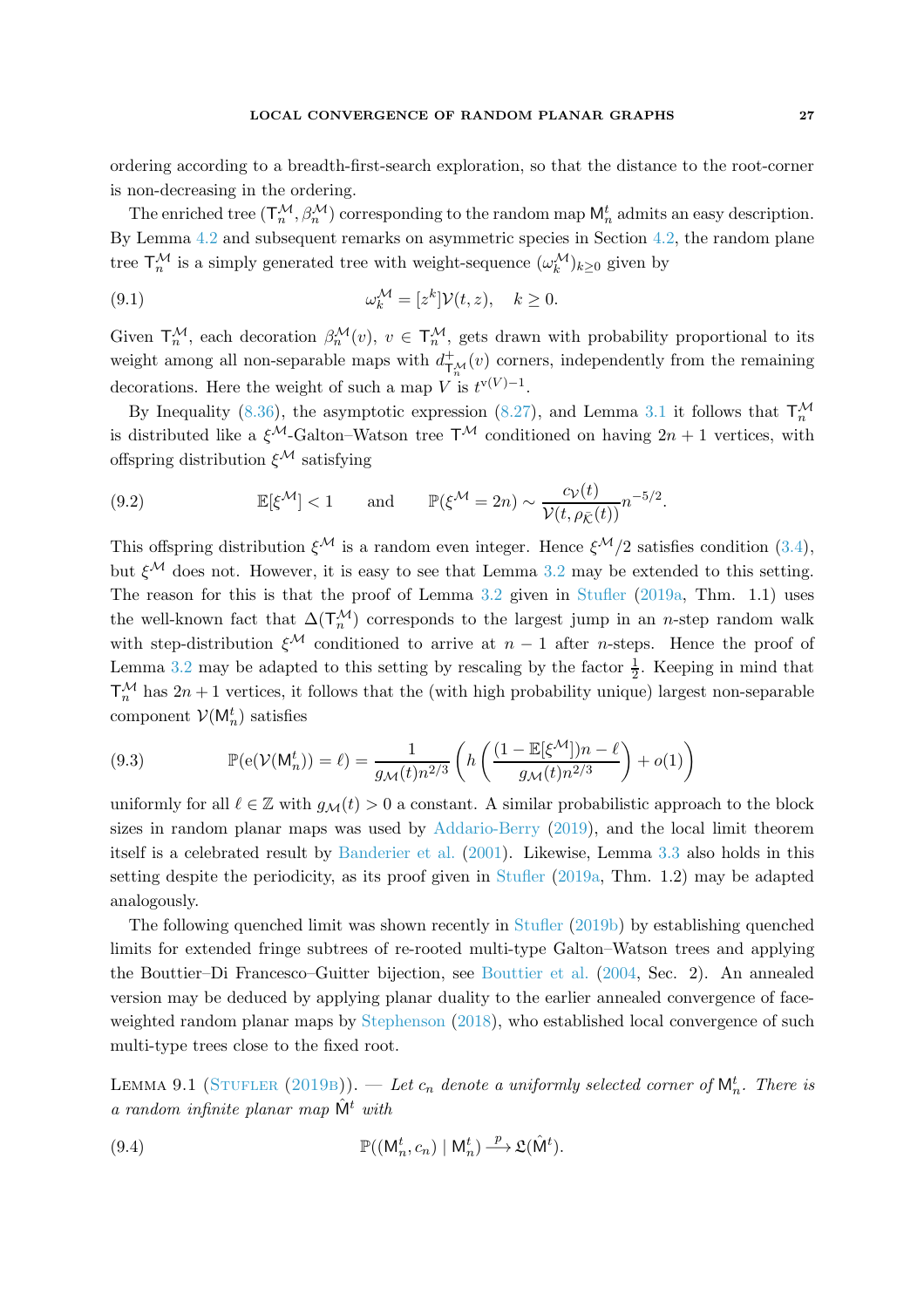ordering according to a breadth-first-search exploration, so that the distance to the root-corner is non-decreasing in the ordering.

The enriched tree $(\mathsf{T}_n^{\mathcal{M}}, \beta_n^{\mathcal{M}})$ corresponding to the random map $\mathsf{M}_n^t$ admits an easy description. By Lemma 4.2 and subsequent remarks on asymmetric species in Section 4.2, the random plane tree $\mathsf{T}_n^{\mathcal{M}}$ is a simply generated tree with weight-sequence $(\omega_k^{\mathcal{M}})_{k \ge 0}$ given by

$$\omega_k^{\mathcal{M}} = [z^k]\mathcal{V}(t,z), \quad k \ge 0. \tag{9.1}$$

Given $\mathsf{T}_n^{\mathcal{M}}$, each decoration $\beta_n^{\mathcal{M}}(v)$, $v \in \mathsf{T}_n^{\mathcal{M}}$, gets drawn with probability proportional to its weight among all non-separable maps with $d^+_{\mathsf{T}_n^{\mathcal{M}}}(v)$ corners, independently from the remaining decorations. Here the weight of such a map $V$ is $t^{\mathrm{v}(V)-1}$.

By Inequality (8.36), the asymptotic expression (8.27), and Lemma 3.1 it follows that $\mathsf{T}_n^{\mathcal{M}}$ is distributed like a $\xi^{\mathcal{M}}$-Galton–Watson tree $\mathsf{T}^{\mathcal{M}}$ conditioned on having $2n+1$ vertices, with offspring distribution $\xi^{\mathcal{M}}$ satisfying

$$\mathbb{E}[\xi^{\mathcal{M}}] < 1 \qquad \text{and} \qquad \mathbb{P}(\xi^{\mathcal{M}} = 2n) \sim \frac{c_{\mathcal{V}}(t)}{\mathcal{V}(t, \rho_{\bar{\mathcal{K}}}(t))} n^{-5/2}. \tag{9.2}$$

This offspring distribution $\xi^{\mathcal{M}}$ is a random even integer. Hence $\xi^{\mathcal{M}}/2$ satisfies condition (3.4), but $\xi^{\mathcal{M}}$ does not. However, it is easy to see that Lemma 3.2 may be extended to this setting. The reason for this is that the proof of Lemma 3.2 given in Stufler (2019a, Thm. 1.1) uses the well-known fact that $\Delta(\mathsf{T}_n^{\mathcal{M}})$ corresponds to the largest jump in an $n$-step random walk with step-distribution $\xi^{\mathcal{M}}$ conditioned to arrive at $n-1$ after $n$-steps. Hence the proof of Lemma 3.2 may be adapted to this setting by rescaling by the factor $\frac{1}{2}$. Keeping in mind that $\mathsf{T}_n^{\mathcal{M}}$ has $2n+1$ vertices, it follows that the (with high probability unique) largest non-separable component $\mathcal{V}(\mathsf{M}_n^t)$ satisfies

$$\mathbb{P}(\mathrm{e}(\mathcal{V}(\mathsf{M}_n^t)) = \ell) = \frac{1}{g_{\mathcal{M}}(t) n^{2/3}} \left( h\left( \frac{(1-\mathbb{E}[\xi^{\mathcal{M}}])n - \ell}{g_{\mathcal{M}}(t) n^{2/3}} \right) + o(1) \right) \tag{9.3}$$

uniformly for all $\ell \in \mathbb{Z}$ with $g_{\mathcal{M}}(t) > 0$ a constant. A similar probabilistic approach to the block sizes in random planar maps was used by Addario-Berry (2019), and the local limit theorem itself is a celebrated result by Banderier et al. (2001). Likewise, Lemma 3.3 also holds in this setting despite the periodicity, as its proof given in Stufler (2019a, Thm. 1.2) may be adapted analogously.

The following quenched limit was shown recently in Stufler (2019b) by establishing quenched limits for extended fringe subtrees of re-rooted multi-type Galton–Watson trees and applying the Bouttier–Di Francesco–Guitter bijection, see Bouttier et al. (2004, Sec. 2). An annealed version may be deduced by applying planar duality to the earlier annealed convergence of face-weighted random planar maps by Stephenson (2018), who established local convergence of such multi-type trees close to the fixed root.

Lemma 9.1 (Stufler (2019b)). — *Let $c_n$ denote a uniformly selected corner of $\mathsf{M}_n^t$. There is a random infinite planar map $\hat{\mathsf{M}}^t$ with*

$$\mathbb{P}((\mathsf{M}_n^t, c_n) \mid \mathsf{M}_n^t) \xrightarrow{p} \mathfrak{L}(\hat{\mathsf{M}}^t). \tag{9.4}$$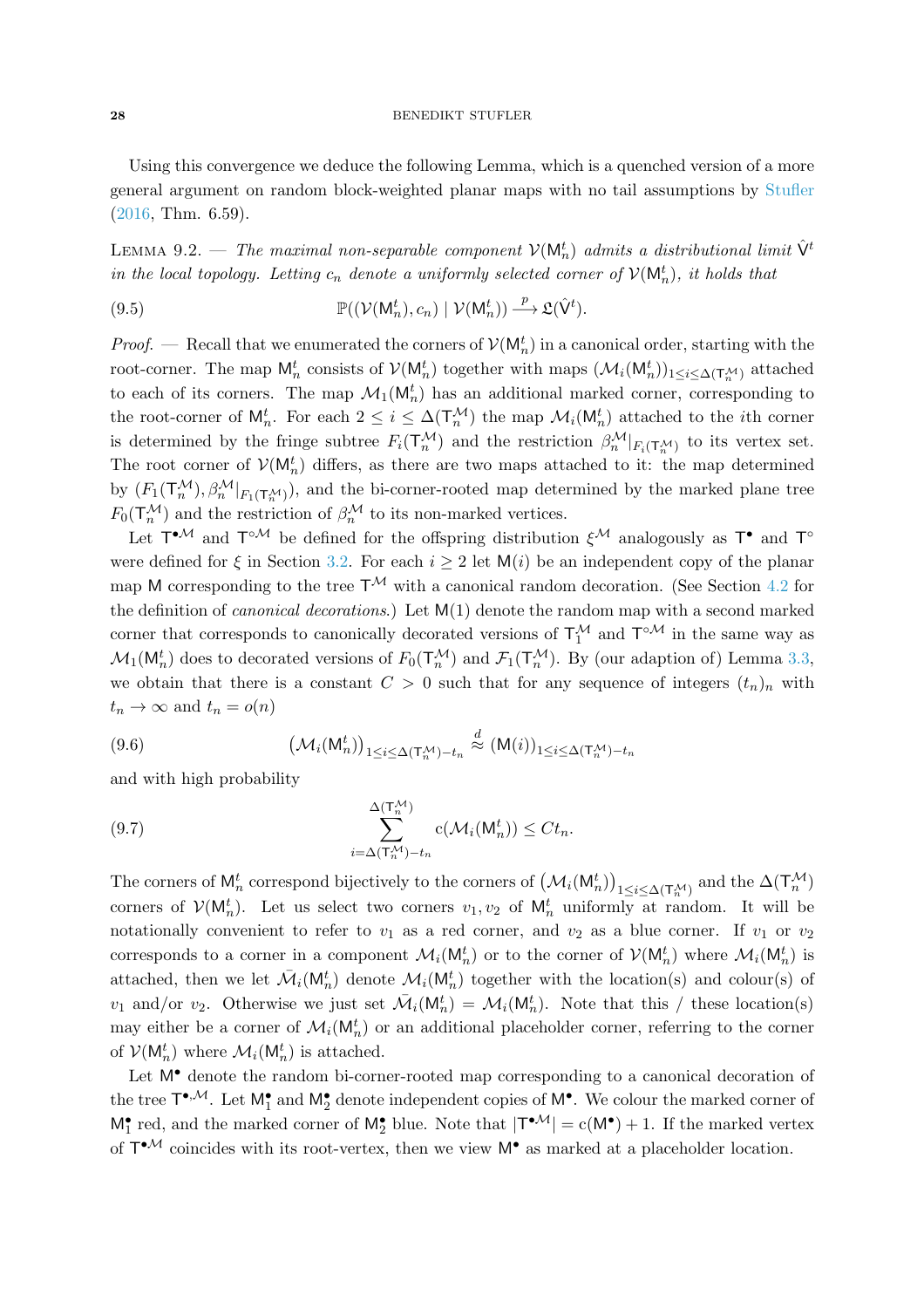Using this convergence we deduce the following Lemma, which is a quenched version of a more general argument on random block-weighted planar maps with no tail assumptions by Stufler (2016, Thm. 6.59).

Lemma 9.2. — *The maximal non-separable component $\mathcal{V}(\mathsf{M}_n^t)$ admits a distributional limit $\hat{\mathsf{V}}^t$ in the local topology. Letting $c_n$ denote a uniformly selected corner of $\mathcal{V}(\mathsf{M}_n^t)$, it holds that*

$$\mathbb{P}((\mathcal{V}(\mathsf{M}_n^t), c_n) \mid \mathcal{V}(\mathsf{M}_n^t)) \xrightarrow{p} \mathfrak{L}(\hat{\mathsf{V}}^t). \tag{9.5}$$

*Proof.* — Recall that we enumerated the corners of $\mathcal{V}(\mathsf{M}_n^t)$ in a canonical order, starting with the root-corner. The map $\mathsf{M}_n^t$ consists of $\mathcal{V}(\mathsf{M}_n^t)$ together with maps $(\mathcal{M}_i(\mathsf{M}_n^t))_{1 \le i \le \Delta(\mathsf{T}_n^{\mathcal{M}})}$ attached to each of its corners. The map $\mathcal{M}_1(\mathsf{M}_n^t)$ has an additional marked corner, corresponding to the root-corner of $\mathsf{M}_n^t$. For each $2 \le i \le \Delta(\mathsf{T}_n^{\mathcal{M}})$ the map $\mathcal{M}_i(\mathsf{M}_n^t)$ attached to the $i$th corner is determined by the fringe subtree $F_i(\mathsf{T}_n^{\mathcal{M}})$ and the restriction $\beta_n^{\mathcal{M}}|_{F_i(\mathsf{T}_n^{\mathcal{M}})}$ to its vertex set. The root corner of $\mathcal{V}(\mathsf{M}_n^t)$ differs, as there are two maps attached to it: the map determined by $(F_1(\mathsf{T}_n^{\mathcal{M}}), \beta_n^{\mathcal{M}}|_{F_1(\mathsf{T}_n^{\mathcal{M}})})$, and the bi-corner-rooted map determined by the marked plane tree $F_0(\mathsf{T}_n^{\mathcal{M}})$ and the restriction of $\beta_n^{\mathcal{M}}$ to its non-marked vertices.

Let $\mathsf{T}^{\bullet \mathcal{M}}$ and $\mathsf{T}^{\circ \mathcal{M}}$ be defined for the offspring distribution $\xi^{\mathcal{M}}$ analogously as $\mathsf{T}^\bullet$ and $\mathsf{T}^\circ$ were defined for $\xi$ in Section 3.2. For each $i \ge 2$ let $\mathsf{M}(i)$ be an independent copy of the planar map $\mathsf{M}$ corresponding to the tree $\mathsf{T}^{\mathcal{M}}$ with a canonical random decoration. (See Section 4.2 for the definition of *canonical decorations*.) Let $\mathsf{M}(1)$ denote the random map with a second marked corner that corresponds to canonically decorated versions of $\mathsf{T}_1^{\mathcal{M}}$ and $\mathsf{T}^{\circ \mathcal{M}}$ in the same way as $\mathcal{M}_1(\mathsf{M}_n^t)$ does to decorated versions of $F_0(\mathsf{T}_n^{\mathcal{M}})$ and $\mathcal{F}_1(\mathsf{T}_n^{\mathcal{M}})$. By (our adaption of) Lemma 3.3, we obtain that there is a constant $C > 0$ such that for any sequence of integers $(t_n)_n$ with $t_n \to \infty$ and $t_n = o(n)$

$$\left(\mathcal{M}_i(\mathsf{M}_n^t)\right)_{1 \le i \le \Delta(\mathsf{T}_n^{\mathcal{M}}) - t_n} \overset{d}{\approx} (\mathsf{M}(i))_{1 \le i \le \Delta(\mathsf{T}_n^{\mathcal{M}}) - t_n} \tag{9.6}$$

and with high probability

$$\sum_{i = \Delta(\mathsf{T}_n^{\mathcal{M}}) - t_n}^{\Delta(\mathsf{T}_n^{\mathcal{M}})} \mathrm{c}(\mathcal{M}_i(\mathsf{M}_n^t)) \le C t_n. \tag{9.7}$$

The corners of $\mathsf{M}_n^t$ correspond bijectively to the corners of $\left(\mathcal{M}_i(\mathsf{M}_n^t)\right)_{1 \le i \le \Delta(\mathsf{T}_n^{\mathcal{M}})}$ and the $\Delta(\mathsf{T}_n^{\mathcal{M}})$ corners of $\mathcal{V}(\mathsf{M}_n^t)$. Let us select two corners $v_1, v_2$ of $\mathsf{M}_n^t$ uniformly at random. It will be notationally convenient to refer to $v_1$ as a red corner, and $v_2$ as a blue corner. If $v_1$ or $v_2$ corresponds to a corner in a component $\mathcal{M}_i(\mathsf{M}_n^t)$ or to the corner of $\mathcal{V}(\mathsf{M}_n^t)$ where $\mathcal{M}_i(\mathsf{M}_n^t)$ is attached, then we let $\bar{\mathcal{M}}_i(\mathsf{M}_n^t)$ denote $\mathcal{M}_i(\mathsf{M}_n^t)$ together with the location(s) and colour(s) of $v_1$ and/or $v_2$. Otherwise we just set $\bar{\mathcal{M}}_i(\mathsf{M}_n^t) = \mathcal{M}_i(\mathsf{M}_n^t)$. Note that this / these location(s) may either be a corner of $\mathcal{M}_i(\mathsf{M}_n^t)$ or an additional placeholder corner, referring to the corner of $\mathcal{V}(\mathsf{M}_n^t)$ where $\mathcal{M}_i(\mathsf{M}_n^t)$ is attached.

Let $\mathsf{M}^\bullet$ denote the random bi-corner-rooted map corresponding to a canonical decoration of the tree $\mathsf{T}^{\bullet, \mathcal{M}}$. Let $\mathsf{M}_1^\bullet$ and $\mathsf{M}_2^\bullet$ denote independent copies of $\mathsf{M}^\bullet$. We colour the marked corner of $\mathsf{M}_1^\bullet$ red, and the marked corner of $\mathsf{M}_2^\bullet$ blue. Note that $|\mathsf{T}^{\bullet \mathcal{M}}| = \mathrm{c}(\mathsf{M}^\bullet) + 1$. If the marked vertex of $\mathsf{T}^{\bullet \mathcal{M}}$ coincides with its root-vertex, then we view $\mathsf{M}^\bullet$ as marked at a placeholder location.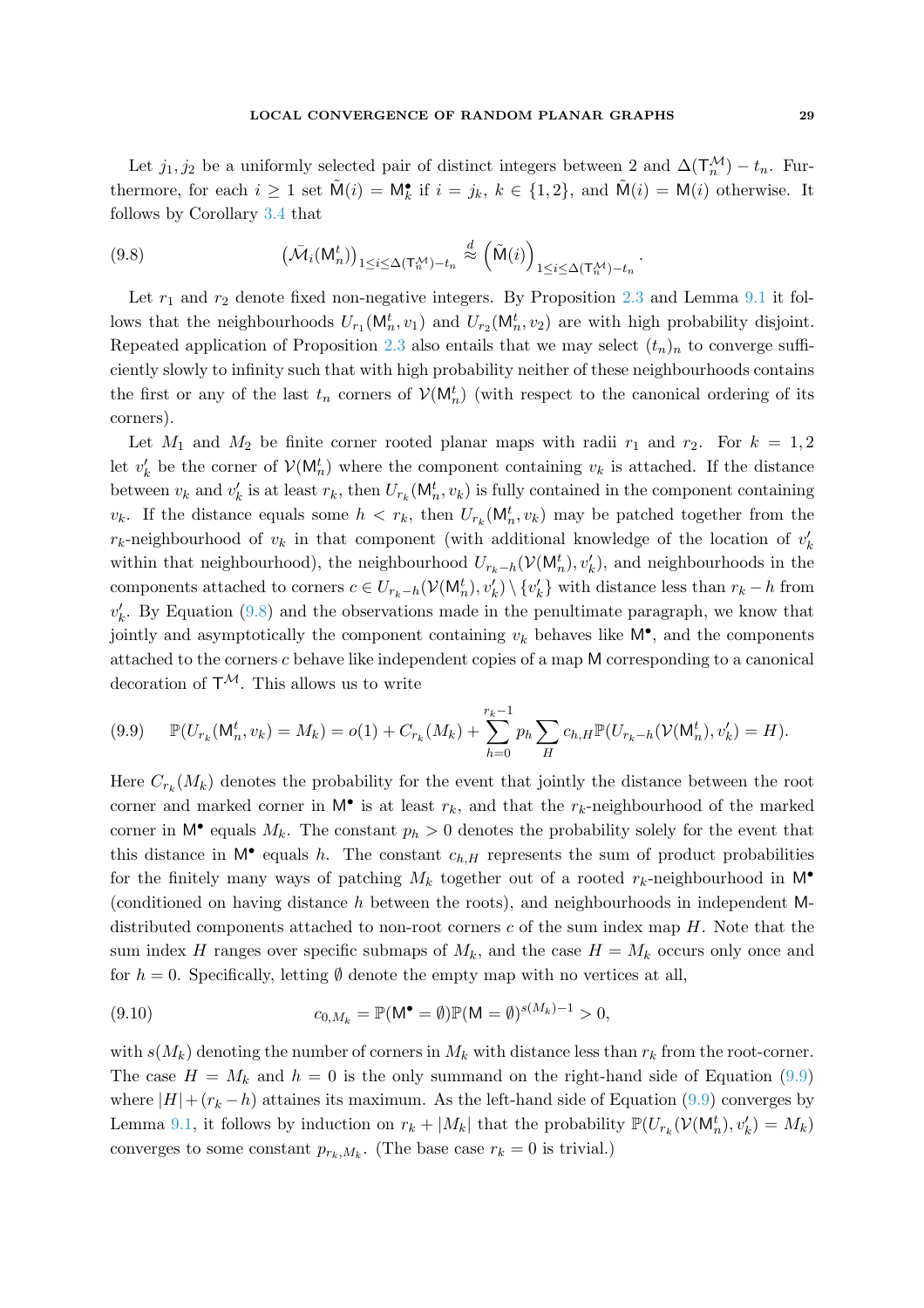Let $j_1, j_2$ be a uniformly selected pair of distinct integers between 2 and $\Delta(\mathsf{T}_n^{\mathcal{M}}) - t_n$. Furthermore, for each $i \geq 1$ set $\tilde{\mathsf{M}}(i) = \mathsf{M}_k^\bullet$ if $i = j_k$, $k \in \{1, 2\}$, and $\tilde{\mathsf{M}}(i) = \mathsf{M}(i)$ otherwise. It follows by Corollary 3.4 that

$$
(9.8) \qquad \left(\bar{\mathcal{M}}_i(\mathsf{M}_n^t)\right)_{1 \leq i \leq \Delta(\mathsf{T}_n^{\mathcal{M}}) - t_n} \overset{d}{\approx} \left(\tilde{\mathsf{M}}(i)\right)_{1 \leq i \leq \Delta(\mathsf{T}_n^{\mathcal{M}}) - t_n}.
$$

Let $r_1$ and $r_2$ denote fixed non-negative integers. By Proposition 2.3 and Lemma 9.1 it follows that the neighbourhoods $U_{r_1}(\mathsf{M}_n^t, v_1)$ and $U_{r_2}(\mathsf{M}_n^t, v_2)$ are with high probability disjoint. Repeated application of Proposition 2.3 also entails that we may select $(t_n)_n$ to converge sufficiently slowly to infinity such that with high probability neither of these neighbourhoods contains the first or any of the last $t_n$ corners of $\mathcal{V}(\mathsf{M}_n^t)$ (with respect to the canonical ordering of its corners).

Let $M_1$ and $M_2$ be finite corner rooted planar maps with radii $r_1$ and $r_2$. For $k = 1, 2$ let $v_k'$ be the corner of $\mathcal{V}(\mathsf{M}_n^t)$ where the component containing $v_k$ is attached. If the distance between $v_k$ and $v_k'$ is at least $r_k$, then $U_{r_k}(\mathsf{M}_n^t, v_k)$ is fully contained in the component containing $v_k$. If the distance equals some $h < r_k$, then $U_{r_k}(\mathsf{M}_n^t, v_k)$ may be patched together from the $r_k$-neighbourhood of $v_k$ in that component (with additional knowledge of the location of $v_k'$ within that neighbourhood), the neighbourhood $U_{r_k - h}(\mathcal{V}(\mathsf{M}_n^t), v_k')$, and neighbourhoods in the components attached to corners $c \in U_{r_k - h}(\mathcal{V}(\mathsf{M}_n^t), v_k') \setminus \{v_k'\}$ with distance less than $r_k - h$ from $v_k'$. By Equation (9.8) and the observations made in the penultimate paragraph, we know that jointly and asymptotically the component containing $v_k$ behaves like $\mathsf{M}^\bullet$, and the components attached to the corners $c$ behave like independent copies of a map $\mathsf{M}$ corresponding to a canonical decoration of $\mathsf{T}^{\mathcal{M}}$. This allows us to write

$$
(9.9) \quad \mathbb{P}(U_{r_k}(\mathsf{M}_n^t, v_k) = M_k) = o(1) + C_{r_k}(M_k) + \sum_{h=0}^{r_k - 1} p_h \sum_H c_{h,H} \mathbb{P}(U_{r_k - h}(\mathcal{V}(\mathsf{M}_n^t), v_k') = H).
$$

Here $C_{r_k}(M_k)$ denotes the probability for the event that jointly the distance between the root corner and marked corner in $\mathsf{M}^\bullet$ is at least $r_k$, and that the $r_k$-neighbourhood of the marked corner in $\mathsf{M}^\bullet$ equals $M_k$. The constant $p_h > 0$ denotes the probability solely for the event that this distance in $\mathsf{M}^\bullet$ equals $h$. The constant $c_{h,H}$ represents the sum of product probabilities for the finitely many ways of patching $M_k$ together out of a rooted $r_k$-neighbourhood in $\mathsf{M}^\bullet$ (conditioned on having distance $h$ between the roots), and neighbourhoods in independent $\mathsf{M}$-distributed components attached to non-root corners $c$ of the sum index map $H$. Note that the sum index $H$ ranges over specific submaps of $M_k$, and the case $H = M_k$ occurs only once and for $h = 0$. Specifically, letting $\emptyset$ denote the empty map with no vertices at all,

$$
(9.10) \qquad c_{0,M_k} = \mathbb{P}(\mathsf{M}^\bullet = \emptyset)\mathbb{P}(\mathsf{M} = \emptyset)^{s(M_k) - 1} > 0,
$$

with $s(M_k)$ denoting the number of corners in $M_k$ with distance less than $r_k$ from the root-corner. The case $H = M_k$ and $h = 0$ is the only summand on the right-hand side of Equation (9.9) where $|H| + (r_k - h)$ attaines its maximum. As the left-hand side of Equation (9.9) converges by Lemma 9.1, it follows by induction on $r_k + |M_k|$ that the probability $\mathbb{P}(U_{r_k}(\mathcal{V}(\mathsf{M}_n^t), v_k') = M_k)$ converges to some constant $p_{r_k, M_k}$. (The base case $r_k = 0$ is trivial.)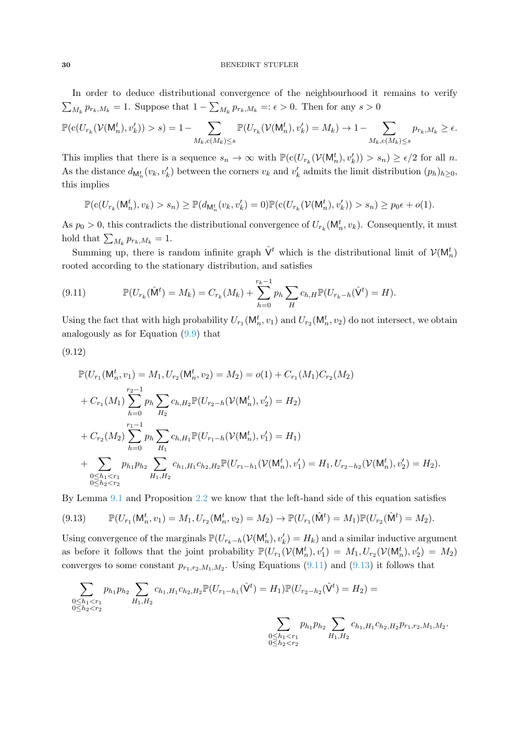In order to deduce distributional convergence of the neighbourhood it remains to verify $\sum_{M_k} p_{r_k, M_k} = 1$. Suppose that $1 - \sum_{M_k} p_{r_k,M_k} =: \epsilon > 0$. Then for any $s > 0$

$$\mathbb{P}(\mathrm{c}(U_{r_k}(\mathcal{V}(\mathsf{M}_n^t), v_k')) > s) = 1 - \sum_{M_k, \mathrm{c}(M_k) \le s} \mathbb{P}(U_{r_k}(\mathcal{V}(\mathsf{M}_n^t), v_k') = M_k) \to 1 - \sum_{M_k, \mathrm{c}(M_k) \le s} p_{r_k, M_k} \ge \epsilon.$$

This implies that there is a sequence $s_n \to \infty$ with $\mathbb{P}(\mathrm{c}(U_{r_k}(\mathcal{V}(\mathsf{M}_n^t), v_k')) > s_n) \ge \epsilon/2$ for all $n$. As the distance $d_{\mathsf{M}_n^t}(v_k, v_k')$ between the corners $v_k$ and $v_k'$ admits the limit distribution $(p_h)_{h \ge 0}$, this implies

$$\mathbb{P}(\mathrm{c}(U_{r_k}(\mathsf{M}_n^t), v_k) > s_n) \ge \mathbb{P}(d_{\mathsf{M}_n^t}(v_k, v_k') = 0)\mathbb{P}(\mathrm{c}(U_{r_k}(\mathcal{V}(\mathsf{M}_n^t), v_k')) > s_n) \ge p_0 \epsilon + o(1).$$

As $p_0 > 0$, this contradicts the distributional convergence of $U_{r_k}(\mathsf{M}_n^t, v_k)$. Consequently, it must hold that $\sum_{M_k} p_{r_k, M_k} = 1$.

Summing up, there is random infinite graph $\hat{\mathsf{V}}^t$ which is the distributional limit of $\mathcal{V}(\mathsf{M}_n^t)$ rooted according to the stationary distribution, and satisfies

$$\mathbb{P}(U_{r_k}(\hat{\mathsf{M}}^t) = M_k) = C_{r_k}(M_k) + \sum_{h=0}^{r_k - 1} p_h \sum_H c_{h,H} \mathbb{P}(U_{r_k - h}(\hat{\mathsf{V}}^t) = H). \tag{9.11}$$

Using the fact that with high probability $U_{r_1}(\mathsf{M}_n^t, v_1)$ and $U_{r_2}(\mathsf{M}_n^t, v_2)$ do not intersect, we obtain analogously as for Equation (9.9) that

(9.12)

$$\begin{aligned}
&\mathbb{P}(U_{r_1}(\mathsf{M}_n^t, v_1) = M_1, U_{r_2}(\mathsf{M}_n^t, v_2) = M_2) = o(1) + C_{r_1}(M_1) C_{r_2}(M_2) \\
&+ C_{r_1}(M_1) \sum_{h=0}^{r_2 - 1} p_h \sum_{H_2} c_{h, H_2} \mathbb{P}(U_{r_2 - h}(\mathcal{V}(\mathsf{M}_n^t), v_2') = H_2) \\
&+ C_{r_2}(M_2) \sum_{h=0}^{r_1 - 1} p_h \sum_{H_1} c_{h, H_1} \mathbb{P}(U_{r_1 - h}(\mathcal{V}(\mathsf{M}_n^t), v_1') = H_1) \\
&+ \sum_{\substack{0 \le h_1 < r_1 \\ 0 \le h_2 < r_2}} p_{h_1} p_{h_2} \sum_{H_1, H_2} c_{h_1, H_1} c_{h_2, H_2} \mathbb{P}(U_{r_1 - h_1}(\mathcal{V}(\mathsf{M}_n^t), v_1') = H_1, U_{r_2 - h_2}(\mathcal{V}(\mathsf{M}_n^t), v_2') = H_2).
\end{aligned}$$

By Lemma 9.1 and Proposition 2.2 we know that the left-hand side of this equation satisfies

$$\mathbb{P}(U_{r_1}(\mathsf{M}_n^t, v_1) = M_1, U_{r_2}(\mathsf{M}_n^t, v_2) = M_2) \to \mathbb{P}(U_{r_1}(\hat{\mathsf{M}}^t) = M_1) \mathbb{P}(U_{r_2}(\hat{\mathsf{M}}^t) = M_2). \tag{9.13}$$

Using convergence of the marginals $\mathbb{P}(U_{r_k - h}(\mathcal{V}(\mathsf{M}_n^t), v_k') = H_k)$ and a similar inductive argument as before it follows that the joint probability $\mathbb{P}(U_{r_1}(\mathcal{V}(\mathsf{M}_n^t), v_1') = M_1, U_{r_2}(\mathcal{V}(\mathsf{M}_n^t), v_2') = M_2)$ converges to some constant $p_{r_1, r_2, M_1, M_2}$. Using Equations (9.11) and (9.13) it follows that

$$\sum_{\substack{0 \le h_1 < r_1 \\ 0 \le h_2 < r_2}} p_{h_1} p_{h_2} \sum_{H_1, H_2} c_{h_1, H_1} c_{h_2, H_2} \mathbb{P}(U_{r_1 - h_1}(\hat{\mathsf{V}}^t) = H_1) \mathbb{P}(U_{r_2 - h_2}(\hat{\mathsf{V}}^t) = H_2) =$$

$$\sum_{\substack{0 \le h_1 < r_1 \\ 0 \le h_2 < r_2}} p_{h_1} p_{h_2} \sum_{H_1, H_2} c_{h_1, H_1} c_{h_2, H_2} p_{r_1, r_2, M_1, M_2}.$$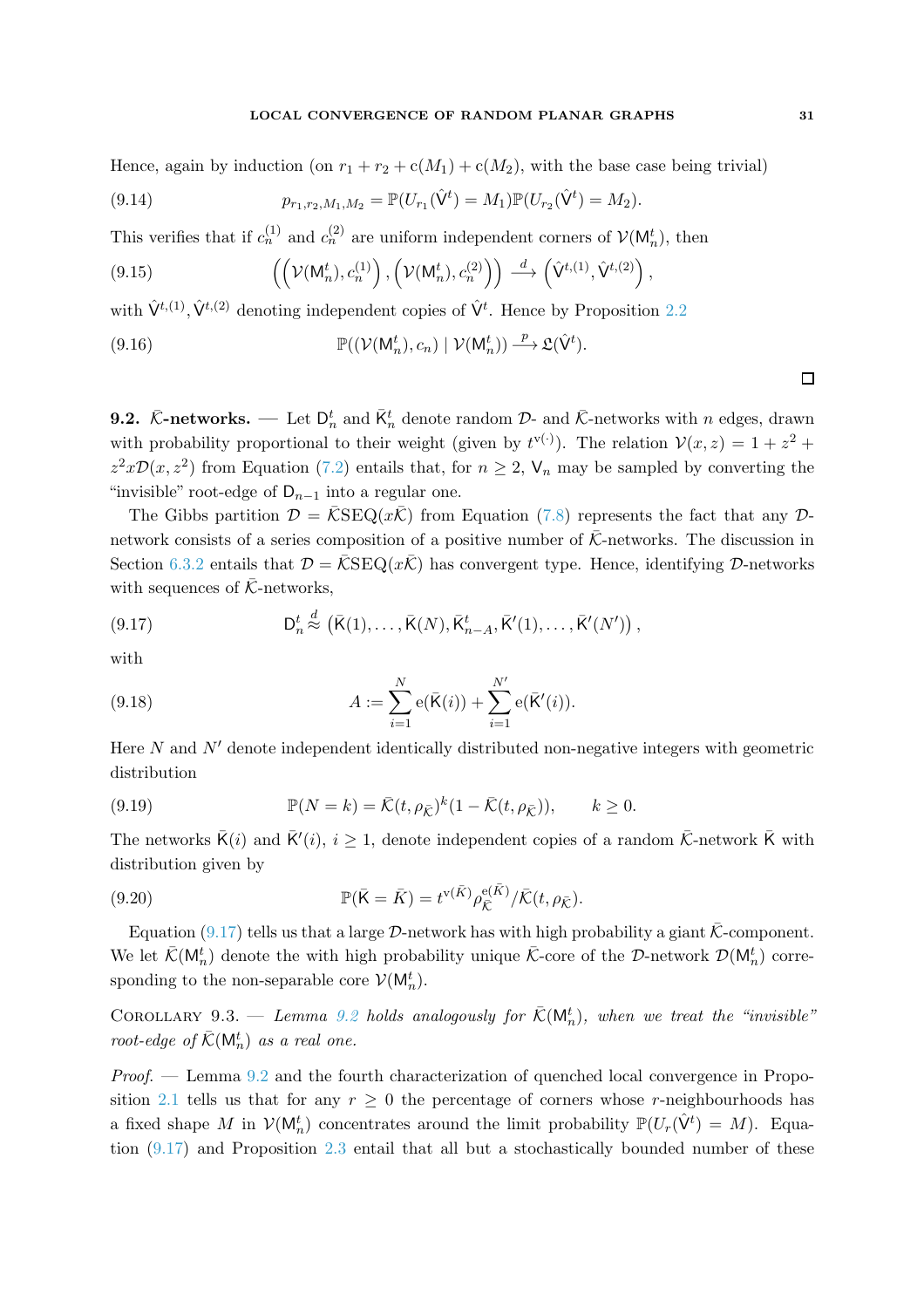Hence, again by induction (on $r_1 + r_2 + \mathrm{c}(M_1) + \mathrm{c}(M_2)$, with the base case being trivial)

$$p_{r_1,r_2,M_1,M_2} = \mathbb{P}(U_{r_1}(\hat{\mathsf{V}}^t) = M_1)\mathbb{P}(U_{r_2}(\hat{\mathsf{V}}^t) = M_2). \tag{9.14}$$

This verifies that if $c_n^{(1)}$ and $c_n^{(2)}$ are uniform independent corners of $\mathcal{V}(\mathsf{M}_n^t)$, then

$$\left(\left(\mathcal{V}(\mathsf{M}_n^t), c_n^{(1)}\right), \left(\mathcal{V}(\mathsf{M}_n^t), c_n^{(2)}\right)\right) \xrightarrow{d} \left(\hat{\mathsf{V}}^{t,(1)}, \hat{\mathsf{V}}^{t,(2)}\right), \tag{9.15}$$

with $\hat{\mathsf{V}}^{t,(1)}, \hat{\mathsf{V}}^{t,(2)}$ denoting independent copies of $\hat{\mathsf{V}}^t$. Hence by Proposition 2.2

$$\mathbb{P}((\mathcal{V}(\mathsf{M}_n^t), c_n) \mid \mathcal{V}(\mathsf{M}_n^t)) \xrightarrow{p} \mathfrak{L}(\hat{\mathsf{V}}^t). \tag{9.16}$$

□

**9.2. $\bar{\mathcal{K}}$-networks.** — Let $\mathsf{D}_n^t$ and $\bar{\mathsf{K}}_n^t$ denote random $\mathcal{D}$- and $\bar{\mathcal{K}}$-networks with $n$ edges, drawn with probability proportional to their weight (given by $t^{\mathrm{v}(\cdot)}$). The relation $\mathcal{V}(x,z) = 1 + z^2 + z^2 x \mathcal{D}(x, z^2)$ from Equation (7.2) entails that, for $n \ge 2$, $\mathsf{V}_n$ may be sampled by converting the "invisible" root-edge of $\mathsf{D}_{n-1}$ into a regular one.

The Gibbs partition $\mathcal{D} = \bar{\mathcal{K}}\mathrm{SEQ}(x\bar{\mathcal{K}})$ from Equation (7.8) represents the fact that any $\mathcal{D}$-network consists of a series composition of a positive number of $\bar{\mathcal{K}}$-networks. The discussion in Section 6.3.2 entails that $\mathcal{D} = \bar{\mathcal{K}}\mathrm{SEQ}(x\bar{\mathcal{K}})$ has convergent type. Hence, identifying $\mathcal{D}$-networks with sequences of $\bar{\mathcal{K}}$-networks,

$$\mathsf{D}_n^t \overset{d}{\approx} \left(\bar{\mathsf{K}}(1), \dots, \bar{\mathsf{K}}(N), \bar{\mathsf{K}}_{n-A}^t, \bar{\mathsf{K}}'(1), \dots, \bar{\mathsf{K}}'(N')\right), \tag{9.17}$$

with

$$A := \sum_{i=1}^{N} \mathrm{e}(\bar{\mathsf{K}}(i)) + \sum_{i=1}^{N'} \mathrm{e}(\bar{\mathsf{K}}'(i)). \tag{9.18}$$

Here $N$ and $N'$ denote independent identically distributed non-negative integers with geometric distribution

$$\mathbb{P}(N = k) = \bar{\mathcal{K}}(t, \rho_{\bar{\mathcal{K}}})^k (1 - \bar{\mathcal{K}}(t, \rho_{\bar{\mathcal{K}}})), \qquad k \ge 0. \tag{9.19}$$

The networks $\bar{\mathsf{K}}(i)$ and $\bar{\mathsf{K}}'(i)$, $i \ge 1$, denote independent copies of a random $\bar{\mathcal{K}}$-network $\bar{\mathsf{K}}$ with distribution given by

$$\mathbb{P}(\bar{\mathsf{K}} = \bar{K}) = t^{\mathrm{v}(\bar{K})} \rho_{\bar{\mathcal{K}}}^{\mathrm{e}(\bar{K})} / \bar{\mathcal{K}}(t, \rho_{\bar{\mathcal{K}}}). \tag{9.20}$$

Equation (9.17) tells us that a large $\mathcal{D}$-network has with high probability a giant $\bar{\mathcal{K}}$-component. We let $\bar{\mathcal{K}}(\mathsf{M}_n^t)$ denote the with high probability unique $\bar{\mathcal{K}}$-core of the $\mathcal{D}$-network $\mathcal{D}(\mathsf{M}_n^t)$ corresponding to the non-separable core $\mathcal{V}(\mathsf{M}_n^t)$.

Corollary 9.3. — *Lemma 9.2 holds analogously for $\bar{\mathcal{K}}(\mathsf{M}_n^t)$, when we treat the "invisible" root-edge of $\bar{\mathcal{K}}(\mathsf{M}_n^t)$ as a real one.*

*Proof.* — Lemma 9.2 and the fourth characterization of quenched local convergence in Proposition 2.1 tells us that for any $r \ge 0$ the percentage of corners whose $r$-neighbourhoods has a fixed shape $M$ in $\mathcal{V}(\mathsf{M}_n^t)$ concentrates around the limit probability $\mathbb{P}(U_r(\hat{\mathsf{V}}^t) = M)$. Equation (9.17) and Proposition 2.3 entail that all but a stochastically bounded number of these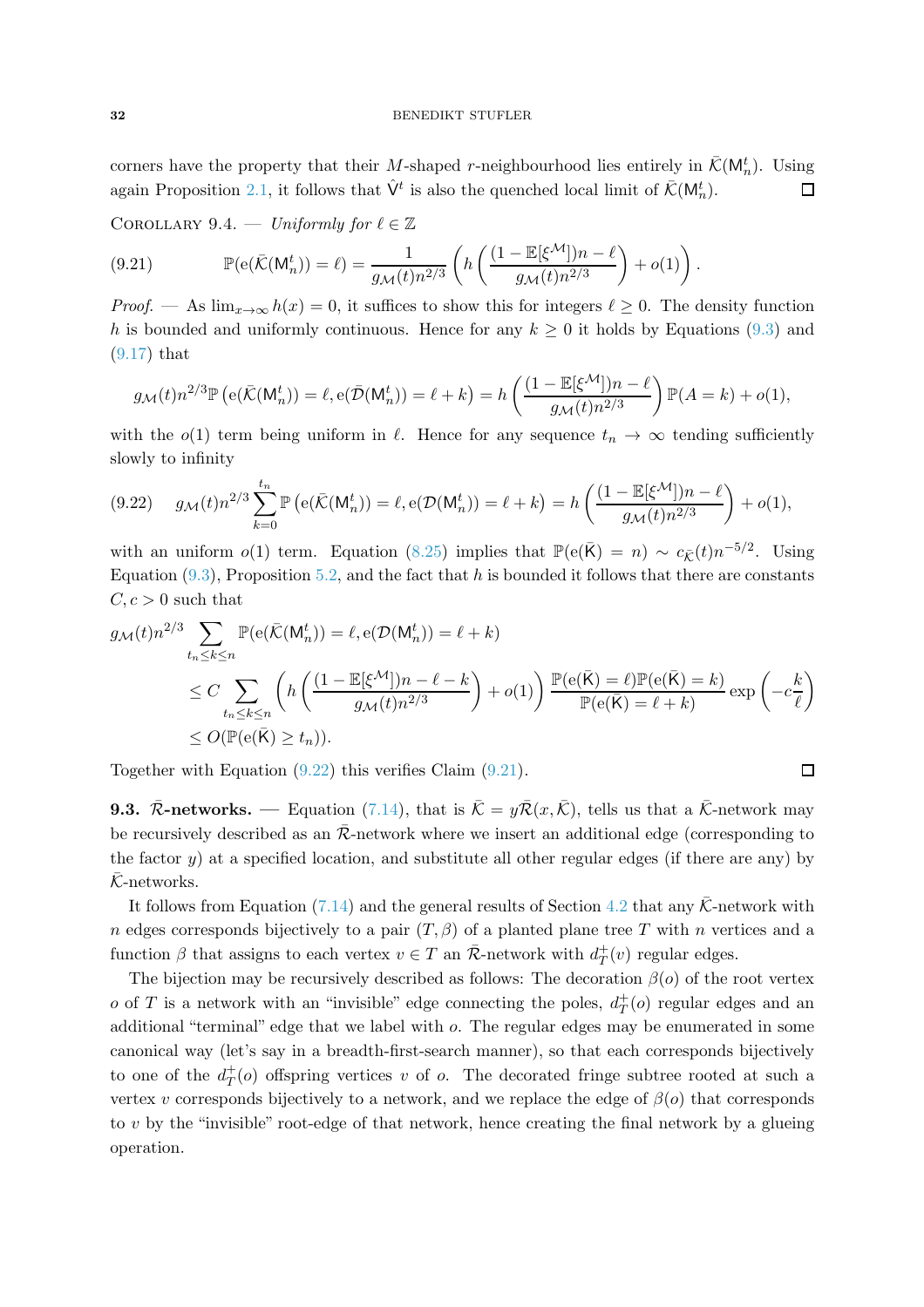corners have the property that their $M$-shaped $r$-neighbourhood lies entirely in $\bar{\mathcal{K}}(\mathsf{M}_n^t)$. Using again Proposition 2.1, it follows that $\hat{\mathsf{V}}^t$ is also the quenched local limit of $\bar{\mathcal{K}}(\mathsf{M}_n^t)$. ☐

Corollary 9.4. — *Uniformly for $\ell \in \mathbb{Z}$*

$$\mathbb{P}(\mathrm{e}(\bar{\mathcal{K}}(\mathsf{M}_n^t)) = \ell) = \frac{1}{g_{\mathcal{M}}(t) n^{2/3}} \left( h\left( \frac{(1 - \mathbb{E}[\xi^{\mathcal{M}}])n - \ell}{g_{\mathcal{M}}(t) n^{2/3}} \right) + o(1) \right). \tag{9.21}$$

*Proof.* — As $\lim_{x \to \infty} h(x) = 0$, it suffices to show this for integers $\ell \geq 0$. The density function $h$ is bounded and uniformly continuous. Hence for any $k \geq 0$ it holds by Equations (9.3) and (9.17) that

$$g_{\mathcal{M}}(t) n^{2/3} \mathbb{P}\left(\mathrm{e}(\bar{\mathcal{K}}(\mathsf{M}_n^t)) = \ell, \mathrm{e}(\bar{\mathcal{D}}(\mathsf{M}_n^t)) = \ell + k\right) = h\left( \frac{(1 - \mathbb{E}[\xi^{\mathcal{M}}])n - \ell}{g_{\mathcal{M}}(t) n^{2/3}} \right) \mathbb{P}(A = k) + o(1),$$

with the $o(1)$ term being uniform in $\ell$. Hence for any sequence $t_n \to \infty$ tending sufficiently slowly to infinity

$$g_{\mathcal{M}}(t) n^{2/3} \sum_{k=0}^{t_n} \mathbb{P}\left(\mathrm{e}(\bar{\mathcal{K}}(\mathsf{M}_n^t)) = \ell, \mathrm{e}(\mathcal{D}(\mathsf{M}_n^t)) = \ell + k\right) = h\left( \frac{(1 - \mathbb{E}[\xi^{\mathcal{M}}])n - \ell}{g_{\mathcal{M}}(t) n^{2/3}} \right) + o(1), \tag{9.22}$$

with an uniform $o(1)$ term. Equation (8.25) implies that $\mathbb{P}(\mathrm{e}(\bar{\mathsf{K}}) = n) \sim c_{\bar{\mathcal{K}}}(t) n^{-5/2}$. Using Equation (9.3), Proposition 5.2, and the fact that $h$ is bounded it follows that there are constants $C, c > 0$ such that

$$\begin{aligned}
g_{\mathcal{M}}(t) n^{2/3} &\sum_{t_n \leq k \leq n} \mathbb{P}(\mathrm{e}(\bar{\mathcal{K}}(\mathsf{M}_n^t)) = \ell, \mathrm{e}(\mathcal{D}(\mathsf{M}_n^t)) = \ell + k) \\
&\leq C \sum_{t_n \leq k \leq n} \left( h\left( \frac{(1 - \mathbb{E}[\xi^{\mathcal{M}}])n - \ell - k}{g_{\mathcal{M}}(t) n^{2/3}} \right) + o(1) \right) \frac{\mathbb{P}(\mathrm{e}(\bar{\mathsf{K}}) = \ell) \mathbb{P}(\mathrm{e}(\bar{\mathsf{K}}) = k)}{\mathbb{P}(\mathrm{e}(\bar{\mathsf{K}}) = \ell + k)} \exp\left(-c\frac{k}{\ell}\right) \\
&\leq O(\mathbb{P}(\mathrm{e}(\bar{\mathsf{K}}) \geq t_n)).
\end{aligned}$$

Together with Equation (9.22) this verifies Claim (9.21). ☐

**9.3. $\bar{\mathcal{R}}$-networks.** — Equation (7.14), that is $\bar{\mathcal{K}} = y\bar{\mathcal{R}}(x, \bar{\mathcal{K}})$, tells us that a $\bar{\mathcal{K}}$-network may be recursively described as an $\bar{\mathcal{R}}$-network where we insert an additional edge (corresponding to the factor $y$) at a specified location, and substitute all other regular edges (if there are any) by $\bar{\mathcal{K}}$-networks.

It follows from Equation (7.14) and the general results of Section 4.2 that any $\bar{\mathcal{K}}$-network with $n$ edges corresponds bijectively to a pair $(T, \beta)$ of a planted plane tree $T$ with $n$ vertices and a function $\beta$ that assigns to each vertex $v \in T$ an $\bar{\mathcal{R}}$-network with $d_T^+(v)$ regular edges.

The bijection may be recursively described as follows: The decoration $\beta(o)$ of the root vertex $o$ of $T$ is a network with an "invisible" edge connecting the poles, $d_T^+(o)$ regular edges and an additional "terminal" edge that we label with $o$. The regular edges may be enumerated in some canonical way (let's say in a breadth-first-search manner), so that each corresponds bijectively to one of the $d_T^+(o)$ offspring vertices $v$ of $o$. The decorated fringe subtree rooted at such a vertex $v$ corresponds bijectively to a network, and we replace the edge of $\beta(o)$ that corresponds to $v$ by the "invisible" root-edge of that network, hence creating the final network by a glueing operation.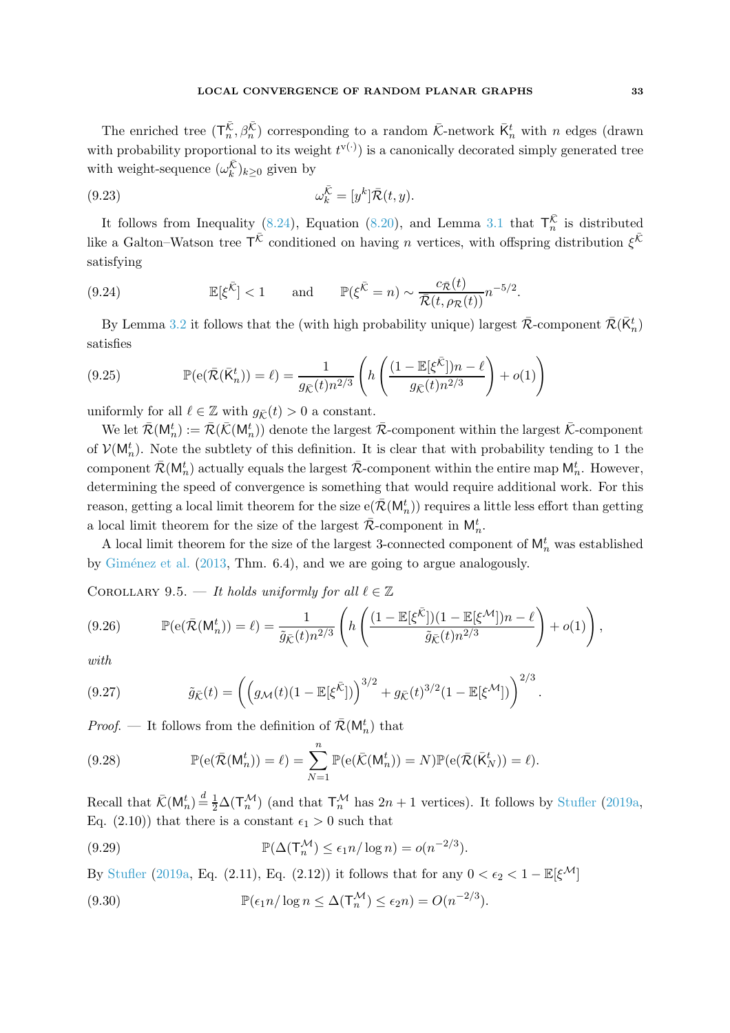The enriched tree $(\mathsf{T}_n^{\bar{\mathcal{K}}}, \beta_n^{\bar{\mathcal{K}}})$ corresponding to a random $\bar{\mathcal{K}}$-network $\bar{\mathsf{K}}_n^t$ with $n$ edges (drawn with probability proportional to its weight $t^{\mathrm{v}(\cdot)}$) is a canonically decorated simply generated tree with weight-sequence $(\omega_k^{\bar{\mathcal{K}}})_{k \ge 0}$ given by

$$\omega_k^{\bar{\mathcal{K}}} = [y^k]\bar{\mathcal{R}}(t,y). \tag{9.23}$$

It follows from Inequality (8.24), Equation (8.20), and Lemma 3.1 that $\mathsf{T}_n^{\bar{\mathcal{K}}}$ is distributed like a Galton–Watson tree $\mathsf{T}^{\bar{\mathcal{K}}}$ conditioned on having $n$ vertices, with offspring distribution $\xi^{\bar{\mathcal{K}}}$ satisfying

$$\mathbb{E}[\xi^{\bar{\mathcal{K}}}] < 1 \qquad \text{and} \qquad \mathbb{P}(\xi^{\bar{\mathcal{K}}} = n) \sim \frac{c_{\bar{\mathcal{R}}}(t)}{\bar{\mathcal{R}}(t, \rho_{\mathcal{R}}(t))} n^{-5/2}. \tag{9.24}$$

By Lemma 3.2 it follows that the (with high probability unique) largest $\bar{\mathcal{R}}$-component $\bar{\mathcal{R}}(\bar{\mathsf{K}}_n^t)$ satisfies

$$\mathbb{P}(\mathrm{e}(\bar{\mathcal{R}}(\bar{\mathsf{K}}_n^t)) = \ell) = \frac{1}{g_{\bar{\mathcal{K}}}(t) n^{2/3}} \left( h\left( \frac{(1 - \mathbb{E}[\xi^{\bar{\mathcal{K}}}])n - \ell}{g_{\bar{\mathcal{K}}}(t) n^{2/3}} \right) + o(1) \right) \tag{9.25}$$

uniformly for all $\ell \in \mathbb{Z}$ with $g_{\bar{\mathcal{K}}}(t) > 0$ a constant.

We let $\bar{\mathcal{R}}(\mathsf{M}_n^t) := \bar{\mathcal{R}}(\bar{\mathcal{K}}(\mathsf{M}_n^t))$ denote the largest $\bar{\mathcal{R}}$-component within the largest $\bar{\mathcal{K}}$-component of $\mathcal{V}(\mathsf{M}_n^t)$. Note the subtlety of this definition. It is clear that with probability tending to 1 the component $\bar{\mathcal{R}}(\mathsf{M}_n^t)$ actually equals the largest $\bar{\mathcal{R}}$-component within the entire map $\mathsf{M}_n^t$. However, determining the speed of convergence is something that would require additional work. For this reason, getting a local limit theorem for the size $\mathrm{e}(\bar{\mathcal{R}}(\mathsf{M}_n^t))$ requires a little less effort than getting a local limit theorem for the size of the largest $\bar{\mathcal{R}}$-component in $\mathsf{M}_n^t$.

A local limit theorem for the size of the largest 3-connected component of $\mathsf{M}_n^t$ was established by Giménez et al. (2013, Thm. 6.4), and we are going to argue analogously.

Corollary 9.5. — *It holds uniformly for all $\ell \in \mathbb{Z}$*

$$\mathbb{P}(\mathrm{e}(\bar{\mathcal{R}}(\mathsf{M}_n^t)) = \ell) = \frac{1}{\tilde{g}_{\bar{\mathcal{K}}}(t) n^{2/3}} \left( h\left( \frac{(1 - \mathbb{E}[\xi^{\bar{\mathcal{K}}}])(1 - \mathbb{E}[\xi^{\mathcal{M}}])n - \ell}{\tilde{g}_{\bar{\mathcal{K}}}(t) n^{2/3}} \right) + o(1) \right), \tag{9.26}$$

*with*

$$\tilde{g}_{\bar{\mathcal{K}}}(t) = \left( \left( g_{\mathcal{M}}(t)(1 - \mathbb{E}[\xi^{\bar{\mathcal{K}}}]) \right)^{3/2} + g_{\bar{\mathcal{K}}}(t)^{3/2}(1 - \mathbb{E}[\xi^{\mathcal{M}}]) \right)^{2/3}. \tag{9.27}$$

*Proof.* — It follows from the definition of $\bar{\mathcal{R}}(\mathsf{M}_n^t)$ that

$$\mathbb{P}(\mathrm{e}(\bar{\mathcal{R}}(\mathsf{M}_n^t)) = \ell) = \sum_{N=1}^{n} \mathbb{P}(\mathrm{e}(\bar{\mathcal{K}}(\mathsf{M}_n^t)) = N) \mathbb{P}(\mathrm{e}(\bar{\mathcal{R}}(\bar{\mathsf{K}}_N^t)) = \ell). \tag{9.28}$$

Recall that $\bar{\mathcal{K}}(\mathsf{M}_n^t) \overset{d}{=} \frac{1}{2}\Delta(\mathsf{T}_n^{\mathcal{M}})$ (and that $\mathsf{T}_n^{\mathcal{M}}$ has $2n+1$ vertices). It follows by Stufler (2019a, Eq. (2.10)) that there is a constant $\epsilon_1 > 0$ such that

$$\mathbb{P}(\Delta(\mathsf{T}_n^{\mathcal{M}}) \le \epsilon_1 n / \log n) = o(n^{-2/3}). \tag{9.29}$$

By Stufler (2019a, Eq. (2.11), Eq. (2.12)) it follows that for any $0 < \epsilon_2 < 1 - \mathbb{E}[\xi^{\mathcal{M}}]$

$$\mathbb{P}(\epsilon_1 n / \log n \le \Delta(\mathsf{T}_n^{\mathcal{M}}) \le \epsilon_2 n) = O(n^{-2/3}). \tag{9.30}$$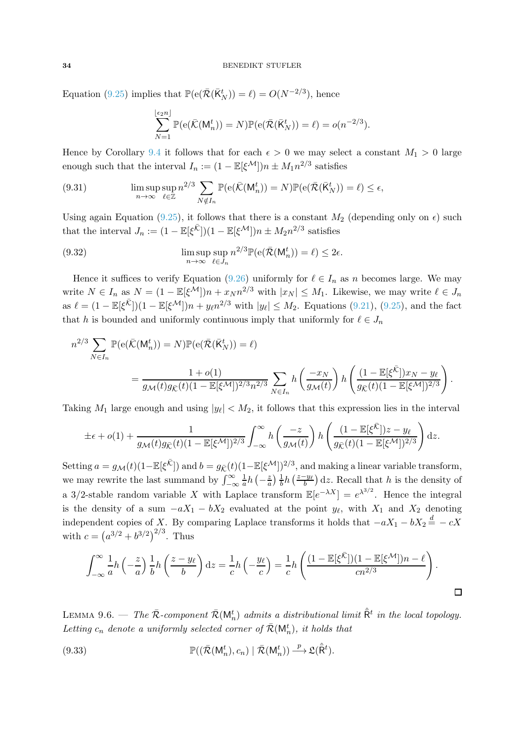Equation (9.25) implies that $\mathbb{P}(\mathrm{e}(\bar{\mathcal{R}}(\bar{\mathsf{K}}_N^t)) = \ell) = O(N^{-2/3})$, hence

$$\sum_{N=1}^{\lfloor \epsilon_2 n \rfloor} \mathbb{P}(\mathrm{e}(\bar{\mathcal{K}}(\mathsf{M}_n^t)) = N)\mathbb{P}(\mathrm{e}(\bar{\mathcal{R}}(\bar{\mathsf{K}}_N^t)) = \ell) = o(n^{-2/3}).$$

Hence by Corollary 9.4 it follows that for each $\epsilon > 0$ we may select a constant $M_1 > 0$ large enough such that the interval $I_n := (1 - \mathbb{E}[\xi^{\mathcal{M}}])n \pm M_1 n^{2/3}$ satisfies

$$\limsup_{n\to\infty} \sup_{\ell \in \mathbb{Z}} n^{2/3} \sum_{N \notin I_n} \mathbb{P}(\mathrm{e}(\bar{\mathcal{K}}(\mathsf{M}_n^t)) = N)\mathbb{P}(\mathrm{e}(\bar{\mathcal{R}}(\bar{\mathsf{K}}_N^t)) = \ell) \le \epsilon, \tag{9.31}$$

Using again Equation (9.25), it follows that there is a constant $M_2$ (depending only on $\epsilon$) such that the interval $J_n := (1 - \mathbb{E}[\xi^{\bar{\mathcal{K}}}])(1 - \mathbb{E}[\xi^{\mathcal{M}}])n \pm M_2 n^{2/3}$ satisfies

$$\limsup_{n\to\infty} \sup_{\ell \notin J_n} n^{2/3}\mathbb{P}(\mathrm{e}(\bar{\mathcal{R}}(\mathsf{M}_n^t)) = \ell) \le 2\epsilon. \tag{9.32}$$

Hence it suffices to verify Equation (9.26) uniformly for $\ell \in I_n$ as $n$ becomes large. We may write $N \in I_n$ as $N = (1 - \mathbb{E}[\xi^{\mathcal{M}}])n + x_N n^{2/3}$ with $|x_N| \le M_1$. Likewise, we may write $\ell \in J_n$ as $\ell = (1 - \mathbb{E}[\xi^{\bar{\mathcal{K}}}])(1 - \mathbb{E}[\xi^{\mathcal{M}}])n + y_\ell n^{2/3}$ with $|y_\ell| \le M_2$. Equations (9.21), (9.25), and the fact that $h$ is bounded and uniformly continuous imply that uniformly for $\ell \in J_n$

$$\begin{aligned} n^{2/3} &\sum_{N\in I_n} \mathbb{P}(\mathrm{e}(\bar{\mathcal{K}}(\mathsf{M}_n^t)) = N)\mathbb{P}(\mathrm{e}(\bar{\mathcal{R}}(\bar{\mathsf{K}}_N^t)) = \ell) \\ &= \frac{1 + o(1)}{g_{\mathcal{M}}(t) g_{\bar{\mathcal{K}}}(t)(1 - \mathbb{E}[\xi^{\mathcal{M}}])^{2/3} n^{2/3}} \sum_{N \in I_n} h\left(\frac{-x_N}{g_{\mathcal{M}}(t)}\right) h\left(\frac{(1 - \mathbb{E}[\xi^{\bar{\mathcal{K}}}])x_N - y_\ell}{g_{\bar{\mathcal{K}}}(t)(1 - \mathbb{E}[\xi^{\mathcal{M}}])^{2/3}}\right). \end{aligned}$$

Taking $M_1$ large enough and using $|y_\ell| < M_2$, it follows that this expression lies in the interval

$$\pm\epsilon + o(1) + \frac{1}{g_{\mathcal{M}}(t) g_{\bar{\mathcal{K}}}(t)(1 - \mathbb{E}[\xi^{\mathcal{M}}])^{2/3}} \int_{-\infty}^{\infty} h\left(\frac{-z}{g_{\mathcal{M}}(t)}\right) h\left(\frac{(1 - \mathbb{E}[\xi^{\bar{\mathcal{K}}}])z - y_\ell}{g_{\bar{\mathcal{K}}}(t)(1 - \mathbb{E}[\xi^{\mathcal{M}}])^{2/3}}\right) \mathrm{d}z.$$

Setting $a = g_{\mathcal{M}}(t)(1 - \mathbb{E}[\xi^{\bar{\mathcal{K}}}])$ and $b = g_{\bar{\mathcal{K}}}(t)(1 - \mathbb{E}[\xi^{\mathcal{M}}])^{2/3}$, and making a linear variable transform, we may rewrite the last summand by $\int_{-\infty}^{\infty} \frac{1}{a} h\left(-\frac{z}{a}\right) \frac{1}{b} h\left(\frac{z - y_\ell}{b}\right) \mathrm{d}z$. Recall that $h$ is the density of a 3/2-stable random variable $X$ with Laplace transform $\mathbb{E}[e^{-\lambda X}] = e^{\lambda^{3/2}}$. Hence the integral is the density of a sum $-aX_1 - bX_2$ evaluated at the point $y_\ell$, with $X_1$ and $X_2$ denoting independent copies of $X$. By comparing Laplace transforms it holds that $-aX_1 - bX_2 \overset{d}{=} -cX$ with $c = \left(a^{3/2} + b^{3/2}\right)^{2/3}$. Thus

$$\int_{-\infty}^{\infty} \frac{1}{a} h\left(-\frac{z}{a}\right) \frac{1}{b} h\left(\frac{z - y_\ell}{b}\right) \mathrm{d}z = \frac{1}{c} h\left(-\frac{y_\ell}{c}\right) = \frac{1}{c} h\left(\frac{(1 - \mathbb{E}[\xi^{\bar{\mathcal{K}}}])(1 - \mathbb{E}[\xi^{\mathcal{M}}])n - \ell}{c n^{2/3}}\right).$$

□

Lemma 9.6. — *The $\bar{\mathcal{R}}$-component $\bar{\mathcal{R}}(\mathsf{M}_n^t)$ admits a distributional limit $\hat{\bar{\mathsf{R}}}^t$ in the local topology. Letting $c_n$ denote a uniformly selected corner of $\bar{\mathcal{R}}(\mathsf{M}_n^t)$, it holds that*

$$\mathbb{P}((\bar{\mathcal{R}}(\mathsf{M}_n^t), c_n) \mid \bar{\mathcal{R}}(\mathsf{M}_n^t)) \xrightarrow{p} \mathfrak{L}(\hat{\bar{\mathsf{R}}}^t). \tag{9.33}$$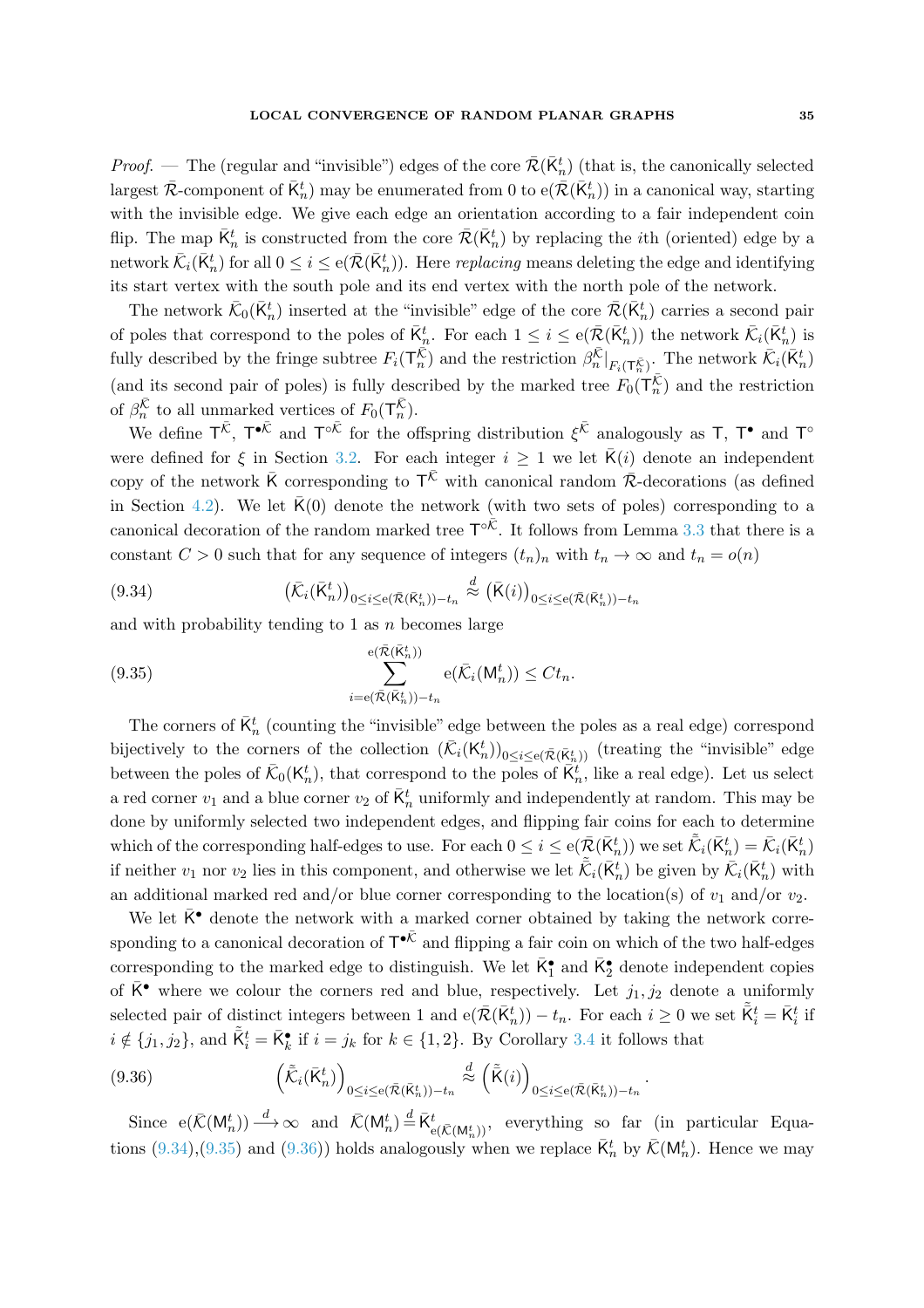*Proof.* — The (regular and "invisible") edges of the core $\bar{\mathcal{R}}(\bar{\mathsf{K}}_n^t)$ (that is, the canonically selected largest $\bar{\mathcal{R}}$-component of $\bar{\mathsf{K}}_n^t$) may be enumerated from 0 to $\mathrm{e}(\bar{\mathcal{R}}(\bar{\mathsf{K}}_n^t))$ in a canonical way, starting with the invisible edge. We give each edge an orientation according to a fair independent coin flip. The map $\bar{\mathsf{K}}_n^t$ is constructed from the core $\bar{\mathcal{R}}(\bar{\mathsf{K}}_n^t)$ by replacing the $i$th (oriented) edge by a network $\bar{\mathcal{K}}_i(\bar{\mathsf{K}}_n^t)$ for all $0 \le i \le \mathrm{e}(\bar{\mathcal{R}}(\bar{\mathsf{K}}_n^t))$. Here *replacing* means deleting the edge and identifying its start vertex with the south pole and its end vertex with the north pole of the network.

The network $\bar{\mathcal{K}}_0(\bar{\mathsf{K}}_n^t)$ inserted at the "invisible" edge of the core $\bar{\mathcal{R}}(\bar{\mathsf{K}}_n^t)$ carries a second pair of poles that correspond to the poles of $\bar{\mathsf{K}}_n^t$. For each $1 \le i \le \mathrm{e}(\bar{\mathcal{R}}(\bar{\mathsf{K}}_n^t))$ the network $\bar{\mathcal{K}}_i(\bar{\mathsf{K}}_n^t)$ is fully described by the fringe subtree $F_i(\mathsf{T}_n^{\bar{\mathcal{K}}})$ and the restriction $\beta_n^{\bar{\mathcal{K}}}|_{F_i(\mathsf{T}_n^{\bar{\mathcal{K}}})}$. The network $\bar{\mathcal{K}}_i(\bar{\mathsf{K}}_n^t)$ (and its second pair of poles) is fully described by the marked tree $F_0(\mathsf{T}_n^{\bar{\mathcal{K}}})$ and the restriction of $\beta_n^{\bar{\mathcal{K}}}$ to all unmarked vertices of $F_0(\mathsf{T}_n^{\bar{\mathcal{K}}})$.

We define $\mathsf{T}^{\bar{\mathcal{K}}}$, $\mathsf{T}^{\bullet\bar{\mathcal{K}}}$ and $\mathsf{T}^{\circ\bar{\mathcal{K}}}$ for the offspring distribution $\xi^{\bar{\mathcal{K}}}$ analogously as $\mathsf{T}$, $\mathsf{T}^\bullet$ and $\mathsf{T}^\circ$ were defined for $\xi$ in Section 3.2. For each integer $i \ge 1$ we let $\bar{\mathsf{K}}(i)$ denote an independent copy of the network $\bar{\mathsf{K}}$ corresponding to $\mathsf{T}^{\bar{\mathcal{K}}}$ with canonical random $\bar{\mathcal{R}}$-decorations (as defined in Section 4.2). We let $\bar{\mathsf{K}}(0)$ denote the network (with two sets of poles) corresponding to a canonical decoration of the random marked tree $\mathsf{T}^{\circ\bar{\mathcal{K}}}$. It follows from Lemma 3.3 that there is a constant $C > 0$ such that for any sequence of integers $(t_n)_n$ with $t_n \to \infty$ and $t_n = o(n)$

$$(9.34) \qquad \left(\bar{\mathcal{K}}_i(\bar{\mathsf{K}}_n^t)\right)_{0 \le i \le \mathrm{e}(\bar{\mathcal{R}}(\bar{\mathsf{K}}_n^t)) - t_n} \overset{d}{\approx} \left(\bar{\mathsf{K}}(i)\right)_{0 \le i \le \mathrm{e}(\bar{\mathcal{R}}(\bar{\mathsf{K}}_n^t)) - t_n}$$

and with probability tending to 1 as $n$ becomes large

$$(9.35) \qquad \sum_{i = \mathrm{e}(\bar{\mathcal{R}}(\bar{\mathsf{K}}_n^t)) - t_n}^{\mathrm{e}(\bar{\mathcal{R}}(\bar{\mathsf{K}}_n^t))} \mathrm{e}(\bar{\mathcal{K}}_i(\mathsf{M}_n^t)) \le C t_n.$$

The corners of $\bar{\mathsf{K}}_n^t$ (counting the "invisible" edge between the poles as a real edge) correspond bijectively to the corners of the collection $(\bar{\mathcal{K}}_i(\mathsf{K}_n^t))_{0 \le i \le \mathrm{e}(\bar{\mathcal{R}}(\bar{\mathsf{K}}_n^t))}$ (treating the "invisible" edge between the poles of $\bar{\mathcal{K}}_0(\mathsf{K}_n^t)$, that correspond to the poles of $\bar{\mathsf{K}}_n^t$, like a real edge). Let us select a red corner $v_1$ and a blue corner $v_2$ of $\bar{\mathsf{K}}_n^t$ uniformly and independently at random. This may be done by uniformly selected two independent edges, and flipping fair coins for each to determine which of the corresponding half-edges to use. For each $0 \le i \le \mathrm{e}(\bar{\mathcal{R}}(\bar{\mathsf{K}}_n^t))$ we set $\tilde{\bar{\mathcal{K}}}_i(\bar{\mathsf{K}}_n^t) = \bar{\mathcal{K}}_i(\bar{\mathsf{K}}_n^t)$ if neither $v_1$ nor $v_2$ lies in this component, and otherwise we let $\tilde{\bar{\mathcal{K}}}_i(\bar{\mathsf{K}}_n^t)$ be given by $\bar{\mathcal{K}}_i(\bar{\mathsf{K}}_n^t)$ with an additional marked red and/or blue corner corresponding to the location(s) of $v_1$ and/or $v_2$.

We let $\bar{\mathsf{K}}^\bullet$ denote the network with a marked corner obtained by taking the network corresponding to a canonical decoration of $\mathsf{T}^{\bullet\bar{\mathcal{K}}}$ and flipping a fair coin on which of the two half-edges corresponding to the marked edge to distinguish. We let $\bar{\mathsf{K}}_1^\bullet$ and $\bar{\mathsf{K}}_2^\bullet$ denote independent copies of $\bar{\mathsf{K}}^\bullet$ where we colour the corners red and blue, respectively. Let $j_1, j_2$ denote a uniformly selected pair of distinct integers between 1 and $\mathrm{e}(\bar{\mathcal{R}}(\bar{\mathsf{K}}_n^t)) - t_n$. For each $i \ge 0$ we set $\tilde{\bar{\mathsf{K}}}_i^t = \bar{\mathsf{K}}_i^t$ if $i \notin \{j_1, j_2\}$, and $\tilde{\bar{\mathsf{K}}}_i^t = \bar{\mathsf{K}}_k^\bullet$ if $i = j_k$ for $k \in \{1, 2\}$. By Corollary 3.4 it follows that

$$(9.36) \qquad \left(\tilde{\bar{\mathcal{K}}}_i(\bar{\mathsf{K}}_n^t)\right)_{0 \le i \le \mathrm{e}(\bar{\mathcal{R}}(\bar{\mathsf{K}}_n^t)) - t_n} \overset{d}{\approx} \left(\tilde{\bar{\mathsf{K}}}(i)\right)_{0 \le i \le \mathrm{e}(\bar{\mathcal{R}}(\bar{\mathsf{K}}_n^t)) - t_n}.$$

Since $\mathrm{e}(\bar{\mathcal{K}}(\mathsf{M}_n^t)) \xrightarrow{d} \infty$ and $\bar{\mathcal{K}}(\mathsf{M}_n^t) \overset{d}{=} \bar{\mathsf{K}}^t_{\mathrm{e}(\bar{\mathcal{K}}(\mathsf{M}_n^t))}$, everything so far (in particular Equations (9.34),(9.35) and (9.36)) holds analogously when we replace $\bar{\mathsf{K}}_n^t$ by $\bar{\mathcal{K}}(\mathsf{M}_n^t)$. Hence we may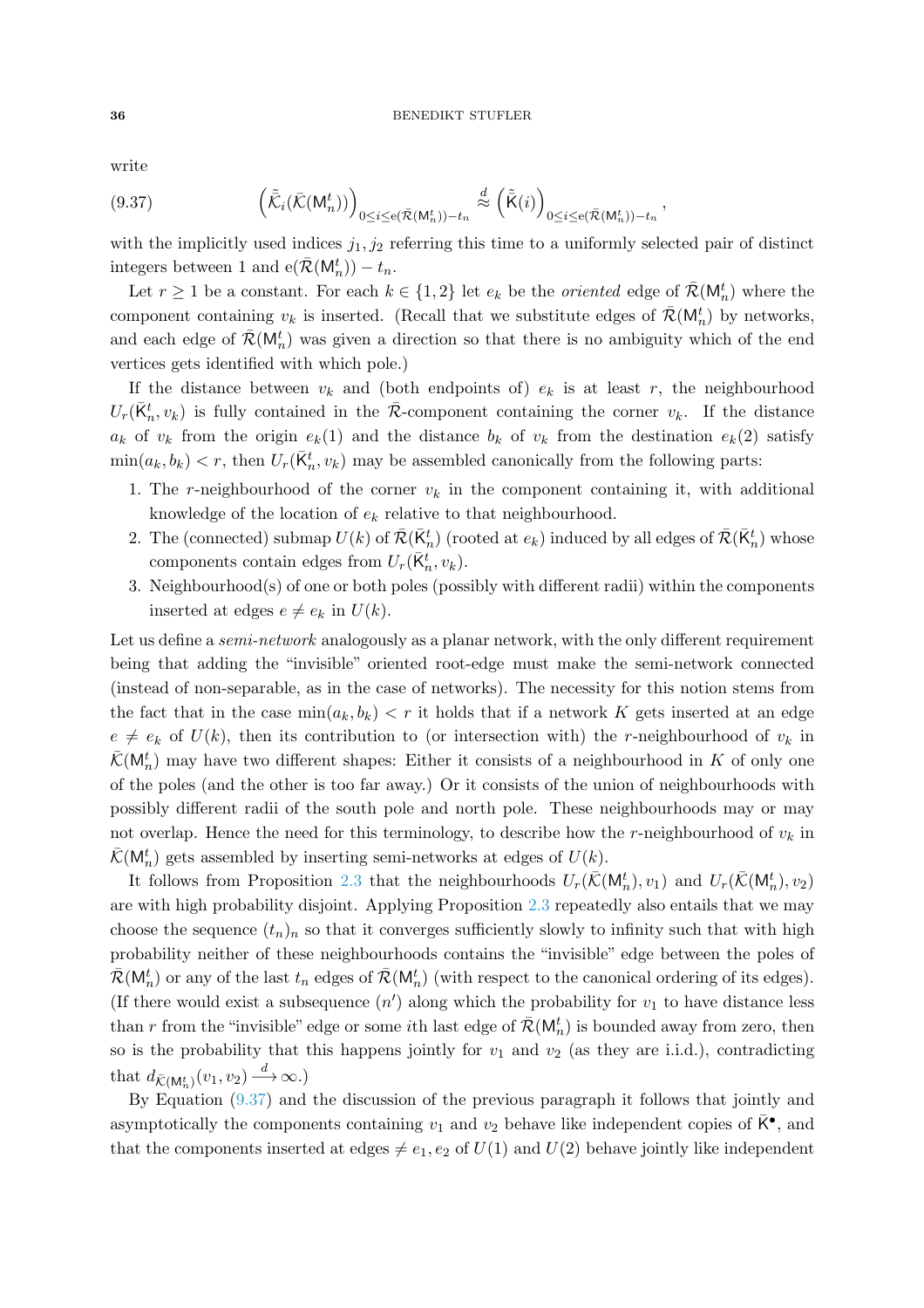write

$$\left(\tilde{\bar{\mathcal{K}}}_i(\bar{\mathcal{K}}(\mathsf{M}_n^t))\right)_{0\le i\le \mathrm{e}(\bar{\mathcal{R}}(\mathsf{M}_n^t))-t_n} \overset{d}{\approx} \left(\tilde{\bar{\mathsf{K}}}(i)\right)_{0\le i\le \mathrm{e}(\bar{\mathcal{R}}(\mathsf{M}_n^t))-t_n}, \tag{9.37}$$

with the implicitly used indices $j_1, j_2$ referring this time to a uniformly selected pair of distinct integers between 1 and $\mathrm{e}(\bar{\mathcal{R}}(\mathsf{M}_n^t)) - t_n$.

Let $r \ge 1$ be a constant. For each $k \in \{1,2\}$ let $e_k$ be the *oriented* edge of $\bar{\mathcal{R}}(\mathsf{M}_n^t)$ where the component containing $v_k$ is inserted. (Recall that we substitute edges of $\bar{\mathcal{R}}(\mathsf{M}_n^t)$ by networks, and each edge of $\bar{\mathcal{R}}(\mathsf{M}_n^t)$ was given a direction so that there is no ambiguity which of the end vertices gets identified with which pole.)

If the distance between $v_k$ and (both endpoints of) $e_k$ is at least $r$, the neighbourhood $U_r(\bar{\mathsf{K}}_n^t, v_k)$ is fully contained in the $\bar{\mathcal{R}}$-component containing the corner $v_k$. If the distance $a_k$ of $v_k$ from the origin $e_k(1)$ and the distance $b_k$ of $v_k$ from the destination $e_k(2)$ satisfy $\min(a_k, b_k) < r$, then $U_r(\bar{\mathsf{K}}_n^t, v_k)$ may be assembled canonically from the following parts:

1. The $r$-neighbourhood of the corner $v_k$ in the component containing it, with additional knowledge of the location of $e_k$ relative to that neighbourhood.
2. The (connected) submap $U(k)$ of $\bar{\mathcal{R}}(\bar{\mathsf{K}}_n^t)$ (rooted at $e_k$) induced by all edges of $\bar{\mathcal{R}}(\bar{\mathsf{K}}_n^t)$ whose components contain edges from $U_r(\bar{\mathsf{K}}_n^t, v_k)$.
3. Neighbourhood(s) of one or both poles (possibly with different radii) within the components inserted at edges $e \ne e_k$ in $U(k)$.

Let us define a *semi-network* analogously as a planar network, with the only different requirement being that adding the "invisible" oriented root-edge must make the semi-network connected (instead of non-separable, as in the case of networks). The necessity for this notion stems from the fact that in the case $\min(a_k, b_k) < r$ it holds that if a network $K$ gets inserted at an edge $e \ne e_k$ of $U(k)$, then its contribution to (or intersection with) the $r$-neighbourhood of $v_k$ in $\bar{\mathcal{K}}(\mathsf{M}_n^t)$ may have two different shapes: Either it consists of a neighbourhood in $K$ of only one of the poles (and the other is too far away.) Or it consists of the union of neighbourhoods with possibly different radii of the south pole and north pole. These neighbourhoods may or may not overlap. Hence the need for this terminology, to describe how the $r$-neighbourhood of $v_k$ in $\bar{\mathcal{K}}(\mathsf{M}_n^t)$ gets assembled by inserting semi-networks at edges of $U(k)$.

It follows from Proposition 2.3 that the neighbourhoods $U_r(\bar{\mathcal{K}}(\mathsf{M}_n^t), v_1)$ and $U_r(\bar{\mathcal{K}}(\mathsf{M}_n^t), v_2)$ are with high probability disjoint. Applying Proposition 2.3 repeatedly also entails that we may choose the sequence $(t_n)_n$ so that it converges sufficiently slowly to infinity such that with high probability neither of these neighbourhoods contains the "invisible" edge between the poles of $\bar{\mathcal{R}}(\mathsf{M}_n^t)$ or any of the last $t_n$ edges of $\bar{\mathcal{R}}(\mathsf{M}_n^t)$ (with respect to the canonical ordering of its edges). (If there would exist a subsequence $(n')$ along which the probability for $v_1$ to have distance less than $r$ from the "invisible" edge or some $i$th last edge of $\bar{\mathcal{R}}(\mathsf{M}_n^t)$ is bounded away from zero, then so is the probability that this happens jointly for $v_1$ and $v_2$ (as they are i.i.d.), contradicting that $d_{\bar{\mathcal{K}}(\mathsf{M}_n^t)}(v_1, v_2) \overset{d}{\longrightarrow} \infty$.)

By Equation (9.37) and the discussion of the previous paragraph it follows that jointly and asymptotically the components containing $v_1$ and $v_2$ behave like independent copies of $\bar{\mathsf{K}}^\bullet$, and that the components inserted at edges $\ne e_1, e_2$ of $U(1)$ and $U(2)$ behave jointly like independent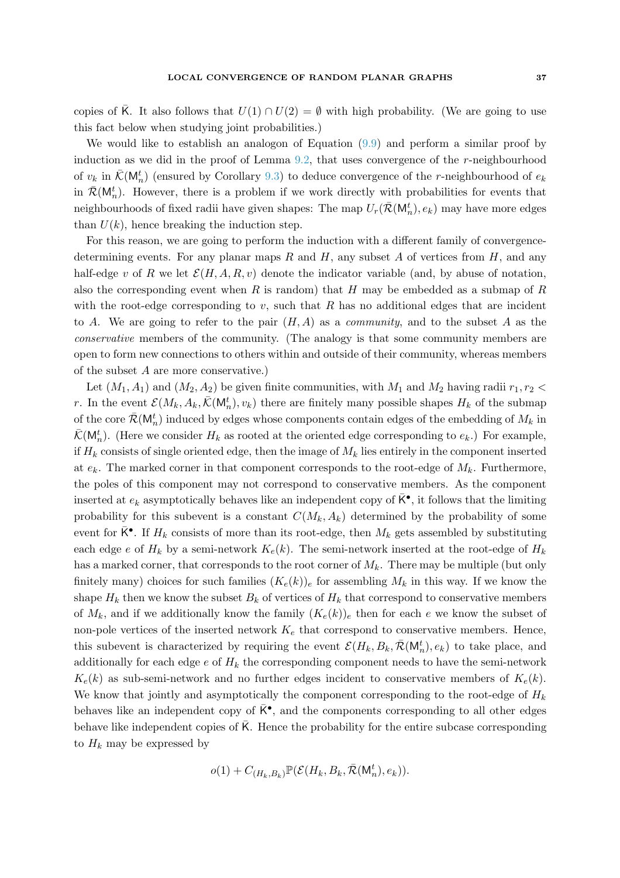copies of $\bar{\mathsf{K}}$. It also follows that $U(1) \cap U(2) = \emptyset$ with high probability. (We are going to use this fact below when studying joint probabilities.)

We would like to establish an analogon of Equation (9.9) and perform a similar proof by induction as we did in the proof of Lemma 9.2, that uses convergence of the $r$-neighbourhood of $v_k$ in $\bar{\mathcal{K}}(\mathsf{M}_n^t)$ (ensured by Corollary 9.3) to deduce convergence of the $r$-neighbourhood of $e_k$ in $\bar{\mathcal{R}}(\mathsf{M}_n^t)$. However, there is a problem if we work directly with probabilities for events that neighbourhoods of fixed radii have given shapes: The map $U_r(\bar{\mathcal{R}}(\mathsf{M}_n^t), e_k)$ may have more edges than $U(k)$, hence breaking the induction step.

For this reason, we are going to perform the induction with a different family of convergence-determining events. For any planar maps $R$ and $H$, any subset $A$ of vertices from $H$, and any half-edge $v$ of $R$ we let $\mathcal{E}(H, A, R, v)$ denote the indicator variable (and, by abuse of notation, also the corresponding event when $R$ is random) that $H$ may be embedded as a submap of $R$ with the root-edge corresponding to $v$, such that $R$ has no additional edges that are incident to $A$. We are going to refer to the pair $(H, A)$ as a *community*, and to the subset $A$ as the *conservative* members of the community. (The analogy is that some community members are open to form new connections to others within and outside of their community, whereas members of the subset $A$ are more conservative.)

Let $(M_1, A_1)$ and $(M_2, A_2)$ be given finite communities, with $M_1$ and $M_2$ having radii $r_1, r_2 < r$. In the event $\mathcal{E}(M_k, A_k, \bar{\mathcal{K}}(\mathsf{M}_n^t), v_k)$ there are finitely many possible shapes $H_k$ of the submap of the core $\bar{\mathcal{R}}(\mathsf{M}_n^t)$ induced by edges whose components contain edges of the embedding of $M_k$ in $\bar{\mathcal{K}}(\mathsf{M}_n^t)$. (Here we consider $H_k$ as rooted at the oriented edge corresponding to $e_k$.) For example, if $H_k$ consists of single oriented edge, then the image of $M_k$ lies entirely in the component inserted at $e_k$. The marked corner in that component corresponds to the root-edge of $M_k$. Furthermore, the poles of this component may not correspond to conservative members. As the component inserted at $e_k$ asymptotically behaves like an independent copy of $\bar{\mathsf{K}}^\bullet$, it follows that the limiting probability for this subevent is a constant $C(M_k, A_k)$ determined by the probability of some event for $\bar{\mathsf{K}}^\bullet$. If $H_k$ consists of more than its root-edge, then $M_k$ gets assembled by substituting each edge $e$ of $H_k$ by a semi-network $K_e(k)$. The semi-network inserted at the root-edge of $H_k$ has a marked corner, that corresponds to the root corner of $M_k$. There may be multiple (but only finitely many) choices for such families $(K_e(k))_e$ for assembling $M_k$ in this way. If we know the shape $H_k$ then we know the subset $B_k$ of vertices of $H_k$ that correspond to conservative members of $M_k$, and if we additionally know the family $(K_e(k))_e$ then for each $e$ we know the subset of non-pole vertices of the inserted network $K_e$ that correspond to conservative members. Hence, this subevent is characterized by requiring the event $\mathcal{E}(H_k, B_k, \bar{\mathcal{R}}(\mathsf{M}_n^t), e_k)$ to take place, and additionally for each edge $e$ of $H_k$ the corresponding component needs to have the semi-network $K_e(k)$ as sub-semi-network and no further edges incident to conservative members of $K_e(k)$. We know that jointly and asymptotically the component corresponding to the root-edge of $H_k$ behaves like an independent copy of $\bar{\mathsf{K}}^\bullet$, and the components corresponding to all other edges behave like independent copies of $\bar{\mathsf{K}}$. Hence the probability for the entire subcase corresponding to $H_k$ may be expressed by

$$o(1) + C_{(H_k, B_k)} \mathbb{P}(\mathcal{E}(H_k, B_k, \bar{\mathcal{R}}(\mathsf{M}_n^t), e_k)).$$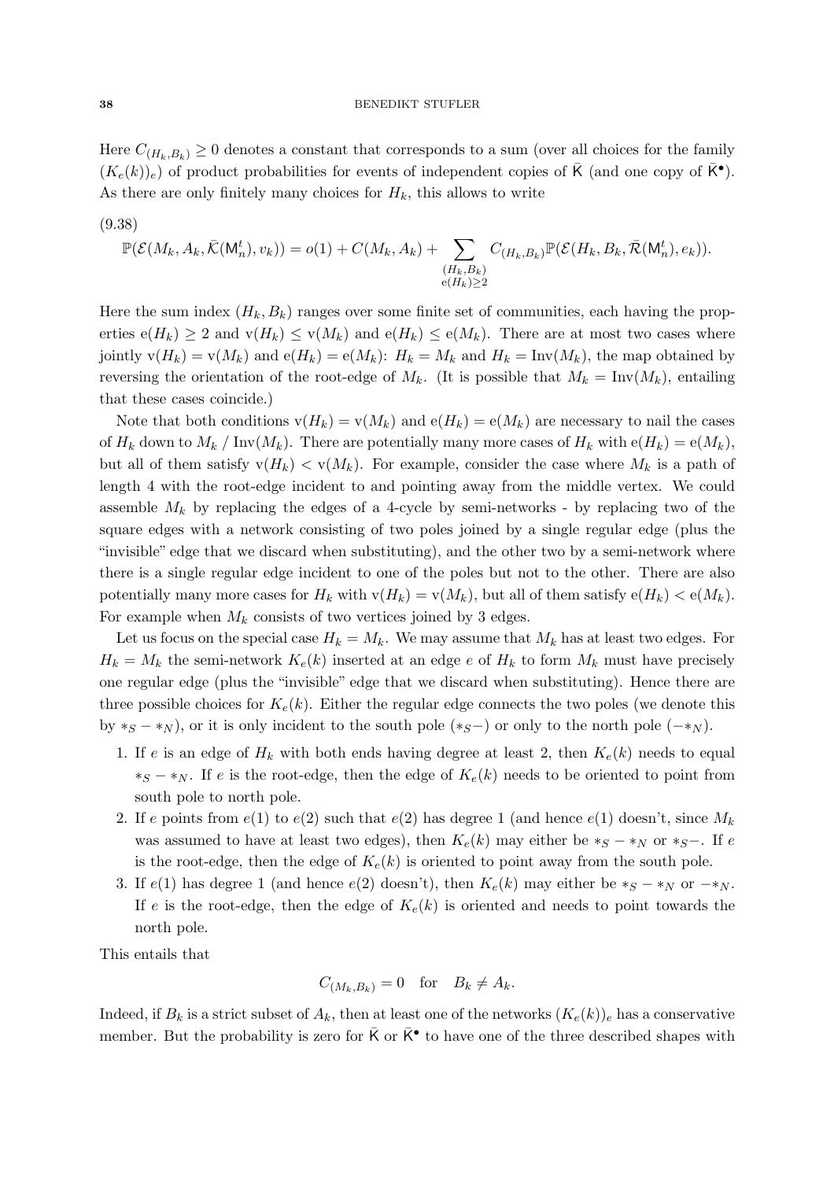Here $C_{(H_k,B_k)} \geq 0$ denotes a constant that corresponds to a sum (over all choices for the family $(K_e(k))_e$) of product probabilities for events of independent copies of $\bar{\mathsf{K}}$ (and one copy of $\bar{\mathsf{K}}^\bullet$). As there are only finitely many choices for $H_k$, this allows to write

(9.38)

$$\mathbb{P}(\mathcal{E}(M_k, A_k, \bar{\mathcal{K}}(\mathsf{M}_n^t), v_k)) = o(1) + C(M_k, A_k) + \sum_{\substack{(H_k, B_k) \\ \mathrm{e}(H_k) \geq 2}} C_{(H_k,B_k)} \mathbb{P}(\mathcal{E}(H_k, B_k, \bar{\mathcal{R}}(\mathsf{M}_n^t), e_k)).$$

Here the sum index $(H_k, B_k)$ ranges over some finite set of communities, each having the properties $\mathrm{e}(H_k) \geq 2$ and $\mathrm{v}(H_k) \leq \mathrm{v}(M_k)$ and $\mathrm{e}(H_k) \leq \mathrm{e}(M_k)$. There are at most two cases where jointly $\mathrm{v}(H_k) = \mathrm{v}(M_k)$ and $\mathrm{e}(H_k) = \mathrm{e}(M_k)$: $H_k = M_k$ and $H_k = \mathrm{Inv}(M_k)$, the map obtained by reversing the orientation of the root-edge of $M_k$. (It is possible that $M_k = \mathrm{Inv}(M_k)$, entailing that these cases coincide.)

Note that both conditions $\mathrm{v}(H_k) = \mathrm{v}(M_k)$ and $\mathrm{e}(H_k) = \mathrm{e}(M_k)$ are necessary to nail the cases of $H_k$ down to $M_k$ / $\mathrm{Inv}(M_k)$. There are potentially many more cases of $H_k$ with $\mathrm{e}(H_k) = \mathrm{e}(M_k)$, but all of them satisfy $\mathrm{v}(H_k) < \mathrm{v}(M_k)$. For example, consider the case where $M_k$ is a path of length 4 with the root-edge incident to and pointing away from the middle vertex. We could assemble $M_k$ by replacing the edges of a 4-cycle by semi-networks - by replacing two of the square edges with a network consisting of two poles joined by a single regular edge (plus the "invisible" edge that we discard when substituting), and the other two by a semi-network where there is a single regular edge incident to one of the poles but not to the other. There are also potentially many more cases for $H_k$ with $\mathrm{v}(H_k) = \mathrm{v}(M_k)$, but all of them satisfy $\mathrm{e}(H_k) < \mathrm{e}(M_k)$. For example when $M_k$ consists of two vertices joined by 3 edges.

Let us focus on the special case $H_k = M_k$. We may assume that $M_k$ has at least two edges. For $H_k = M_k$ the semi-network $K_e(k)$ inserted at an edge $e$ of $H_k$ to form $M_k$ must have precisely one regular edge (plus the "invisible" edge that we discard when substituting). Hence there are three possible choices for $K_e(k)$. Either the regular edge connects the two poles (we denote this by $*_S - *_N$), or it is only incident to the south pole ($*_S-$) or only to the north pole ($-*_N$).

1. If $e$ is an edge of $H_k$ with both ends having degree at least 2, then $K_e(k)$ needs to equal $*_S - *_N$. If $e$ is the root-edge, then the edge of $K_e(k)$ needs to be oriented to point from south pole to north pole.
2. If $e$ points from $e(1)$ to $e(2)$ such that $e(2)$ has degree 1 (and hence $e(1)$ doesn't, since $M_k$ was assumed to have at least two edges), then $K_e(k)$ may either be $*_S - *_N$ or $*_S-$. If $e$ is the root-edge, then the edge of $K_e(k)$ is oriented to point away from the south pole.
3. If $e(1)$ has degree 1 (and hence $e(2)$ doesn't), then $K_e(k)$ may either be $*_S - *_N$ or $-*_N$. If $e$ is the root-edge, then the edge of $K_e(k)$ is oriented and needs to point towards the north pole.

This entails that

$$C_{(M_k,B_k)} = 0 \quad \text{for} \quad B_k \neq A_k.$$

Indeed, if $B_k$ is a strict subset of $A_k$, then at least one of the networks $(K_e(k))_e$ has a conservative member. But the probability is zero for $\bar{\mathsf{K}}$ or $\bar{\mathsf{K}}^\bullet$ to have one of the three described shapes with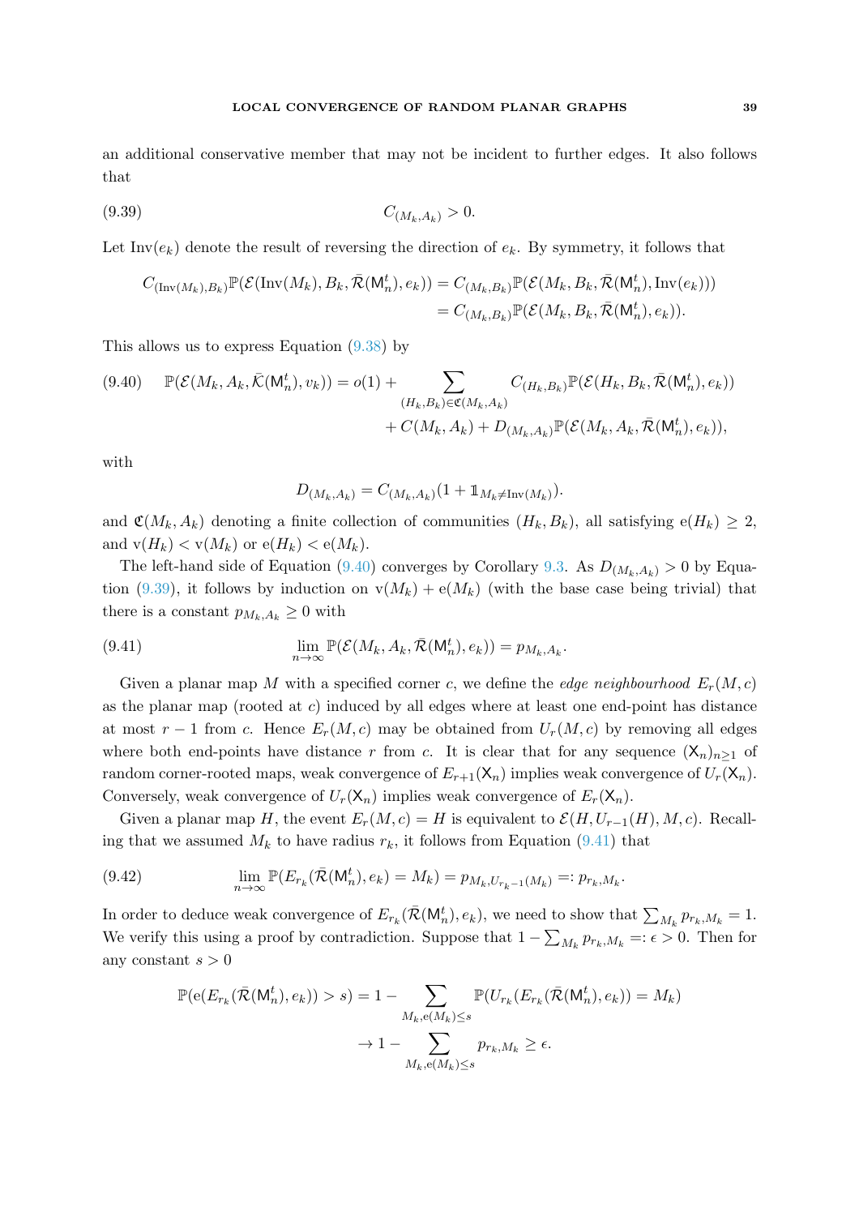an additional conservative member that may not be incident to further edges. It also follows that

$$C_{(M_k,A_k)} > 0. \tag{9.39}$$

Let $\mathrm{Inv}(e_k)$ denote the result of reversing the direction of $e_k$. By symmetry, it follows that

$$\begin{aligned} C_{(\mathrm{Inv}(M_k),B_k)}\mathbb{P}(\mathcal{E}(\mathrm{Inv}(M_k),B_k,\bar{\mathcal{R}}(\mathsf{M}_n^t),e_k)) &= C_{(M_k,B_k)}\mathbb{P}(\mathcal{E}(M_k,B_k,\bar{\mathcal{R}}(\mathsf{M}_n^t),\mathrm{Inv}(e_k))) \\ &= C_{(M_k,B_k)}\mathbb{P}(\mathcal{E}(M_k,B_k,\bar{\mathcal{R}}(\mathsf{M}_n^t),e_k)). \end{aligned}$$

This allows us to express Equation (9.38) by

$$\begin{aligned} \mathbb{P}(\mathcal{E}(M_k,A_k,\bar{\mathcal{K}}(\mathsf{M}_n^t),v_k)) = o(1) + \sum_{(H_k,B_k)\in\mathfrak{C}(M_k,A_k)} C_{(H_k,B_k)}\mathbb{P}(\mathcal{E}(H_k,B_k,\bar{\mathcal{R}}(\mathsf{M}_n^t),e_k)) \\ + C(M_k,A_k) + D_{(M_k,A_k)}\mathbb{P}(\mathcal{E}(M_k,A_k,\bar{\mathcal{R}}(\mathsf{M}_n^t),e_k)), \end{aligned} \tag{9.40}$$

with

$$D_{(M_k,A_k)} = C_{(M_k,A_k)}(1 + \mathbb{1}_{M_k\neq \mathrm{Inv}(M_k)}).$$

and $\mathfrak{C}(M_k,A_k)$ denoting a finite collection of communities $(H_k,B_k)$, all satisfying $\mathrm{e}(H_k)\geq 2$, and $\mathrm{v}(H_k)<\mathrm{v}(M_k)$ or $\mathrm{e}(H_k)<\mathrm{e}(M_k)$.

The left-hand side of Equation (9.40) converges by Corollary 9.3. As $D_{(M_k,A_k)}>0$ by Equation (9.39), it follows by induction on $\mathrm{v}(M_k)+\mathrm{e}(M_k)$ (with the base case being trivial) that there is a constant $p_{M_k,A_k}\geq 0$ with

$$\lim_{n\to\infty}\mathbb{P}(\mathcal{E}(M_k,A_k,\bar{\mathcal{R}}(\mathsf{M}_n^t),e_k)) = p_{M_k,A_k}. \tag{9.41}$$

Given a planar map $M$ with a specified corner $c$, we define the *edge neighbourhood* $E_r(M,c)$ as the planar map (rooted at $c$) induced by all edges where at least one end-point has distance at most $r-1$ from $c$. Hence $E_r(M,c)$ may be obtained from $U_r(M,c)$ by removing all edges where both end-points have distance $r$ from $c$. It is clear that for any sequence $(\mathsf{X}_n)_{n\geq 1}$ of random corner-rooted maps, weak convergence of $E_{r+1}(\mathsf{X}_n)$ implies weak convergence of $U_r(\mathsf{X}_n)$. Conversely, weak convergence of $U_r(\mathsf{X}_n)$ implies weak convergence of $E_r(\mathsf{X}_n)$.

Given a planar map $H$, the event $E_r(M,c)=H$ is equivalent to $\mathcal{E}(H,U_{r-1}(H),M,c)$. Recalling that we assumed $M_k$ to have radius $r_k$, it follows from Equation (9.41) that

$$\lim_{n\to\infty}\mathbb{P}(E_{r_k}(\bar{\mathcal{R}}(\mathsf{M}_n^t),e_k)=M_k) = p_{M_k,U_{r_k-1}(M_k)} =: p_{r_k,M_k}. \tag{9.42}$$

In order to deduce weak convergence of $E_{r_k}(\bar{\mathcal{R}}(\mathsf{M}_n^t),e_k)$, we need to show that $\sum_{M_k}p_{r_k,M_k}=1$. We verify this using a proof by contradiction. Suppose that $1-\sum_{M_k}p_{r_k,M_k}=:\epsilon>0$. Then for any constant $s>0$

$$\begin{aligned} \mathbb{P}(\mathrm{e}(E_{r_k}(\bar{\mathcal{R}}(\mathsf{M}_n^t),e_k))>s) &= 1-\sum_{M_k,\mathrm{e}(M_k)\leq s}\mathbb{P}(U_{r_k}(E_{r_k}(\bar{\mathcal{R}}(\mathsf{M}_n^t),e_k))=M_k) \\ &\to 1-\sum_{M_k,\mathrm{e}(M_k)\leq s}p_{r_k,M_k}\geq\epsilon. \end{aligned}$$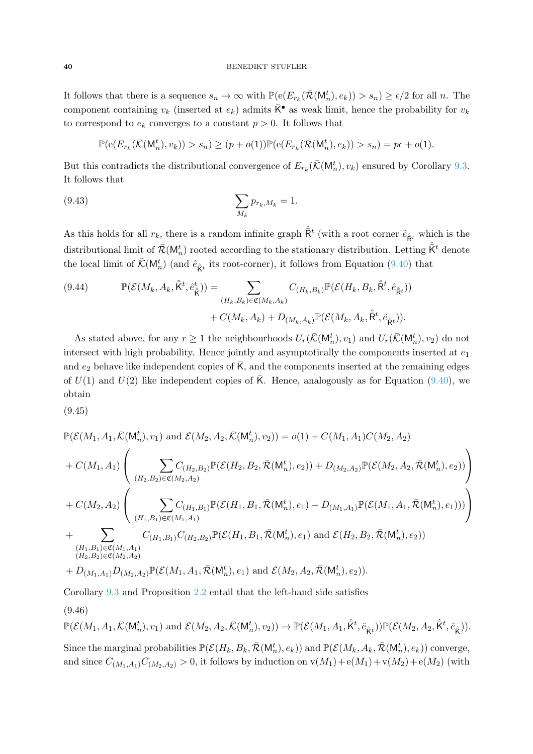It follows that there is a sequence $s_n \to \infty$ with $\mathbb{P}(\mathrm{e}(E_{r_k}(\bar{\mathcal{R}}(\mathsf{M}_n^t), e_k)) > s_n) \geq \epsilon/2$ for all $n$. The component containing $v_k$ (inserted at $e_k$) admits $\bar{\mathsf{K}}^\bullet$ as weak limit, hence the probability for $v_k$ to correspond to $e_k$ converges to a constant $p > 0$. It follows that

$$\mathbb{P}(\mathrm{e}(E_{r_k}(\bar{\mathcal{K}}(\mathsf{M}_n^t), v_k)) > s_n) \geq (p + o(1))\mathbb{P}(\mathrm{e}(E_{r_k}(\bar{\mathcal{R}}(\mathsf{M}_n^t), e_k)) > s_n) = p\epsilon + o(1).$$

But this contradicts the distributional convergence of $E_{r_k}(\bar{\mathcal{K}}(\mathsf{M}_n^t), v_k)$ ensured by Corollary 9.3. It follows that

$$\sum_{M_k} p_{r_k, M_k} = 1. \tag{9.43}$$

As this holds for all $r_k$, there is a random infinite graph $\hat{\bar{\mathsf{R}}}^t$ (with a root corner $\hat{e}_{\hat{\bar{\mathsf{R}}}^t}$ which is the distributional limit of $\bar{\mathcal{R}}(\mathsf{M}_n^t)$ rooted according to the stationary distribution. Letting $\hat{\bar{\mathsf{K}}}^t$ denote the local limit of $\bar{\mathcal{K}}(\mathsf{M}_n^t)$ (and $\hat{e}_{\hat{\bar{\mathsf{K}}}^t}$ its root-corner), it follows from Equation (9.40) that

$$\begin{aligned}\mathbb{P}(\mathcal{E}(M_k, A_k, \hat{\bar{\mathsf{K}}}^t, \hat{e}^t_{\hat{\bar{\mathsf{K}}}})) = &\sum_{(H_k, B_k) \in \mathfrak{C}(M_k, A_k)} C_{(H_k, B_k)} \mathbb{P}(\mathcal{E}(H_k, B_k, \hat{\bar{\mathsf{R}}}^t, \hat{e}_{\hat{\bar{\mathsf{R}}}^t})) \\ &+ C(M_k, A_k) + D_{(M_k, A_k)} \mathbb{P}(\mathcal{E}(M_k, A_k, \hat{\bar{\mathsf{R}}}^t, \hat{e}_{\hat{\bar{\mathsf{R}}}^t})).\end{aligned} \tag{9.44}$$

As stated above, for any $r \geq 1$ the neighbourhoods $U_r(\bar{\mathcal{K}}(\mathsf{M}_n^t), v_1)$ and $U_r(\bar{\mathcal{K}}(\mathsf{M}_n^t), v_2)$ do not intersect with high probability. Hence jointly and asymptotically the components inserted at $e_1$ and $e_2$ behave like independent copies of $\bar{\mathsf{K}}$, and the components inserted at the remaining edges of $U(1)$ and $U(2)$ like independent copies of $\bar{\mathsf{K}}$. Hence, analogously as for Equation (9.40), we obtain

(9.45)

$$\begin{aligned}
&\mathbb{P}(\mathcal{E}(M_1, A_1, \bar{\mathcal{K}}(\mathsf{M}_n^t), v_1) \text{ and } \mathcal{E}(M_2, A_2, \bar{\mathcal{K}}(\mathsf{M}_n^t), v_2)) = o(1) + C(M_1, A_1)C(M_2, A_2) \\
&+ C(M_1, A_1)\left( \sum_{(H_2, B_2) \in \mathfrak{C}(M_2, A_2)} C_{(H_2, B_2)} \mathbb{P}(\mathcal{E}(H_2, B_2, \bar{\mathcal{R}}(\mathsf{M}_n^t), e_2)) + D_{(M_2, A_2)} \mathbb{P}(\mathcal{E}(M_2, A_2, \bar{\mathcal{R}}(\mathsf{M}_n^t), e_2)) \right) \\
&+ C(M_2, A_2)\left( \sum_{(H_1, B_1) \in \mathfrak{C}(M_1, A_1)} C_{(H_1, B_1)} \mathbb{P}(\mathcal{E}(H_1, B_1, \bar{\mathcal{R}}(\mathsf{M}_n^t), e_1) + D_{(M_1, A_1)} \mathbb{P}(\mathcal{E}(M_1, A_1, \bar{\mathcal{R}}(\mathsf{M}_n^t), e_1))) \right) \\
&+ \sum_{\substack{(H_1, B_1) \in \mathfrak{C}(M_1, A_1) \\ (H_2, B_2) \in \mathfrak{C}(M_2, A_2)}} C_{(H_1, B_1)} C_{(H_2, B_2)} \mathbb{P}(\mathcal{E}(H_1, B_1, \bar{\mathcal{R}}(\mathsf{M}_n^t), e_1) \text{ and } \mathcal{E}(H_2, B_2, \bar{\mathcal{R}}(\mathsf{M}_n^t), e_2)) \\
&+ D_{(M_1, A_1)} D_{(M_2, A_2)} \mathbb{P}(\mathcal{E}(M_1, A_1, \bar{\mathcal{R}}(\mathsf{M}_n^t), e_1) \text{ and } \mathcal{E}(M_2, A_2, \bar{\mathcal{R}}(\mathsf{M}_n^t), e_2)).
\end{aligned}$$

Corollary 9.3 and Proposition 2.2 entail that the left-hand side satisfies

(9.46)

$$\mathbb{P}(\mathcal{E}(M_1, A_1, \bar{\mathcal{K}}(\mathsf{M}_n^t), v_1) \text{ and } \mathcal{E}(M_2, A_2, \bar{\mathcal{K}}(\mathsf{M}_n^t), v_2)) \to \mathbb{P}(\mathcal{E}(M_1, A_1, \hat{\bar{\mathsf{K}}}^t, \hat{e}_{\hat{\bar{\mathsf{K}}}^t}))\mathbb{P}(\mathcal{E}(M_2, A_2, \hat{\bar{\mathsf{K}}}^t, \hat{e}_{\hat{\bar{\mathsf{K}}}})).$$

Since the marginal probabilities $\mathbb{P}(\mathcal{E}(H_k, B_k, \bar{\mathcal{R}}(\mathsf{M}_n^t), e_k))$ and $\mathbb{P}(\mathcal{E}(M_k, A_k, \bar{\mathcal{R}}(\mathsf{M}_n^t), e_k))$ converge, and since $C_{(M_1, A_1)} C_{(M_2, A_2)} > 0$, it follows by induction on $\mathrm{v}(M_1) + \mathrm{e}(M_1) + \mathrm{v}(M_2) + \mathrm{e}(M_2)$ (with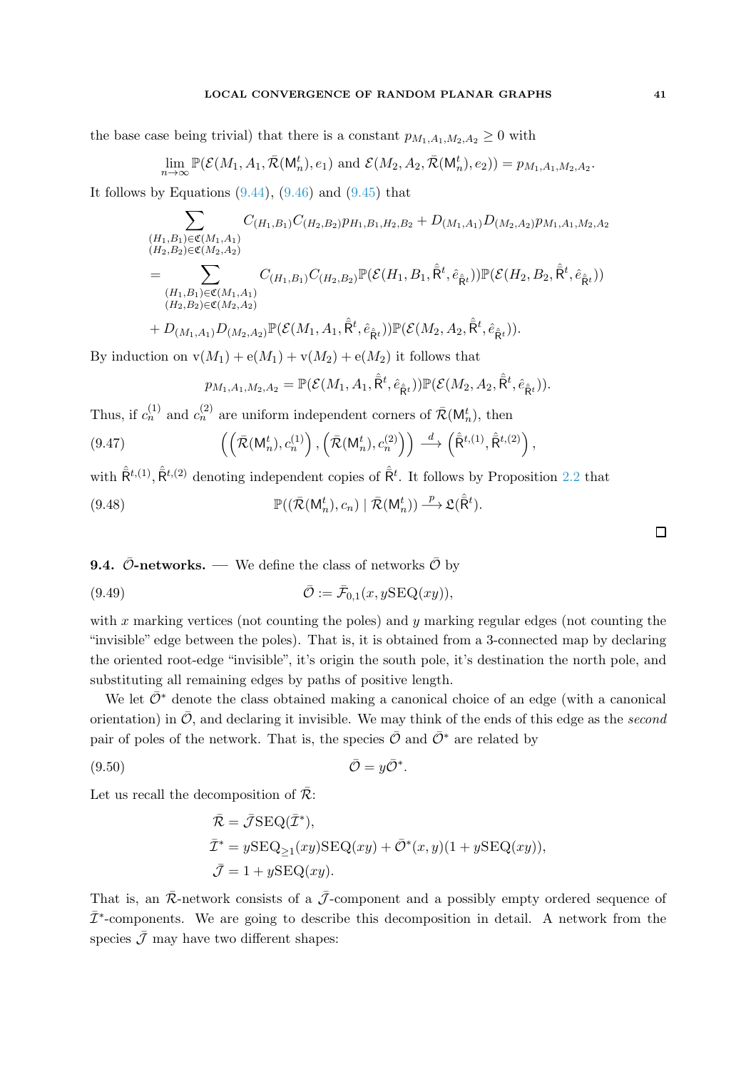the base case being trivial) that there is a constant $p_{M_1,A_1,M_2,A_2} \geq 0$ with

$$\lim_{n\to\infty} \mathbb{P}(\mathcal{E}(M_1, A_1, \bar{\mathcal{R}}(\mathsf{M}_n^t), e_1) \text{ and } \mathcal{E}(M_2, A_2, \bar{\mathcal{R}}(\mathsf{M}_n^t), e_2)) = p_{M_1,A_1,M_2,A_2}.$$

It follows by Equations (9.44), (9.46) and (9.45) that

$$\begin{aligned}
&\sum_{\substack{(H_1,B_1)\in\mathfrak{C}(M_1,A_1)\\(H_2,B_2)\in\mathfrak{C}(M_2,A_2)}} C_{(H_1,B_1)}C_{(H_2,B_2)}p_{H_1,B_1,H_2,B_2} + D_{(M_1,A_1)}D_{(M_2,A_2)}p_{M_1,A_1,M_2,A_2}\\
&= \sum_{\substack{(H_1,B_1)\in\mathfrak{C}(M_1,A_1)\\(H_2,B_2)\in\mathfrak{C}(M_2,A_2)}} C_{(H_1,B_1)}C_{(H_2,B_2)}\mathbb{P}(\mathcal{E}(H_1, B_1, \hat{\bar{\mathsf{R}}}^t, \hat{e}_{\hat{\bar{\mathsf{R}}}^t}))\mathbb{P}(\mathcal{E}(H_2, B_2, \hat{\bar{\mathsf{R}}}^t, \hat{e}_{\hat{\bar{\mathsf{R}}}^t}))\\
&\quad + D_{(M_1,A_1)}D_{(M_2,A_2)}\mathbb{P}(\mathcal{E}(M_1, A_1, \hat{\bar{\mathsf{R}}}^t, \hat{e}_{\hat{\bar{\mathsf{R}}}^t}))\mathbb{P}(\mathcal{E}(M_2, A_2, \hat{\bar{\mathsf{R}}}^t, \hat{e}_{\hat{\bar{\mathsf{R}}}^t})).
\end{aligned}$$

By induction on $\mathrm{v}(M_1) + \mathrm{e}(M_1) + \mathrm{v}(M_2) + \mathrm{e}(M_2)$ it follows that

$$p_{M_1,A_1,M_2,A_2} = \mathbb{P}(\mathcal{E}(M_1, A_1, \hat{\bar{\mathsf{R}}}^t, \hat{e}_{\hat{\bar{\mathsf{R}}}^t}))\mathbb{P}(\mathcal{E}(M_2, A_2, \hat{\bar{\mathsf{R}}}^t, \hat{e}_{\hat{\bar{\mathsf{R}}}^t})).$$

Thus, if $c_n^{(1)}$ and $c_n^{(2)}$ are uniform independent corners of $\bar{\mathcal{R}}(\mathsf{M}_n^t)$, then

$$\left(\left(\bar{\mathcal{R}}(\mathsf{M}_n^t), c_n^{(1)}\right), \left(\bar{\mathcal{R}}(\mathsf{M}_n^t), c_n^{(2)}\right)\right) \xrightarrow{d} \left(\hat{\bar{\mathsf{R}}}^{t,(1)}, \hat{\bar{\mathsf{R}}}^{t,(2)}\right), \tag{9.47}$$

with $\hat{\bar{\mathsf{R}}}^{t,(1)}, \hat{\bar{\mathsf{R}}}^{t,(2)}$ denoting independent copies of $\hat{\bar{\mathsf{R}}}^t$. It follows by Proposition 2.2 that

$$\mathbb{P}((\bar{\mathcal{R}}(\mathsf{M}_n^t), c_n) \mid \bar{\mathcal{R}}(\mathsf{M}_n^t)) \xrightarrow{p} \mathfrak{L}(\hat{\bar{\mathsf{R}}}^t). \tag{9.48}$$

□

**9.4. $\bar{\mathcal{O}}$-networks.** — We define the class of networks $\bar{\mathcal{O}}$ by

$$\bar{\mathcal{O}} := \bar{\mathcal{F}}_{0,1}(x, y\mathrm{SEQ}(xy)), \tag{9.49}$$

with $x$ marking vertices (not counting the poles) and $y$ marking regular edges (not counting the "invisible" edge between the poles). That is, it is obtained from a 3-connected map by declaring the oriented root-edge "invisible", it's origin the south pole, it's destination the north pole, and substituting all remaining edges by paths of positive length.

We let $\bar{\mathcal{O}}^*$ denote the class obtained making a canonical choice of an edge (with a canonical orientation) in $\bar{\mathcal{O}}$, and declaring it invisible. We may think of the ends of this edge as the *second* pair of poles of the network. That is, the species $\bar{\mathcal{O}}$ and $\bar{\mathcal{O}}^*$ are related by

$$\bar{\mathcal{O}} = y\bar{\mathcal{O}}^*. \tag{9.50}$$

Let us recall the decomposition of $\bar{\mathcal{R}}$:

$$\begin{aligned}
\bar{\mathcal{R}} &= \bar{\mathcal{J}}\mathrm{SEQ}(\bar{\mathcal{I}}^*),\\
\bar{\mathcal{I}}^* &= y\mathrm{SEQ}_{\geq 1}(xy)\mathrm{SEQ}(xy) + \bar{\mathcal{O}}^*(x,y)(1 + y\mathrm{SEQ}(xy)),\\
\bar{\mathcal{J}} &= 1 + y\mathrm{SEQ}(xy).
\end{aligned}$$

That is, an $\bar{\mathcal{R}}$-network consists of a $\bar{\mathcal{J}}$-component and a possibly empty ordered sequence of $\bar{\mathcal{I}}^*$-components. We are going to describe this decomposition in detail. A network from the species $\bar{\mathcal{J}}$ may have two different shapes: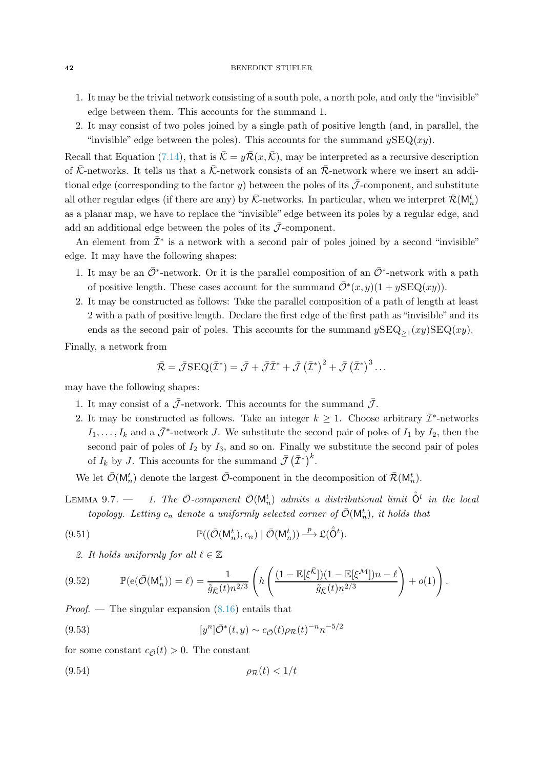1. It may be the trivial network consisting of a south pole, a north pole, and only the "invisible" edge between them. This accounts for the summand 1.
2. It may consist of two poles joined by a single path of positive length (and, in parallel, the "invisible" edge between the poles). This accounts for the summand $y\mathrm{SEQ}(xy)$.

Recall that Equation (7.14), that is $\bar{\mathcal{K}} = y\bar{\mathcal{R}}(x, \bar{\mathcal{K}})$, may be interpreted as a recursive description of $\bar{\mathcal{K}}$-networks. It tells us that a $\bar{\mathcal{K}}$-network consists of an $\bar{\mathcal{R}}$-network where we insert an additional edge (corresponding to the factor $y$) between the poles of its $\bar{\mathcal{J}}$-component, and substitute all other regular edges (if there are any) by $\bar{\mathcal{K}}$-networks. In particular, when we interpret $\bar{\mathcal{R}}(\mathsf{M}_n^t)$ as a planar map, we have to replace the "invisible" edge between its poles by a regular edge, and add an additional edge between the poles of its $\bar{\mathcal{J}}$-component.

An element from $\bar{\mathcal{I}}^*$ is a network with a second pair of poles joined by a second "invisible" edge. It may have the following shapes:

1. It may be an $\bar{\mathcal{O}}^*$-network. Or it is the parallel composition of an $\bar{\mathcal{O}}^*$-network with a path of positive length. These cases account for the summand $\bar{\mathcal{O}}^*(x,y)(1 + y\mathrm{SEQ}(xy))$.
2. It may be constructed as follows: Take the parallel composition of a path of length at least 2 with a path of positive length. Declare the first edge of the first path as "invisible" and its ends as the second pair of poles. This accounts for the summand $y\mathrm{SEQ}_{\ge 1}(xy)\mathrm{SEQ}(xy)$.

Finally, a network from

$$\bar{\mathcal{R}} = \bar{\mathcal{J}}\mathrm{SEQ}(\bar{\mathcal{I}}^*) = \bar{\mathcal{J}} + \bar{\mathcal{J}}\bar{\mathcal{I}}^* + \bar{\mathcal{J}}\left(\bar{\mathcal{I}}^*\right)^2 + \bar{\mathcal{J}}\left(\bar{\mathcal{I}}^*\right)^3 \dots$$

may have the following shapes:

1. It may consist of a $\bar{\mathcal{J}}$-network. This accounts for the summand $\bar{\mathcal{J}}$.
2. It may be constructed as follows. Take an integer $k \ge 1$. Choose arbitrary $\bar{\mathcal{I}}^*$-networks $I_1, \dots, I_k$ and a $\bar{\mathcal{J}}^*$-network $J$. We substitute the second pair of poles of $I_1$ by $I_2$, then the second pair of poles of $I_2$ by $I_3$, and so on. Finally we substitute the second pair of poles of $I_k$ by $J$. This accounts for the summand $\bar{\mathcal{J}}\left(\bar{\mathcal{I}}^*\right)^k$.

We let $\bar{\mathcal{O}}(\mathsf{M}_n^t)$ denote the largest $\bar{\mathcal{O}}$-component in the decomposition of $\bar{\mathcal{R}}(\mathsf{M}_n^t)$.

LEMMA 9.7. — *1. The $\bar{\mathcal{O}}$-component $\bar{\mathcal{O}}(\mathsf{M}_n^t)$ admits a distributional limit $\hat{\bar{\mathsf{O}}}^t$ in the local topology. Letting $c_n$ denote a uniformly selected corner of $\bar{\mathcal{O}}(\mathsf{M}_n^t)$, it holds that*

$$\mathbb{P}((\bar{\mathcal{O}}(\mathsf{M}_n^t), c_n) \mid \bar{\mathcal{O}}(\mathsf{M}_n^t)) \xrightarrow{p} \mathfrak{L}(\hat{\bar{\mathsf{O}}}^t). \tag{9.51}$$

*2. It holds uniformly for all $\ell \in \mathbb{Z}$*

$$\mathbb{P}(\mathrm{e}(\bar{\mathcal{O}}(\mathsf{M}_n^t)) = \ell) = \frac{1}{\tilde{g}_{\bar{\mathcal{K}}}(t) n^{2/3}} \left( h\left( \frac{(1 - \mathbb{E}[\xi^{\bar{\mathcal{K}}}])(1 - \mathbb{E}[\xi^{\mathcal{M}}])n - \ell}{\tilde{g}_{\bar{\mathcal{K}}}(t) n^{2/3}} \right) + o(1) \right). \tag{9.52}$$

*Proof.* — The singular expansion (8.16) entails that

$$[y^n]\bar{\mathcal{O}}^*(t,y) \sim c_{\bar{\mathcal{O}}}(t) \rho_{\mathcal{R}}(t)^{-n} n^{-5/2} \tag{9.53}$$

for some constant $c_{\bar{\mathcal{O}}}(t) > 0$. The constant

$$\rho_{\mathcal{R}}(t) < 1/t \tag{9.54}$$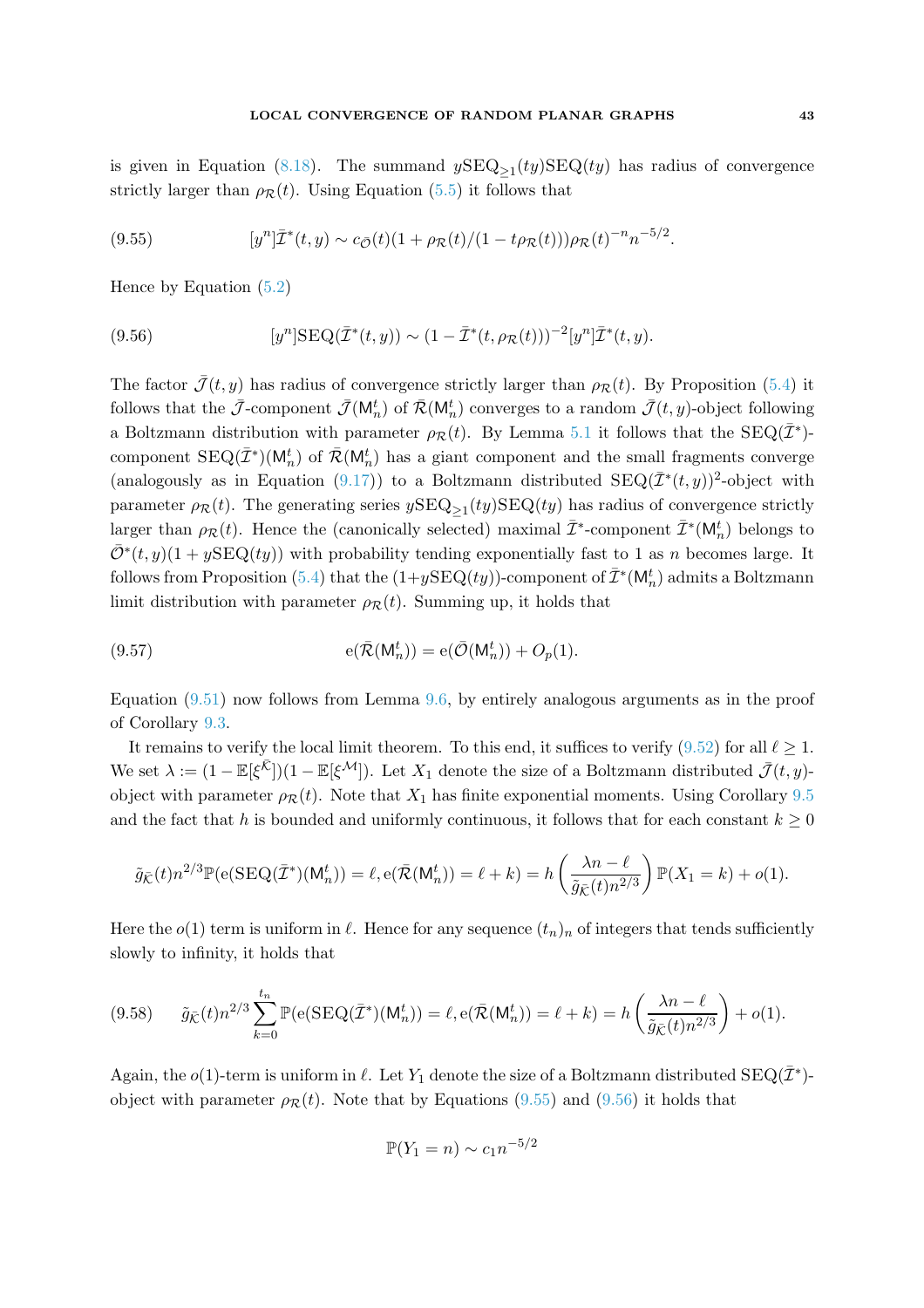is given in Equation (8.18). The summand $y\mathrm{SEQ}_{\geq 1}(ty)\mathrm{SEQ}(ty)$ has radius of convergence strictly larger than $\rho_{\mathcal{R}}(t)$. Using Equation (5.5) it follows that

$$[y^n]\bar{\mathcal{I}}^*(t,y) \sim c_{\bar{\mathcal{O}}}(t)(1+\rho_{\mathcal{R}}(t)/(1-t\rho_{\mathcal{R}}(t)))\rho_{\mathcal{R}}(t)^{-n}n^{-5/2}. \tag{9.55}$$

Hence by Equation (5.2)

$$[y^n]\mathrm{SEQ}(\bar{\mathcal{I}}^*(t,y)) \sim (1-\bar{\mathcal{I}}^*(t,\rho_{\mathcal{R}}(t)))^{-2}[y^n]\bar{\mathcal{I}}^*(t,y). \tag{9.56}$$

The factor $\bar{\mathcal{J}}(t,y)$ has radius of convergence strictly larger than $\rho_{\mathcal{R}}(t)$. By Proposition (5.4) it follows that the $\bar{\mathcal{J}}$-component $\bar{\mathcal{J}}(\mathsf{M}_n^t)$ of $\bar{\mathcal{R}}(\mathsf{M}_n^t)$ converges to a random $\bar{\mathcal{J}}(t,y)$-object following a Boltzmann distribution with parameter $\rho_{\mathcal{R}}(t)$. By Lemma 5.1 it follows that the $\mathrm{SEQ}(\bar{\mathcal{I}}^*)$-component $\mathrm{SEQ}(\bar{\mathcal{I}}^*)(\mathsf{M}_n^t)$ of $\bar{\mathcal{R}}(\mathsf{M}_n^t)$ has a giant component and the small fragments converge (analogously as in Equation (9.17)) to a Boltzmann distributed $\mathrm{SEQ}(\bar{\mathcal{I}}^*(t,y))^2$-object with parameter $\rho_{\mathcal{R}}(t)$. The generating series $y\mathrm{SEQ}_{\geq 1}(ty)\mathrm{SEQ}(ty)$ has radius of convergence strictly larger than $\rho_{\mathcal{R}}(t)$. Hence the (canonically selected) maximal $\bar{\mathcal{I}}^*$-component $\bar{\mathcal{I}}^*(\mathsf{M}_n^t)$ belongs to $\bar{\mathcal{O}}^*(t,y)(1+y\mathrm{SEQ}(ty))$ with probability tending exponentially fast to 1 as $n$ becomes large. It follows from Proposition (5.4) that the $(1+y\mathrm{SEQ}(ty))$-component of $\bar{\mathcal{I}}^*(\mathsf{M}_n^t)$ admits a Boltzmann limit distribution with parameter $\rho_{\mathcal{R}}(t)$. Summing up, it holds that

$$\mathrm{e}(\bar{\mathcal{R}}(\mathsf{M}_n^t)) = \mathrm{e}(\bar{\mathcal{O}}(\mathsf{M}_n^t)) + O_p(1). \tag{9.57}$$

Equation (9.51) now follows from Lemma 9.6, by entirely analogous arguments as in the proof of Corollary 9.3.

It remains to verify the local limit theorem. To this end, it suffices to verify (9.52) for all $\ell \geq 1$. We set $\lambda := (1-\mathbb{E}[\xi^{\bar{\mathcal{K}}}])(1-\mathbb{E}[\xi^{\mathcal{M}}])$. Let $X_1$ denote the size of a Boltzmann distributed $\bar{\mathcal{J}}(t,y)$-object with parameter $\rho_{\mathcal{R}}(t)$. Note that $X_1$ has finite exponential moments. Using Corollary 9.5 and the fact that $h$ is bounded and uniformly continuous, it follows that for each constant $k \geq 0$

$$\tilde{g}_{\bar{\mathcal{K}}}(t)n^{2/3}\mathbb{P}(\mathrm{e}(\mathrm{SEQ}(\bar{\mathcal{I}}^*)(\mathsf{M}_n^t)) = \ell, \mathrm{e}(\bar{\mathcal{R}}(\mathsf{M}_n^t)) = \ell + k) = h\left(\frac{\lambda n - \ell}{\tilde{g}_{\bar{\mathcal{K}}}(t)n^{2/3}}\right)\mathbb{P}(X_1 = k) + o(1).$$

Here the $o(1)$ term is uniform in $\ell$. Hence for any sequence $(t_n)_n$ of integers that tends sufficiently slowly to infinity, it holds that

$$\tilde{g}_{\bar{\mathcal{K}}}(t)n^{2/3}\sum_{k=0}^{t_n}\mathbb{P}(\mathrm{e}(\mathrm{SEQ}(\bar{\mathcal{I}}^*)(\mathsf{M}_n^t)) = \ell, \mathrm{e}(\bar{\mathcal{R}}(\mathsf{M}_n^t)) = \ell + k) = h\left(\frac{\lambda n - \ell}{\tilde{g}_{\bar{\mathcal{K}}}(t)n^{2/3}}\right) + o(1). \tag{9.58}$$

Again, the $o(1)$-term is uniform in $\ell$. Let $Y_1$ denote the size of a Boltzmann distributed $\mathrm{SEQ}(\bar{\mathcal{I}}^*)$-object with parameter $\rho_{\mathcal{R}}(t)$. Note that by Equations (9.55) and (9.56) it holds that

$$\mathbb{P}(Y_1 = n) \sim c_1 n^{-5/2}$$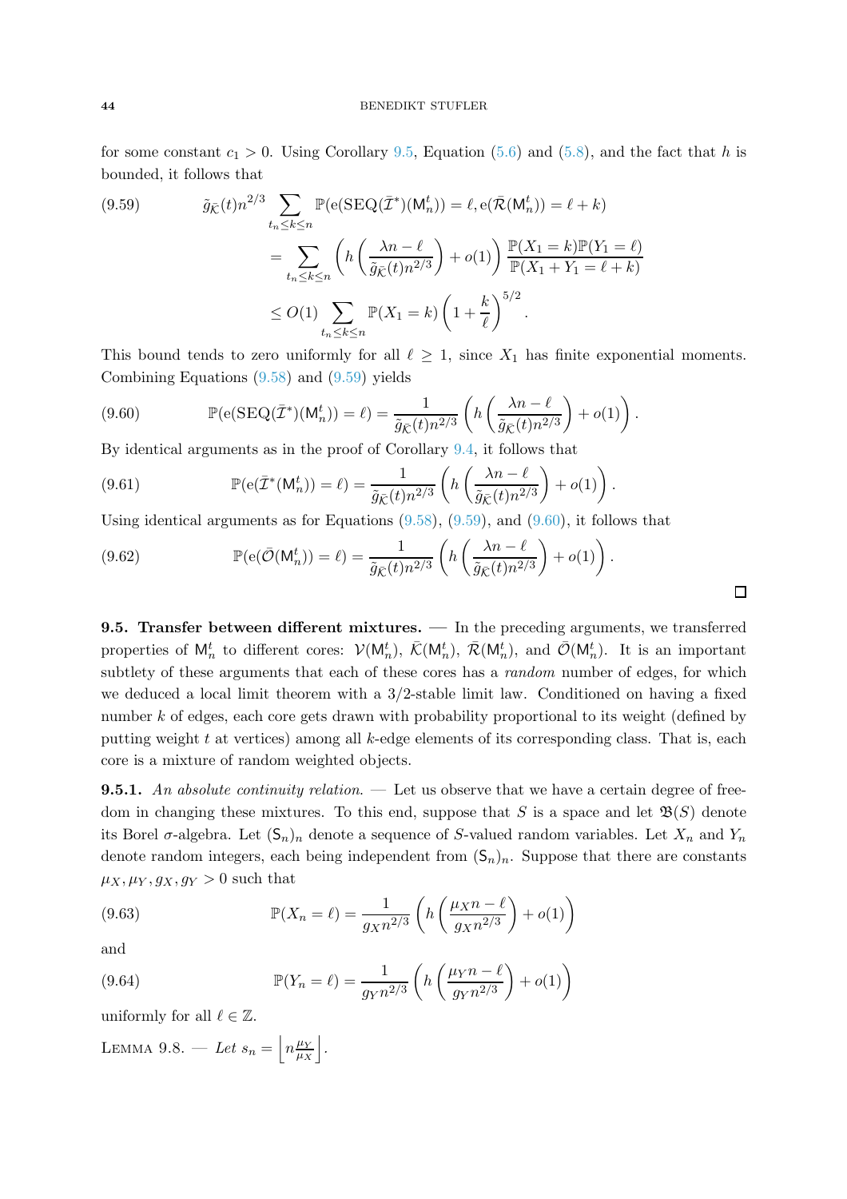for some constant $c_1 > 0$. Using Corollary 9.5, Equation (5.6) and (5.8), and the fact that $h$ is bounded, it follows that

$$
\begin{aligned}
(9.59) \qquad \tilde{g}_{\bar{\mathcal{K}}}(t) n^{2/3} \sum_{t_n \le k \le n} & \mathbb{P}(\mathrm{e}(\mathrm{SEQ}(\bar{\mathcal{I}}^*)(\mathsf{M}_n^t)) = \ell, \mathrm{e}(\bar{\mathcal{R}}(\mathsf{M}_n^t)) = \ell + k) \\
&= \sum_{t_n \le k \le n} \left( h\left( \frac{\lambda n - \ell}{\tilde{g}_{\bar{\mathcal{K}}}(t) n^{2/3}} \right) + o(1) \right) \frac{\mathbb{P}(X_1 = k)\mathbb{P}(Y_1 = \ell)}{\mathbb{P}(X_1 + Y_1 = \ell + k)} \\
&\le O(1) \sum_{t_n \le k \le n} \mathbb{P}(X_1 = k) \left( 1 + \frac{k}{\ell} \right)^{5/2}.
\end{aligned}
$$

This bound tends to zero uniformly for all $\ell \ge 1$, since $X_1$ has finite exponential moments. Combining Equations (9.58) and (9.59) yields

$$
(9.60) \qquad \mathbb{P}(\mathrm{e}(\mathrm{SEQ}(\bar{\mathcal{I}}^*)(\mathsf{M}_n^t)) = \ell) = \frac{1}{\tilde{g}_{\bar{\mathcal{K}}}(t) n^{2/3}} \left( h\left( \frac{\lambda n - \ell}{\tilde{g}_{\bar{\mathcal{K}}}(t) n^{2/3}} \right) + o(1) \right).
$$

By identical arguments as in the proof of Corollary 9.4, it follows that

$$
(9.61) \qquad \mathbb{P}(\mathrm{e}(\bar{\mathcal{I}}^*(\mathsf{M}_n^t)) = \ell) = \frac{1}{\tilde{g}_{\bar{\mathcal{K}}}(t) n^{2/3}} \left( h\left( \frac{\lambda n - \ell}{\tilde{g}_{\bar{\mathcal{K}}}(t) n^{2/3}} \right) + o(1) \right).
$$

Using identical arguments as for Equations (9.58), (9.59), and (9.60), it follows that

$$
(9.62) \qquad \mathbb{P}(\mathrm{e}(\bar{\mathcal{O}}(\mathsf{M}_n^t)) = \ell) = \frac{1}{\tilde{g}_{\bar{\mathcal{K}}}(t) n^{2/3}} \left( h\left( \frac{\lambda n - \ell}{\tilde{g}_{\bar{\mathcal{K}}}(t) n^{2/3}} \right) + o(1) \right).
$$

□

**9.5. Transfer between different mixtures.** — In the preceding arguments, we transferred properties of $\mathsf{M}_n^t$ to different cores: $\mathcal{V}(\mathsf{M}_n^t)$, $\bar{\mathcal{K}}(\mathsf{M}_n^t)$, $\bar{\mathcal{R}}(\mathsf{M}_n^t)$, and $\bar{\mathcal{O}}(\mathsf{M}_n^t)$. It is an important subtlety of these arguments that each of these cores has a *random* number of edges, for which we deduced a local limit theorem with a 3/2-stable limit law. Conditioned on having a fixed number $k$ of edges, each core gets drawn with probability proportional to its weight (defined by putting weight $t$ at vertices) among all $k$-edge elements of its corresponding class. That is, each core is a mixture of random weighted objects.

**9.5.1.** *An absolute continuity relation.* — Let us observe that we have a certain degree of freedom in changing these mixtures. To this end, suppose that $S$ is a space and let $\mathfrak{B}(S)$ denote its Borel $\sigma$-algebra. Let $(\mathsf{S}_n)_n$ denote a sequence of $S$-valued random variables. Let $X_n$ and $Y_n$ denote random integers, each being independent from $(\mathsf{S}_n)_n$. Suppose that there are constants $\mu_X, \mu_Y, g_X, g_Y > 0$ such that

$$
(9.63) \qquad \mathbb{P}(X_n = \ell) = \frac{1}{g_X n^{2/3}} \left( h\left( \frac{\mu_X n - \ell}{g_X n^{2/3}} \right) + o(1) \right)
$$

and

$$
(9.64) \qquad \mathbb{P}(Y_n = \ell) = \frac{1}{g_Y n^{2/3}} \left( h\left( \frac{\mu_Y n - \ell}{g_Y n^{2/3}} \right) + o(1) \right)
$$

uniformly for all $\ell \in \mathbb{Z}$.

LEMMA 9.8. — *Let* $s_n = \left\lfloor n \frac{\mu_Y}{\mu_X} \right\rfloor$.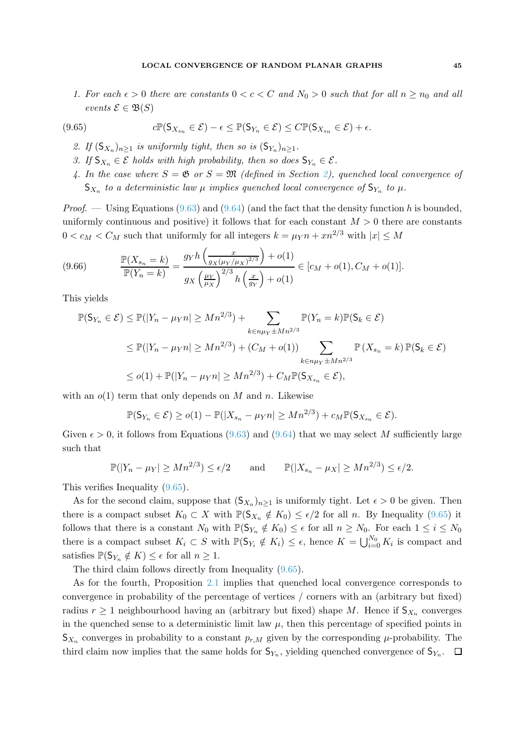1. For each $\epsilon > 0$ there are constants $0 < c < C$ and $N_0 > 0$ such that for all $n \geq n_0$ and all events $\mathcal{E} \in \mathfrak{B}(S)$

$$c\mathbb{P}(\mathsf{S}_{X_{s_n}} \in \mathcal{E}) - \epsilon \leq \mathbb{P}(\mathsf{S}_{Y_n} \in \mathcal{E}) \leq C\mathbb{P}(\mathsf{S}_{X_{s_n}} \in \mathcal{E}) + \epsilon. \tag{9.65}$$

2. If $(\mathsf{S}_{X_n})_{n\geq 1}$ is uniformly tight, then so is $(\mathsf{S}_{Y_n})_{n\geq 1}$.
3. If $\mathsf{S}_{X_n} \in \mathcal{E}$ holds with high probability, then so does $\mathsf{S}_{Y_n} \in \mathcal{E}$.
4. In the case where $S = \mathfrak{G}$ or $S = \mathfrak{M}$ (defined in Section 2), quenched local convergence of $\mathsf{S}_{X_n}$ to a deterministic law $\mu$ implies quenched local convergence of $\mathsf{S}_{Y_n}$ to $\mu$.

*Proof.* — Using Equations (9.63) and (9.64) (and the fact that the density function $h$ is bounded, uniformly continuous and positive) it follows that for each constant $M > 0$ there are constants $0 < c_M < C_M$ such that uniformly for all integers $k = \mu_Y n + xn^{2/3}$ with $|x| \leq M$

$$\frac{\mathbb{P}(X_{s_n} = k)}{\mathbb{P}(Y_n = k)} = \frac{g_Y h\left(\frac{x}{g_X(\mu_Y/\mu_X)^{2/3}}\right) + o(1)}{g_X\left(\frac{\mu_Y}{\mu_X}\right)^{2/3} h\left(\frac{x}{g_Y}\right) + o(1)} \in [c_M + o(1), C_M + o(1)]. \tag{9.66}$$

This yields

$$\begin{aligned}
\mathbb{P}(\mathsf{S}_{Y_n} \in \mathcal{E}) &\leq \mathbb{P}(|Y_n - \mu_Y n| \geq Mn^{2/3}) + \sum_{k \in n\mu_Y \pm Mn^{2/3}} \mathbb{P}(Y_n = k)\mathbb{P}(\mathsf{S}_k \in \mathcal{E}) \\
&\leq \mathbb{P}(|Y_n - \mu_Y n| \geq Mn^{2/3}) + (C_M + o(1)) \sum_{k \in n\mu_Y \pm Mn^{2/3}} \mathbb{P}\left(X_{s_n} = k\right)\mathbb{P}(\mathsf{S}_k \in \mathcal{E}) \\
&\leq o(1) + \mathbb{P}(|Y_n - \mu_Y n| \geq Mn^{2/3}) + C_M \mathbb{P}(\mathsf{S}_{X_{s_n}} \in \mathcal{E}),
\end{aligned}$$

with an $o(1)$ term that only depends on $M$ and $n$. Likewise

$$\mathbb{P}(\mathsf{S}_{Y_n} \in \mathcal{E}) \geq o(1) - \mathbb{P}(|X_{s_n} - \mu_Y n| \geq Mn^{2/3}) + c_M \mathbb{P}(\mathsf{S}_{X_{s_n}} \in \mathcal{E}).$$

Given $\epsilon > 0$, it follows from Equations (9.63) and (9.64) that we may select $M$ sufficiently large such that

$$\mathbb{P}(|Y_n - \mu_Y| \geq Mn^{2/3}) \leq \epsilon/2 \qquad \text{and} \qquad \mathbb{P}(|X_{s_n} - \mu_X| \geq Mn^{2/3}) \leq \epsilon/2.$$

This verifies Inequality (9.65).

As for the second claim, suppose that $(\mathsf{S}_{X_n})_{n\geq 1}$ is uniformly tight. Let $\epsilon > 0$ be given. Then there is a compact subset $K_0 \subset X$ with $\mathbb{P}(\mathsf{S}_{X_n} \notin K_0) \leq \epsilon/2$ for all $n$. By Inequality (9.65) it follows that there is a constant $N_0$ with $\mathbb{P}(\mathsf{S}_{Y_n} \notin K_0) \leq \epsilon$ for all $n \geq N_0$. For each $1 \leq i \leq N_0$ there is a compact subset $K_i \subset S$ with $\mathbb{P}(\mathsf{S}_{Y_i} \notin K_i) \leq \epsilon$, hence $K = \bigcup_{i=0}^{N_0} K_i$ is compact and satisfies $\mathbb{P}(\mathsf{S}_{Y_n} \notin K) \leq \epsilon$ for all $n \geq 1$.

The third claim follows directly from Inequality (9.65).

As for the fourth, Proposition 2.1 implies that quenched local convergence corresponds to convergence in probability of the percentage of vertices / corners with an (arbitrary but fixed) radius $r \geq 1$ neighbourhood having an (arbitrary but fixed) shape $M$. Hence if $\mathsf{S}_{X_n}$ converges in the quenched sense to a deterministic limit law $\mu$, then this percentage of specified points in $\mathsf{S}_{X_n}$ converges in probability to a constant $p_{r,M}$ given by the corresponding $\mu$-probability. The third claim now implies that the same holds for $\mathsf{S}_{Y_n}$, yielding quenched convergence of $\mathsf{S}_{Y_n}$. $\square$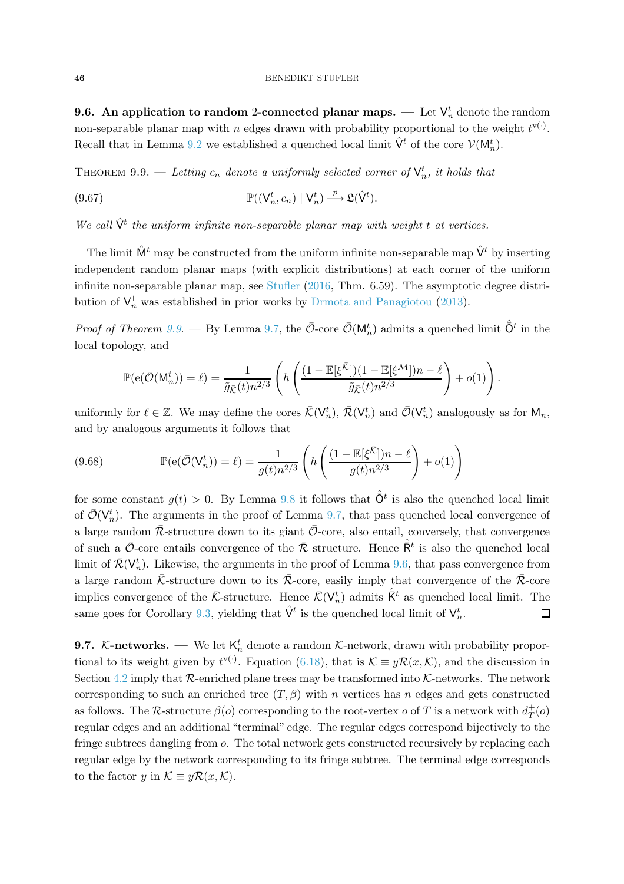**9.6. An application to random 2-connected planar maps.** — Let $\mathsf{V}_n^t$ denote the random non-separable planar map with $n$ edges drawn with probability proportional to the weight $t^{\mathrm{v}(\cdot)}$. Recall that in Lemma 9.2 we established a quenched local limit $\hat{\mathsf{V}}^t$ of the core $\mathcal{V}(\mathsf{M}_n^t)$.

Theorem 9.9. — *Letting $c_n$ denote a uniformly selected corner of $\mathsf{V}_n^t$, it holds that*

$$\mathbb{P}((\mathsf{V}_n^t, c_n) \mid \mathsf{V}_n^t) \xrightarrow{p} \mathfrak{L}(\hat{\mathsf{V}}^t). \tag{9.67}$$

*We call $\hat{\mathsf{V}}^t$ the uniform infinite non-separable planar map with weight $t$ at vertices.*

The limit $\hat{\mathsf{M}}^t$ may be constructed from the uniform infinite non-separable map $\hat{\mathsf{V}}^t$ by inserting independent random planar maps (with explicit distributions) at each corner of the uniform infinite non-separable planar map, see Stufler (2016, Thm. 6.59). The asymptotic degree distribution of $\mathsf{V}_n^1$ was established in prior works by Drmota and Panagiotou (2013).

*Proof of Theorem 9.9.* — By Lemma 9.7, the $\bar{\mathcal{O}}$-core $\bar{\mathcal{O}}(\mathsf{M}_n^t)$ admits a quenched limit $\hat{\bar{\mathsf{O}}}^t$ in the local topology, and

$$\mathbb{P}(\mathrm{e}(\bar{\mathcal{O}}(\mathsf{M}_n^t)) = \ell) = \frac{1}{\tilde{g}_{\bar{\mathcal{K}}}(t) n^{2/3}} \left( h\left( \frac{(1 - \mathbb{E}[\xi^{\bar{\mathcal{K}}}])(1 - \mathbb{E}[\xi^{\mathcal{M}}])n - \ell}{\tilde{g}_{\bar{\mathcal{K}}}(t) n^{2/3}} \right) + o(1) \right).$$

uniformly for $\ell \in \mathbb{Z}$. We may define the cores $\bar{\mathcal{K}}(\mathsf{V}_n^t)$, $\bar{\mathcal{R}}(\mathsf{V}_n^t)$ and $\bar{\mathcal{O}}(\mathsf{V}_n^t)$ analogously as for $\mathsf{M}_n$, and by analogous arguments it follows that

$$\mathbb{P}(\mathrm{e}(\bar{\mathcal{O}}(\mathsf{V}_n^t)) = \ell) = \frac{1}{g(t) n^{2/3}} \left( h\left( \frac{(1 - \mathbb{E}[\xi^{\bar{\mathcal{K}}}])n - \ell}{g(t) n^{2/3}} \right) + o(1) \right) \tag{9.68}$$

for some constant $g(t) > 0$. By Lemma 9.8 it follows that $\hat{\bar{\mathsf{O}}}^t$ is also the quenched local limit of $\bar{\mathcal{O}}(\mathsf{V}_n^t)$. The arguments in the proof of Lemma 9.7, that pass quenched local convergence of a large random $\bar{\mathcal{R}}$-structure down to its giant $\bar{\mathcal{O}}$-core, also entail, conversely, that convergence of such a $\bar{\mathcal{O}}$-core entails convergence of the $\bar{\mathcal{R}}$ structure. Hence $\hat{\bar{\mathsf{R}}}^t$ is also the quenched local limit of $\bar{\mathcal{R}}(\mathsf{V}_n^t)$. Likewise, the arguments in the proof of Lemma 9.6, that pass convergence from a large random $\bar{\mathcal{K}}$-structure down to its $\bar{\mathcal{R}}$-core, easily imply that convergence of the $\bar{\mathcal{R}}$-core implies convergence of the $\bar{\mathcal{K}}$-structure. Hence $\bar{\mathcal{K}}(\mathsf{V}_n^t)$ admits $\hat{\bar{\mathsf{K}}}^t$ as quenched local limit. The same goes for Corollary 9.3, yielding that $\hat{\mathsf{V}}^t$ is the quenched local limit of $\mathsf{V}_n^t$. ◻

**9.7. $\mathcal{K}$-networks.** — We let $\mathsf{K}_n^t$ denote a random $\mathcal{K}$-network, drawn with probability proportional to its weight given by $t^{\mathrm{v}(\cdot)}$. Equation (6.18), that is $\mathcal{K} \equiv y\mathcal{R}(x, \mathcal{K})$, and the discussion in Section 4.2 imply that $\mathcal{R}$-enriched plane trees may be transformed into $\mathcal{K}$-networks. The network corresponding to such an enriched tree $(T, \beta)$ with $n$ vertices has $n$ edges and gets constructed as follows. The $\mathcal{R}$-structure $\beta(o)$ corresponding to the root-vertex $o$ of $T$ is a network with $d_T^+(o)$ regular edges and an additional "terminal" edge. The regular edges correspond bijectively to the fringe subtrees dangling from $o$. The total network gets constructed recursively by replacing each regular edge by the network corresponding to its fringe subtree. The terminal edge corresponds to the factor $y$ in $\mathcal{K} \equiv y\mathcal{R}(x, \mathcal{K})$.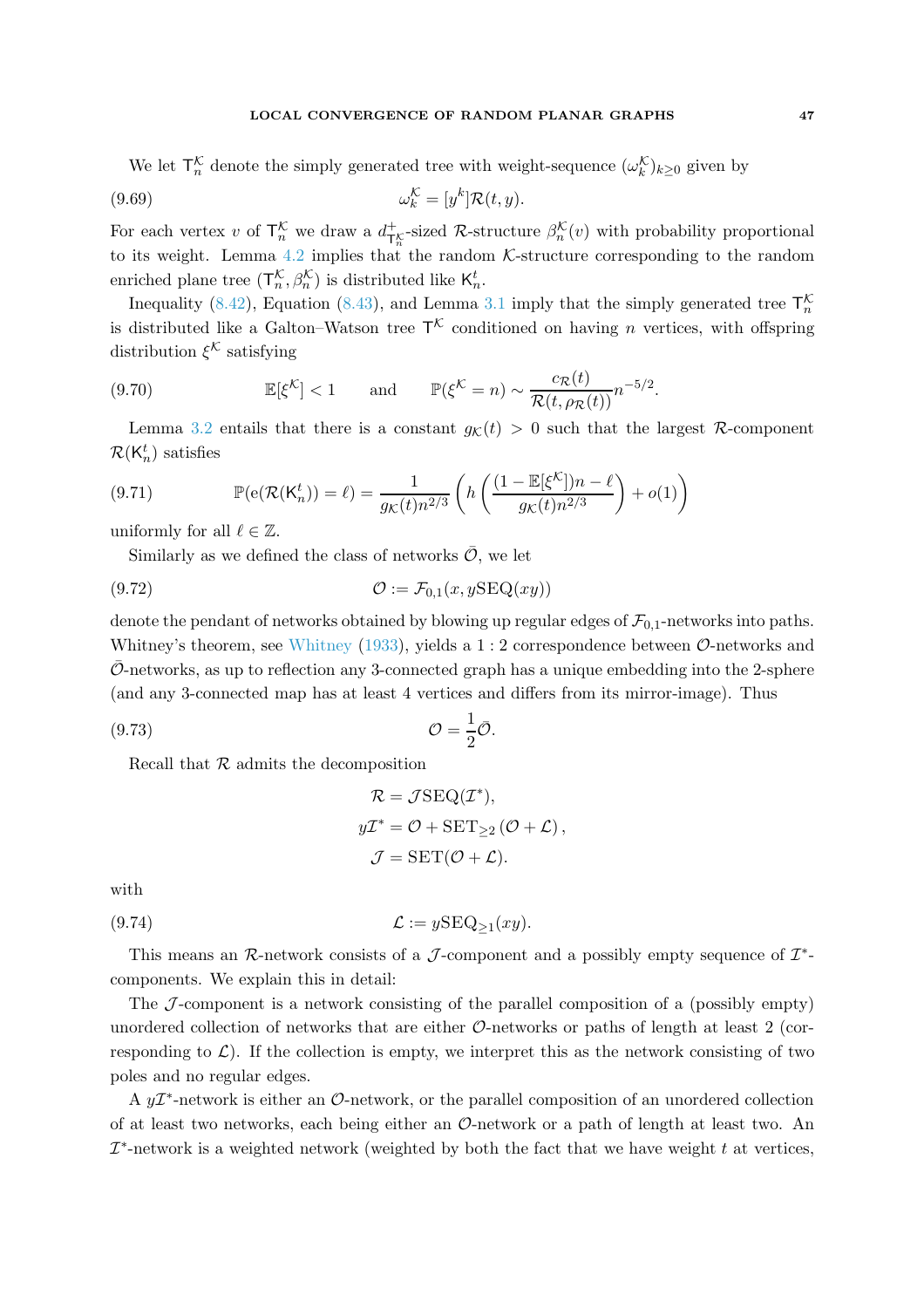We let $\mathsf{T}_n^{\mathcal{K}}$ denote the simply generated tree with weight-sequence $(\omega_k^{\mathcal{K}})_{k\ge 0}$ given by

$$\omega_k^{\mathcal{K}} = [y^k]\mathcal{R}(t,y). \tag{9.69}$$

For each vertex $v$ of $\mathsf{T}_n^{\mathcal{K}}$ we draw a $d^+_{\mathsf{T}_n^{\mathcal{K}}}$-sized $\mathcal{R}$-structure $\beta_n^{\mathcal{K}}(v)$ with probability proportional to its weight. Lemma 4.2 implies that the random $\mathcal{K}$-structure corresponding to the random enriched plane tree $(\mathsf{T}_n^{\mathcal{K}}, \beta_n^{\mathcal{K}})$ is distributed like $\mathsf{K}_n^t$.

Inequality (8.42), Equation (8.43), and Lemma 3.1 imply that the simply generated tree $\mathsf{T}_n^{\mathcal{K}}$ is distributed like a Galton–Watson tree $\mathsf{T}^{\mathcal{K}}$ conditioned on having $n$ vertices, with offspring distribution $\xi^{\mathcal{K}}$ satisfying

$$\mathbb{E}[\xi^{\mathcal{K}}] < 1 \qquad \text{and} \qquad \mathbb{P}(\xi^{\mathcal{K}} = n) \sim \frac{c_{\mathcal{R}}(t)}{\mathcal{R}(t, \rho_{\mathcal{R}}(t))} n^{-5/2}. \tag{9.70}$$

Lemma 3.2 entails that there is a constant $g_{\mathcal{K}}(t) > 0$ such that the largest $\mathcal{R}$-component $\mathcal{R}(\mathsf{K}_n^t)$ satisfies

$$\mathbb{P}(\mathrm{e}(\mathcal{R}(\mathsf{K}_n^t)) = \ell) = \frac{1}{g_{\mathcal{K}}(t) n^{2/3}} \left( h\left( \frac{(1-\mathbb{E}[\xi^{\mathcal{K}}])n - \ell}{g_{\mathcal{K}}(t) n^{2/3}} \right) + o(1) \right) \tag{9.71}$$

uniformly for all $\ell \in \mathbb{Z}$.

Similarly as we defined the class of networks $\bar{\mathcal{O}}$, we let

$$\mathcal{O} := \mathcal{F}_{0,1}(x, y\mathrm{SEQ}(xy)) \tag{9.72}$$

denote the pendant of networks obtained by blowing up regular edges of $\mathcal{F}_{0,1}$-networks into paths. Whitney's theorem, see Whitney (1933), yields a $1:2$ correspondence between $\mathcal{O}$-networks and $\bar{\mathcal{O}}$-networks, as up to reflection any 3-connected graph has a unique embedding into the 2-sphere (and any 3-connected map has at least 4 vertices and differs from its mirror-image). Thus

$$\mathcal{O} = \frac{1}{2}\bar{\mathcal{O}}. \tag{9.73}$$

Recall that $\mathcal{R}$ admits the decomposition

$$\begin{aligned}
\mathcal{R} &= \mathcal{J}\mathrm{SEQ}(\mathcal{I}^*), \\
y\mathcal{I}^* &= \mathcal{O} + \mathrm{SET}_{\ge 2}(\mathcal{O} + \mathcal{L}), \\
\mathcal{J} &= \mathrm{SET}(\mathcal{O} + \mathcal{L}).
\end{aligned}$$

with

$$\mathcal{L} := y\mathrm{SEQ}_{\ge 1}(xy). \tag{9.74}$$

This means an $\mathcal{R}$-network consists of a $\mathcal{J}$-component and a possibly empty sequence of $\mathcal{I}^*$-components. We explain this in detail:

The $\mathcal{J}$-component is a network consisting of the parallel composition of a (possibly empty) unordered collection of networks that are either $\mathcal{O}$-networks or paths of length at least 2 (corresponding to $\mathcal{L}$). If the collection is empty, we interpret this as the network consisting of two poles and no regular edges.

A $y\mathcal{I}^*$-network is either an $\mathcal{O}$-network, or the parallel composition of an unordered collection of at least two networks, each being either an $\mathcal{O}$-network or a path of length at least two. An $\mathcal{I}^*$-network is a weighted network (weighted by both the fact that we have weight $t$ at vertices,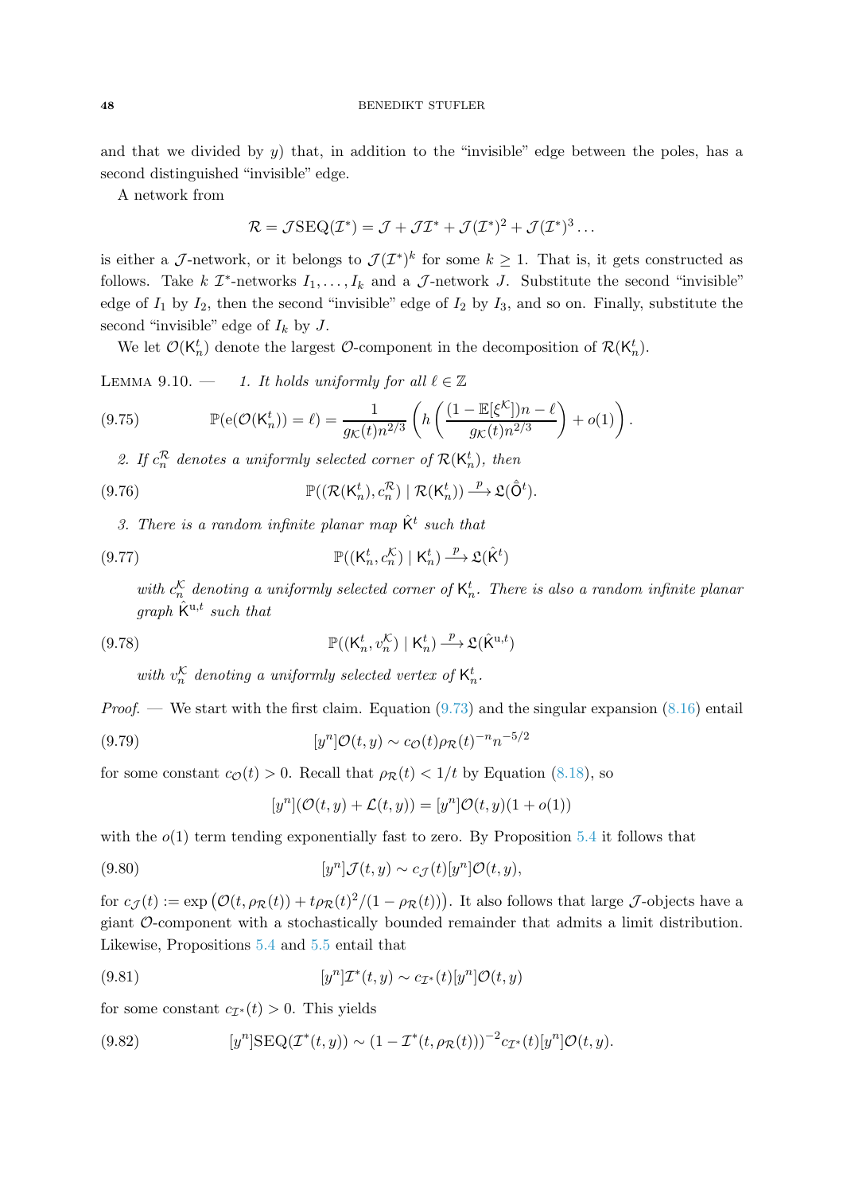and that we divided by $y$) that, in addition to the "invisible" edge between the poles, has a second distinguished "invisible" edge.

A network from

$$\mathcal{R} = \mathcal{J}\mathrm{SEQ}(\mathcal{I}^*) = \mathcal{J} + \mathcal{J}\mathcal{I}^* + \mathcal{J}(\mathcal{I}^*)^2 + \mathcal{J}(\mathcal{I}^*)^3 \dots$$

is either a $\mathcal{J}$-network, or it belongs to $\mathcal{J}(\mathcal{I}^*)^k$ for some $k \geq 1$. That is, it gets constructed as follows. Take $k$ $\mathcal{I}^*$-networks $I_1, \dots, I_k$ and a $\mathcal{J}$-network $J$. Substitute the second "invisible" edge of $I_1$ by $I_2$, then the second "invisible" edge of $I_2$ by $I_3$, and so on. Finally, substitute the second "invisible" edge of $I_k$ by $J$.

We let $\mathcal{O}(\mathsf{K}_n^t)$ denote the largest $\mathcal{O}$-component in the decomposition of $\mathcal{R}(\mathsf{K}_n^t)$.

Lemma 9.10. — *1. It holds uniformly for all $\ell \in \mathbb{Z}$*

$$\mathbb{P}(\mathrm{e}(\mathcal{O}(\mathsf{K}_n^t)) = \ell) = \frac{1}{g_{\mathcal{K}}(t) n^{2/3}} \left( h\left( \frac{(1 - \mathbb{E}[\xi^{\mathcal{K}}])n - \ell}{g_{\mathcal{K}}(t) n^{2/3}} \right) + o(1) \right). \tag{9.75}$$

*2. If $c_n^{\mathcal{R}}$ denotes a uniformly selected corner of $\mathcal{R}(\mathsf{K}_n^t)$, then*

$$\mathbb{P}((\mathcal{R}(\mathsf{K}_n^t), c_n^{\mathcal{R}}) \mid \mathcal{R}(\mathsf{K}_n^t)) \xrightarrow{p} \mathfrak{L}(\hat{\mathsf{O}}^t). \tag{9.76}$$

*3. There is a random infinite planar map $\hat{\mathsf{K}}^t$ such that*

$$\mathbb{P}((\mathsf{K}_n^t, c_n^{\mathcal{K}}) \mid \mathsf{K}_n^t) \xrightarrow{p} \mathfrak{L}(\hat{\mathsf{K}}^t) \tag{9.77}$$

*with $c_n^{\mathcal{K}}$ denoting a uniformly selected corner of $\mathsf{K}_n^t$. There is also a random infinite planar graph $\hat{\mathsf{K}}^{\mathrm{u},t}$ such that*

$$\mathbb{P}((\mathsf{K}_n^t, v_n^{\mathcal{K}}) \mid \mathsf{K}_n^t) \xrightarrow{p} \mathfrak{L}(\hat{\mathsf{K}}^{\mathrm{u},t}) \tag{9.78}$$

*with $v_n^{\mathcal{K}}$ denoting a uniformly selected vertex of $\mathsf{K}_n^t$.*

*Proof.* — We start with the first claim. Equation (9.73) and the singular expansion (8.16) entail

$$[y^n]\mathcal{O}(t, y) \sim c_{\mathcal{O}}(t) \rho_{\mathcal{R}}(t)^{-n} n^{-5/2} \tag{9.79}$$

for some constant $c_{\mathcal{O}}(t) > 0$. Recall that $\rho_{\mathcal{R}}(t) < 1/t$ by Equation (8.18), so

$$[y^n](\mathcal{O}(t, y) + \mathcal{L}(t, y)) = [y^n]\mathcal{O}(t, y)(1 + o(1))$$

with the $o(1)$ term tending exponentially fast to zero. By Proposition 5.4 it follows that

$$[y^n]\mathcal{J}(t, y) \sim c_{\mathcal{J}}(t)[y^n]\mathcal{O}(t, y), \tag{9.80}$$

for $c_{\mathcal{J}}(t) := \exp\left(\mathcal{O}(t, \rho_{\mathcal{R}}(t)) + t\rho_{\mathcal{R}}(t)^2/(1 - \rho_{\mathcal{R}}(t))\right)$. It also follows that large $\mathcal{J}$-objects have a giant $\mathcal{O}$-component with a stochastically bounded remainder that admits a limit distribution. Likewise, Propositions 5.4 and 5.5 entail that

$$[y^n]\mathcal{I}^*(t, y) \sim c_{\mathcal{I}^*}(t)[y^n]\mathcal{O}(t, y) \tag{9.81}$$

for some constant $c_{\mathcal{I}^*}(t) > 0$. This yields

$$[y^n]\mathrm{SEQ}(\mathcal{I}^*(t, y)) \sim (1 - \mathcal{I}^*(t, \rho_{\mathcal{R}}(t)))^{-2} c_{\mathcal{I}^*}(t)[y^n]\mathcal{O}(t, y). \tag{9.82}$$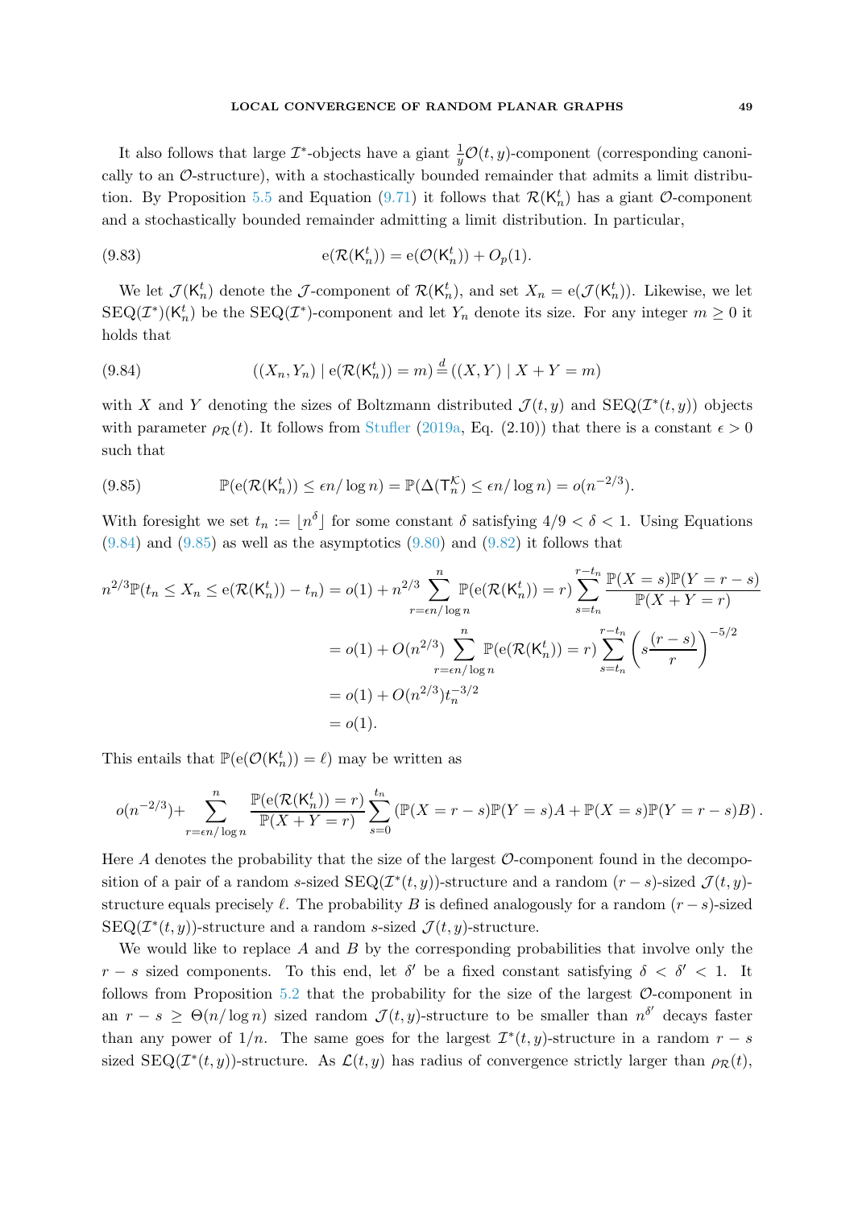It also follows that large $\mathcal{I}^*$-objects have a giant $\frac{1}{y}\mathcal{O}(t,y)$-component (corresponding canonically to an $\mathcal{O}$-structure), with a stochastically bounded remainder that admits a limit distribution. By Proposition 5.5 and Equation (9.71) it follows that $\mathcal{R}(\mathsf{K}_n^t)$ has a giant $\mathcal{O}$-component and a stochastically bounded remainder admitting a limit distribution. In particular,

$$\mathrm{e}(\mathcal{R}(\mathsf{K}_n^t)) = \mathrm{e}(\mathcal{O}(\mathsf{K}_n^t)) + O_p(1). \tag{9.83}$$

We let $\mathcal{J}(\mathsf{K}_n^t)$ denote the $\mathcal{J}$-component of $\mathcal{R}(\mathsf{K}_n^t)$, and set $X_n = \mathrm{e}(\mathcal{J}(\mathsf{K}_n^t))$. Likewise, we let $\mathrm{SEQ}(\mathcal{I}^*)(\mathsf{K}_n^t)$ be the $\mathrm{SEQ}(\mathcal{I}^*)$-component and let $Y_n$ denote its size. For any integer $m \geq 0$ it holds that

$$((X_n, Y_n) \mid \mathrm{e}(\mathcal{R}(\mathsf{K}_n^t)) = m) \stackrel{d}{=} ((X, Y) \mid X + Y = m) \tag{9.84}$$

with $X$ and $Y$ denoting the sizes of Boltzmann distributed $\mathcal{J}(t,y)$ and $\mathrm{SEQ}(\mathcal{I}^*(t,y))$ objects with parameter $\rho_{\mathcal{R}}(t)$. It follows from Stufler (2019a, Eq. (2.10)) that there is a constant $\epsilon > 0$ such that

$$\mathbb{P}(\mathrm{e}(\mathcal{R}(\mathsf{K}_n^t)) \leq \epsilon n / \log n) = \mathbb{P}(\Delta(\mathsf{T}_n^{\mathcal{K}}) \leq \epsilon n / \log n) = o(n^{-2/3}). \tag{9.85}$$

With foresight we set $t_n := \lfloor n^\delta \rfloor$ for some constant $\delta$ satisfying $4/9 < \delta < 1$. Using Equations (9.84) and (9.85) as well as the asymptotics (9.80) and (9.82) it follows that

$$\begin{aligned}
n^{2/3}\mathbb{P}(t_n \leq X_n \leq \mathrm{e}(\mathcal{R}(\mathsf{K}_n^t)) - t_n) &= o(1) + n^{2/3} \sum_{r = \epsilon n/\log n}^{n} \mathbb{P}(\mathrm{e}(\mathcal{R}(\mathsf{K}_n^t)) = r) \sum_{s = t_n}^{r - t_n} \frac{\mathbb{P}(X = s)\mathbb{P}(Y = r - s)}{\mathbb{P}(X + Y = r)} \\
&= o(1) + O(n^{2/3}) \sum_{r = \epsilon n/\log n}^{n} \mathbb{P}(\mathrm{e}(\mathcal{R}(\mathsf{K}_n^t)) = r) \sum_{s = t_n}^{r - t_n} \left( s \frac{(r-s)}{r} \right)^{-5/2} \\
&= o(1) + O(n^{2/3}) t_n^{-3/2} \\
&= o(1).
\end{aligned}$$

This entails that $\mathbb{P}(\mathrm{e}(\mathcal{O}(\mathsf{K}_n^t)) = \ell)$ may be written as

$$o(n^{-2/3}) + \sum_{r = \epsilon n/\log n}^{n} \frac{\mathbb{P}(\mathrm{e}(\mathcal{R}(\mathsf{K}_n^t)) = r)}{\mathbb{P}(X + Y = r)} \sum_{s=0}^{t_n} \left( \mathbb{P}(X = r - s)\mathbb{P}(Y = s) A + \mathbb{P}(X = s)\mathbb{P}(Y = r - s) B \right).$$

Here $A$ denotes the probability that the size of the largest $\mathcal{O}$-component found in the decomposition of a pair of a random $s$-sized $\mathrm{SEQ}(\mathcal{I}^*(t,y))$-structure and a random $(r-s)$-sized $\mathcal{J}(t,y)$-structure equals precisely $\ell$. The probability $B$ is defined analogously for a random $(r-s)$-sized $\mathrm{SEQ}(\mathcal{I}^*(t,y))$-structure and a random $s$-sized $\mathcal{J}(t,y)$-structure.

We would like to replace $A$ and $B$ by the corresponding probabilities that involve only the $r - s$ sized components. To this end, let $\delta'$ be a fixed constant satisfying $\delta < \delta' < 1$. It follows from Proposition 5.2 that the probability for the size of the largest $\mathcal{O}$-component in an $r - s \geq \Theta(n/\log n)$ sized random $\mathcal{J}(t,y)$-structure to be smaller than $n^{\delta'}$ decays faster than any power of $1/n$. The same goes for the largest $\mathcal{I}^*(t,y)$-structure in a random $r - s$ sized $\mathrm{SEQ}(\mathcal{I}^*(t,y))$-structure. As $\mathcal{L}(t,y)$ has radius of convergence strictly larger than $\rho_{\mathcal{R}}(t)$,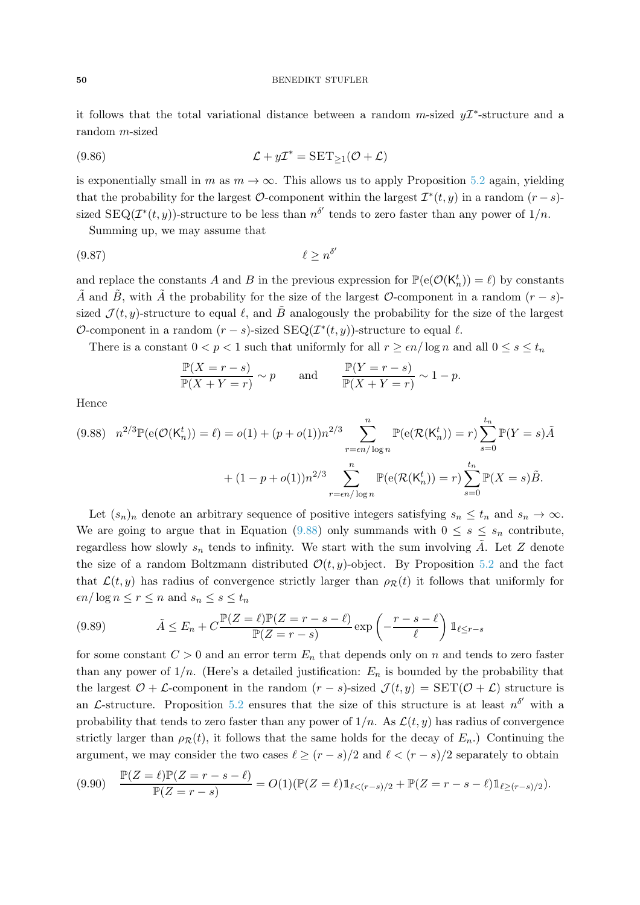it follows that the total variational distance between a random $m$-sized $y\mathcal{I}^*$-structure and a random $m$-sized

$$\mathcal{L} + y\mathcal{I}^* = \mathrm{SET}_{\geq 1}(\mathcal{O} + \mathcal{L}) \tag{9.86}$$

is exponentially small in $m$ as $m \to \infty$. This allows us to apply Proposition 5.2 again, yielding that the probability for the largest $\mathcal{O}$-component within the largest $\mathcal{I}^*(t,y)$ in a random $(r-s)$-sized $\mathrm{SEQ}(\mathcal{I}^*(t,y))$-structure to be less than $n^{\delta'}$ tends to zero faster than any power of $1/n$.

Summing up, we may assume that

$$\ell \geq n^{\delta'} \tag{9.87}$$

and replace the constants $A$ and $B$ in the previous expression for $\mathbb{P}(\mathrm{e}(\mathcal{O}(\mathsf{K}_n^t)) = \ell)$ by constants $\tilde{A}$ and $\tilde{B}$, with $\tilde{A}$ the probability for the size of the largest $\mathcal{O}$-component in a random $(r-s)$-sized $\mathcal{J}(t,y)$-structure to equal $\ell$, and $\tilde{B}$ analogously the probability for the size of the largest $\mathcal{O}$-component in a random $(r-s)$-sized $\mathrm{SEQ}(\mathcal{I}^*(t,y))$-structure to equal $\ell$.

There is a constant $0 < p < 1$ such that uniformly for all $r \geq \epsilon n / \log n$ and all $0 \leq s \leq t_n$

$$\frac{\mathbb{P}(X = r-s)}{\mathbb{P}(X+Y = r)} \sim p \qquad \text{and} \qquad \frac{\mathbb{P}(Y = r-s)}{\mathbb{P}(X+Y = r)} \sim 1-p.$$

Hence

$$\begin{aligned} n^{2/3}\mathbb{P}(\mathrm{e}(\mathcal{O}(\mathsf{K}_n^t)) = \ell) = o(1) + (p + o(1))n^{2/3} \sum_{r = \epsilon n/\log n}^{n} \mathbb{P}(\mathrm{e}(\mathcal{R}(\mathsf{K}_n^t)) = r) \sum_{s=0}^{t_n} \mathbb{P}(Y = s)\tilde{A} \\ + (1 - p + o(1))n^{2/3} \sum_{r = \epsilon n/\log n}^{n} \mathbb{P}(\mathrm{e}(\mathcal{R}(\mathsf{K}_n^t)) = r) \sum_{s=0}^{t_n} \mathbb{P}(X = s)\tilde{B}. \end{aligned} \tag{9.88}$$

Let $(s_n)_n$ denote an arbitrary sequence of positive integers satisfying $s_n \leq t_n$ and $s_n \to \infty$. We are going to argue that in Equation (9.88) only summands with $0 \leq s \leq s_n$ contribute, regardless how slowly $s_n$ tends to infinity. We start with the sum involving $\tilde{A}$. Let $Z$ denote the size of a random Boltzmann distributed $\mathcal{O}(t,y)$-object. By Proposition 5.2 and the fact that $\mathcal{L}(t,y)$ has radius of convergence strictly larger than $\rho_{\mathcal{R}}(t)$ it follows that uniformly for $\epsilon n / \log n \leq r \leq n$ and $s_n \leq s \leq t_n$

$$\tilde{A} \leq E_n + C \frac{\mathbb{P}(Z = \ell)\mathbb{P}(Z = r - s - \ell)}{\mathbb{P}(Z = r-s)} \exp\left(-\frac{r-s-\ell}{\ell}\right) \mathbb{1}_{\ell \leq r-s} \tag{9.89}$$

for some constant $C > 0$ and an error term $E_n$ that depends only on $n$ and tends to zero faster than any power of $1/n$. (Here's a detailed justification: $E_n$ is bounded by the probability that the largest $\mathcal{O}+\mathcal{L}$-component in the random $(r-s)$-sized $\mathcal{J}(t,y) = \mathrm{SET}(\mathcal{O}+\mathcal{L})$ structure is an $\mathcal{L}$-structure. Proposition 5.2 ensures that the size of this structure is at least $n^{\delta'}$ with a probability that tends to zero faster than any power of $1/n$. As $\mathcal{L}(t,y)$ has radius of convergence strictly larger than $\rho_{\mathcal{R}}(t)$, it follows that the same holds for the decay of $E_n$.) Continuing the argument, we may consider the two cases $\ell \geq (r-s)/2$ and $\ell < (r-s)/2$ separately to obtain

$$\frac{\mathbb{P}(Z = \ell)\mathbb{P}(Z = r-s-\ell)}{\mathbb{P}(Z = r-s)} = O(1)(\mathbb{P}(Z = \ell)\mathbb{1}_{\ell < (r-s)/2} + \mathbb{P}(Z = r-s-\ell)\mathbb{1}_{\ell \geq (r-s)/2}). \tag{9.90}$$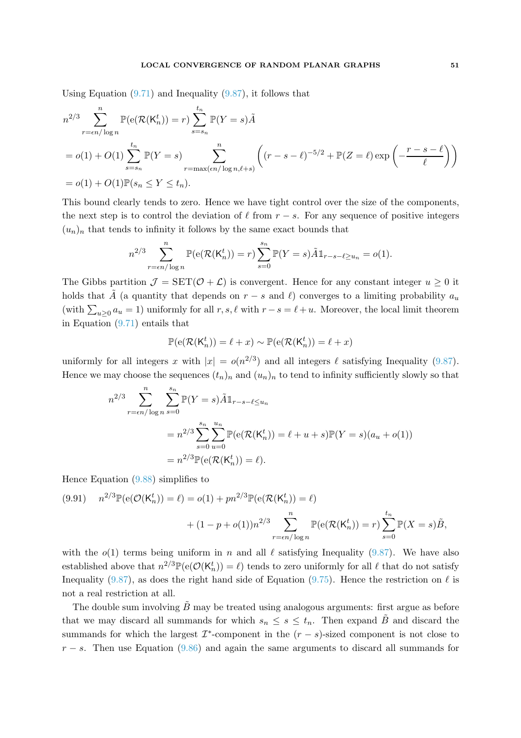Using Equation (9.71) and Inequality (9.87), it follows that

$$
\begin{aligned}
&n^{2/3} \sum_{r=\epsilon n/\log n}^{n} \mathbb{P}(\mathrm{e}(\mathcal{R}(\mathsf{K}_n^t)) = r) \sum_{s=s_n}^{t_n} \mathbb{P}(Y = s)\tilde{A} \\
&= o(1) + O(1) \sum_{s=s_n}^{t_n} \mathbb{P}(Y = s) \sum_{r=\max(\epsilon n/\log n, \ell+s)}^{n} \left( (r-s-\ell)^{-5/2} + \mathbb{P}(Z=\ell) \exp\left( - \frac{r-s-\ell}{\ell} \right) \right) \\
&= o(1) + O(1)\mathbb{P}(s_n \le Y \le t_n).
\end{aligned}
$$

This bound clearly tends to zero. Hence we have tight control over the size of the components, the next step is to control the deviation of $\ell$ from $r - s$. For any sequence of positive integers $(u_n)_n$ that tends to infinity it follows by the same exact bounds that

$$
n^{2/3} \sum_{r=\epsilon n/\log n}^{n} \mathbb{P}(\mathrm{e}(\mathcal{R}(\mathsf{K}_n^t)) = r) \sum_{s=0}^{s_n} \mathbb{P}(Y = s)\tilde{A} \mathbb{1}_{r-s-\ell \ge u_n} = o(1).
$$

The Gibbs partition $\mathcal{J} = \mathrm{SET}(\mathcal{O} + \mathcal{L})$ is convergent. Hence for any constant integer $u \ge 0$ it holds that $\tilde{A}$ (a quantity that depends on $r - s$ and $\ell$) converges to a limiting probability $a_u$ (with $\sum_{u \ge 0} a_u = 1$) uniformly for all $r, s, \ell$ with $r - s = \ell + u$. Moreover, the local limit theorem in Equation (9.71) entails that

$$
\mathbb{P}(\mathrm{e}(\mathcal{R}(\mathsf{K}_n^t)) = \ell + x) \sim \mathbb{P}(\mathrm{e}(\mathcal{R}(\mathsf{K}_n^t)) = \ell + x)
$$

uniformly for all integers $x$ with $|x| = o(n^{2/3})$ and all integers $\ell$ satisfying Inequality (9.87). Hence we may choose the sequences $(t_n)_n$ and $(u_n)_n$ to tend to infinity sufficiently slowly so that

$$
\begin{aligned}
n^{2/3} &\sum_{r=\epsilon n/\log n}^{n} \sum_{s=0}^{s_n} \mathbb{P}(Y = s)\tilde{A} \mathbb{1}_{r-s-\ell \le u_n} \\
&= n^{2/3} \sum_{s=0}^{s_n} \sum_{u=0}^{u_n} \mathbb{P}(\mathrm{e}(\mathcal{R}(\mathsf{K}_n^t)) = \ell + u + s)\mathbb{P}(Y = s)(a_u + o(1)) \\
&= n^{2/3}\mathbb{P}(\mathrm{e}(\mathcal{R}(\mathsf{K}_n^t)) = \ell).
\end{aligned}
$$

Hence Equation (9.88) simplifies to

$$
\begin{aligned}
(9.91) \quad n^{2/3}\mathbb{P}(\mathrm{e}(\mathcal{O}(\mathsf{K}_n^t)) = \ell) &= o(1) + pn^{2/3}\mathbb{P}(\mathrm{e}(\mathcal{R}(\mathsf{K}_n^t)) = \ell) \\
&\quad + (1 - p + o(1))n^{2/3} \sum_{r=\epsilon n/\log n}^{n} \mathbb{P}(\mathrm{e}(\mathcal{R}(\mathsf{K}_n^t)) = r) \sum_{s=0}^{t_n} \mathbb{P}(X = s)\tilde{B},
\end{aligned}
$$

with the $o(1)$ terms being uniform in $n$ and all $\ell$ satisfying Inequality (9.87). We have also established above that $n^{2/3}\mathbb{P}(\mathrm{e}(\mathcal{O}(\mathsf{K}_n^t)) = \ell)$ tends to zero uniformly for all $\ell$ that do not satisfy Inequality (9.87), as does the right hand side of Equation (9.75). Hence the restriction on $\ell$ is not a real restriction at all.

The double sum involving $\tilde{B}$ may be treated using analogous arguments: first argue as before that we may discard all summands for which $s_n \le s \le t_n$. Then expand $\tilde{B}$ and discard the summands for which the largest $\mathcal{I}^*$-component in the $(r-s)$-sized component is not close to $r - s$. Then use Equation (9.86) and again the same arguments to discard all summands for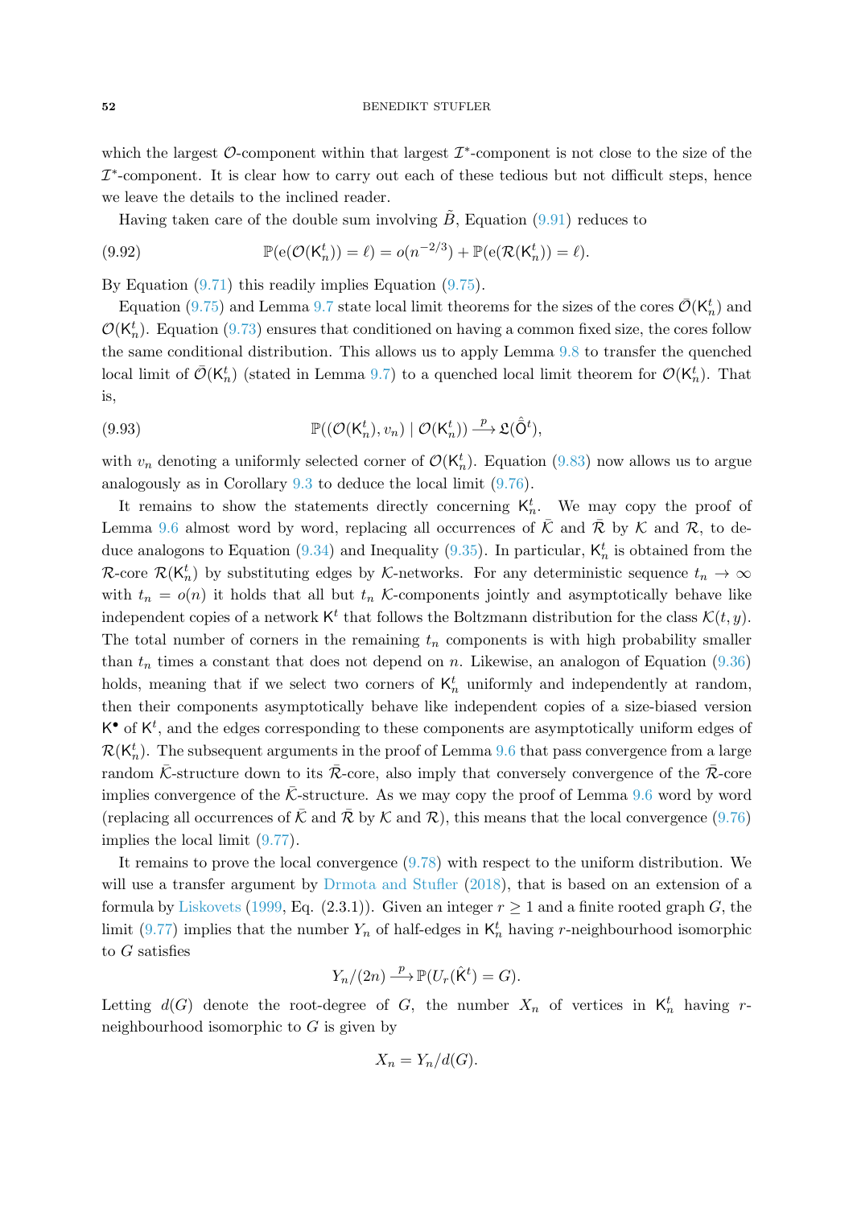which the largest $\mathcal{O}$-component within that largest $\mathcal{I}^*$-component is not close to the size of the $\mathcal{I}^*$-component. It is clear how to carry out each of these tedious but not difficult steps, hence we leave the details to the inclined reader.

Having taken care of the double sum involving $\tilde{B}$, Equation (9.91) reduces to

$$\mathbb{P}(\mathrm{e}(\mathcal{O}(\mathsf{K}_n^t)) = \ell) = o(n^{-2/3}) + \mathbb{P}(\mathrm{e}(\mathcal{R}(\mathsf{K}_n^t)) = \ell). \tag{9.92}$$

By Equation (9.71) this readily implies Equation (9.75).

Equation (9.75) and Lemma 9.7 state local limit theorems for the sizes of the cores $\bar{\mathcal{O}}(\mathsf{K}_n^t)$ and $\mathcal{O}(\mathsf{K}_n^t)$. Equation (9.73) ensures that conditioned on having a common fixed size, the cores follow the same conditional distribution. This allows us to apply Lemma 9.8 to transfer the quenched local limit of $\bar{\mathcal{O}}(\mathsf{K}_n^t)$ (stated in Lemma 9.7) to a quenched local limit theorem for $\mathcal{O}(\mathsf{K}_n^t)$. That is,

$$\mathbb{P}((\mathcal{O}(\mathsf{K}_n^t), v_n) \mid \mathcal{O}(\mathsf{K}_n^t)) \xrightarrow{p} \mathfrak{L}(\hat{\bar{\mathsf{O}}}^t), \tag{9.93}$$

with $v_n$ denoting a uniformly selected corner of $\mathcal{O}(\mathsf{K}_n^t)$. Equation (9.83) now allows us to argue analogously as in Corollary 9.3 to deduce the local limit (9.76).

It remains to show the statements directly concerning $\mathsf{K}_n^t$. We may copy the proof of Lemma 9.6 almost word by word, replacing all occurrences of $\bar{\mathcal{K}}$ and $\bar{\mathcal{R}}$ by $\mathcal{K}$ and $\mathcal{R}$, to deduce analogons to Equation (9.34) and Inequality (9.35). In particular, $\mathsf{K}_n^t$ is obtained from the $\mathcal{R}$-core $\mathcal{R}(\mathsf{K}_n^t)$ by substituting edges by $\mathcal{K}$-networks. For any deterministic sequence $t_n \to \infty$ with $t_n = o(n)$ it holds that all but $t_n$ $\mathcal{K}$-components jointly and asymptotically behave like independent copies of a network $\mathsf{K}^t$ that follows the Boltzmann distribution for the class $\mathcal{K}(t,y)$. The total number of corners in the remaining $t_n$ components is with high probability smaller than $t_n$ times a constant that does not depend on $n$. Likewise, an analogon of Equation (9.36) holds, meaning that if we select two corners of $\mathsf{K}_n^t$ uniformly and independently at random, then their components asymptotically behave like independent copies of a size-biased version $\mathsf{K}^\bullet$ of $\mathsf{K}^t$, and the edges corresponding to these components are asymptotically uniform edges of $\mathcal{R}(\mathsf{K}_n^t)$. The subsequent arguments in the proof of Lemma 9.6 that pass convergence from a large random $\bar{\mathcal{K}}$-structure down to its $\bar{\mathcal{R}}$-core, also imply that conversely convergence of the $\bar{\mathcal{R}}$-core implies convergence of the $\bar{\mathcal{K}}$-structure. As we may copy the proof of Lemma 9.6 word by word (replacing all occurrences of $\bar{\mathcal{K}}$ and $\bar{\mathcal{R}}$ by $\mathcal{K}$ and $\mathcal{R}$), this means that the local convergence (9.76) implies the local limit (9.77).

It remains to prove the local convergence (9.78) with respect to the uniform distribution. We will use a transfer argument by Drmota and Stufler (2018), that is based on an extension of a formula by Liskovets (1999, Eq. (2.3.1)). Given an integer $r \geq 1$ and a finite rooted graph $G$, the limit (9.77) implies that the number $Y_n$ of half-edges in $\mathsf{K}_n^t$ having $r$-neighbourhood isomorphic to $G$ satisfies

$$Y_n/(2n) \xrightarrow{p} \mathbb{P}(U_r(\hat{\mathsf{K}}^t) = G).$$

Letting $d(G)$ denote the root-degree of $G$, the number $X_n$ of vertices in $\mathsf{K}_n^t$ having $r$-neighbourhood isomorphic to $G$ is given by

$$X_n = Y_n/d(G).$$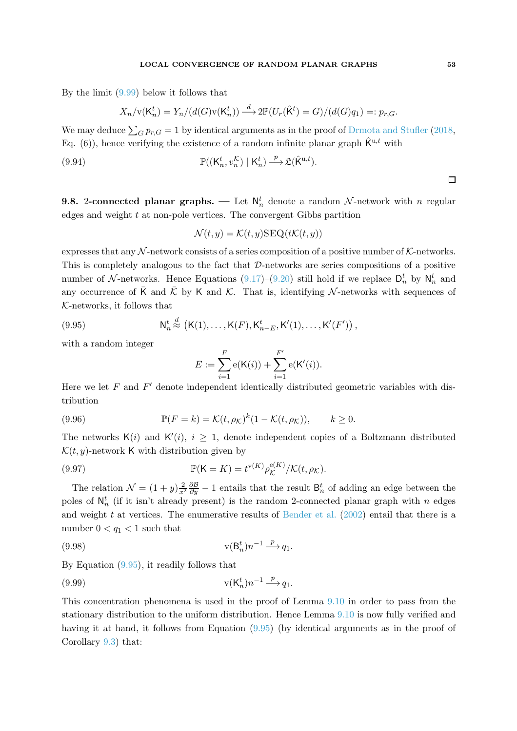By the limit (9.99) below it follows that

$$X_n/\mathrm{v}(\mathsf{K}_n^t) = Y_n/(d(G)\mathrm{v}(\mathsf{K}_n^t)) \xrightarrow{d} 2\mathbb{P}(U_r(\hat{\mathsf{K}}^t) = G)/(d(G)q_1) =: p_{r,G}.$$

We may deduce $\sum_G p_{r,G} = 1$ by identical arguments as in the proof of Drmota and Stufler (2018, Eq. (6)), hence verifying the existence of a random infinite planar graph $\hat{\mathsf{K}}^{\mathrm{u},t}$ with

$$\mathbb{P}((\mathsf{K}_n^t, v_n^{\mathcal{K}}) \mid \mathsf{K}_n^t) \xrightarrow{p} \mathfrak{L}(\hat{\mathsf{K}}^{\mathrm{u},t}). \tag{9.94}$$

□

**9.8. 2-connected planar graphs.** — Let $\mathsf{N}_n^t$ denote a random $\mathcal{N}$-network with $n$ regular edges and weight $t$ at non-pole vertices. The convergent Gibbs partition

$$\mathcal{N}(t,y) = \mathcal{K}(t,y)\mathrm{SEQ}(t\mathcal{K}(t,y))$$

expresses that any $\mathcal{N}$-network consists of a series composition of a positive number of $\mathcal{K}$-networks. This is completely analogous to the fact that $\mathcal{D}$-networks are series compositions of a positive number of $\mathcal{N}$-networks. Hence Equations (9.17)–(9.20) still hold if we replace $\mathsf{D}_n^t$ by $\mathsf{N}_n^t$ and any occurrence of $\bar{\mathsf{K}}$ and $\bar{\mathcal{K}}$ by $\mathsf{K}$ and $\mathcal{K}$. That is, identifying $\mathcal{N}$-networks with sequences of $\mathcal{K}$-networks, it follows that

$$\mathsf{N}_n^t \overset{d}{\approx} \left(\mathsf{K}(1), \ldots, \mathsf{K}(F), \mathsf{K}_{n-E}^t, \mathsf{K}'(1), \ldots, \mathsf{K}'(F')\right), \tag{9.95}$$

with a random integer

$$E := \sum_{i=1}^{F} \mathrm{e}(\mathsf{K}(i)) + \sum_{i=1}^{F'} \mathrm{e}(\mathsf{K}'(i)).$$

Here we let $F$ and $F'$ denote independent identically distributed geometric variables with distribution

$$\mathbb{P}(F = k) = \mathcal{K}(t, \rho_{\mathcal{K}})^k(1 - \mathcal{K}(t, \rho_{\mathcal{K}})), \qquad k \geq 0. \tag{9.96}$$

The networks $\mathsf{K}(i)$ and $\mathsf{K}'(i)$, $i \geq 1$, denote independent copies of a Boltzmann distributed $\mathcal{K}(t,y)$-network $\mathsf{K}$ with distribution given by

$$\mathbb{P}(\mathsf{K} = K) = t^{\mathrm{v}(K)}\rho_{\mathcal{K}}^{\mathrm{e}(K)}/\mathcal{K}(t, \rho_{\mathcal{K}}). \tag{9.97}$$

The relation $\mathcal{N} = (1+y)\frac{2}{x^2}\frac{\partial \mathcal{B}}{\partial y} - 1$ entails that the result $\mathsf{B}_n^t$ of adding an edge between the poles of $\mathsf{N}_n^t$ (if it isn't already present) is the random 2-connected planar graph with $n$ edges and weight $t$ at vertices. The enumerative results of Bender et al. (2002) entail that there is a number $0 < q_1 < 1$ such that

$$\mathrm{v}(\mathsf{B}_n^t)n^{-1} \xrightarrow{p} q_1. \tag{9.98}$$

By Equation (9.95), it readily follows that

$$\mathrm{v}(\mathsf{K}_n^t)n^{-1} \xrightarrow{p} q_1. \tag{9.99}$$

This concentration phenomena is used in the proof of Lemma 9.10 in order to pass from the stationary distribution to the uniform distribution. Hence Lemma 9.10 is now fully verified and having it at hand, it follows from Equation (9.95) (by identical arguments as in the proof of Corollary 9.3) that: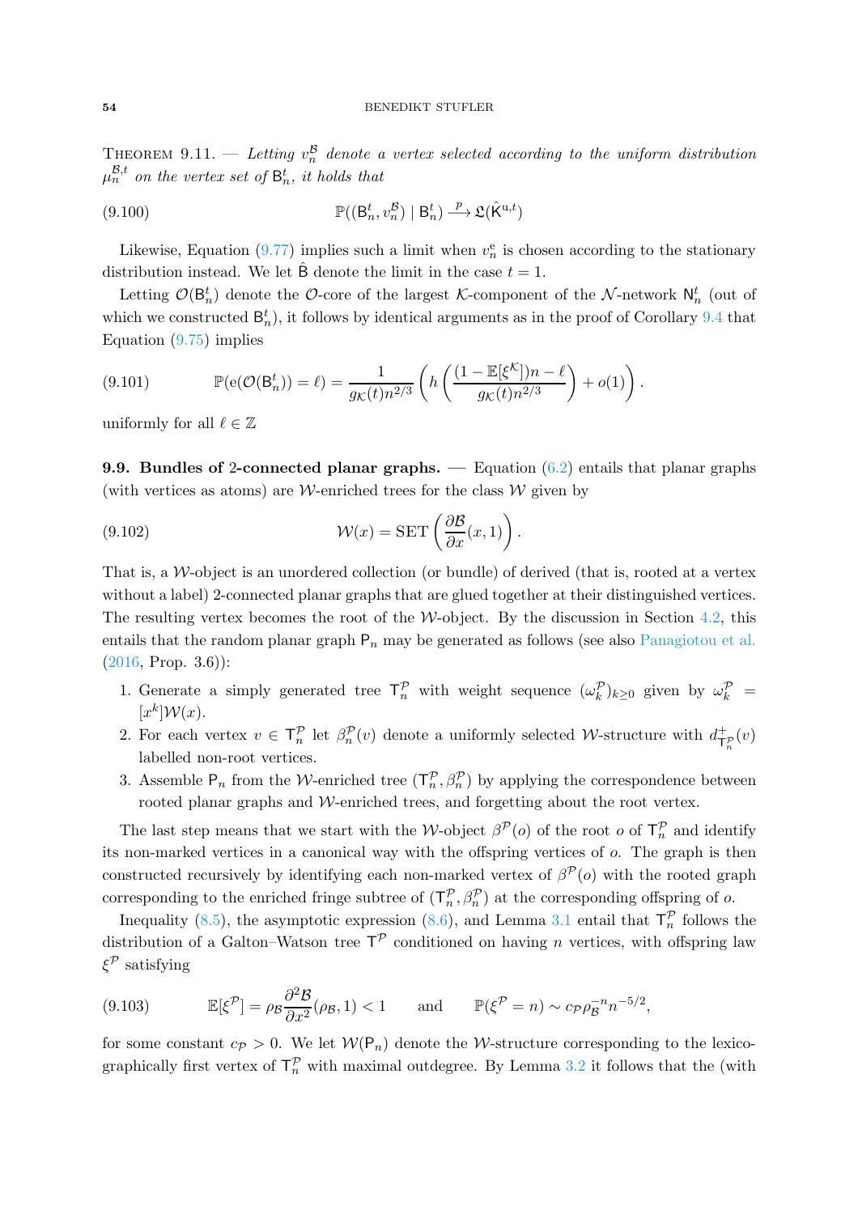**Theorem 9.11.** — *Letting $v_n^{\mathcal{B}}$ denote a vertex selected according to the uniform distribution $\mu_n^{\mathcal{B},t}$ on the vertex set of $\mathsf{B}_n^t$, it holds that*

$$\mathbb{P}((\mathsf{B}_n^t, v_n^{\mathcal{B}}) \mid \mathsf{B}_n^t) \xrightarrow{p} \mathfrak{L}(\hat{\mathsf{K}}^{\mathrm{u},t}) \tag{9.100}$$

Likewise, Equation (9.77) implies such a limit when $v_n^{\mathrm{e}}$ is chosen according to the stationary distribution instead. We let $\hat{\mathsf{B}}$ denote the limit in the case $t=1$.

Letting $\mathcal{O}(\mathsf{B}_n^t)$ denote the $\mathcal{O}$-core of the largest $\mathcal{K}$-component of the $\mathcal{N}$-network $\mathsf{N}_n^t$ (out of which we constructed $\mathsf{B}_n^t$), it follows by identical arguments as in the proof of Corollary 9.4 that Equation (9.75) implies

$$\mathbb{P}(\mathrm{e}(\mathcal{O}(\mathsf{B}_n^t)) = \ell) = \frac{1}{g_{\mathcal{K}}(t) n^{2/3}} \left( h\left( \frac{(1-\mathbb{E}[\xi^{\mathcal{K}}])n - \ell}{g_{\mathcal{K}}(t) n^{2/3}} \right) + o(1) \right). \tag{9.101}$$

uniformly for all $\ell \in \mathbb{Z}$

**9.9. Bundles of 2-connected planar graphs.** — Equation (6.2) entails that planar graphs (with vertices as atoms) are $\mathcal{W}$-enriched trees for the class $\mathcal{W}$ given by

$$\mathcal{W}(x) = \mathrm{SET}\left( \frac{\partial \mathcal{B}}{\partial x}(x,1) \right). \tag{9.102}$$

That is, a $\mathcal{W}$-object is an unordered collection (or bundle) of derived (that is, rooted at a vertex without a label) 2-connected planar graphs that are glued together at their distinguished vertices. The resulting vertex becomes the root of the $\mathcal{W}$-object. By the discussion in Section 4.2, this entails that the random planar graph $\mathsf{P}_n$ may be generated as follows (see also Panagiotou et al. (2016, Prop. 3.6)):

1. Generate a simply generated tree $\mathsf{T}_n^{\mathcal{P}}$ with weight sequence $(\omega_k^{\mathcal{P}})_{k \ge 0}$ given by $\omega_k^{\mathcal{P}} = [x^k]\mathcal{W}(x)$.
2. For each vertex $v \in \mathsf{T}_n^{\mathcal{P}}$ let $\beta_n^{\mathcal{P}}(v)$ denote a uniformly selected $\mathcal{W}$-structure with $d^+_{\mathsf{T}_n^{\mathcal{P}}}(v)$ labelled non-root vertices.
3. Assemble $\mathsf{P}_n$ from the $\mathcal{W}$-enriched tree $(\mathsf{T}_n^{\mathcal{P}}, \beta_n^{\mathcal{P}})$ by applying the correspondence between rooted planar graphs and $\mathcal{W}$-enriched trees, and forgetting about the root vertex.

The last step means that we start with the $\mathcal{W}$-object $\beta^{\mathcal{P}}(o)$ of the root $o$ of $\mathsf{T}_n^{\mathcal{P}}$ and identify its non-marked vertices in a canonical way with the offspring vertices of $o$. The graph is then constructed recursively by identifying each non-marked vertex of $\beta^{\mathcal{P}}(o)$ with the rooted graph corresponding to the enriched fringe subtree of $(\mathsf{T}_n^{\mathcal{P}}, \beta_n^{\mathcal{P}})$ at the corresponding offspring of $o$.

Inequality (8.5), the asymptotic expression (8.6), and Lemma 3.1 entail that $\mathsf{T}_n^{\mathcal{P}}$ follows the distribution of a Galton–Watson tree $\mathsf{T}^{\mathcal{P}}$ conditioned on having $n$ vertices, with offspring law $\xi^{\mathcal{P}}$ satisfying

$$\mathbb{E}[\xi^{\mathcal{P}}] = \rho_{\mathcal{B}} \frac{\partial^2 \mathcal{B}}{\partial x^2}(\rho_{\mathcal{B}}, 1) < 1 \qquad \text{and} \qquad \mathbb{P}(\xi^{\mathcal{P}} = n) \sim c_{\mathcal{P}} \rho_{\mathcal{B}}^{-n} n^{-5/2}, \tag{9.103}$$

for some constant $c_{\mathcal{P}} > 0$. We let $\mathcal{W}(\mathsf{P}_n)$ denote the $\mathcal{W}$-structure corresponding to the lexicographically first vertex of $\mathsf{T}_n^{\mathcal{P}}$ with maximal outdegree. By Lemma 3.2 it follows that the (with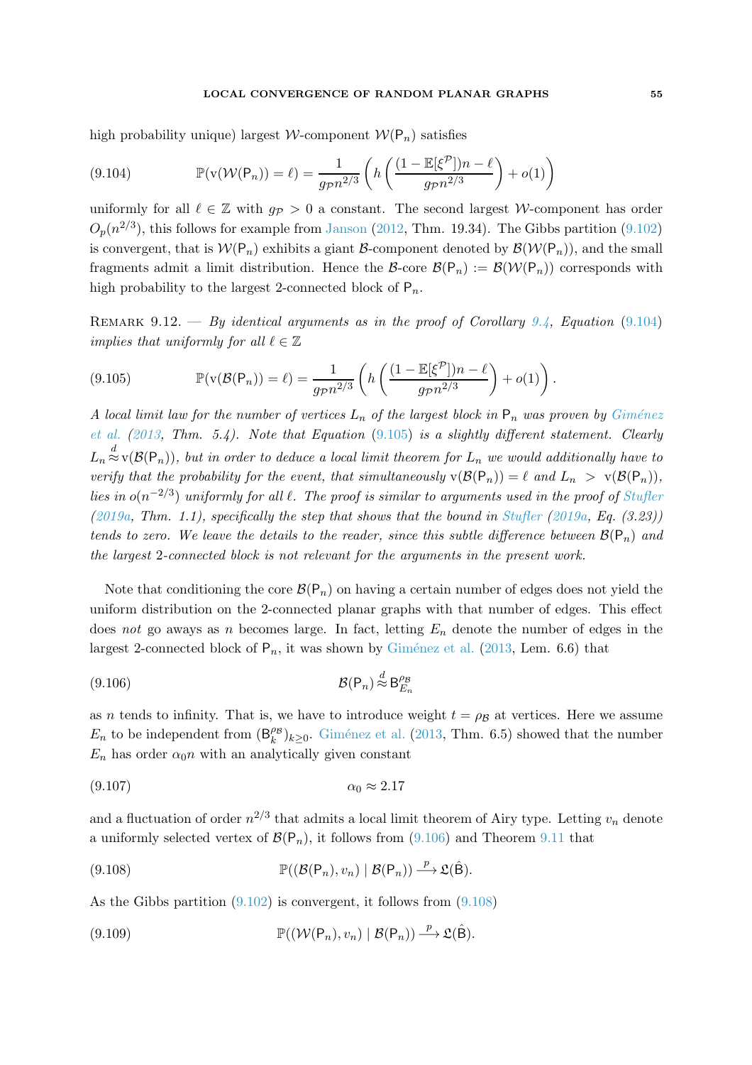high probability unique) largest $\mathcal{W}$-component $\mathcal{W}(\mathsf{P}_n)$ satisfies

$$\mathbb{P}(\mathrm{v}(\mathcal{W}(\mathsf{P}_n)) = \ell) = \frac{1}{g_\mathcal{P} n^{2/3}} \left( h\left( \frac{(1 - \mathbb{E}[\xi^\mathcal{P}])n - \ell}{g_\mathcal{P} n^{2/3}} \right) + o(1) \right) \tag{9.104}$$

uniformly for all $\ell \in \mathbb{Z}$ with $g_\mathcal{P} > 0$ a constant. The second largest $\mathcal{W}$-component has order $O_p(n^{2/3})$, this follows for example from Janson (2012, Thm. 19.34). The Gibbs partition (9.102) is convergent, that is $\mathcal{W}(\mathsf{P}_n)$ exhibits a giant $\mathcal{B}$-component denoted by $\mathcal{B}(\mathcal{W}(\mathsf{P}_n))$, and the small fragments admit a limit distribution. Hence the $\mathcal{B}$-core $\mathcal{B}(\mathsf{P}_n) := \mathcal{B}(\mathcal{W}(\mathsf{P}_n))$ corresponds with high probability to the largest 2-connected block of $\mathsf{P}_n$.

Remark 9.12. — *By identical arguments as in the proof of Corollary 9.4, Equation (9.104) implies that uniformly for all $\ell \in \mathbb{Z}$*

$$\mathbb{P}(\mathrm{v}(\mathcal{B}(\mathsf{P}_n)) = \ell) = \frac{1}{g_\mathcal{P} n^{2/3}} \left( h\left( \frac{(1 - \mathbb{E}[\xi^\mathcal{P}])n - \ell}{g_\mathcal{P} n^{2/3}} \right) + o(1) \right). \tag{9.105}$$

*A local limit law for the number of vertices $L_n$ of the largest block in $\mathsf{P}_n$ was proven by Giménez et al. (2013, Thm. 5.4). Note that Equation (9.105) is a slightly different statement. Clearly $L_n \overset{d}{\approx} \mathrm{v}(\mathcal{B}(\mathsf{P}_n))$, but in order to deduce a local limit theorem for $L_n$ we would additionally have to verify that the probability for the event, that simultaneously $\mathrm{v}(\mathcal{B}(\mathsf{P}_n)) = \ell$ and $L_n > \mathrm{v}(\mathcal{B}(\mathsf{P}_n))$, lies in $o(n^{-2/3})$ uniformly for all $\ell$. The proof is similar to arguments used in the proof of Stufler (2019a, Thm. 1.1), specifically the step that shows that the bound in Stufler (2019a, Eq. (3.23)) tends to zero. We leave the details to the reader, since this subtle difference between $\mathcal{B}(\mathsf{P}_n)$ and the largest 2-connected block is not relevant for the arguments in the present work.*

Note that conditioning the core $\mathcal{B}(\mathsf{P}_n)$ on having a certain number of edges does not yield the uniform distribution on the 2-connected planar graphs with that number of edges. This effect does *not* go aways as $n$ becomes large. In fact, letting $E_n$ denote the number of edges in the largest 2-connected block of $\mathsf{P}_n$, it was shown by Giménez et al. (2013, Lem. 6.6) that

$$\mathcal{B}(\mathsf{P}_n) \overset{d}{\approx} \mathsf{B}_{E_n}^{\rho_\mathcal{B}} \tag{9.106}$$

as $n$ tends to infinity. That is, we have to introduce weight $t = \rho_\mathcal{B}$ at vertices. Here we assume $E_n$ to be independent from $(\mathsf{B}_k^{\rho_\mathcal{B}})_{k \ge 0}$. Giménez et al. (2013, Thm. 6.5) showed that the number $E_n$ has order $\alpha_0 n$ with an analytically given constant

$$\alpha_0 \approx 2.17 \tag{9.107}$$

and a fluctuation of order $n^{2/3}$ that admits a local limit theorem of Airy type. Letting $v_n$ denote a uniformly selected vertex of $\mathcal{B}(\mathsf{P}_n)$, it follows from (9.106) and Theorem 9.11 that

$$\mathbb{P}((\mathcal{B}(\mathsf{P}_n), v_n) \mid \mathcal{B}(\mathsf{P}_n)) \overset{p}{\longrightarrow} \mathfrak{L}(\hat{\mathsf{B}}). \tag{9.108}$$

As the Gibbs partition (9.102) is convergent, it follows from (9.108)

$$\mathbb{P}((\mathcal{W}(\mathsf{P}_n), v_n) \mid \mathcal{B}(\mathsf{P}_n)) \overset{p}{\longrightarrow} \mathfrak{L}(\hat{\mathsf{B}}). \tag{9.109}$$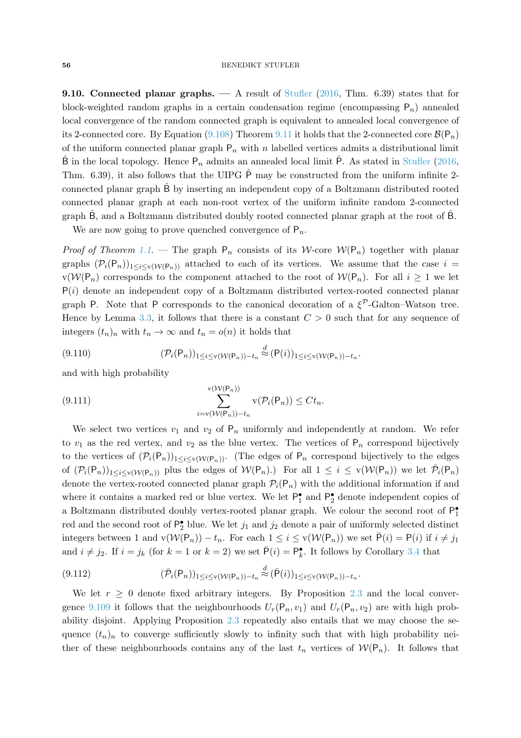**9.10. Connected planar graphs.** — A result of Stufler (2016, Thm. 6.39) states that for block-weighted random graphs in a certain condensation regime (encompassing $\mathsf{P}_n$) annealed local convergence of the random connected graph is equivalent to annealed local convergence of its 2-connected core. By Equation (9.108) Theorem 9.11 it holds that the 2-connected core $\mathcal{B}(\mathsf{P}_n)$ of the uniform connected planar graph $\mathsf{P}_n$ with $n$ labelled vertices admits a distributional limit $\hat{\mathsf{B}}$ in the local topology. Hence $\mathsf{P}_n$ admits an annealed local limit $\hat{\mathsf{P}}$. As stated in Stufler (2016, Thm. 6.39), it also follows that the UIPG $\hat{\mathsf{P}}$ may be constructed from the uniform infinite 2-connected planar graph $\hat{\mathsf{B}}$ by inserting an independent copy of a Boltzmann distributed rooted connected planar graph at each non-root vertex of the uniform infinite random 2-connected graph $\hat{\mathsf{B}}$, and a Boltzmann distributed doubly rooted connected planar graph at the root of $\hat{\mathsf{B}}$.

We are now going to prove quenched convergence of $\mathsf{P}_n$.

*Proof of Theorem 1.1.* — The graph $\mathsf{P}_n$ consists of its $\mathcal{W}$-core $\mathcal{W}(\mathsf{P}_n)$ together with planar graphs $(\mathcal{P}_i(\mathsf{P}_n))_{1 \le i \le \mathrm{v}(\mathcal{W}(\mathsf{P}_n))}$ attached to each of its vertices. We assume that the case $i = \mathrm{v}(\mathcal{W}(\mathsf{P}_n)$ corresponds to the component attached to the root of $\mathcal{W}(\mathsf{P}_n)$. For all $i \ge 1$ we let $\mathsf{P}(i)$ denote an independent copy of a Boltzmann distributed vertex-rooted connected planar graph $\mathsf{P}$. Note that $\mathsf{P}$ corresponds to the canonical decoration of a $\xi^{\mathcal{P}}$-Galton–Watson tree. Hence by Lemma 3.3, it follows that there is a constant $C > 0$ such that for any sequence of integers $(t_n)_n$ with $t_n \to \infty$ and $t_n = o(n)$ it holds that

$$(\mathcal{P}_i(\mathsf{P}_n))_{1 \le i \le \mathrm{v}(\mathcal{W}(\mathsf{P}_n)) - t_n} \overset{d}{\approx} (\mathsf{P}(i))_{1 \le i \le \mathrm{v}(\mathcal{W}(\mathsf{P}_n)) - t_n}. \tag{9.110}$$

and with high probability

$$\sum_{i = \mathrm{v}(\mathcal{W}(\mathsf{P}_n)) - t_n}^{\mathrm{v}(\mathcal{W}(\mathsf{P}_n))} \mathrm{v}(\mathcal{P}_i(\mathsf{P}_n)) \le C t_n. \tag{9.111}$$

We select two vertices $v_1$ and $v_2$ of $\mathsf{P}_n$ uniformly and independently at random. We refer to $v_1$ as the red vertex, and $v_2$ as the blue vertex. The vertices of $\mathsf{P}_n$ correspond bijectively to the vertices of $(\mathcal{P}_i(\mathsf{P}_n))_{1 \le i \le \mathrm{v}(\mathcal{W}(\mathsf{P}_n))}$. (The edges of $\mathsf{P}_n$ correspond bijectively to the edges of $(\mathcal{P}_i(\mathsf{P}_n))_{1 \le i \le \mathrm{v}(\mathcal{W}(\mathsf{P}_n))}$ plus the edges of $\mathcal{W}(\mathsf{P}_n)$.) For all $1 \le i \le \mathrm{v}(\mathcal{W}(\mathsf{P}_n))$ we let $\bar{\mathcal{P}}_i(\mathsf{P}_n)$ denote the vertex-rooted connected planar graph $\mathcal{P}_i(\mathsf{P}_n)$ with the additional information if and where it contains a marked red or blue vertex. We let $\mathsf{P}_1^\bullet$ and $\mathsf{P}_2^\bullet$ denote independent copies of a Boltzmann distributed doubly vertex-rooted planar graph. We colour the second root of $\mathsf{P}_1^\bullet$ red and the second root of $\mathsf{P}_2^\bullet$ blue. We let $j_1$ and $j_2$ denote a pair of uniformly selected distinct integers between 1 and $\mathrm{v}(\mathcal{W}(\mathsf{P}_n)) - t_n$. For each $1 \le i \le \mathrm{v}(\mathcal{W}(\mathsf{P}_n))$ we set $\bar{\mathsf{P}}(i) = \mathsf{P}(i)$ if $i \ne j_1$ and $i \ne j_2$. If $i = j_k$ (for $k = 1$ or $k = 2$) we set $\bar{\mathsf{P}}(i) = \mathsf{P}_k^\bullet$. It follows by Corollary 3.4 that

$$(\bar{\mathcal{P}}_i(\mathsf{P}_n))_{1 \le i \le \mathrm{v}(\mathcal{W}(\mathsf{P}_n)) - t_n} \overset{d}{\approx} (\bar{\mathsf{P}}(i))_{1 \le i \le \mathrm{v}(\mathcal{W}(\mathsf{P}_n)) - t_n}. \tag{9.112}$$

We let $r \ge 0$ denote fixed arbitrary integers. By Proposition 2.3 and the local convergence 9.109 it follows that the neighbourhoods $U_r(\mathsf{P}_n, v_1)$ and $U_r(\mathsf{P}_n, v_2)$ are with high probability disjoint. Applying Proposition 2.3 repeatedly also entails that we may choose the sequence $(t_n)_n$ to converge sufficiently slowly to infinity such that with high probability neither of these neighbourhoods contains any of the last $t_n$ vertices of $\mathcal{W}(\mathsf{P}_n)$. It follows that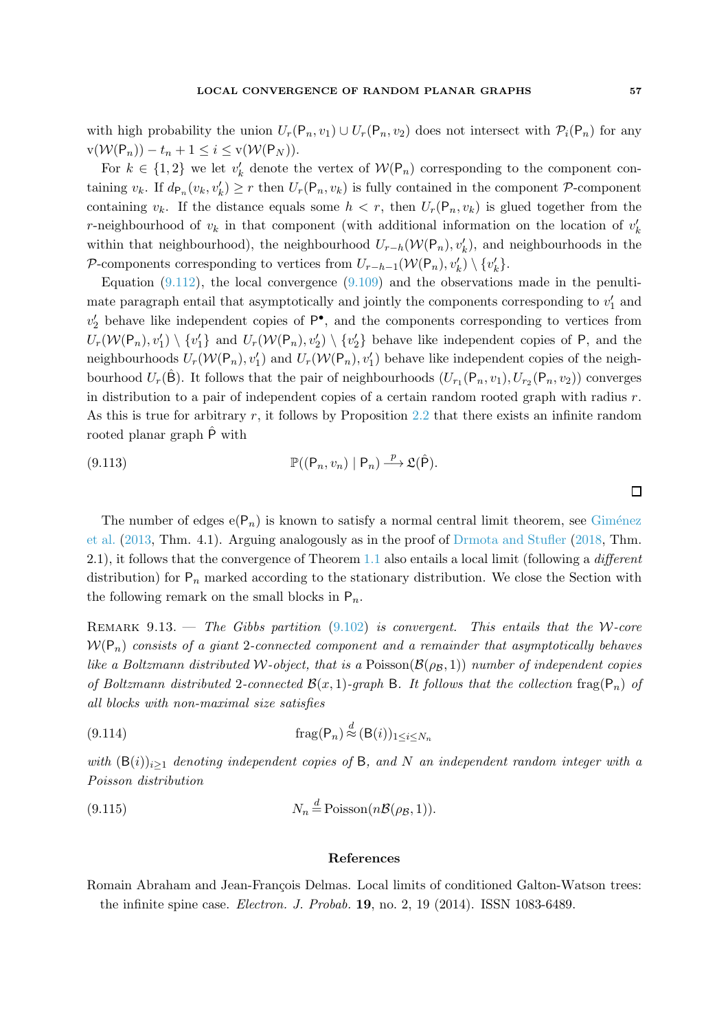with high probability the union $U_r(\mathsf{P}_n, v_1) \cup U_r(\mathsf{P}_n, v_2)$ does not intersect with $\mathcal{P}_i(\mathsf{P}_n)$ for any $\mathrm{v}(\mathcal{W}(\mathsf{P}_n)) - t_n + 1 \le i \le \mathrm{v}(\mathcal{W}(\mathsf{P}_N))$.

For $k \in \{1, 2\}$ we let $v_k'$ denote the vertex of $\mathcal{W}(\mathsf{P}_n)$ corresponding to the component containing $v_k$. If $d_{\mathsf{P}_n}(v_k, v_k') \ge r$ then $U_r(\mathsf{P}_n, v_k)$ is fully contained in the component $\mathcal{P}$-component containing $v_k$. If the distance equals some $h < r$, then $U_r(\mathsf{P}_n, v_k)$ is glued together from the $r$-neighbourhood of $v_k$ in that component (with additional information on the location of $v_k'$ within that neighbourhood), the neighbourhood $U_{r-h}(\mathcal{W}(\mathsf{P}_n), v_k')$, and neighbourhoods in the $\mathcal{P}$-components corresponding to vertices from $U_{r-h-1}(\mathcal{W}(\mathsf{P}_n), v_k') \setminus \{v_k'\}$.

Equation (9.112), the local convergence (9.109) and the observations made in the penultimate paragraph entail that asymptotically and jointly the components corresponding to $v_1'$ and $v_2'$ behave like independent copies of $\mathsf{P}^\bullet$, and the components corresponding to vertices from $U_r(\mathcal{W}(\mathsf{P}_n), v_1') \setminus \{v_1'\}$ and $U_r(\mathcal{W}(\mathsf{P}_n), v_2') \setminus \{v_2'\}$ behave like independent copies of $\mathsf{P}$, and the neighbourhoods $U_r(\mathcal{W}(\mathsf{P}_n), v_1')$ and $U_r(\mathcal{W}(\mathsf{P}_n), v_1')$ behave like independent copies of the neighbourhood $U_r(\hat{\mathsf{B}})$. It follows that the pair of neighbourhoods $(U_{r_1}(\mathsf{P}_n, v_1), U_{r_2}(\mathsf{P}_n, v_2))$ converges in distribution to a pair of independent copies of a certain random rooted graph with radius $r$. As this is true for arbitrary $r$, it follows by Proposition 2.2 that there exists an infinite random rooted planar graph $\hat{\mathsf{P}}$ with

$$\mathbb{P}((\mathsf{P}_n, v_n) \mid \mathsf{P}_n) \xrightarrow{p} \mathfrak{L}(\hat{\mathsf{P}}). \tag{9.113}$$

□

The number of edges $\mathrm{e}(\mathsf{P}_n)$ is known to satisfy a normal central limit theorem, see Giménez et al. (2013, Thm. 4.1). Arguing analogously as in the proof of Drmota and Stufler (2018, Thm. 2.1), it follows that the convergence of Theorem 1.1 also entails a local limit (following a *different* distribution) for $\mathsf{P}_n$ marked according to the stationary distribution. We close the Section with the following remark on the small blocks in $\mathsf{P}_n$.

Remark 9.13. — *The Gibbs partition (9.102) is convergent. This entails that the $\mathcal{W}$-core $\mathcal{W}(\mathsf{P}_n)$ consists of a giant 2-connected component and a remainder that asymptotically behaves like a Boltzmann distributed $\mathcal{W}$-object, that is a* $\mathrm{Poisson}(\mathcal{B}(\rho_{\mathcal{B}}, 1))$ *number of independent copies of Boltzmann distributed 2-connected $\mathcal{B}(x, 1)$-graph $\mathsf{B}$. It follows that the collection* $\mathrm{frag}(\mathsf{P}_n)$ *of all blocks with non-maximal size satisfies*

$$\mathrm{frag}(\mathsf{P}_n) \overset{d}{\approx} (\mathsf{B}(i))_{1 \le i \le N_n} \tag{9.114}$$

*with $(\mathsf{B}(i))_{i \ge 1}$ denoting independent copies of $\mathsf{B}$, and $N$ an independent random integer with a Poisson distribution*

$$N_n \overset{d}{=} \mathrm{Poisson}(n\mathcal{B}(\rho_{\mathcal{B}}, 1)). \tag{9.115}$$

## References

Romain Abraham and Jean-François Delmas. Local limits of conditioned Galton-Watson trees: the infinite spine case. *Electron. J. Probab.* **19**, no. 2, 19 (2014). ISSN 1083-6489.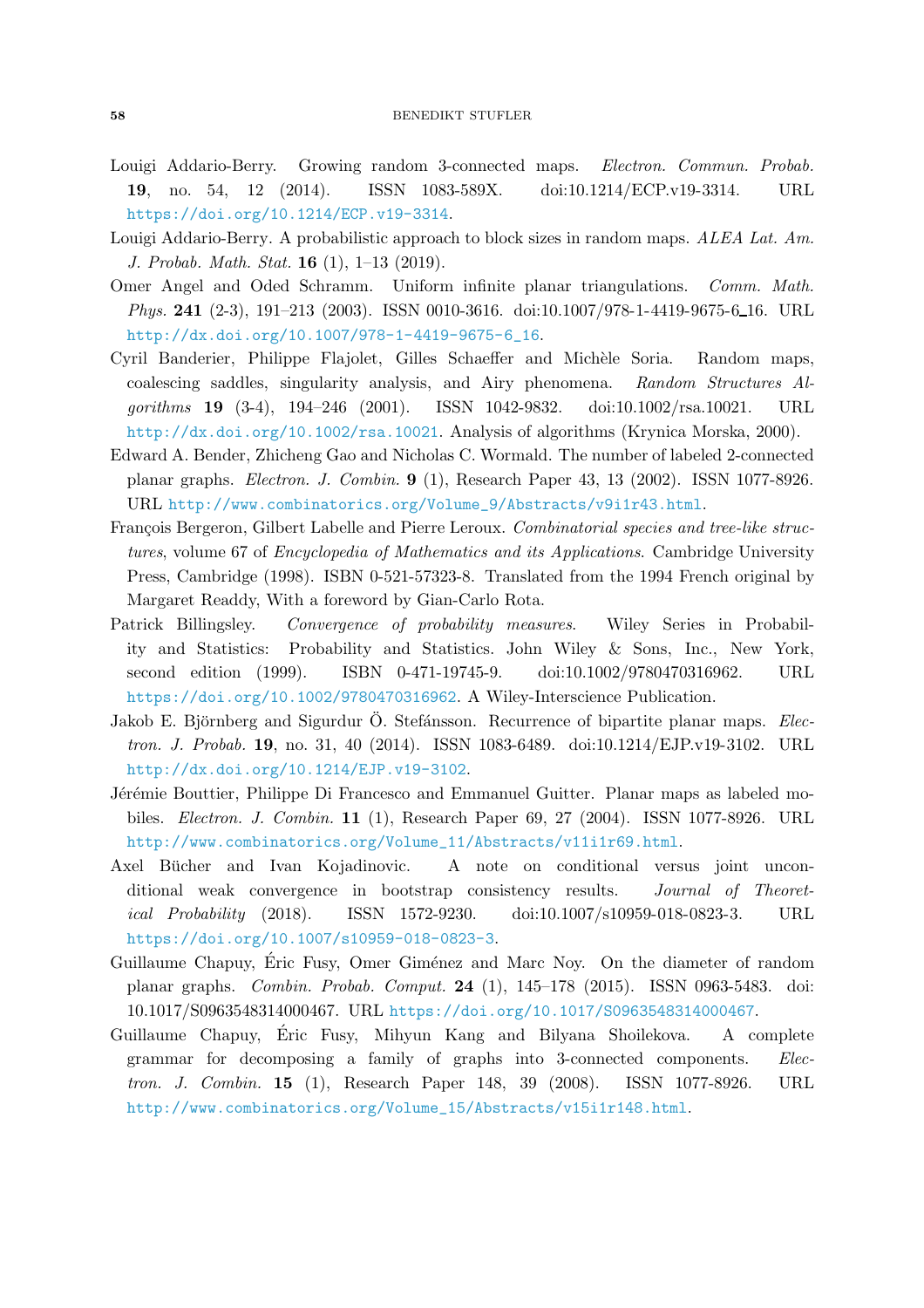Louigi Addario-Berry. Growing random 3-connected maps. *Electron. Commun. Probab.* **19**, no. 54, 12 (2014). ISSN 1083-589X. doi:10.1214/ECP.v19-3314. URL https://doi.org/10.1214/ECP.v19-3314.

Louigi Addario-Berry. A probabilistic approach to block sizes in random maps. *ALEA Lat. Am. J. Probab. Math. Stat.* **16** (1), 1–13 (2019).

Omer Angel and Oded Schramm. Uniform infinite planar triangulations. *Comm. Math. Phys.* **241** (2-3), 191–213 (2003). ISSN 0010-3616. doi:10.1007/978-1-4419-9675-6_16. URL http://dx.doi.org/10.1007/978-1-4419-9675-6_16.

Cyril Banderier, Philippe Flajolet, Gilles Schaeffer and Michèle Soria. Random maps, coalescing saddles, singularity analysis, and Airy phenomena. *Random Structures Algorithms* **19** (3-4), 194–246 (2001). ISSN 1042-9832. doi:10.1002/rsa.10021. URL http://dx.doi.org/10.1002/rsa.10021. Analysis of algorithms (Krynica Morska, 2000).

Edward A. Bender, Zhicheng Gao and Nicholas C. Wormald. The number of labeled 2-connected planar graphs. *Electron. J. Combin.* **9** (1), Research Paper 43, 13 (2002). ISSN 1077-8926. URL http://www.combinatorics.org/Volume_9/Abstracts/v9i1r43.html.

François Bergeron, Gilbert Labelle and Pierre Leroux. *Combinatorial species and tree-like structures*, volume 67 of *Encyclopedia of Mathematics and its Applications*. Cambridge University Press, Cambridge (1998). ISBN 0-521-57323-8. Translated from the 1994 French original by Margaret Readdy, With a foreword by Gian-Carlo Rota.

Patrick Billingsley. *Convergence of probability measures*. Wiley Series in Probability and Statistics: Probability and Statistics. John Wiley & Sons, Inc., New York, second edition (1999). ISBN 0-471-19745-9. doi:10.1002/9780470316962. URL https://doi.org/10.1002/9780470316962. A Wiley-Interscience Publication.

Jakob E. Björnberg and Sigurdur Ö. Stefánsson. Recurrence of bipartite planar maps. *Electron. J. Probab.* **19**, no. 31, 40 (2014). ISSN 1083-6489. doi:10.1214/EJP.v19-3102. URL http://dx.doi.org/10.1214/EJP.v19-3102.

Jérémie Bouttier, Philippe Di Francesco and Emmanuel Guitter. Planar maps as labeled mobiles. *Electron. J. Combin.* **11** (1), Research Paper 69, 27 (2004). ISSN 1077-8926. URL http://www.combinatorics.org/Volume_11/Abstracts/v11i1r69.html.

Axel Bücher and Ivan Kojadinovic. A note on conditional versus joint unconditional weak convergence in bootstrap consistency results. *Journal of Theoretical Probability* (2018). ISSN 1572-9230. doi:10.1007/s10959-018-0823-3. URL https://doi.org/10.1007/s10959-018-0823-3.

Guillaume Chapuy, Éric Fusy, Omer Giménez and Marc Noy. On the diameter of random planar graphs. *Combin. Probab. Comput.* **24** (1), 145–178 (2015). ISSN 0963-5483. doi:10.1017/S0963548314000467. URL https://doi.org/10.1017/S0963548314000467.

Guillaume Chapuy, Éric Fusy, Mihyun Kang and Bilyana Shoilekova. A complete grammar for decomposing a family of graphs into 3-connected components. *Electron. J. Combin.* **15** (1), Research Paper 148, 39 (2008). ISSN 1077-8926. URL http://www.combinatorics.org/Volume_15/Abstracts/v15i1r148.html.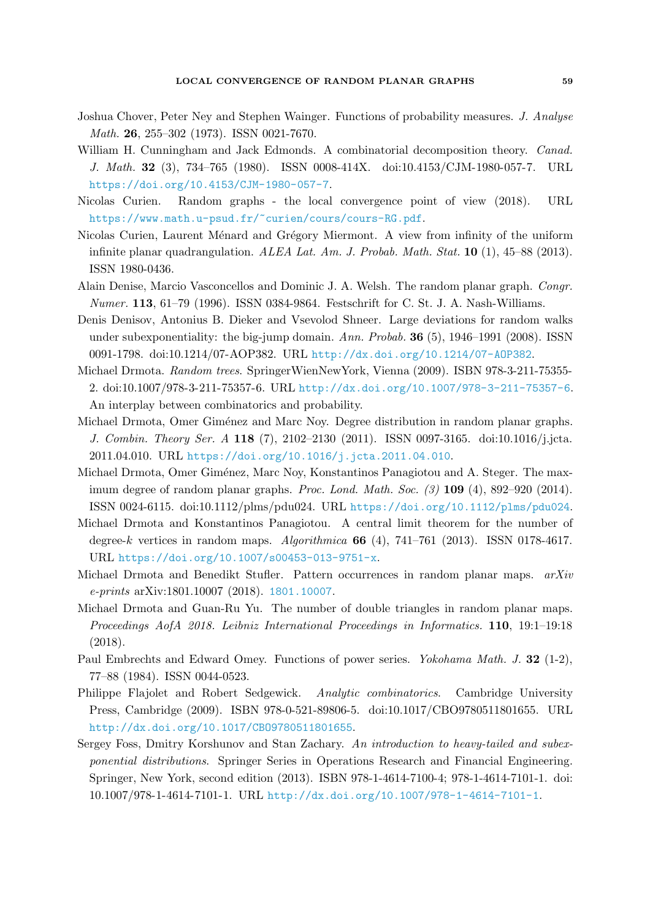Joshua Chover, Peter Ney and Stephen Wainger. Functions of probability measures. *J. Analyse Math.* **26**, 255–302 (1973). ISSN 0021-7670.

William H. Cunningham and Jack Edmonds. A combinatorial decomposition theory. *Canad. J. Math.* **32** (3), 734–765 (1980). ISSN 0008-414X. doi:10.4153/CJM-1980-057-7. URL https://doi.org/10.4153/CJM-1980-057-7.

Nicolas Curien. Random graphs - the local convergence point of view (2018). URL https://www.math.u-psud.fr/~curien/cours/cours-RG.pdf.

Nicolas Curien, Laurent Ménard and Grégory Miermont. A view from infinity of the uniform infinite planar quadrangulation. *ALEA Lat. Am. J. Probab. Math. Stat.* **10** (1), 45–88 (2013). ISSN 1980-0436.

Alain Denise, Marcio Vasconcellos and Dominic J. A. Welsh. The random planar graph. *Congr. Numer.* **113**, 61–79 (1996). ISSN 0384-9864. Festschrift for C. St. J. A. Nash-Williams.

Denis Denisov, Antonius B. Dieker and Vsevolod Shneer. Large deviations for random walks under subexponentiality: the big-jump domain. *Ann. Probab.* **36** (5), 1946–1991 (2008). ISSN 0091-1798. doi:10.1214/07-AOP382. URL http://dx.doi.org/10.1214/07-AOP382.

Michael Drmota. *Random trees*. SpringerWienNewYork, Vienna (2009). ISBN 978-3-211-75355-2. doi:10.1007/978-3-211-75357-6. URL http://dx.doi.org/10.1007/978-3-211-75357-6. An interplay between combinatorics and probability.

Michael Drmota, Omer Giménez and Marc Noy. Degree distribution in random planar graphs. *J. Combin. Theory Ser. A* **118** (7), 2102–2130 (2011). ISSN 0097-3165. doi:10.1016/j.jcta.2011.04.010. URL https://doi.org/10.1016/j.jcta.2011.04.010.

Michael Drmota, Omer Giménez, Marc Noy, Konstantinos Panagiotou and A. Steger. The maximum degree of random planar graphs. *Proc. Lond. Math. Soc. (3)* **109** (4), 892–920 (2014). ISSN 0024-6115. doi:10.1112/plms/pdu024. URL https://doi.org/10.1112/plms/pdu024.

Michael Drmota and Konstantinos Panagiotou. A central limit theorem for the number of degree-$k$ vertices in random maps. *Algorithmica* **66** (4), 741–761 (2013). ISSN 0178-4617. URL https://doi.org/10.1007/s00453-013-9751-x.

Michael Drmota and Benedikt Stufler. Pattern occurrences in random planar maps. *arXiv e-prints* arXiv:1801.10007 (2018). 1801.10007.

Michael Drmota and Guan-Ru Yu. The number of double triangles in random planar maps. *Proceedings AofA 2018. Leibniz International Proceedings in Informatics.* **110**, 19:1–19:18 (2018).

Paul Embrechts and Edward Omey. Functions of power series. *Yokohama Math. J.* **32** (1-2), 77–88 (1984). ISSN 0044-0523.

Philippe Flajolet and Robert Sedgewick. *Analytic combinatorics*. Cambridge University Press, Cambridge (2009). ISBN 978-0-521-89806-5. doi:10.1017/CBO9780511801655. URL http://dx.doi.org/10.1017/CBO9780511801655.

Sergey Foss, Dmitry Korshunov and Stan Zachary. *An introduction to heavy-tailed and subexponential distributions*. Springer Series in Operations Research and Financial Engineering. Springer, New York, second edition (2013). ISBN 978-1-4614-7100-4; 978-1-4614-7101-1. doi:10.1007/978-1-4614-7101-1. URL http://dx.doi.org/10.1007/978-1-4614-7101-1.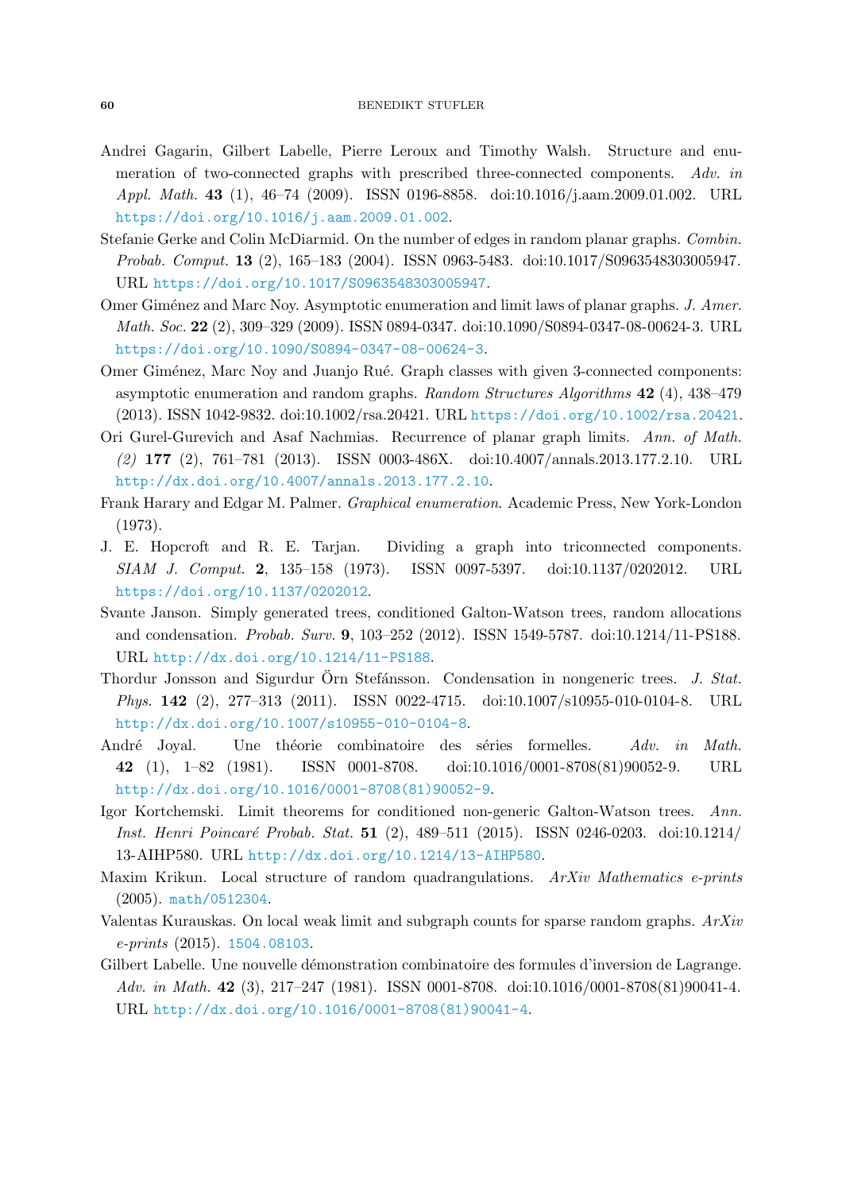Andrei Gagarin, Gilbert Labelle, Pierre Leroux and Timothy Walsh. Structure and enumeration of two-connected graphs with prescribed three-connected components. *Adv. in Appl. Math.* **43** (1), 46–74 (2009). ISSN 0196-8858. doi:10.1016/j.aam.2009.01.002. URL https://doi.org/10.1016/j.aam.2009.01.002.

Stefanie Gerke and Colin McDiarmid. On the number of edges in random planar graphs. *Combin. Probab. Comput.* **13** (2), 165–183 (2004). ISSN 0963-5483. doi:10.1017/S0963548303005947. URL https://doi.org/10.1017/S0963548303005947.

Omer Giménez and Marc Noy. Asymptotic enumeration and limit laws of planar graphs. *J. Amer. Math. Soc.* **22** (2), 309–329 (2009). ISSN 0894-0347. doi:10.1090/S0894-0347-08-00624-3. URL https://doi.org/10.1090/S0894-0347-08-00624-3.

Omer Giménez, Marc Noy and Juanjo Rué. Graph classes with given 3-connected components: asymptotic enumeration and random graphs. *Random Structures Algorithms* **42** (4), 438–479 (2013). ISSN 1042-9832. doi:10.1002/rsa.20421. URL https://doi.org/10.1002/rsa.20421.

Ori Gurel-Gurevich and Asaf Nachmias. Recurrence of planar graph limits. *Ann. of Math. (2)* **177** (2), 761–781 (2013). ISSN 0003-486X. doi:10.4007/annals.2013.177.2.10. URL http://dx.doi.org/10.4007/annals.2013.177.2.10.

Frank Harary and Edgar M. Palmer. *Graphical enumeration*. Academic Press, New York-London (1973).

J. E. Hopcroft and R. E. Tarjan. Dividing a graph into triconnected components. *SIAM J. Comput.* **2**, 135–158 (1973). ISSN 0097-5397. doi:10.1137/0202012. URL https://doi.org/10.1137/0202012.

Svante Janson. Simply generated trees, conditioned Galton-Watson trees, random allocations and condensation. *Probab. Surv.* **9**, 103–252 (2012). ISSN 1549-5787. doi:10.1214/11-PS188. URL http://dx.doi.org/10.1214/11-PS188.

Thordur Jonsson and Sigurdur Örn Stefánsson. Condensation in nongeneric trees. *J. Stat. Phys.* **142** (2), 277–313 (2011). ISSN 0022-4715. doi:10.1007/s10955-010-0104-8. URL http://dx.doi.org/10.1007/s10955-010-0104-8.

André Joyal. Une théorie combinatoire des séries formelles. *Adv. in Math.* **42** (1), 1–82 (1981). ISSN 0001-8708. doi:10.1016/0001-8708(81)90052-9. URL http://dx.doi.org/10.1016/0001-8708(81)90052-9.

Igor Kortchemski. Limit theorems for conditioned non-generic Galton-Watson trees. *Ann. Inst. Henri Poincaré Probab. Stat.* **51** (2), 489–511 (2015). ISSN 0246-0203. doi:10.1214/13-AIHP580. URL http://dx.doi.org/10.1214/13-AIHP580.

Maxim Krikun. Local structure of random quadrangulations. *ArXiv Mathematics e-prints* (2005). math/0512304.

Valentas Kurauskas. On local weak limit and subgraph counts for sparse random graphs. *ArXiv e-prints* (2015). 1504.08103.

Gilbert Labelle. Une nouvelle démonstration combinatoire des formules d'inversion de Lagrange. *Adv. in Math.* **42** (3), 217–247 (1981). ISSN 0001-8708. doi:10.1016/0001-8708(81)90041-4. URL http://dx.doi.org/10.1016/0001-8708(81)90041-4.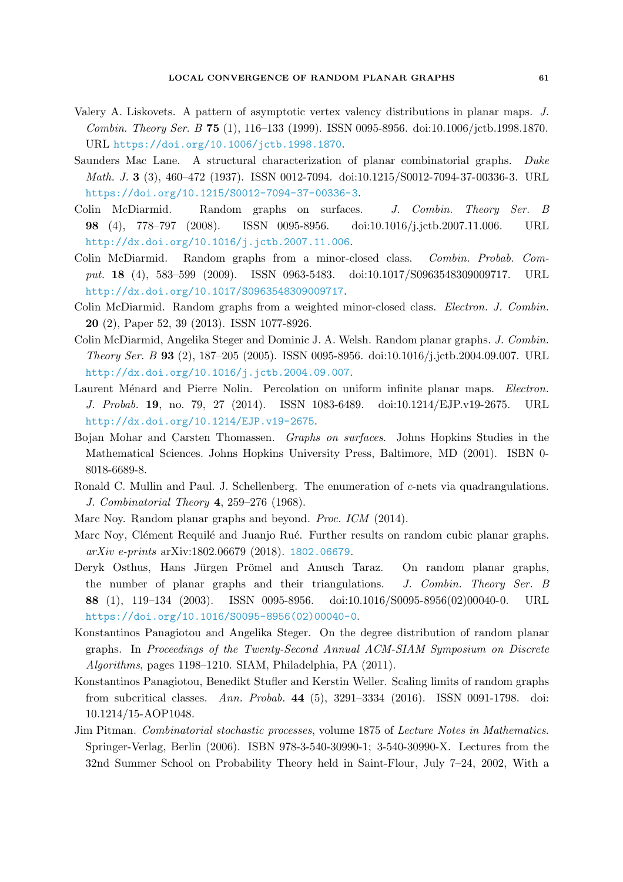Valery A. Liskovets. A pattern of asymptotic vertex valency distributions in planar maps. *J. Combin. Theory Ser. B* **75** (1), 116–133 (1999). ISSN 0095-8956. doi:10.1006/jctb.1998.1870. URL https://doi.org/10.1006/jctb.1998.1870.

Saunders Mac Lane. A structural characterization of planar combinatorial graphs. *Duke Math. J.* **3** (3), 460–472 (1937). ISSN 0012-7094. doi:10.1215/S0012-7094-37-00336-3. URL https://doi.org/10.1215/S0012-7094-37-00336-3.

Colin McDiarmid. Random graphs on surfaces. *J. Combin. Theory Ser. B* **98** (4), 778–797 (2008). ISSN 0095-8956. doi:10.1016/j.jctb.2007.11.006. URL http://dx.doi.org/10.1016/j.jctb.2007.11.006.

Colin McDiarmid. Random graphs from a minor-closed class. *Combin. Probab. Comput.* **18** (4), 583–599 (2009). ISSN 0963-5483. doi:10.1017/S0963548309009717. URL http://dx.doi.org/10.1017/S0963548309009717.

Colin McDiarmid. Random graphs from a weighted minor-closed class. *Electron. J. Combin.* **20** (2), Paper 52, 39 (2013). ISSN 1077-8926.

Colin McDiarmid, Angelika Steger and Dominic J. A. Welsh. Random planar graphs. *J. Combin. Theory Ser. B* **93** (2), 187–205 (2005). ISSN 0095-8956. doi:10.1016/j.jctb.2004.09.007. URL http://dx.doi.org/10.1016/j.jctb.2004.09.007.

Laurent Ménard and Pierre Nolin. Percolation on uniform infinite planar maps. *Electron. J. Probab.* **19**, no. 79, 27 (2014). ISSN 1083-6489. doi:10.1214/EJP.v19-2675. URL http://dx.doi.org/10.1214/EJP.v19-2675.

Bojan Mohar and Carsten Thomassen. *Graphs on surfaces*. Johns Hopkins Studies in the Mathematical Sciences. Johns Hopkins University Press, Baltimore, MD (2001). ISBN 0-8018-6689-8.

Ronald C. Mullin and Paul. J. Schellenberg. The enumeration of $c$-nets via quadrangulations. *J. Combinatorial Theory* **4**, 259–276 (1968).

Marc Noy. Random planar graphs and beyond. *Proc. ICM* (2014).

Marc Noy, Clément Requilé and Juanjo Rué. Further results on random cubic planar graphs. *arXiv e-prints* arXiv:1802.06679 (2018). 1802.06679.

Deryk Osthus, Hans Jürgen Prömel and Anusch Taraz. On random planar graphs, the number of planar graphs and their triangulations. *J. Combin. Theory Ser. B* **88** (1), 119–134 (2003). ISSN 0095-8956. doi:10.1016/S0095-8956(02)00040-0. URL https://doi.org/10.1016/S0095-8956(02)00040-0.

Konstantinos Panagiotou and Angelika Steger. On the degree distribution of random planar graphs. In *Proceedings of the Twenty-Second Annual ACM-SIAM Symposium on Discrete Algorithms*, pages 1198–1210. SIAM, Philadelphia, PA (2011).

Konstantinos Panagiotou, Benedikt Stufler and Kerstin Weller. Scaling limits of random graphs from subcritical classes. *Ann. Probab.* **44** (5), 3291–3334 (2016). ISSN 0091-1798. doi:10.1214/15-AOP1048.

Jim Pitman. *Combinatorial stochastic processes*, volume 1875 of *Lecture Notes in Mathematics*. Springer-Verlag, Berlin (2006). ISBN 978-3-540-30990-1; 3-540-30990-X. Lectures from the 32nd Summer School on Probability Theory held in Saint-Flour, July 7–24, 2002, With a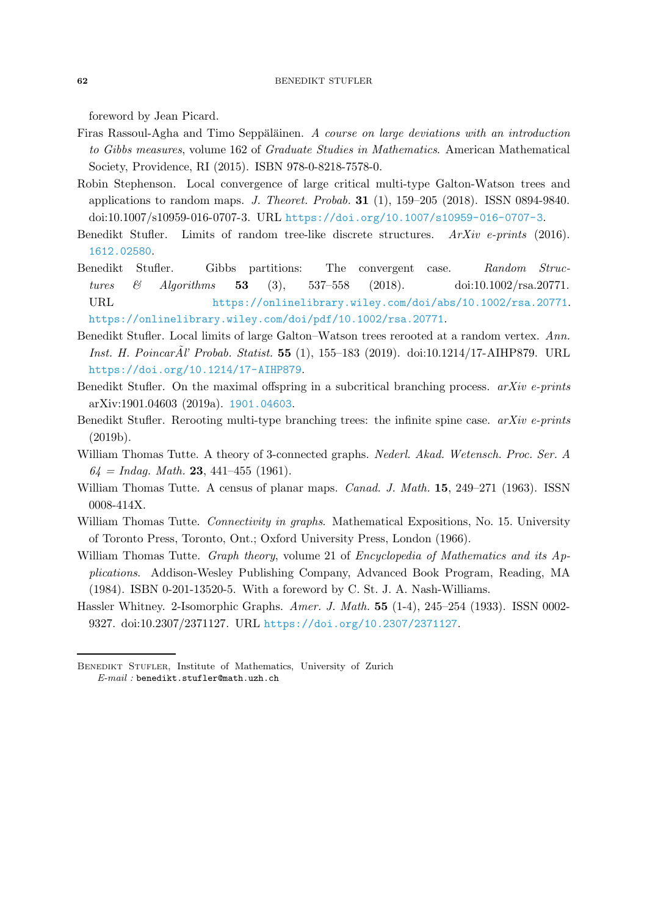foreword by Jean Picard.

Firas Rassoul-Agha and Timo Seppäläinen. *A course on large deviations with an introduction to Gibbs measures*, volume 162 of *Graduate Studies in Mathematics*. American Mathematical Society, Providence, RI (2015). ISBN 978-0-8218-7578-0.

Robin Stephenson. Local convergence of large critical multi-type Galton-Watson trees and applications to random maps. *J. Theoret. Probab.* **31** (1), 159–205 (2018). ISSN 0894-9840. doi:10.1007/s10959-016-0707-3. URL https://doi.org/10.1007/s10959-016-0707-3.

Benedikt Stufler. Limits of random tree-like discrete structures. *ArXiv e-prints* (2016). 1612.02580.

Benedikt Stufler. Gibbs partitions: The convergent case. *Random Structures & Algorithms* **53** (3), 537–558 (2018). doi:10.1002/rsa.20771. URL https://onlinelibrary.wiley.com/doi/abs/10.1002/rsa.20771. https://onlinelibrary.wiley.com/doi/pdf/10.1002/rsa.20771.

Benedikt Stufler. Local limits of large Galton–Watson trees rerooted at a random vertex. *Ann. Inst. H. PoincarÃľ Probab. Statist.* **55** (1), 155–183 (2019). doi:10.1214/17-AIHP879. URL https://doi.org/10.1214/17-AIHP879.

Benedikt Stufler. On the maximal offspring in a subcritical branching process. *arXiv e-prints* arXiv:1901.04603 (2019a). 1901.04603.

Benedikt Stufler. Rerooting multi-type branching trees: the infinite spine case. *arXiv e-prints* (2019b).

William Thomas Tutte. A theory of 3-connected graphs. *Nederl. Akad. Wetensch. Proc. Ser. A 64 = Indag. Math.* **23**, 441–455 (1961).

William Thomas Tutte. A census of planar maps. *Canad. J. Math.* **15**, 249–271 (1963). ISSN 0008-414X.

William Thomas Tutte. *Connectivity in graphs*. Mathematical Expositions, No. 15. University of Toronto Press, Toronto, Ont.; Oxford University Press, London (1966).

William Thomas Tutte. *Graph theory*, volume 21 of *Encyclopedia of Mathematics and its Applications*. Addison-Wesley Publishing Company, Advanced Book Program, Reading, MA (1984). ISBN 0-201-13520-5. With a foreword by C. St. J. A. Nash-Williams.

Hassler Whitney. 2-Isomorphic Graphs. *Amer. J. Math.* **55** (1-4), 245–254 (1933). ISSN 0002-9327. doi:10.2307/2371127. URL https://doi.org/10.2307/2371127.

---

Benedikt Stufler, Institute of Mathematics, University of Zurich
*E-mail :* benedikt.stufler@math.uzh.ch